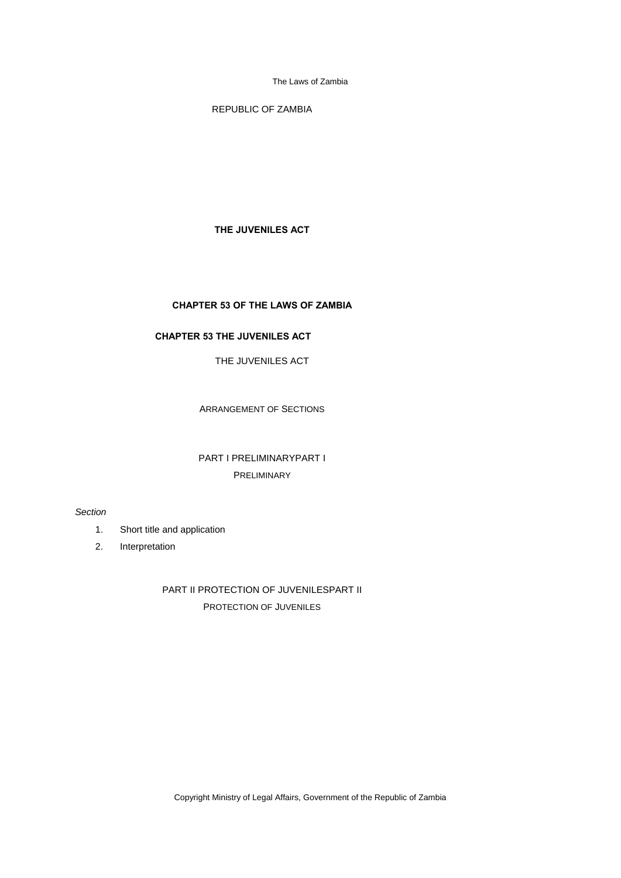REPUBLIC OF ZAMBIA

# THE JUVENILES ACT

## CHAPTER 53 OF THE LAWS OF ZAMBIA

## CHAPTER 53 THE JUVENILES ACT

THE JUVENILES ACT

ARRANGEMENT OF SECTIONS

PART I PRELIMINARYPART I

PRELIMINARY

*Section*

1. Short title and application
2. Interpretation

PART II PROTECTION OF JUVENILESPART II

PROTECTION OF JUVENILES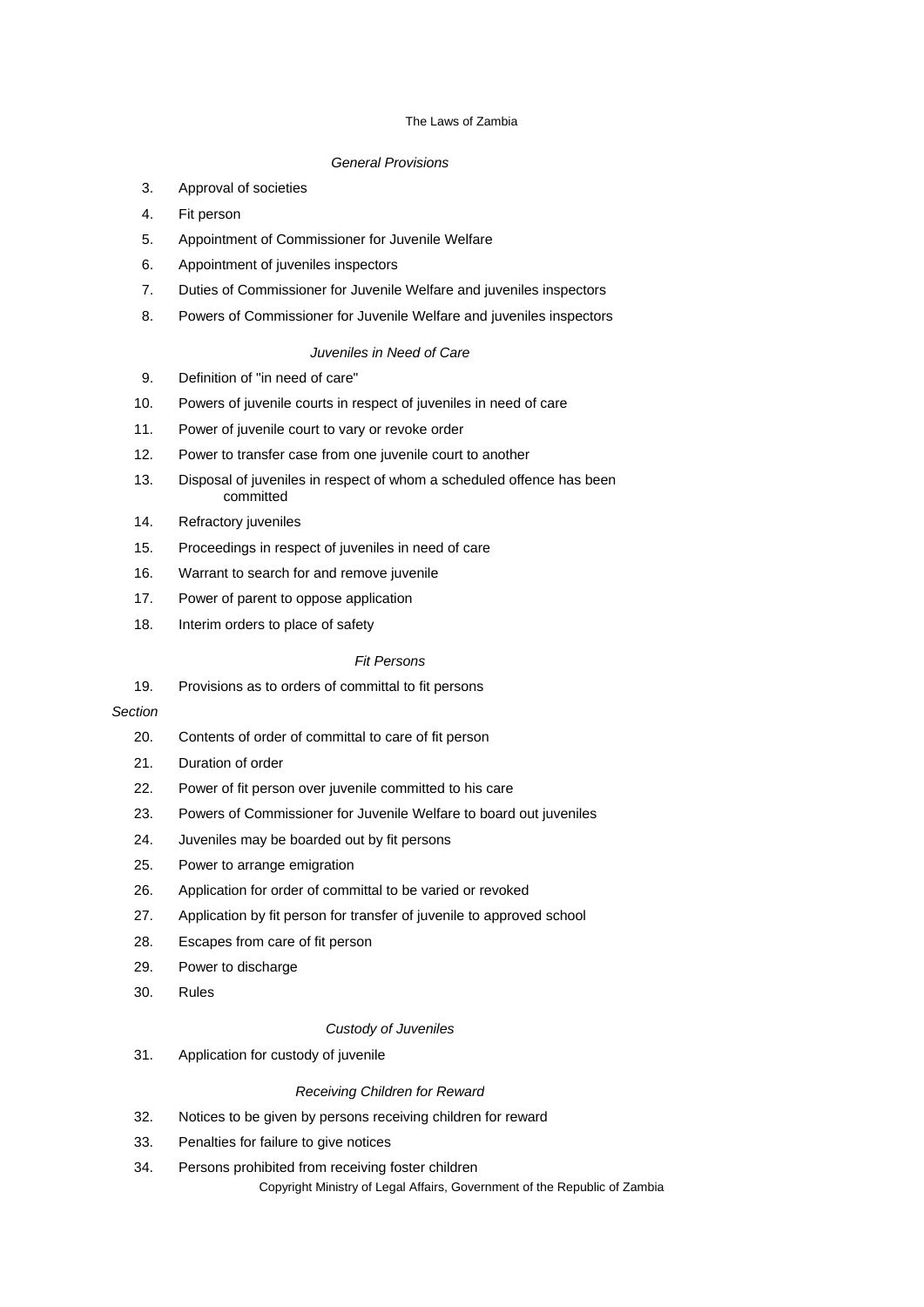*General Provisions*

3. Approval of societies
4. Fit person
5. Appointment of Commissioner for Juvenile Welfare
6. Appointment of juveniles inspectors
7. Duties of Commissioner for Juvenile Welfare and juveniles inspectors
8. Powers of Commissioner for Juvenile Welfare and juveniles inspectors

*Juveniles in Need of Care*

9. Definition of "in need of care"
10. Powers of juvenile courts in respect of juveniles in need of care
11. Power of juvenile court to vary or revoke order
12. Power to transfer case from one juvenile court to another
13. Disposal of juveniles in respect of whom a scheduled offence has been committed
14. Refractory juveniles
15. Proceedings in respect of juveniles in need of care
16. Warrant to search for and remove juvenile
17. Power of parent to oppose application
18. Interim orders to place of safety

*Fit Persons*

19. Provisions as to orders of committal to fit persons

*Section*

20. Contents of order of committal to care of fit person
21. Duration of order
22. Power of fit person over juvenile committed to his care
23. Powers of Commissioner for Juvenile Welfare to board out juveniles
24. Juveniles may be boarded out by fit persons
25. Power to arrange emigration
26. Application for order of committal to be varied or revoked
27. Application by fit person for transfer of juvenile to approved school
28. Escapes from care of fit person
29. Power to discharge
30. Rules

*Custody of Juveniles*

31. Application for custody of juvenile

*Receiving Children for Reward*

32. Notices to be given by persons receiving children for reward
33. Penalties for failure to give notices
34. Persons prohibited from receiving foster children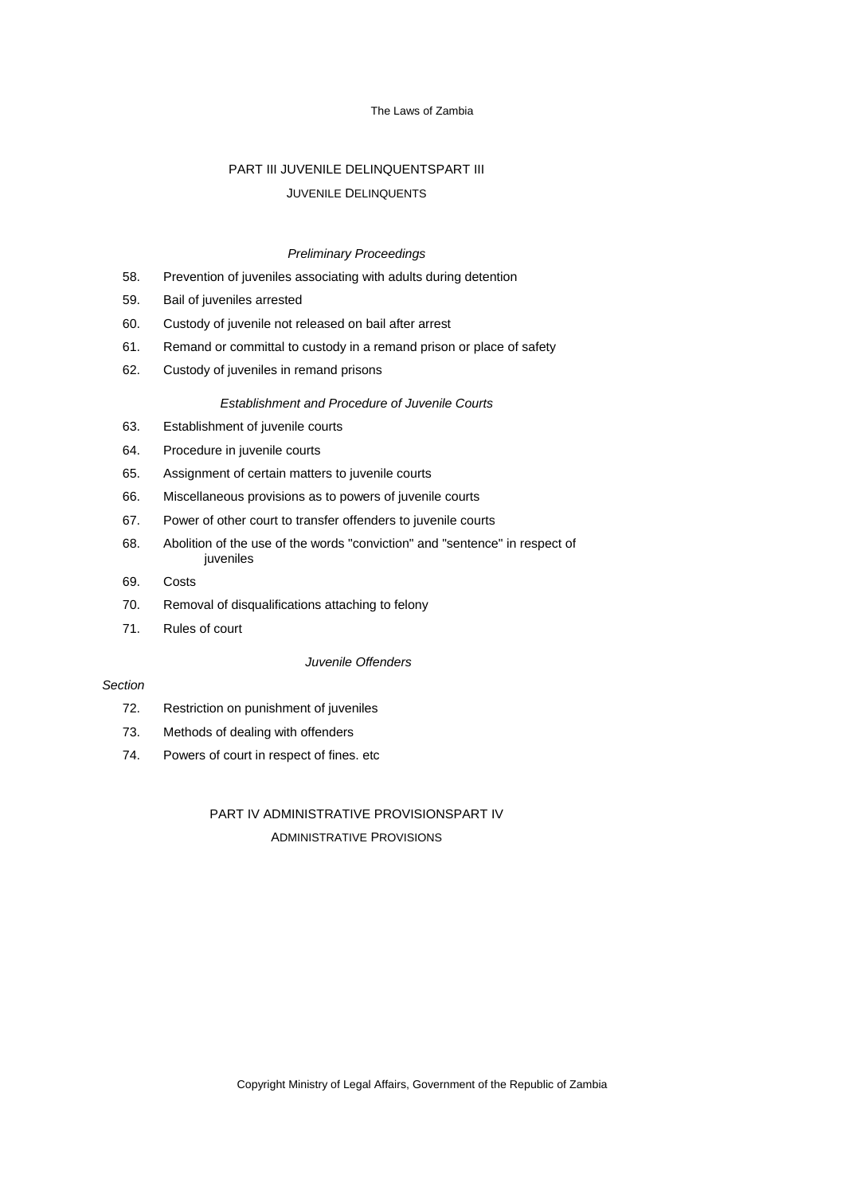## PART III JUVENILE DELINQUENTSPART III

### JUVENILE DELINQUENTS

*Preliminary Proceedings*

58. Prevention of juveniles associating with adults during detention
59. Bail of juveniles arrested
60. Custody of juvenile not released on bail after arrest
61. Remand or committal to custody in a remand prison or place of safety
62. Custody of juveniles in remand prisons

*Establishment and Procedure of Juvenile Courts*

63. Establishment of juvenile courts
64. Procedure in juvenile courts
65. Assignment of certain matters to juvenile courts
66. Miscellaneous provisions as to powers of juvenile courts
67. Power of other court to transfer offenders to juvenile courts
68. Abolition of the use of the words "conviction" and "sentence" in respect of juveniles
69. Costs
70. Removal of disqualifications attaching to felony
71. Rules of court

*Juvenile Offenders*

*Section*

72. Restriction on punishment of juveniles
73. Methods of dealing with offenders
74. Powers of court in respect of fines. etc

## PART IV ADMINISTRATIVE PROVISIONSPART IV

### ADMINISTRATIVE PROVISIONS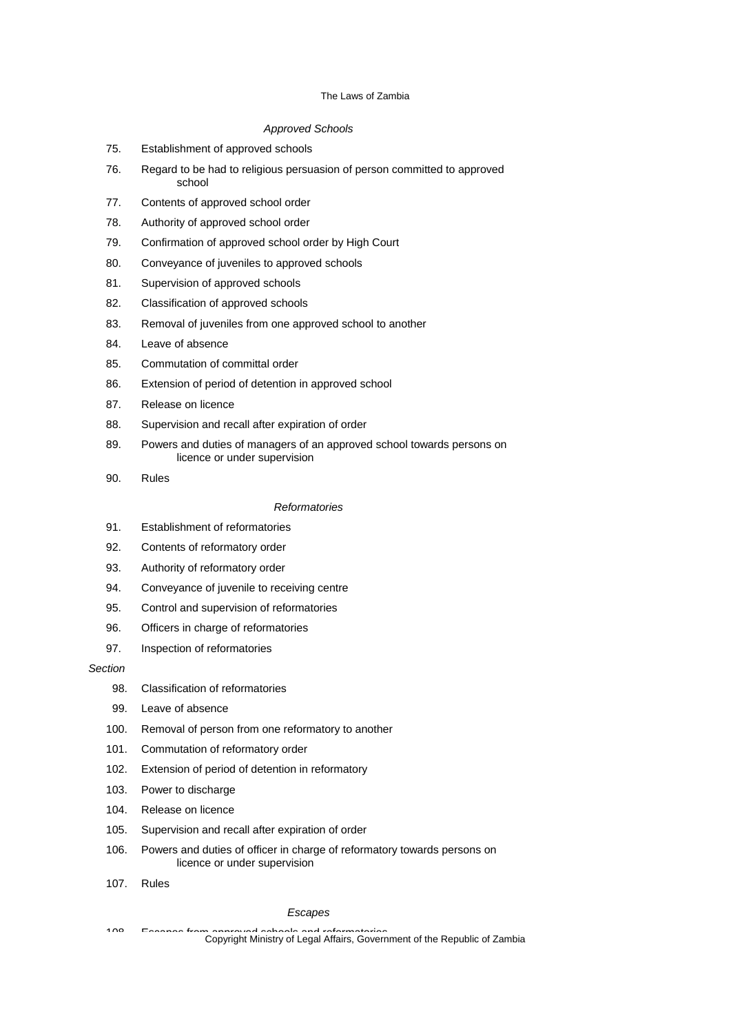*Approved Schools*

75. Establishment of approved schools
76. Regard to be had to religious persuasion of person committed to approved school
77. Contents of approved school order
78. Authority of approved school order
79. Confirmation of approved school order by High Court
80. Conveyance of juveniles to approved schools
81. Supervision of approved schools
82. Classification of approved schools
83. Removal of juveniles from one approved school to another
84. Leave of absence
85. Commutation of committal order
86. Extension of period of detention in approved school
87. Release on licence
88. Supervision and recall after expiration of order
89. Powers and duties of managers of an approved school towards persons on licence or under supervision
90. Rules

*Reformatories*

91. Establishment of reformatories
92. Contents of reformatory order
93. Authority of reformatory order
94. Conveyance of juvenile to receiving centre
95. Control and supervision of reformatories
96. Officers in charge of reformatories
97. Inspection of reformatories

*Section*

98. Classification of reformatories
99. Leave of absence
100. Removal of person from one reformatory to another
101. Commutation of reformatory order
102. Extension of period of detention in reformatory
103. Power to discharge
104. Release on licence
105. Supervision and recall after expiration of order
106. Powers and duties of officer in charge of reformatory towards persons on licence or under supervision
107. Rules

*Escapes*

108. Escapes from approved schools and reformatories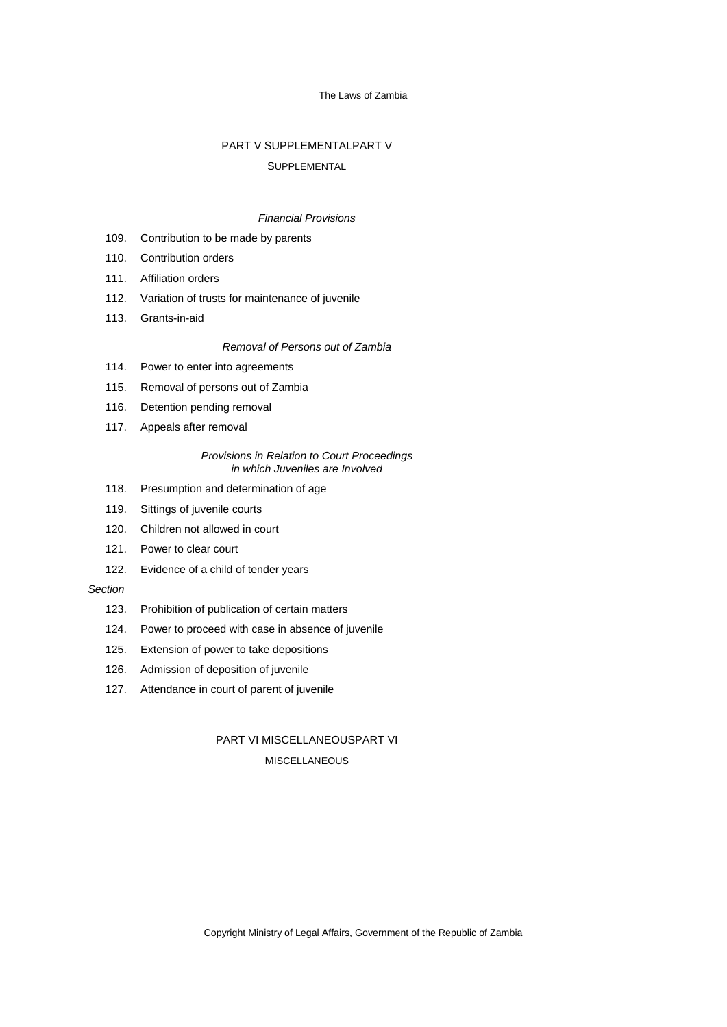## PART V SUPPLEMENTALPART V

### SUPPLEMENTAL

*Financial Provisions*

109. Contribution to be made by parents
110. Contribution orders
111. Affiliation orders
112. Variation of trusts for maintenance of juvenile
113. Grants-in-aid

*Removal of Persons out of Zambia*

114. Power to enter into agreements
115. Removal of persons out of Zambia
116. Detention pending removal
117. Appeals after removal

*Provisions in Relation to Court Proceedings in which Juveniles are Involved*

118. Presumption and determination of age
119. Sittings of juvenile courts
120. Children not allowed in court
121. Power to clear court
122. Evidence of a child of tender years

*Section*

123. Prohibition of publication of certain matters
124. Power to proceed with case in absence of juvenile
125. Extension of power to take depositions
126. Admission of deposition of juvenile
127. Attendance in court of parent of juvenile

## PART VI MISCELLANEOUSPART VI

### MISCELLANEOUS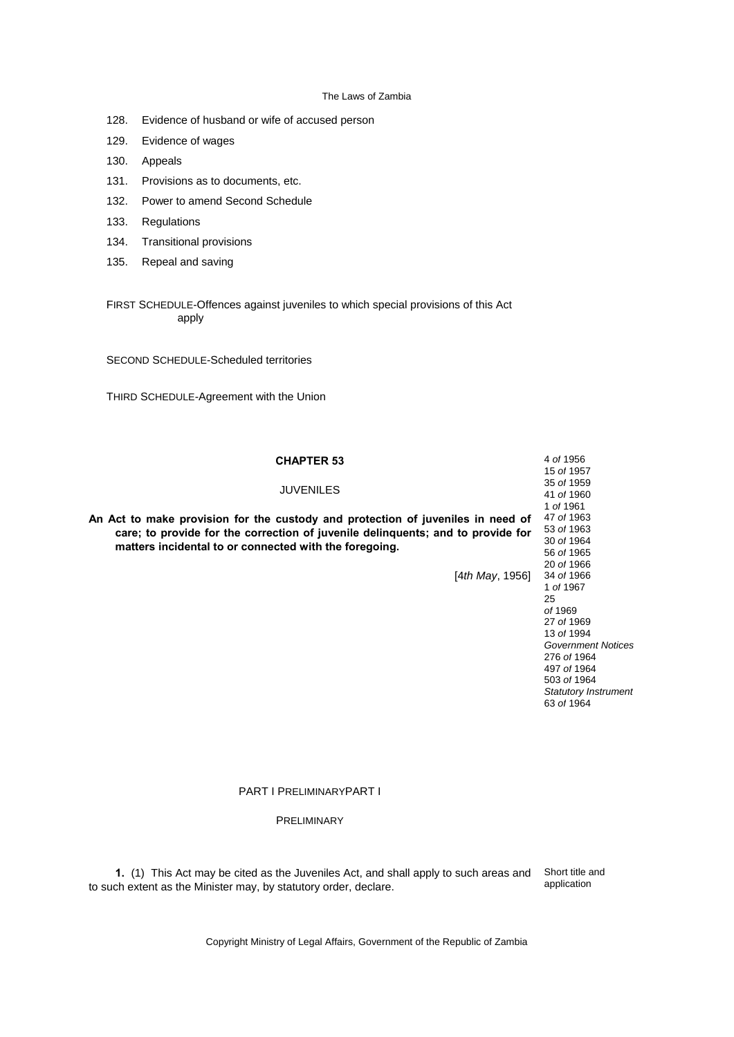128. Evidence of husband or wife of accused person

129. Evidence of wages

130. Appeals

131. Provisions as to documents, etc.

132. Power to amend Second Schedule

133. Regulations

134. Transitional provisions

135. Repeal and saving

FIRST SCHEDULE-Offences against juveniles to which special provisions of this Act apply

SECOND SCHEDULE-Scheduled territories

THIRD SCHEDULE-Agreement with the Union

## CHAPTER 53

### JUVENILES

**An Act to make provision for the custody and protection of juveniles in need of care; to provide for the correction of juvenile delinquents; and to provide for matters incidental to or connected with the foregoing.**

[*4th May*, 1956]

4 *of* 1956
15 *of* 1957
35 *of* 1959
41 *of* 1960
1 *of* 1961
47 *of* 1963
53 *of* 1963
30 *of* 1964
56 *of* 1965
20 *of* 1966
34 *of* 1966
1 *of* 1967
25 *of* 1969
27 *of* 1969
13 *of* 1994
*Government Notices*
276 *of* 1964
497 *of* 1964
503 *of* 1964
*Statutory Instrument*
63 *of* 1964

## PART I PRELIMINARYPART I

### PRELIMINARY

Short title and application

**1.** (1) This Act may be cited as the Juveniles Act, and shall apply to such areas and to such extent as the Minister may, by statutory order, declare.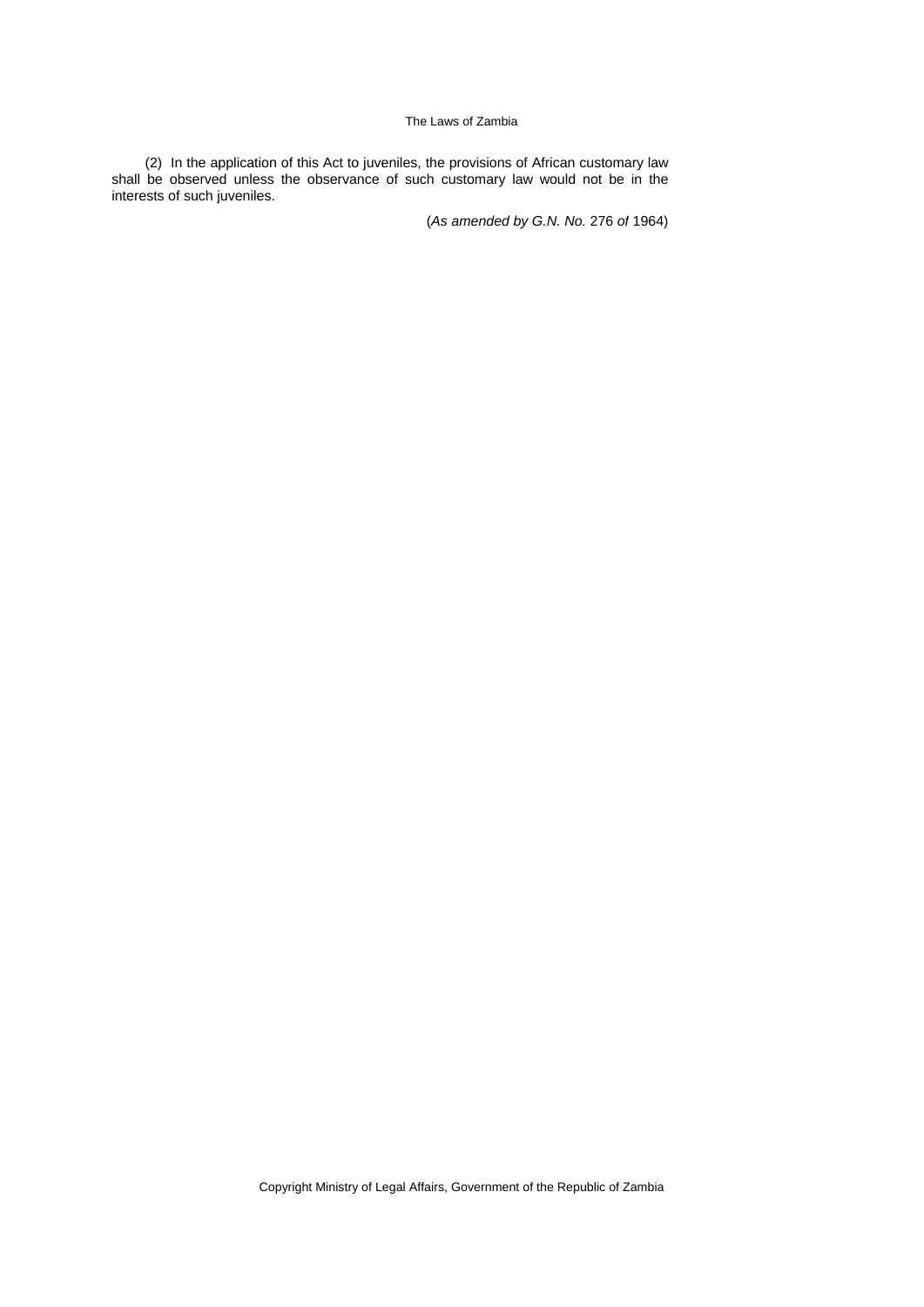(2) In the application of this Act to juveniles, the provisions of African customary law shall be observed unless the observance of such customary law would not be in the interests of such juveniles.

(*As amended by G.N. No.* 276 *of* 1964)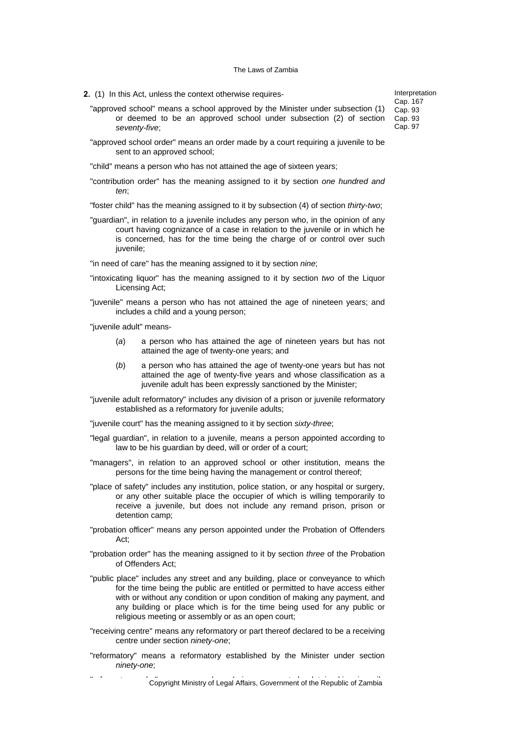**2.** (1) In this Act, unless the context otherwise requires-

Interpretation
Cap. 167
Cap. 93
Cap. 93
Cap. 97

"approved school" means a school approved by the Minister under subsection (1) or deemed to be an approved school under subsection (2) of section *seventy-five*;

"approved school order" means an order made by a court requiring a juvenile to be sent to an approved school;

"child" means a person who has not attained the age of sixteen years;

"contribution order" has the meaning assigned to it by section *one hundred and ten*;

"foster child" has the meaning assigned to it by subsection (4) of section *thirty-two*;

"guardian", in relation to a juvenile includes any person who, in the opinion of any court having cognizance of a case in relation to the juvenile or in which he is concerned, has for the time being the charge of or control over such juvenile;

"in need of care" has the meaning assigned to it by section *nine*;

"intoxicating liquor" has the meaning assigned to it by section *two* of the Liquor Licensing Act;

"juvenile" means a person who has not attained the age of nineteen years; and includes a child and a young person;

"juvenile adult" means-

(*a*) a person who has attained the age of nineteen years but has not attained the age of twenty-one years; and

(*b*) a person who has attained the age of twenty-one years but has not attained the age of twenty-five years and whose classification as a juvenile adult has been expressly sanctioned by the Minister;

"juvenile adult reformatory" includes any division of a prison or juvenile reformatory established as a reformatory for juvenile adults;

"juvenile court" has the meaning assigned to it by section *sixty-three*;

"legal guardian", in relation to a juvenile, means a person appointed according to law to be his guardian by deed, will or order of a court;

"managers", in relation to an approved school or other institution, means the persons for the time being having the management or control thereof;

"place of safety" includes any institution, police station, or any hospital or surgery, or any other suitable place the occupier of which is willing temporarily to receive a juvenile, but does not include any remand prison, prison or detention camp;

"probation officer" means any person appointed under the Probation of Offenders Act;

"probation order" has the meaning assigned to it by section *three* of the Probation of Offenders Act;

"public place" includes any street and any building, place or conveyance to which for the time being the public are entitled or permitted to have access either with or without any condition or upon condition of making any payment, and any building or place which is for the time being used for any public or religious meeting or assembly or as an open court;

"receiving centre" means any reformatory or part thereof declared to be a receiving centre under section *ninety-one*;

"reformatory" means a reformatory established by the Minister under section *ninety-one*;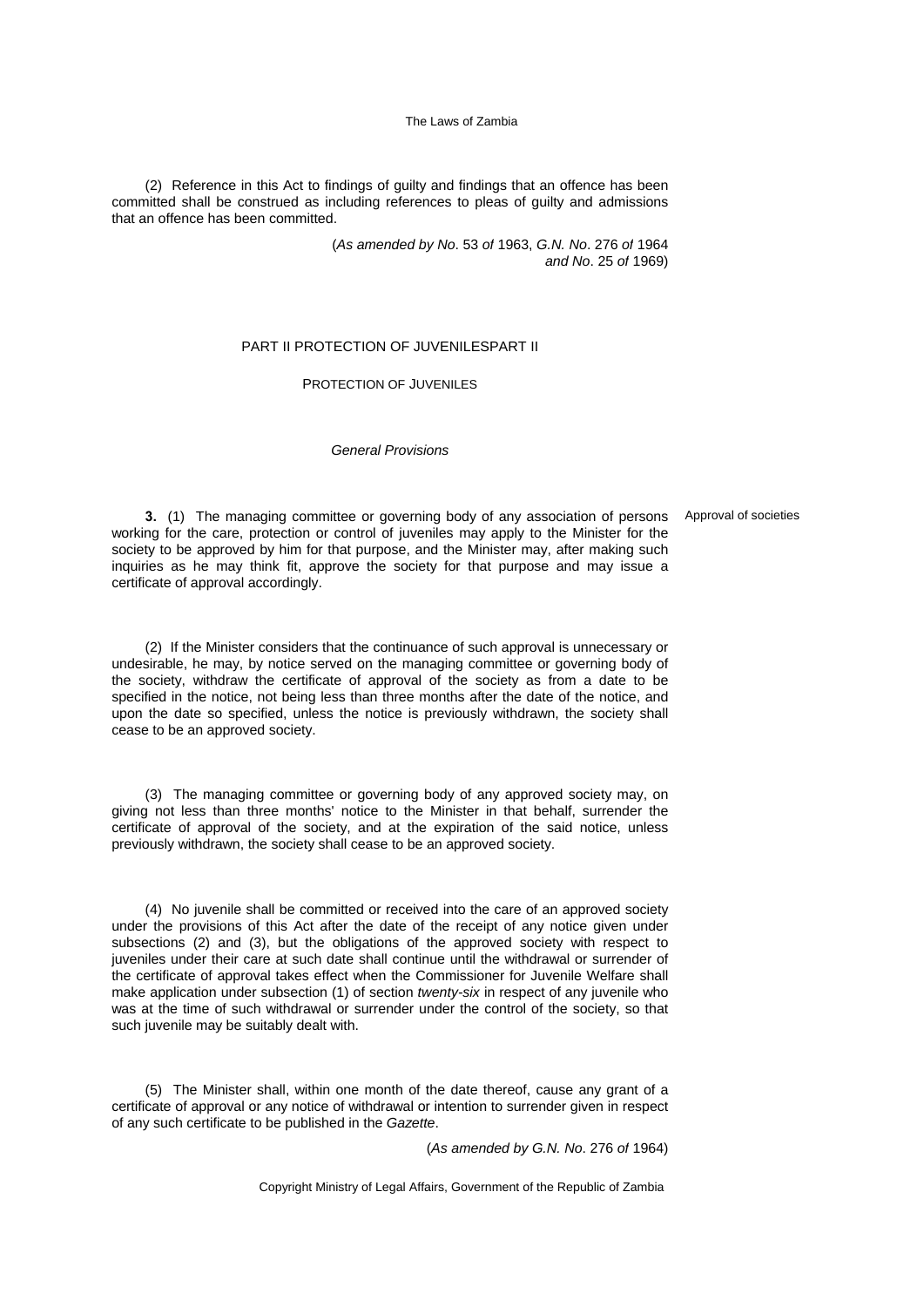(2) Reference in this Act to findings of guilty and findings that an offence has been committed shall be construed as including references to pleas of guilty and admissions that an offence has been committed.

(*As amended by No*. 53 *of* 1963, *G.N. No*. 276 *of* 1964 *and No*. 25 *of* 1969)

## PART II PROTECTION OF JUVENILESPART II

### PROTECTION OF JUVENILES

*General Provisions*

**3.** (1) The managing committee or governing body of any association of persons working for the care, protection or control of juveniles may apply to the Minister for the society to be approved by him for that purpose, and the Minister may, after making such inquiries as he may think fit, approve the society for that purpose and may issue a certificate of approval accordingly.

Approval of societies

(2) If the Minister considers that the continuance of such approval is unnecessary or undesirable, he may, by notice served on the managing committee or governing body of the society, withdraw the certificate of approval of the society as from a date to be specified in the notice, not being less than three months after the date of the notice, and upon the date so specified, unless the notice is previously withdrawn, the society shall cease to be an approved society.

(3) The managing committee or governing body of any approved society may, on giving not less than three months' notice to the Minister in that behalf, surrender the certificate of approval of the society, and at the expiration of the said notice, unless previously withdrawn, the society shall cease to be an approved society.

(4) No juvenile shall be committed or received into the care of an approved society under the provisions of this Act after the date of the receipt of any notice given under subsections (2) and (3), but the obligations of the approved society with respect to juveniles under their care at such date shall continue until the withdrawal or surrender of the certificate of approval takes effect when the Commissioner for Juvenile Welfare shall make application under subsection (1) of section *twenty-six* in respect of any juvenile who was at the time of such withdrawal or surrender under the control of the society, so that such juvenile may be suitably dealt with.

(5) The Minister shall, within one month of the date thereof, cause any grant of a certificate of approval or any notice of withdrawal or intention to surrender given in respect of any such certificate to be published in the *Gazette*.

(*As amended by G.N. No*. 276 *of* 1964)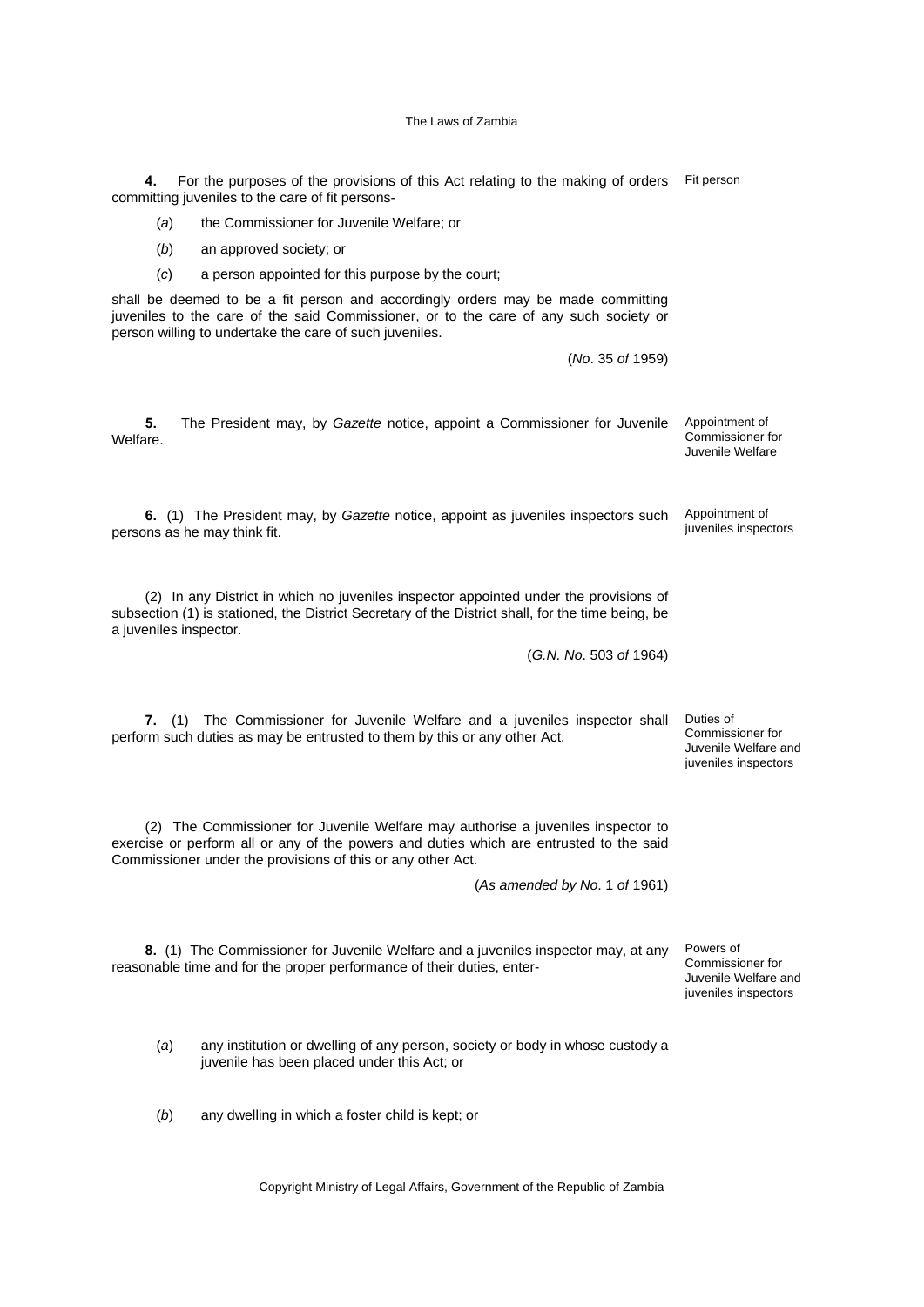**4.** For the purposes of the provisions of this Act relating to the making of orders committing juveniles to the care of fit persons-

Fit person

(*a*) the Commissioner for Juvenile Welfare; or

(*b*) an approved society; or

(*c*) a person appointed for this purpose by the court;

shall be deemed to be a fit person and accordingly orders may be made committing juveniles to the care of the said Commissioner, or to the care of any such society or person willing to undertake the care of such juveniles.

(*No*. 35 *of* 1959)

**5.** The President may, by *Gazette* notice, appoint a Commissioner for Juvenile Welfare.

Appointment of Commissioner for Juvenile Welfare

**6.** (1) The President may, by *Gazette* notice, appoint as juveniles inspectors such persons as he may think fit.

Appointment of juveniles inspectors

(2) In any District in which no juveniles inspector appointed under the provisions of subsection (1) is stationed, the District Secretary of the District shall, for the time being, be a juveniles inspector.

(*G.N. No*. 503 *of* 1964)

**7.** (1) The Commissioner for Juvenile Welfare and a juveniles inspector shall perform such duties as may be entrusted to them by this or any other Act.

Duties of Commissioner for Juvenile Welfare and juveniles inspectors

(2) The Commissioner for Juvenile Welfare may authorise a juveniles inspector to exercise or perform all or any of the powers and duties which are entrusted to the said Commissioner under the provisions of this or any other Act.

(*As amended by No*. 1 *of* 1961)

**8.** (1) The Commissioner for Juvenile Welfare and a juveniles inspector may, at any reasonable time and for the proper performance of their duties, enter-

Powers of Commissioner for Juvenile Welfare and juveniles inspectors

(*a*) any institution or dwelling of any person, society or body in whose custody a juvenile has been placed under this Act; or

(*b*) any dwelling in which a foster child is kept; or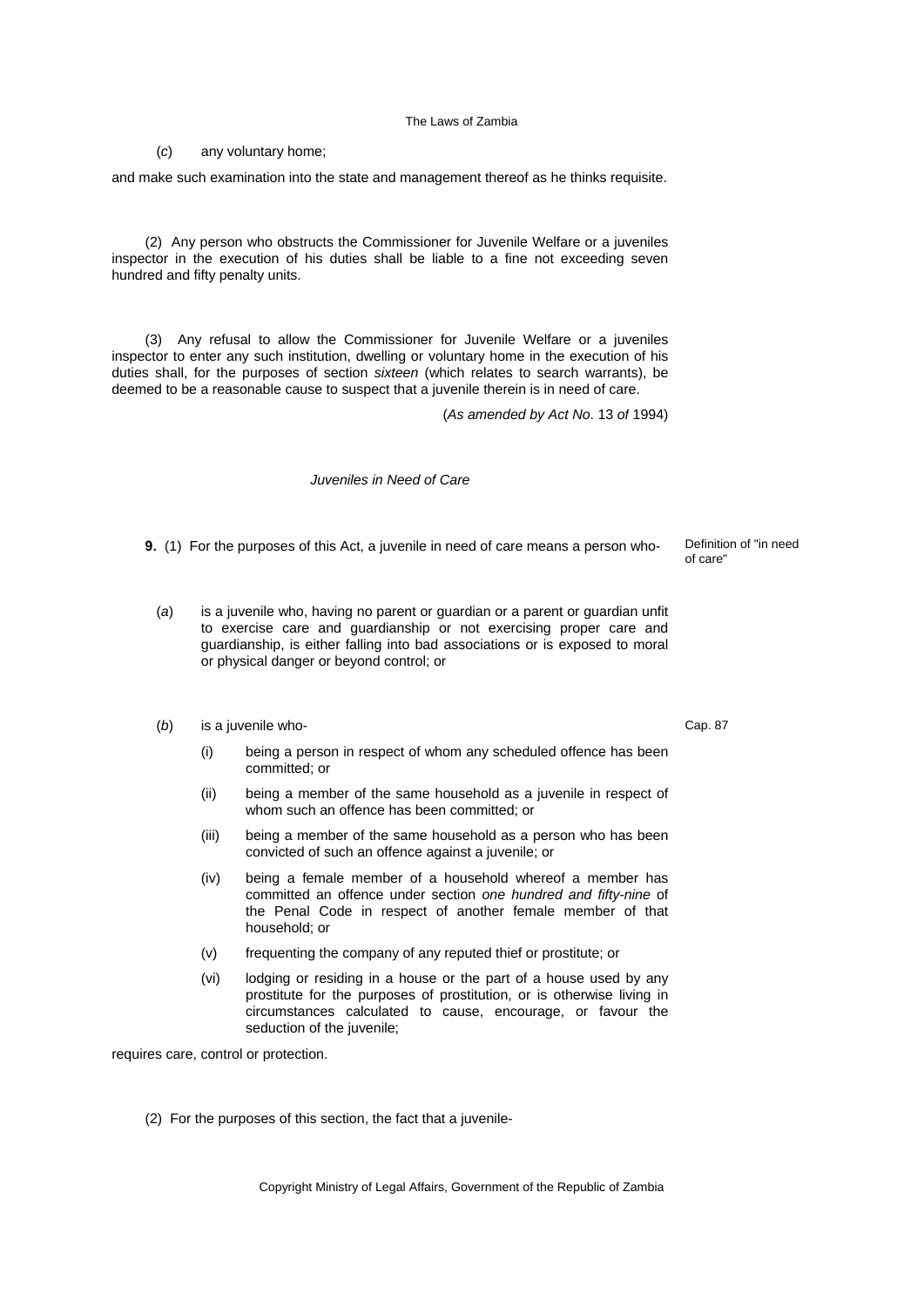(*c*) any voluntary home;

and make such examination into the state and management thereof as he thinks requisite.

(2) Any person who obstructs the Commissioner for Juvenile Welfare or a juveniles inspector in the execution of his duties shall be liable to a fine not exceeding seven hundred and fifty penalty units.

(3) Any refusal to allow the Commissioner for Juvenile Welfare or a juveniles inspector to enter any such institution, dwelling or voluntary home in the execution of his duties shall, for the purposes of section *sixteen* (which relates to search warrants), be deemed to be a reasonable cause to suspect that a juvenile therein is in need of care.

(*As amended by Act No*. 13 *of* 1994)

*Juveniles in Need of Care*

**9.** (1) For the purposes of this Act, a juvenile in need of care means a person who-

Definition of "in need of care"

(*a*) is a juvenile who, having no parent or guardian or a parent or guardian unfit to exercise care and guardianship or not exercising proper care and guardianship, is either falling into bad associations or is exposed to moral or physical danger or beyond control; or

(*b*) is a juvenile who-

Cap. 87

(i) being a person in respect of whom any scheduled offence has been committed; or

(ii) being a member of the same household as a juvenile in respect of whom such an offence has been committed; or

(iii) being a member of the same household as a person who has been convicted of such an offence against a juvenile; or

(iv) being a female member of a household whereof a member has committed an offence under section *one hundred and fifty-nine* of the Penal Code in respect of another female member of that household; or

(v) frequenting the company of any reputed thief or prostitute; or

(vi) lodging or residing in a house or the part of a house used by any prostitute for the purposes of prostitution, or is otherwise living in circumstances calculated to cause, encourage, or favour the seduction of the juvenile;

requires care, control or protection.

(2) For the purposes of this section, the fact that a juvenile-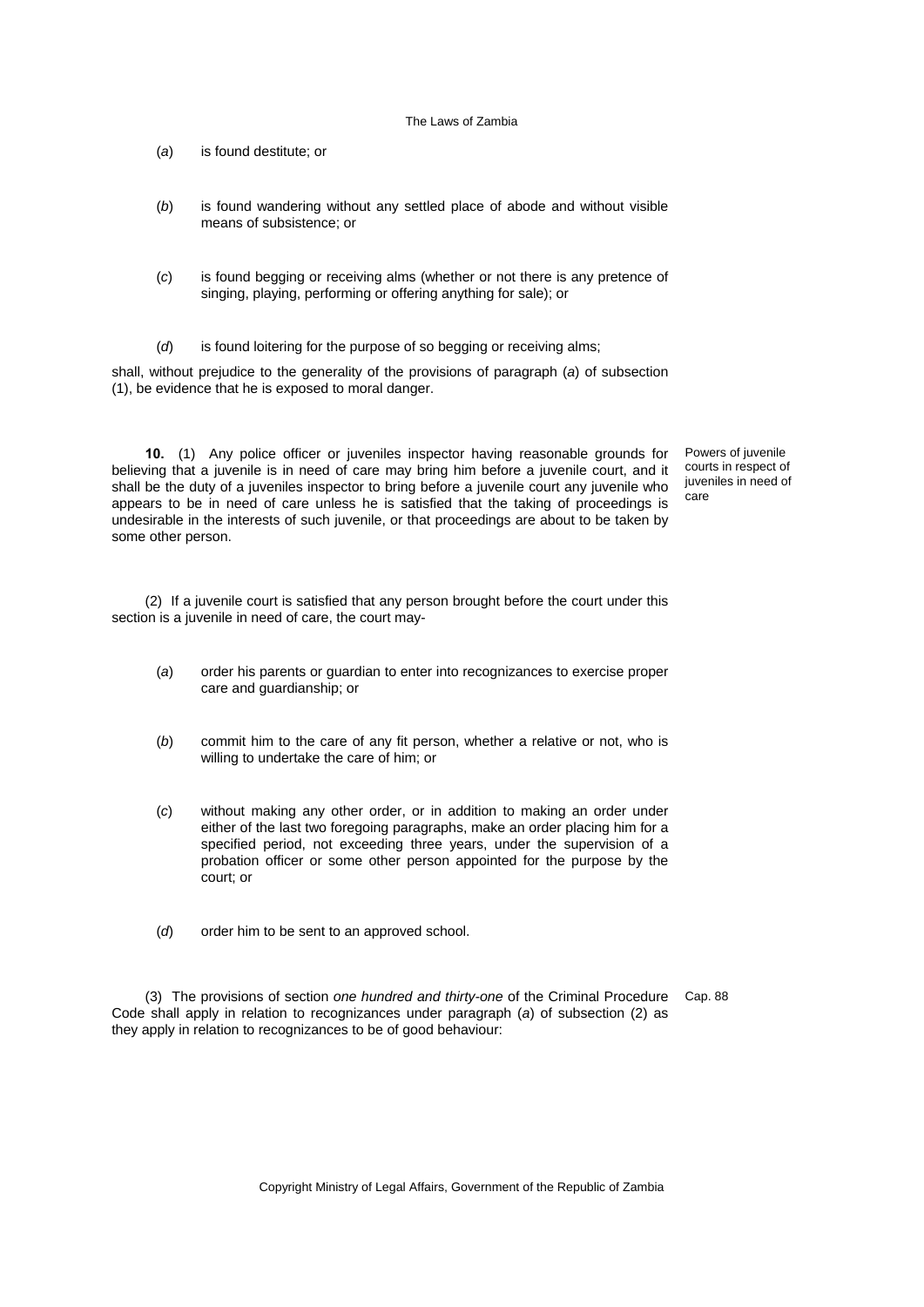(*a*) is found destitute; or

(*b*) is found wandering without any settled place of abode and without visible means of subsistence; or

(*c*) is found begging or receiving alms (whether or not there is any pretence of singing, playing, performing or offering anything for sale); or

(*d*) is found loitering for the purpose of so begging or receiving alms;

shall, without prejudice to the generality of the provisions of paragraph (*a*) of subsection (1), be evidence that he is exposed to moral danger.

Powers of juvenile courts in respect of juveniles in need of care

**10.** (1) Any police officer or juveniles inspector having reasonable grounds for believing that a juvenile is in need of care may bring him before a juvenile court, and it shall be the duty of a juveniles inspector to bring before a juvenile court any juvenile who appears to be in need of care unless he is satisfied that the taking of proceedings is undesirable in the interests of such juvenile, or that proceedings are about to be taken by some other person.

(2) If a juvenile court is satisfied that any person brought before the court under this section is a juvenile in need of care, the court may-

(*a*) order his parents or guardian to enter into recognizances to exercise proper care and guardianship; or

(*b*) commit him to the care of any fit person, whether a relative or not, who is willing to undertake the care of him; or

(*c*) without making any other order, or in addition to making an order under either of the last two foregoing paragraphs, make an order placing him for a specified period, not exceeding three years, under the supervision of a probation officer or some other person appointed for the purpose by the court; or

(*d*) order him to be sent to an approved school.

Cap. 88

(3) The provisions of section *one hundred and thirty-one* of the Criminal Procedure Code shall apply in relation to recognizances under paragraph (*a*) of subsection (2) as they apply in relation to recognizances to be of good behaviour: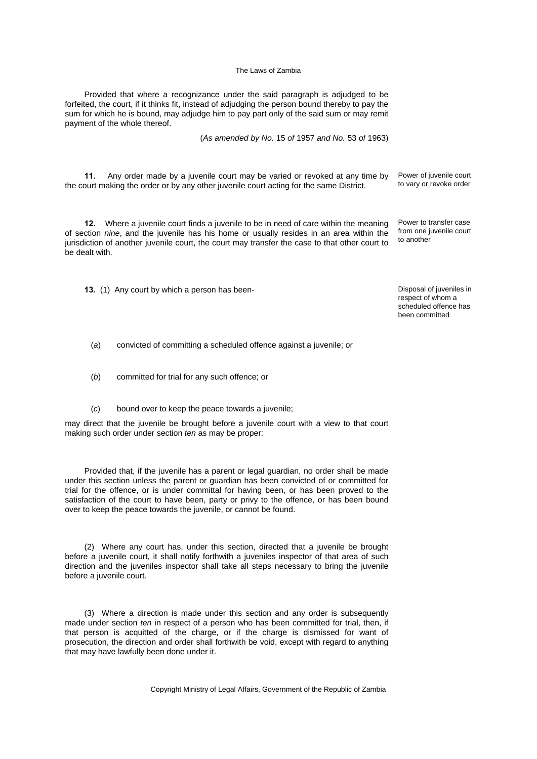Provided that where a recognizance under the said paragraph is adjudged to be forfeited, the court, if it thinks fit, instead of adjudging the person bound thereby to pay the sum for which he is bound, may adjudge him to pay part only of the said sum or may remit payment of the whole thereof.

(*As amended by No.* 15 *of* 1957 *and No.* 53 *of* 1963)

Power of juvenile court to vary or revoke order

**11.** Any order made by a juvenile court may be varied or revoked at any time by the court making the order or by any other juvenile court acting for the same District.

Power to transfer case from one juvenile court to another

**12.** Where a juvenile court finds a juvenile to be in need of care within the meaning of section *nine*, and the juvenile has his home or usually resides in an area within the jurisdiction of another juvenile court, the court may transfer the case to that other court to be dealt with.

Disposal of juveniles in respect of whom a scheduled offence has been committed

**13.** (1) Any court by which a person has been-

(*a*) convicted of committing a scheduled offence against a juvenile; or

(*b*) committed for trial for any such offence; or

(*c*) bound over to keep the peace towards a juvenile;

may direct that the juvenile be brought before a juvenile court with a view to that court making such order under section *ten* as may be proper:

Provided that, if the juvenile has a parent or legal guardian, no order shall be made under this section unless the parent or guardian has been convicted of or committed for trial for the offence, or is under committal for having been, or has been proved to the satisfaction of the court to have been, party or privy to the offence, or has been bound over to keep the peace towards the juvenile, or cannot be found.

(2) Where any court has, under this section, directed that a juvenile be brought before a juvenile court, it shall notify forthwith a juveniles inspector of that area of such direction and the juveniles inspector shall take all steps necessary to bring the juvenile before a juvenile court.

(3) Where a direction is made under this section and any order is subsequently made under section *ten* in respect of a person who has been committed for trial, then, if that person is acquitted of the charge, or if the charge is dismissed for want of prosecution, the direction and order shall forthwith be void, except with regard to anything that may have lawfully been done under it.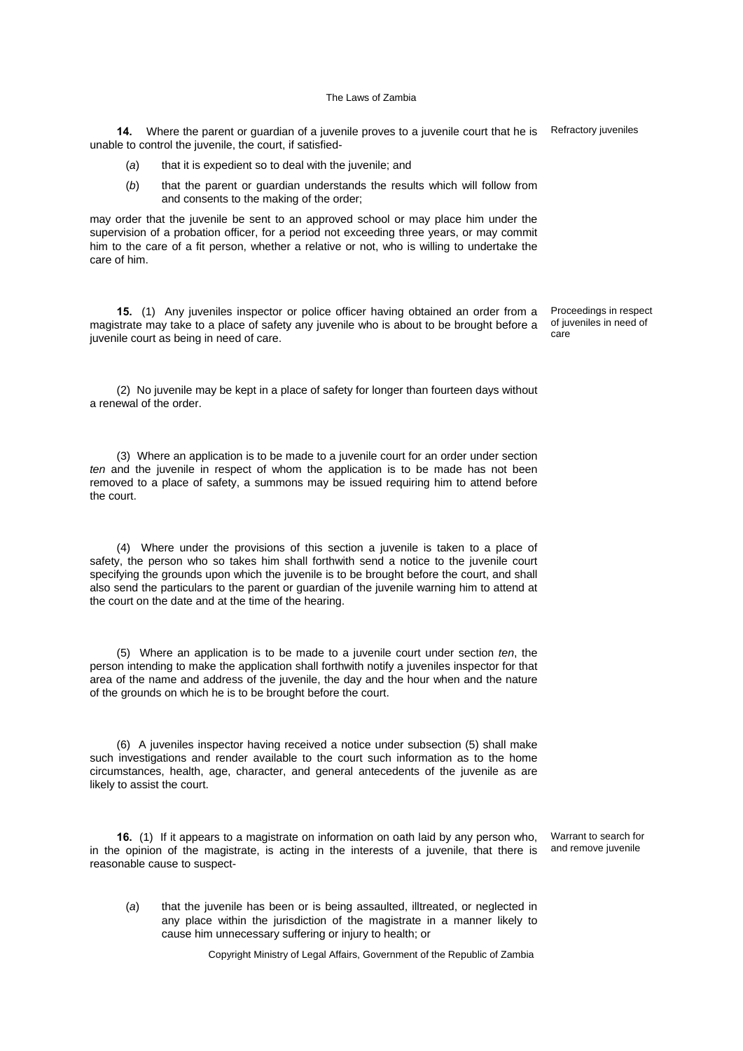**14.** Where the parent or guardian of a juvenile proves to a juvenile court that he is unable to control the juvenile, the court, if satisfied-

Refractory juveniles

(*a*) that it is expedient so to deal with the juvenile; and

(*b*) that the parent or guardian understands the results which will follow from and consents to the making of the order;

may order that the juvenile be sent to an approved school or may place him under the supervision of a probation officer, for a period not exceeding three years, or may commit him to the care of a fit person, whether a relative or not, who is willing to undertake the care of him.

**15.** (1) Any juveniles inspector or police officer having obtained an order from a magistrate may take to a place of safety any juvenile who is about to be brought before a juvenile court as being in need of care.

Proceedings in respect of juveniles in need of care

(2) No juvenile may be kept in a place of safety for longer than fourteen days without a renewal of the order.

(3) Where an application is to be made to a juvenile court for an order under section *ten* and the juvenile in respect of whom the application is to be made has not been removed to a place of safety, a summons may be issued requiring him to attend before the court.

(4) Where under the provisions of this section a juvenile is taken to a place of safety, the person who so takes him shall forthwith send a notice to the juvenile court specifying the grounds upon which the juvenile is to be brought before the court, and shall also send the particulars to the parent or guardian of the juvenile warning him to attend at the court on the date and at the time of the hearing.

(5) Where an application is to be made to a juvenile court under section *ten*, the person intending to make the application shall forthwith notify a juveniles inspector for that area of the name and address of the juvenile, the day and the hour when and the nature of the grounds on which he is to be brought before the court.

(6) A juveniles inspector having received a notice under subsection (5) shall make such investigations and render available to the court such information as to the home circumstances, health, age, character, and general antecedents of the juvenile as are likely to assist the court.

**16.** (1) If it appears to a magistrate on information on oath laid by any person who, in the opinion of the magistrate, is acting in the interests of a juvenile, that there is reasonable cause to suspect-

Warrant to search for and remove juvenile

(*a*) that the juvenile has been or is being assaulted, illtreated, or neglected in any place within the jurisdiction of the magistrate in a manner likely to cause him unnecessary suffering or injury to health; or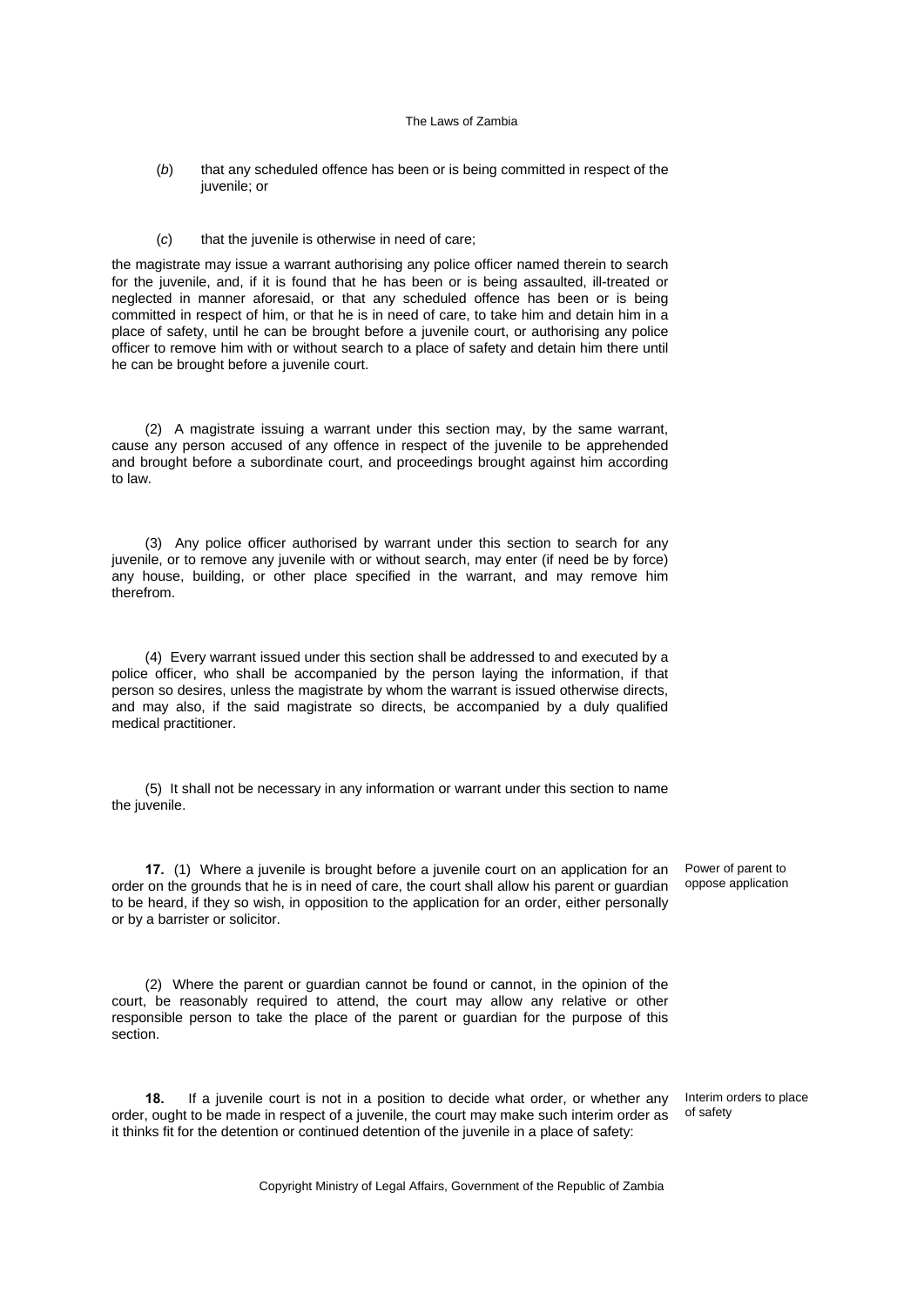(*b*) that any scheduled offence has been or is being committed in respect of the juvenile; or

(*c*) that the juvenile is otherwise in need of care;

the magistrate may issue a warrant authorising any police officer named therein to search for the juvenile, and, if it is found that he has been or is being assaulted, ill-treated or neglected in manner aforesaid, or that any scheduled offence has been or is being committed in respect of him, or that he is in need of care, to take him and detain him in a place of safety, until he can be brought before a juvenile court, or authorising any police officer to remove him with or without search to a place of safety and detain him there until he can be brought before a juvenile court.

(2) A magistrate issuing a warrant under this section may, by the same warrant, cause any person accused of any offence in respect of the juvenile to be apprehended and brought before a subordinate court, and proceedings brought against him according to law.

(3) Any police officer authorised by warrant under this section to search for any juvenile, or to remove any juvenile with or without search, may enter (if need be by force) any house, building, or other place specified in the warrant, and may remove him therefrom.

(4) Every warrant issued under this section shall be addressed to and executed by a police officer, who shall be accompanied by the person laying the information, if that person so desires, unless the magistrate by whom the warrant is issued otherwise directs, and may also, if the said magistrate so directs, be accompanied by a duly qualified medical practitioner.

(5) It shall not be necessary in any information or warrant under this section to name the juvenile.

*Power of parent to oppose application*

**17.** (1) Where a juvenile is brought before a juvenile court on an application for an order on the grounds that he is in need of care, the court shall allow his parent or guardian to be heard, if they so wish, in opposition to the application for an order, either personally or by a barrister or solicitor.

(2) Where the parent or guardian cannot be found or cannot, in the opinion of the court, be reasonably required to attend, the court may allow any relative or other responsible person to take the place of the parent or guardian for the purpose of this section.

*Interim orders to place of safety*

**18.** If a juvenile court is not in a position to decide what order, or whether any order, ought to be made in respect of a juvenile, the court may make such interim order as it thinks fit for the detention or continued detention of the juvenile in a place of safety: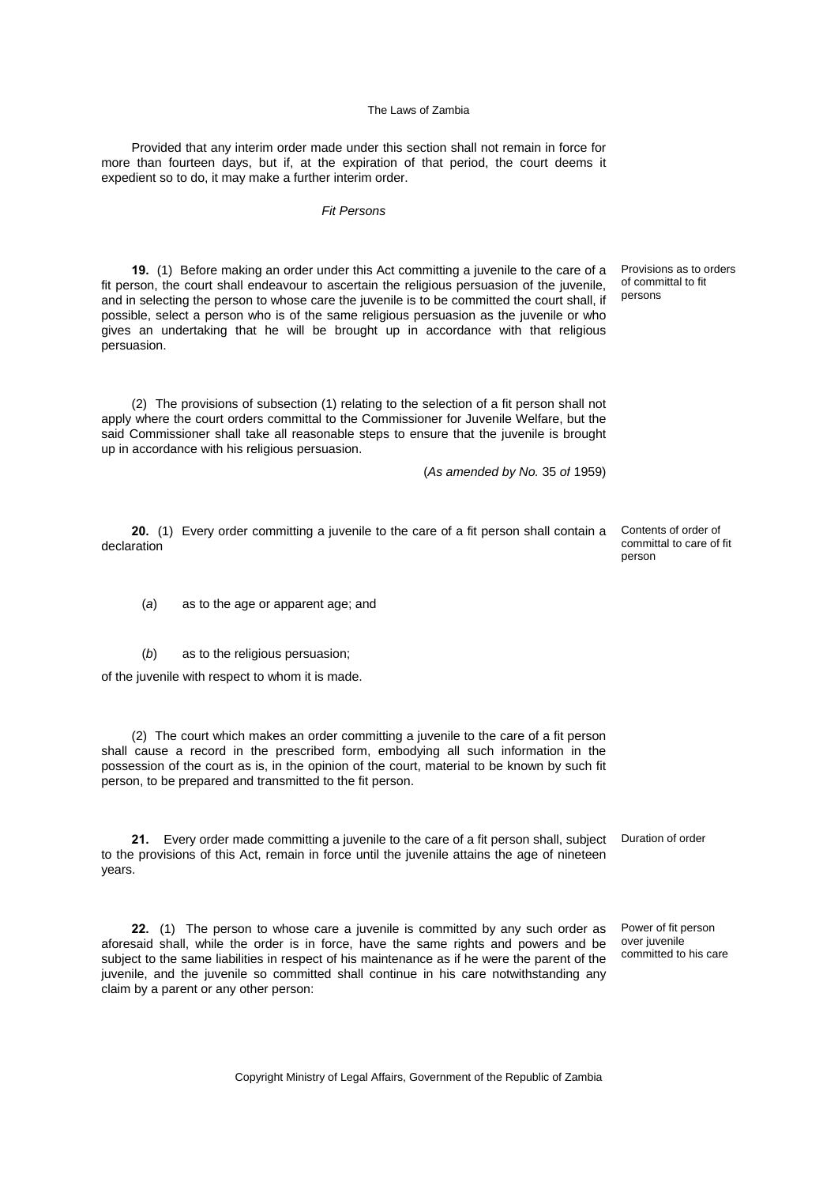Provided that any interim order made under this section shall not remain in force for more than fourteen days, but if, at the expiration of that period, the court deems it expedient so to do, it may make a further interim order.

*Fit Persons*

**19.** (1) Before making an order under this Act committing a juvenile to the care of a fit person, the court shall endeavour to ascertain the religious persuasion of the juvenile, and in selecting the person to whose care the juvenile is to be committed the court shall, if possible, select a person who is of the same religious persuasion as the juvenile or who gives an undertaking that he will be brought up in accordance with that religious persuasion.

Provisions as to orders of committal to fit persons

(2) The provisions of subsection (1) relating to the selection of a fit person shall not apply where the court orders committal to the Commissioner for Juvenile Welfare, but the said Commissioner shall take all reasonable steps to ensure that the juvenile is brought up in accordance with his religious persuasion.

(*As amended by No.* 35 *of* 1959)

**20.** (1) Every order committing a juvenile to the care of a fit person shall contain a declaration

Contents of order of committal to care of fit person

(*a*) as to the age or apparent age; and

(*b*) as to the religious persuasion;

of the juvenile with respect to whom it is made.

(2) The court which makes an order committing a juvenile to the care of a fit person shall cause a record in the prescribed form, embodying all such information in the possession of the court as is, in the opinion of the court, material to be known by such fit person, to be prepared and transmitted to the fit person.

**21.** Every order made committing a juvenile to the care of a fit person shall, subject to the provisions of this Act, remain in force until the juvenile attains the age of nineteen years.

Duration of order

**22.** (1) The person to whose care a juvenile is committed by any such order as aforesaid shall, while the order is in force, have the same rights and powers and be subject to the same liabilities in respect of his maintenance as if he were the parent of the juvenile, and the juvenile so committed shall continue in his care notwithstanding any claim by a parent or any other person:

Power of fit person over juvenile committed to his care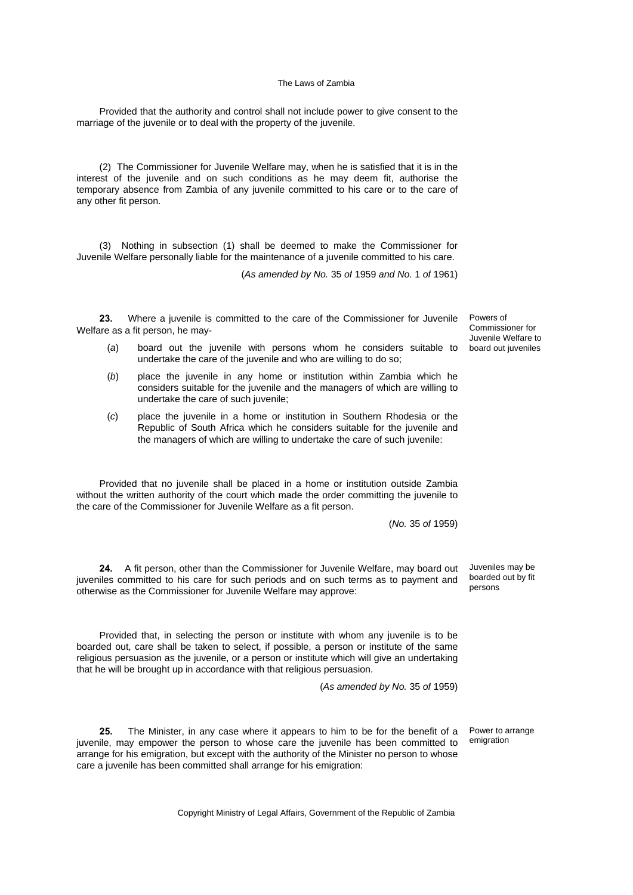Provided that the authority and control shall not include power to give consent to the marriage of the juvenile or to deal with the property of the juvenile.

(2) The Commissioner for Juvenile Welfare may, when he is satisfied that it is in the interest of the juvenile and on such conditions as he may deem fit, authorise the temporary absence from Zambia of any juvenile committed to his care or to the care of any other fit person.

(3) Nothing in subsection (1) shall be deemed to make the Commissioner for Juvenile Welfare personally liable for the maintenance of a juvenile committed to his care.

(*As amended by No.* 35 *of* 1959 *and No.* 1 *of* 1961)

*Powers of Commissioner for Juvenile Welfare to board out juveniles*

**23.** Where a juvenile is committed to the care of the Commissioner for Juvenile Welfare as a fit person, he may-

(*a*) board out the juvenile with persons whom he considers suitable to undertake the care of the juvenile and who are willing to do so;

(*b*) place the juvenile in any home or institution within Zambia which he considers suitable for the juvenile and the managers of which are willing to undertake the care of such juvenile;

(*c*) place the juvenile in a home or institution in Southern Rhodesia or the Republic of South Africa which he considers suitable for the juvenile and the managers of which are willing to undertake the care of such juvenile:

Provided that no juvenile shall be placed in a home or institution outside Zambia without the written authority of the court which made the order committing the juvenile to the care of the Commissioner for Juvenile Welfare as a fit person.

(*No.* 35 *of* 1959)

*Juveniles may be boarded out by fit persons*

**24.** A fit person, other than the Commissioner for Juvenile Welfare, may board out juveniles committed to his care for such periods and on such terms as to payment and otherwise as the Commissioner for Juvenile Welfare may approve:

Provided that, in selecting the person or institute with whom any juvenile is to be boarded out, care shall be taken to select, if possible, a person or institute of the same religious persuasion as the juvenile, or a person or institute which will give an undertaking that he will be brought up in accordance with that religious persuasion.

(*As amended by No.* 35 *of* 1959)

*Power to arrange emigration*

**25.** The Minister, in any case where it appears to him to be for the benefit of a juvenile, may empower the person to whose care the juvenile has been committed to arrange for his emigration, but except with the authority of the Minister no person to whose care a juvenile has been committed shall arrange for his emigration: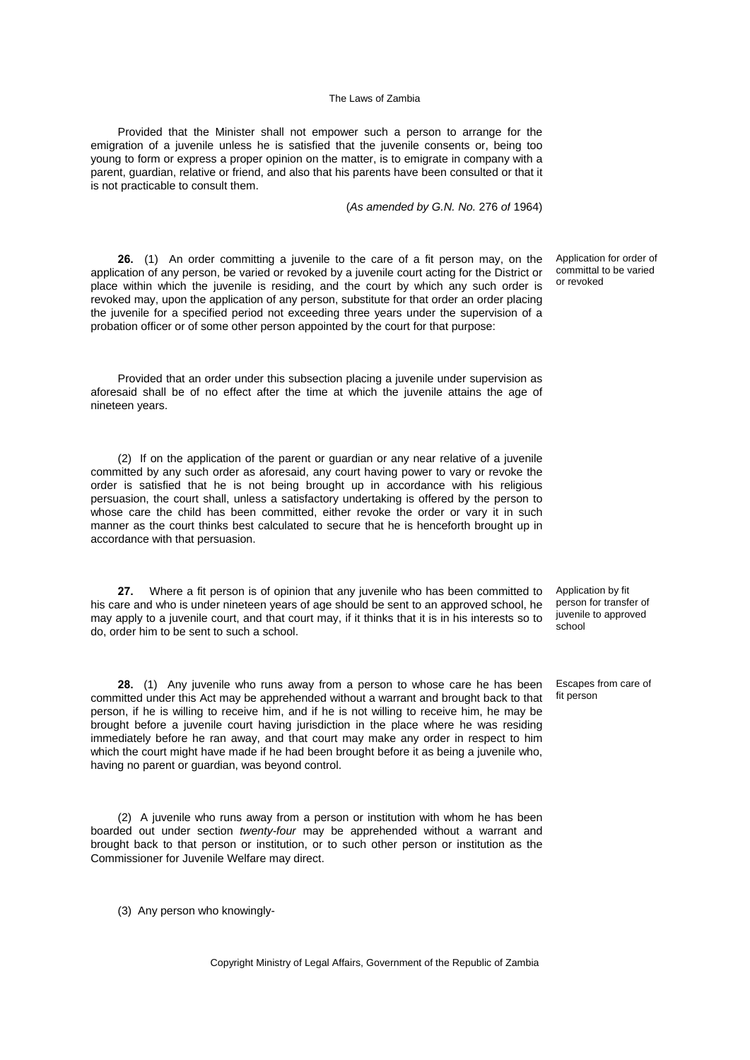Provided that the Minister shall not empower such a person to arrange for the emigration of a juvenile unless he is satisfied that the juvenile consents or, being too young to form or express a proper opinion on the matter, is to emigrate in company with a parent, guardian, relative or friend, and also that his parents have been consulted or that it is not practicable to consult them.

(*As amended by G.N. No.* 276 *of* 1964)

Application for order of committal to be varied or revoked

**26.** (1) An order committing a juvenile to the care of a fit person may, on the application of any person, be varied or revoked by a juvenile court acting for the District or place within which the juvenile is residing, and the court by which any such order is revoked may, upon the application of any person, substitute for that order an order placing the juvenile for a specified period not exceeding three years under the supervision of a probation officer or of some other person appointed by the court for that purpose:

Provided that an order under this subsection placing a juvenile under supervision as aforesaid shall be of no effect after the time at which the juvenile attains the age of nineteen years.

(2) If on the application of the parent or guardian or any near relative of a juvenile committed by any such order as aforesaid, any court having power to vary or revoke the order is satisfied that he is not being brought up in accordance with his religious persuasion, the court shall, unless a satisfactory undertaking is offered by the person to whose care the child has been committed, either revoke the order or vary it in such manner as the court thinks best calculated to secure that he is henceforth brought up in accordance with that persuasion.

Application by fit person for transfer of juvenile to approved school

**27.** Where a fit person is of opinion that any juvenile who has been committed to his care and who is under nineteen years of age should be sent to an approved school, he may apply to a juvenile court, and that court may, if it thinks that it is in his interests so to do, order him to be sent to such a school.

Escapes from care of fit person

**28.** (1) Any juvenile who runs away from a person to whose care he has been committed under this Act may be apprehended without a warrant and brought back to that person, if he is willing to receive him, and if he is not willing to receive him, he may be brought before a juvenile court having jurisdiction in the place where he was residing immediately before he ran away, and that court may make any order in respect to him which the court might have made if he had been brought before it as being a juvenile who, having no parent or guardian, was beyond control.

(2) A juvenile who runs away from a person or institution with whom he has been boarded out under section *twenty-four* may be apprehended without a warrant and brought back to that person or institution, or to such other person or institution as the Commissioner for Juvenile Welfare may direct.

(3) Any person who knowingly-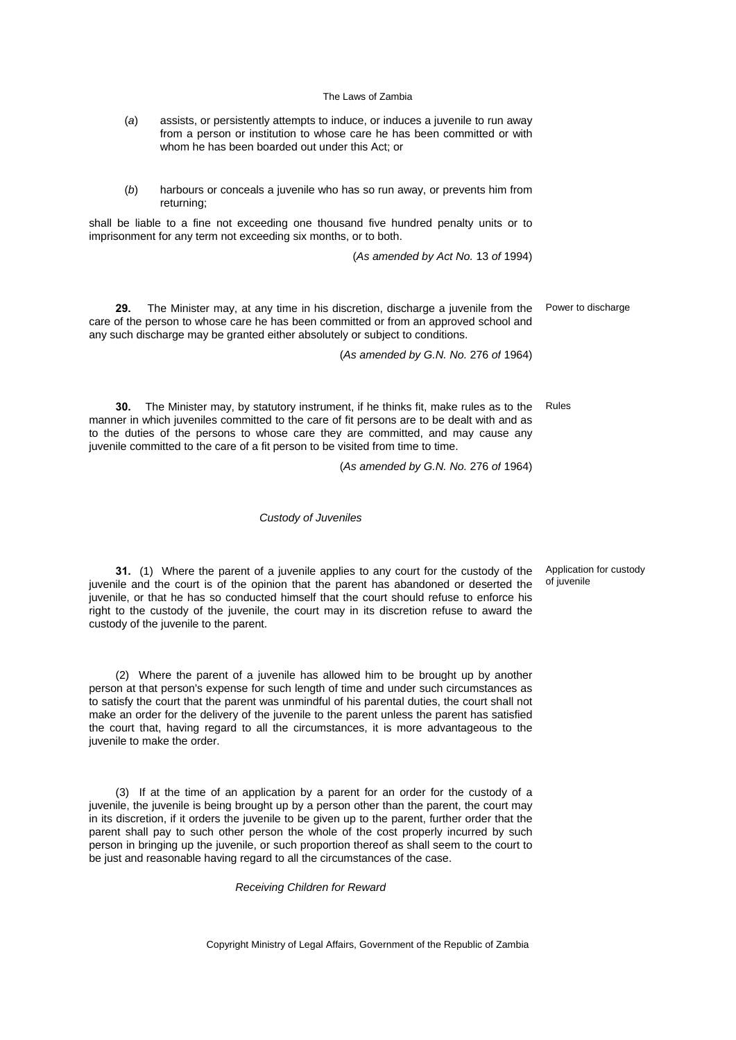(*a*) assists, or persistently attempts to induce, or induces a juvenile to run away from a person or institution to whose care he has been committed or with whom he has been boarded out under this Act; or

(*b*) harbours or conceals a juvenile who has so run away, or prevents him from returning;

shall be liable to a fine not exceeding one thousand five hundred penalty units or to imprisonment for any term not exceeding six months, or to both.

(*As amended by Act No.* 13 *of* 1994)

Power to discharge

**29.** The Minister may, at any time in his discretion, discharge a juvenile from the care of the person to whose care he has been committed or from an approved school and any such discharge may be granted either absolutely or subject to conditions.

(*As amended by G.N. No.* 276 *of* 1964)

Rules

**30.** The Minister may, by statutory instrument, if he thinks fit, make rules as to the manner in which juveniles committed to the care of fit persons are to be dealt with and as to the duties of the persons to whose care they are committed, and may cause any juvenile committed to the care of a fit person to be visited from time to time.

(*As amended by G.N. No.* 276 *of* 1964)

*Custody of Juveniles*

Application for custody of juvenile

**31.** (1) Where the parent of a juvenile applies to any court for the custody of the juvenile and the court is of the opinion that the parent has abandoned or deserted the juvenile, or that he has so conducted himself that the court should refuse to enforce his right to the custody of the juvenile, the court may in its discretion refuse to award the custody of the juvenile to the parent.

(2) Where the parent of a juvenile has allowed him to be brought up by another person at that person's expense for such length of time and under such circumstances as to satisfy the court that the parent was unmindful of his parental duties, the court shall not make an order for the delivery of the juvenile to the parent unless the parent has satisfied the court that, having regard to all the circumstances, it is more advantageous to the juvenile to make the order.

(3) If at the time of an application by a parent for an order for the custody of a juvenile, the juvenile is being brought up by a person other than the parent, the court may in its discretion, if it orders the juvenile to be given up to the parent, further order that the parent shall pay to such other person the whole of the cost properly incurred by such person in bringing up the juvenile, or such proportion thereof as shall seem to the court to be just and reasonable having regard to all the circumstances of the case.

*Receiving Children for Reward*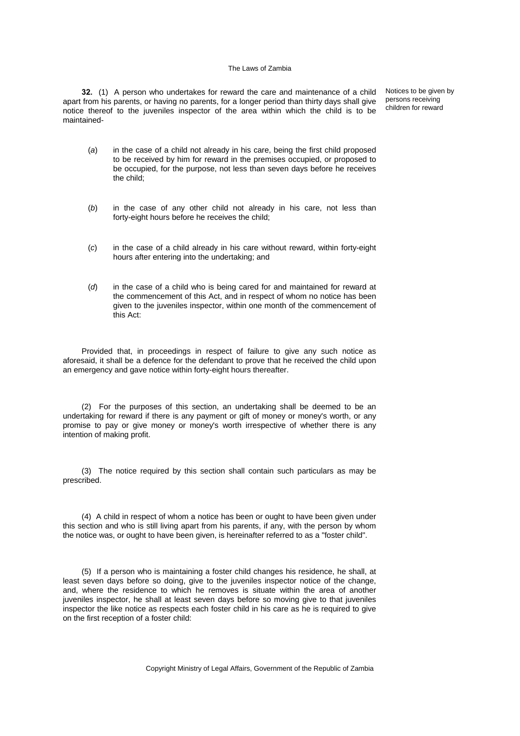**32.** (1) A person who undertakes for reward the care and maintenance of a child apart from his parents, or having no parents, for a longer period than thirty days shall give notice thereof to the juveniles inspector of the area within which the child is to be maintained-

Notices to be given by persons receiving children for reward

(*a*) in the case of a child not already in his care, being the first child proposed to be received by him for reward in the premises occupied, or proposed to be occupied, for the purpose, not less than seven days before he receives the child;

(*b*) in the case of any other child not already in his care, not less than forty-eight hours before he receives the child;

(*c*) in the case of a child already in his care without reward, within forty-eight hours after entering into the undertaking; and

(*d*) in the case of a child who is being cared for and maintained for reward at the commencement of this Act, and in respect of whom no notice has been given to the juveniles inspector, within one month of the commencement of this Act:

Provided that, in proceedings in respect of failure to give any such notice as aforesaid, it shall be a defence for the defendant to prove that he received the child upon an emergency and gave notice within forty-eight hours thereafter.

(2) For the purposes of this section, an undertaking shall be deemed to be an undertaking for reward if there is any payment or gift of money or money's worth, or any promise to pay or give money or money's worth irrespective of whether there is any intention of making profit.

(3) The notice required by this section shall contain such particulars as may be prescribed.

(4) A child in respect of whom a notice has been or ought to have been given under this section and who is still living apart from his parents, if any, with the person by whom the notice was, or ought to have been given, is hereinafter referred to as a "foster child".

(5) If a person who is maintaining a foster child changes his residence, he shall, at least seven days before so doing, give to the juveniles inspector notice of the change, and, where the residence to which he removes is situate within the area of another juveniles inspector, he shall at least seven days before so moving give to that juveniles inspector the like notice as respects each foster child in his care as he is required to give on the first reception of a foster child: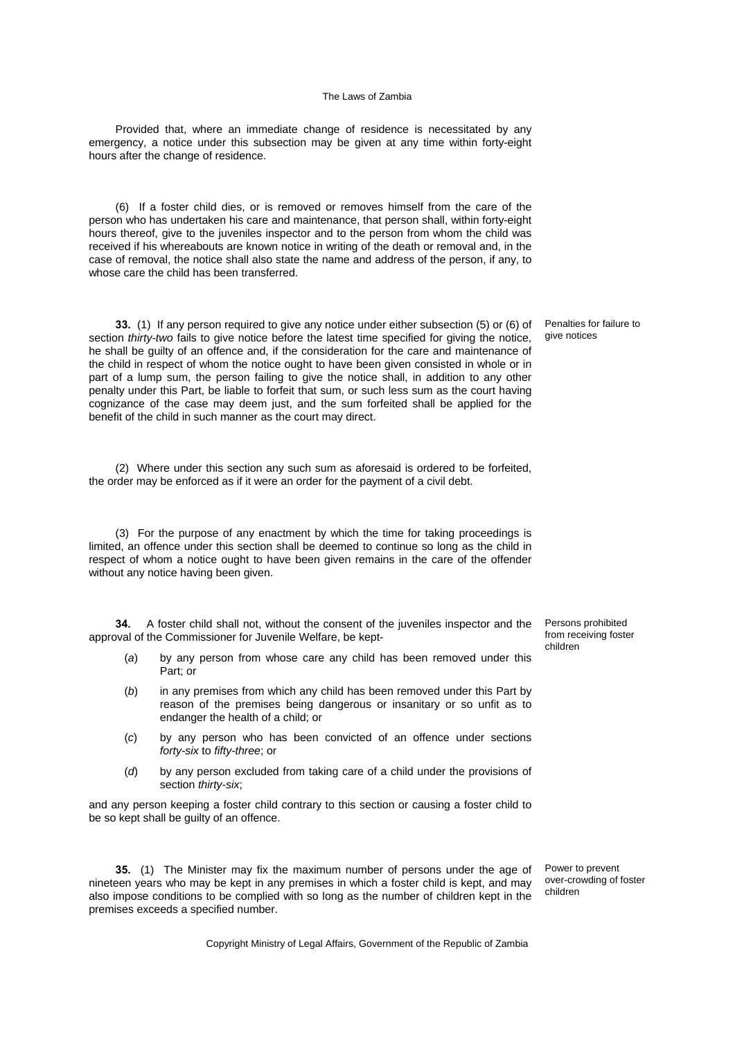Provided that, where an immediate change of residence is necessitated by any emergency, a notice under this subsection may be given at any time within forty-eight hours after the change of residence.

(6) If a foster child dies, or is removed or removes himself from the care of the person who has undertaken his care and maintenance, that person shall, within forty-eight hours thereof, give to the juveniles inspector and to the person from whom the child was received if his whereabouts are known notice in writing of the death or removal and, in the case of removal, the notice shall also state the name and address of the person, if any, to whose care the child has been transferred.

Penalties for failure to give notices

**33.** (1) If any person required to give any notice under either subsection (5) or (6) of section *thirty-two* fails to give notice before the latest time specified for giving the notice, he shall be guilty of an offence and, if the consideration for the care and maintenance of the child in respect of whom the notice ought to have been given consisted in whole or in part of a lump sum, the person failing to give the notice shall, in addition to any other penalty under this Part, be liable to forfeit that sum, or such less sum as the court having cognizance of the case may deem just, and the sum forfeited shall be applied for the benefit of the child in such manner as the court may direct.

(2) Where under this section any such sum as aforesaid is ordered to be forfeited, the order may be enforced as if it were an order for the payment of a civil debt.

(3) For the purpose of any enactment by which the time for taking proceedings is limited, an offence under this section shall be deemed to continue so long as the child in respect of whom a notice ought to have been given remains in the care of the offender without any notice having been given.

Persons prohibited from receiving foster children

**34.** A foster child shall not, without the consent of the juveniles inspector and the approval of the Commissioner for Juvenile Welfare, be kept-

(*a*) by any person from whose care any child has been removed under this Part; or

(*b*) in any premises from which any child has been removed under this Part by reason of the premises being dangerous or insanitary or so unfit as to endanger the health of a child; or

(*c*) by any person who has been convicted of an offence under sections *forty-six* to *fifty-three*; or

(*d*) by any person excluded from taking care of a child under the provisions of section *thirty-six*;

and any person keeping a foster child contrary to this section or causing a foster child to be so kept shall be guilty of an offence.

Power to prevent over-crowding of foster children

**35.** (1) The Minister may fix the maximum number of persons under the age of nineteen years who may be kept in any premises in which a foster child is kept, and may also impose conditions to be complied with so long as the number of children kept in the premises exceeds a specified number.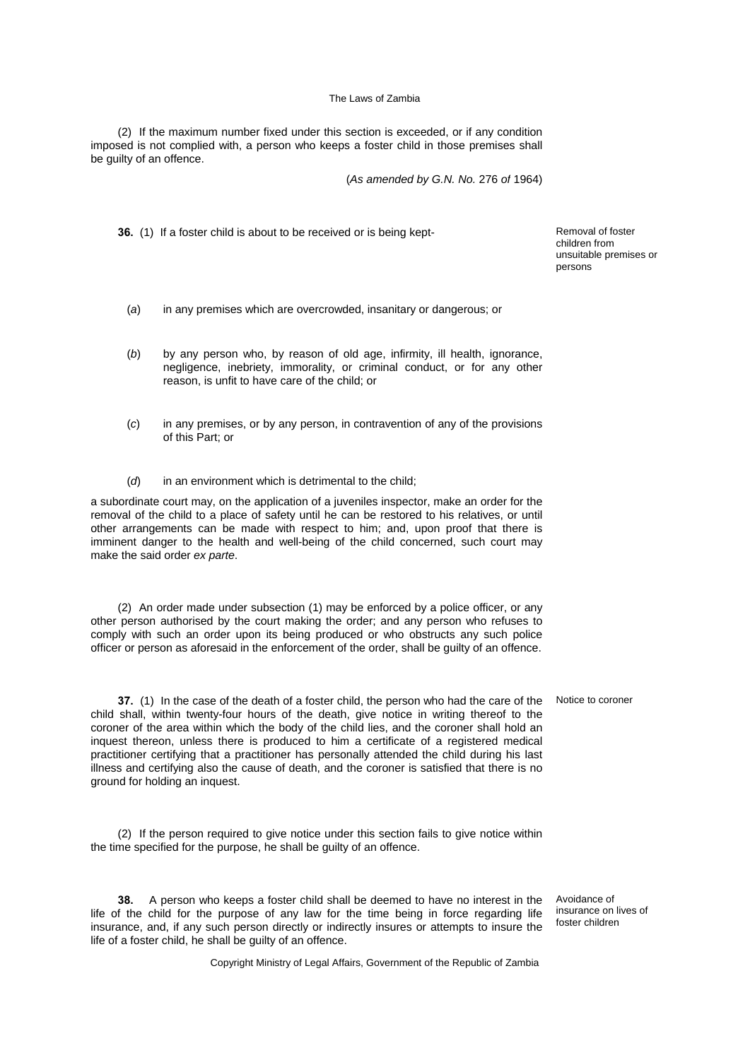(2) If the maximum number fixed under this section is exceeded, or if any condition imposed is not complied with, a person who keeps a foster child in those premises shall be guilty of an offence.

(*As amended by G.N. No.* 276 *of* 1964)

Removal of foster children from unsuitable premises or persons

**36.** (1) If a foster child is about to be received or is being kept-

(*a*) in any premises which are overcrowded, insanitary or dangerous; or

(*b*) by any person who, by reason of old age, infirmity, ill health, ignorance, negligence, inebriety, immorality, or criminal conduct, or for any other reason, is unfit to have care of the child; or

(*c*) in any premises, or by any person, in contravention of any of the provisions of this Part; or

(*d*) in an environment which is detrimental to the child;

a subordinate court may, on the application of a juveniles inspector, make an order for the removal of the child to a place of safety until he can be restored to his relatives, or until other arrangements can be made with respect to him; and, upon proof that there is imminent danger to the health and well-being of the child concerned, such court may make the said order *ex parte*.

(2) An order made under subsection (1) may be enforced by a police officer, or any other person authorised by the court making the order; and any person who refuses to comply with such an order upon its being produced or who obstructs any such police officer or person as aforesaid in the enforcement of the order, shall be guilty of an offence.

Notice to coroner

**37.** (1) In the case of the death of a foster child, the person who had the care of the child shall, within twenty-four hours of the death, give notice in writing thereof to the coroner of the area within which the body of the child lies, and the coroner shall hold an inquest thereon, unless there is produced to him a certificate of a registered medical practitioner certifying that a practitioner has personally attended the child during his last illness and certifying also the cause of death, and the coroner is satisfied that there is no ground for holding an inquest.

(2) If the person required to give notice under this section fails to give notice within the time specified for the purpose, he shall be guilty of an offence.

Avoidance of insurance on lives of foster children

**38.** A person who keeps a foster child shall be deemed to have no interest in the life of the child for the purpose of any law for the time being in force regarding life insurance, and, if any such person directly or indirectly insures or attempts to insure the life of a foster child, he shall be guilty of an offence.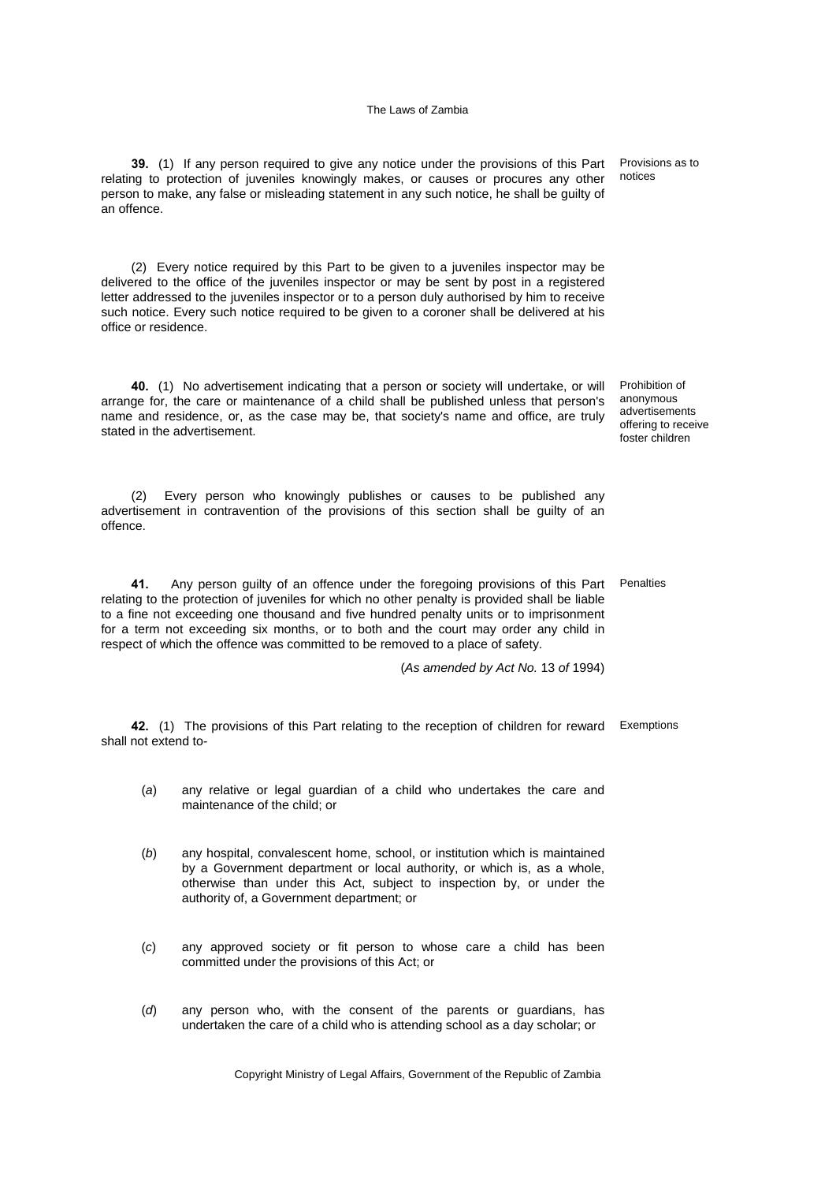**39.** (1) If any person required to give any notice under the provisions of this Part relating to protection of juveniles knowingly makes, or causes or procures any other person to make, any false or misleading statement in any such notice, he shall be guilty of an offence.

Provisions as to notices

(2) Every notice required by this Part to be given to a juveniles inspector may be delivered to the office of the juveniles inspector or may be sent by post in a registered letter addressed to the juveniles inspector or to a person duly authorised by him to receive such notice. Every such notice required to be given to a coroner shall be delivered at his office or residence.

**40.** (1) No advertisement indicating that a person or society will undertake, or will arrange for, the care or maintenance of a child shall be published unless that person's name and residence, or, as the case may be, that society's name and office, are truly stated in the advertisement.

Prohibition of anonymous advertisements offering to receive foster children

(2) Every person who knowingly publishes or causes to be published any advertisement in contravention of the provisions of this section shall be guilty of an offence.

**41.** Any person guilty of an offence under the foregoing provisions of this Part relating to the protection of juveniles for which no other penalty is provided shall be liable to a fine not exceeding one thousand and five hundred penalty units or to imprisonment for a term not exceeding six months, or to both and the court may order any child in respect of which the offence was committed to be removed to a place of safety.

Penalties

(*As amended by Act No.* 13 *of* 1994)

**42.** (1) The provisions of this Part relating to the reception of children for reward shall not extend to-

Exemptions

(*a*) any relative or legal guardian of a child who undertakes the care and maintenance of the child; or

(*b*) any hospital, convalescent home, school, or institution which is maintained by a Government department or local authority, or which is, as a whole, otherwise than under this Act, subject to inspection by, or under the authority of, a Government department; or

(*c*) any approved society or fit person to whose care a child has been committed under the provisions of this Act; or

(*d*) any person who, with the consent of the parents or guardians, has undertaken the care of a child who is attending school as a day scholar; or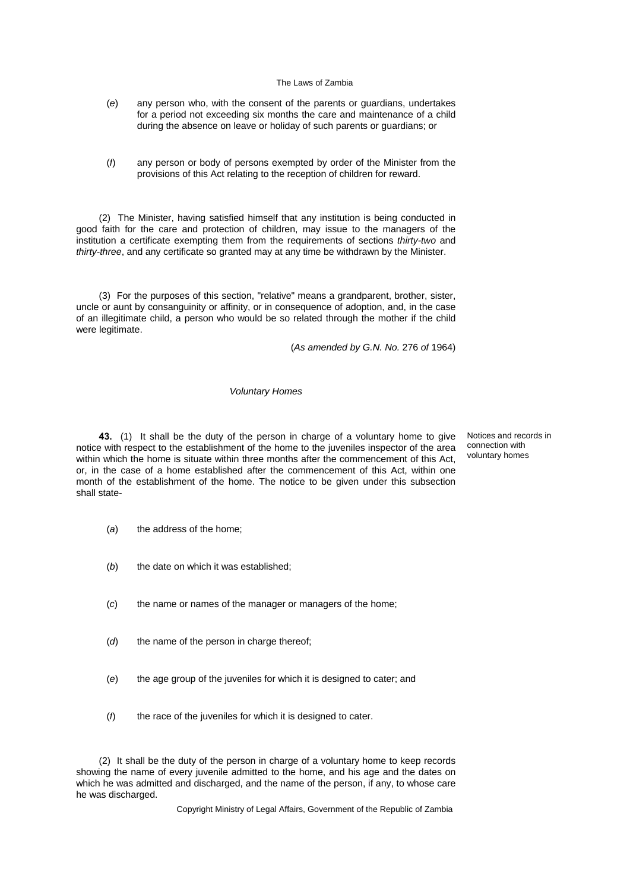(*e*) any person who, with the consent of the parents or guardians, undertakes for a period not exceeding six months the care and maintenance of a child during the absence on leave or holiday of such parents or guardians; or

(*f*) any person or body of persons exempted by order of the Minister from the provisions of this Act relating to the reception of children for reward.

(2) The Minister, having satisfied himself that any institution is being conducted in good faith for the care and protection of children, may issue to the managers of the institution a certificate exempting them from the requirements of sections *thirty-two* and *thirty-three*, and any certificate so granted may at any time be withdrawn by the Minister.

(3) For the purposes of this section, "relative" means a grandparent, brother, sister, uncle or aunt by consanguinity or affinity, or in consequence of adoption, and, in the case of an illegitimate child, a person who would be so related through the mother if the child were legitimate.

(*As amended by G.N. No.* 276 *of* 1964)

### *Voluntary Homes*

*Notices and records in connection with voluntary homes*

**43.** (1) It shall be the duty of the person in charge of a voluntary home to give notice with respect to the establishment of the home to the juveniles inspector of the area within which the home is situate within three months after the commencement of this Act, or, in the case of a home established after the commencement of this Act, within one month of the establishment of the home. The notice to be given under this subsection shall state-

(*a*) the address of the home;

(*b*) the date on which it was established;

(*c*) the name or names of the manager or managers of the home;

(*d*) the name of the person in charge thereof;

(*e*) the age group of the juveniles for which it is designed to cater; and

(*f*) the race of the juveniles for which it is designed to cater.

(2) It shall be the duty of the person in charge of a voluntary home to keep records showing the name of every juvenile admitted to the home, and his age and the dates on which he was admitted and discharged, and the name of the person, if any, to whose care he was discharged.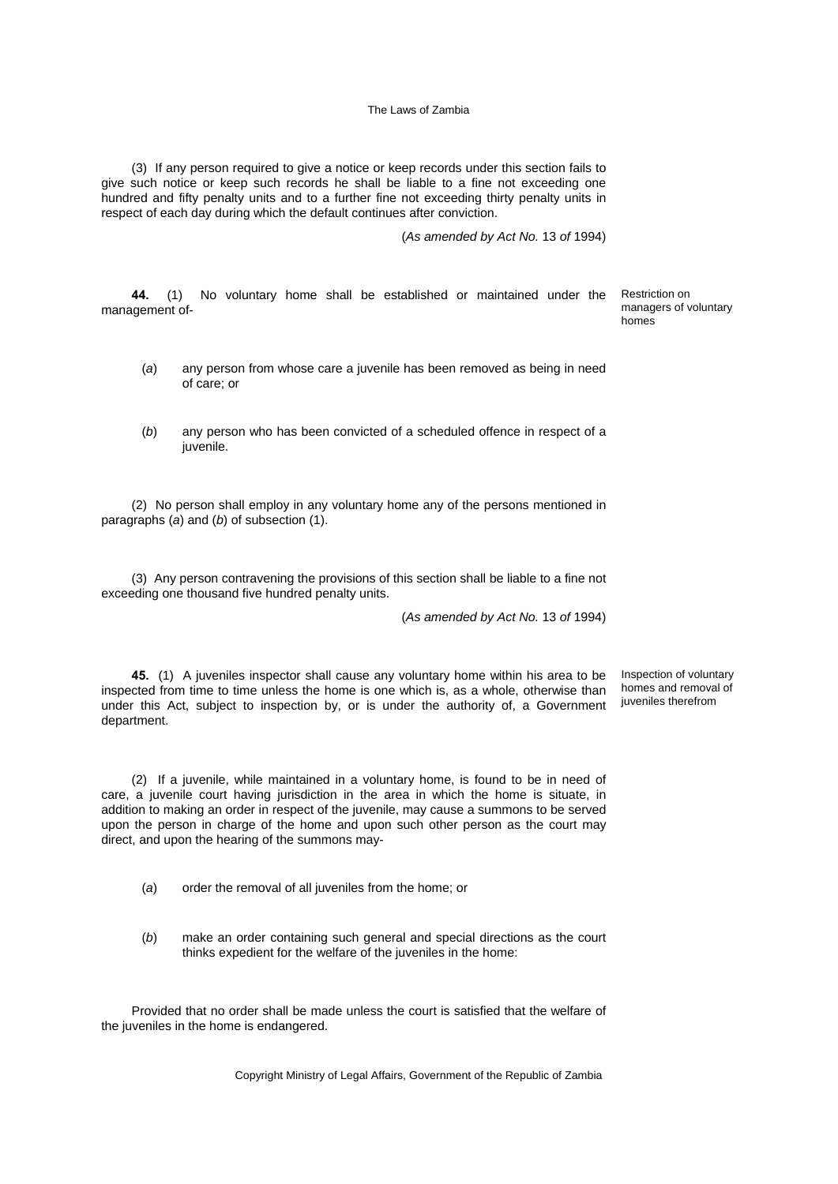(3) If any person required to give a notice or keep records under this section fails to give such notice or keep such records he shall be liable to a fine not exceeding one hundred and fifty penalty units and to a further fine not exceeding thirty penalty units in respect of each day during which the default continues after conviction.

(*As amended by Act No.* 13 *of* 1994)

Restriction on managers of voluntary homes

**44.** (1) No voluntary home shall be established or maintained under the management of-

(*a*) any person from whose care a juvenile has been removed as being in need of care; or

(*b*) any person who has been convicted of a scheduled offence in respect of a juvenile.

(2) No person shall employ in any voluntary home any of the persons mentioned in paragraphs (*a*) and (*b*) of subsection (1).

(3) Any person contravening the provisions of this section shall be liable to a fine not exceeding one thousand five hundred penalty units.

(*As amended by Act No.* 13 *of* 1994)

Inspection of voluntary homes and removal of juveniles therefrom

**45.** (1) A juveniles inspector shall cause any voluntary home within his area to be inspected from time to time unless the home is one which is, as a whole, otherwise than under this Act, subject to inspection by, or is under the authority of, a Government department.

(2) If a juvenile, while maintained in a voluntary home, is found to be in need of care, a juvenile court having jurisdiction in the area in which the home is situate, in addition to making an order in respect of the juvenile, may cause a summons to be served upon the person in charge of the home and upon such other person as the court may direct, and upon the hearing of the summons may-

(*a*) order the removal of all juveniles from the home; or

(*b*) make an order containing such general and special directions as the court thinks expedient for the welfare of the juveniles in the home:

Provided that no order shall be made unless the court is satisfied that the welfare of the juveniles in the home is endangered.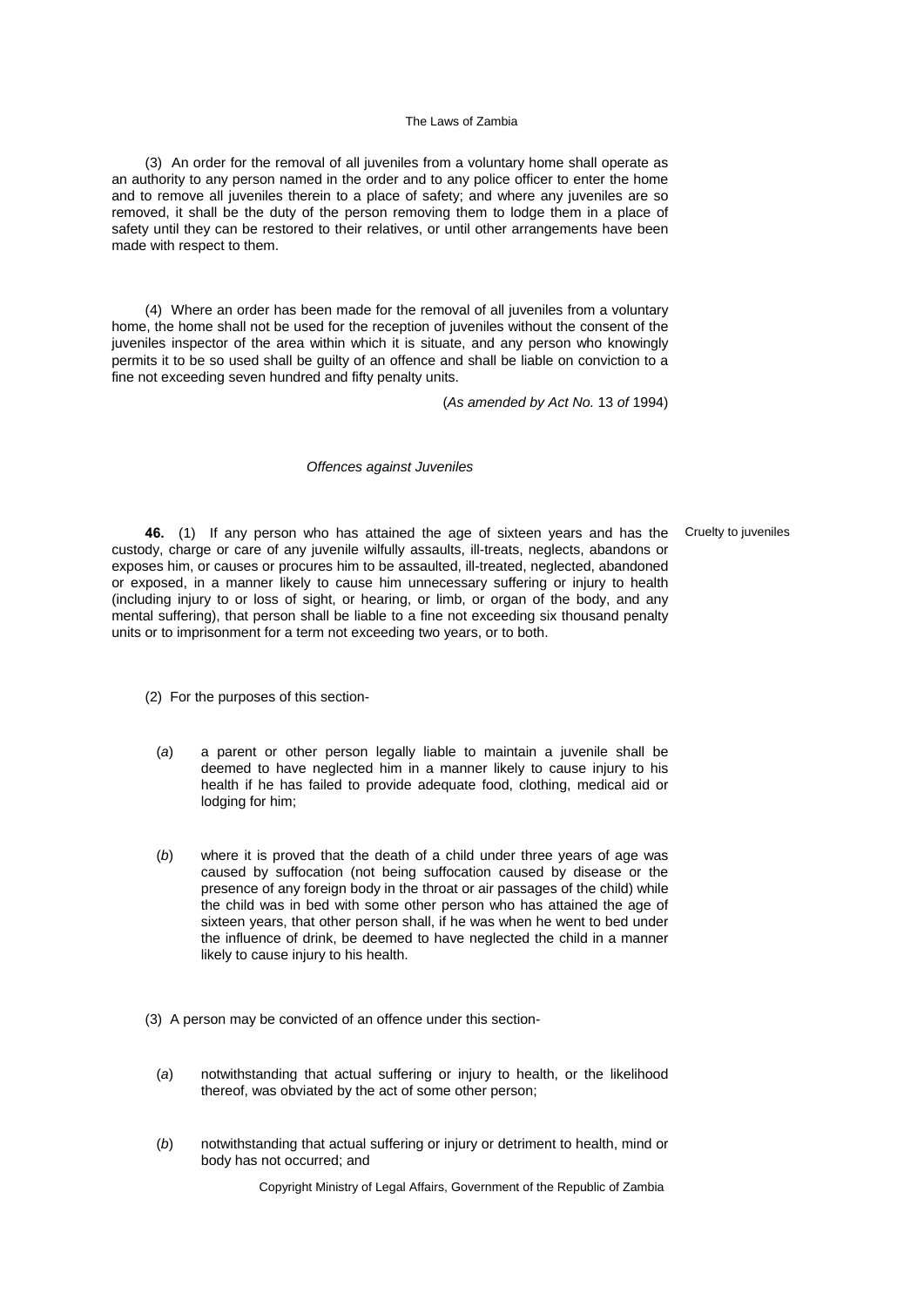(3) An order for the removal of all juveniles from a voluntary home shall operate as an authority to any person named in the order and to any police officer to enter the home and to remove all juveniles therein to a place of safety; and where any juveniles are so removed, it shall be the duty of the person removing them to lodge them in a place of safety until they can be restored to their relatives, or until other arrangements have been made with respect to them.

(4) Where an order has been made for the removal of all juveniles from a voluntary home, the home shall not be used for the reception of juveniles without the consent of the juveniles inspector of the area within which it is situate, and any person who knowingly permits it to be so used shall be guilty of an offence and shall be liable on conviction to a fine not exceeding seven hundred and fifty penalty units.

(*As amended by Act No.* 13 *of* 1994)

*Offences against Juveniles*

Cruelty to juveniles

**46.** (1) If any person who has attained the age of sixteen years and has the custody, charge or care of any juvenile wilfully assaults, ill-treats, neglects, abandons or exposes him, or causes or procures him to be assaulted, ill-treated, neglected, abandoned or exposed, in a manner likely to cause him unnecessary suffering or injury to health (including injury to or loss of sight, or hearing, or limb, or organ of the body, and any mental suffering), that person shall be liable to a fine not exceeding six thousand penalty units or to imprisonment for a term not exceeding two years, or to both.

(2) For the purposes of this section-

(*a*) a parent or other person legally liable to maintain a juvenile shall be deemed to have neglected him in a manner likely to cause injury to his health if he has failed to provide adequate food, clothing, medical aid or lodging for him;

(*b*) where it is proved that the death of a child under three years of age was caused by suffocation (not being suffocation caused by disease or the presence of any foreign body in the throat or air passages of the child) while the child was in bed with some other person who has attained the age of sixteen years, that other person shall, if he was when he went to bed under the influence of drink, be deemed to have neglected the child in a manner likely to cause injury to his health.

(3) A person may be convicted of an offence under this section-

(*a*) notwithstanding that actual suffering or injury to health, or the likelihood thereof, was obviated by the act of some other person;

(*b*) notwithstanding that actual suffering or injury or detriment to health, mind or body has not occurred; and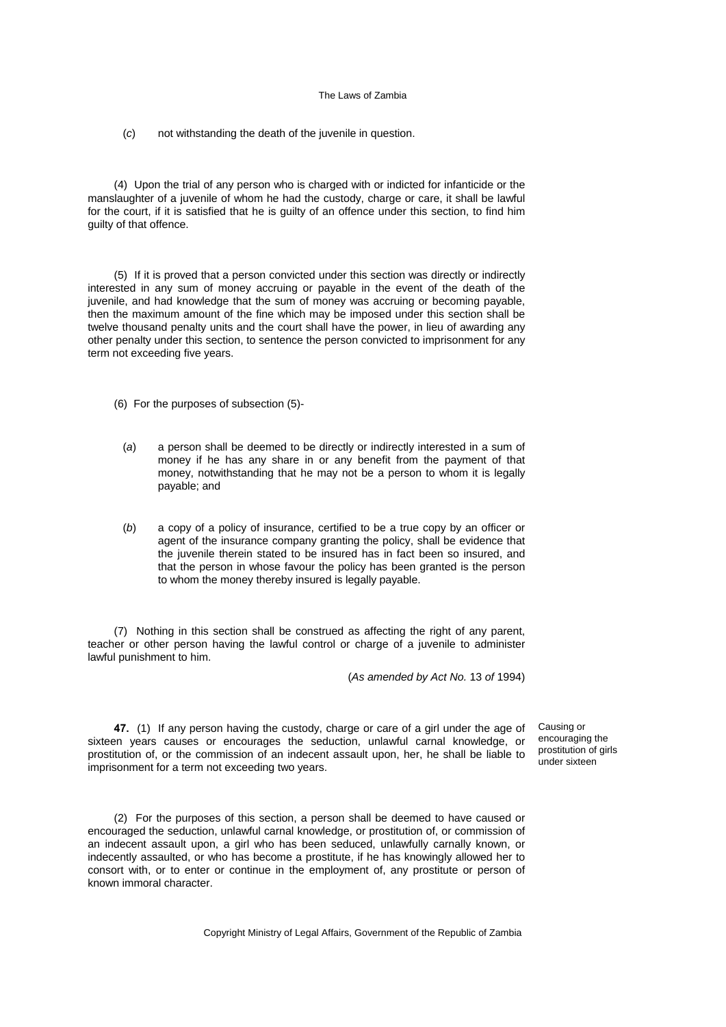(*c*) not withstanding the death of the juvenile in question.

(4) Upon the trial of any person who is charged with or indicted for infanticide or the manslaughter of a juvenile of whom he had the custody, charge or care, it shall be lawful for the court, if it is satisfied that he is guilty of an offence under this section, to find him guilty of that offence.

(5) If it is proved that a person convicted under this section was directly or indirectly interested in any sum of money accruing or payable in the event of the death of the juvenile, and had knowledge that the sum of money was accruing or becoming payable, then the maximum amount of the fine which may be imposed under this section shall be twelve thousand penalty units and the court shall have the power, in lieu of awarding any other penalty under this section, to sentence the person convicted to imprisonment for any term not exceeding five years.

(6) For the purposes of subsection (5)-

(*a*) a person shall be deemed to be directly or indirectly interested in a sum of money if he has any share in or any benefit from the payment of that money, notwithstanding that he may not be a person to whom it is legally payable; and

(*b*) a copy of a policy of insurance, certified to be a true copy by an officer or agent of the insurance company granting the policy, shall be evidence that the juvenile therein stated to be insured has in fact been so insured, and that the person in whose favour the policy has been granted is the person to whom the money thereby insured is legally payable.

(7) Nothing in this section shall be construed as affecting the right of any parent, teacher or other person having the lawful control or charge of a juvenile to administer lawful punishment to him.

(*As amended by Act No.* 13 *of* 1994)

Causing or encouraging the prostitution of girls under sixteen

**47.** (1) If any person having the custody, charge or care of a girl under the age of sixteen years causes or encourages the seduction, unlawful carnal knowledge, or prostitution of, or the commission of an indecent assault upon, her, he shall be liable to imprisonment for a term not exceeding two years.

(2) For the purposes of this section, a person shall be deemed to have caused or encouraged the seduction, unlawful carnal knowledge, or prostitution of, or commission of an indecent assault upon, a girl who has been seduced, unlawfully carnally known, or indecently assaulted, or who has become a prostitute, if he has knowingly allowed her to consort with, or to enter or continue in the employment of, any prostitute or person of known immoral character.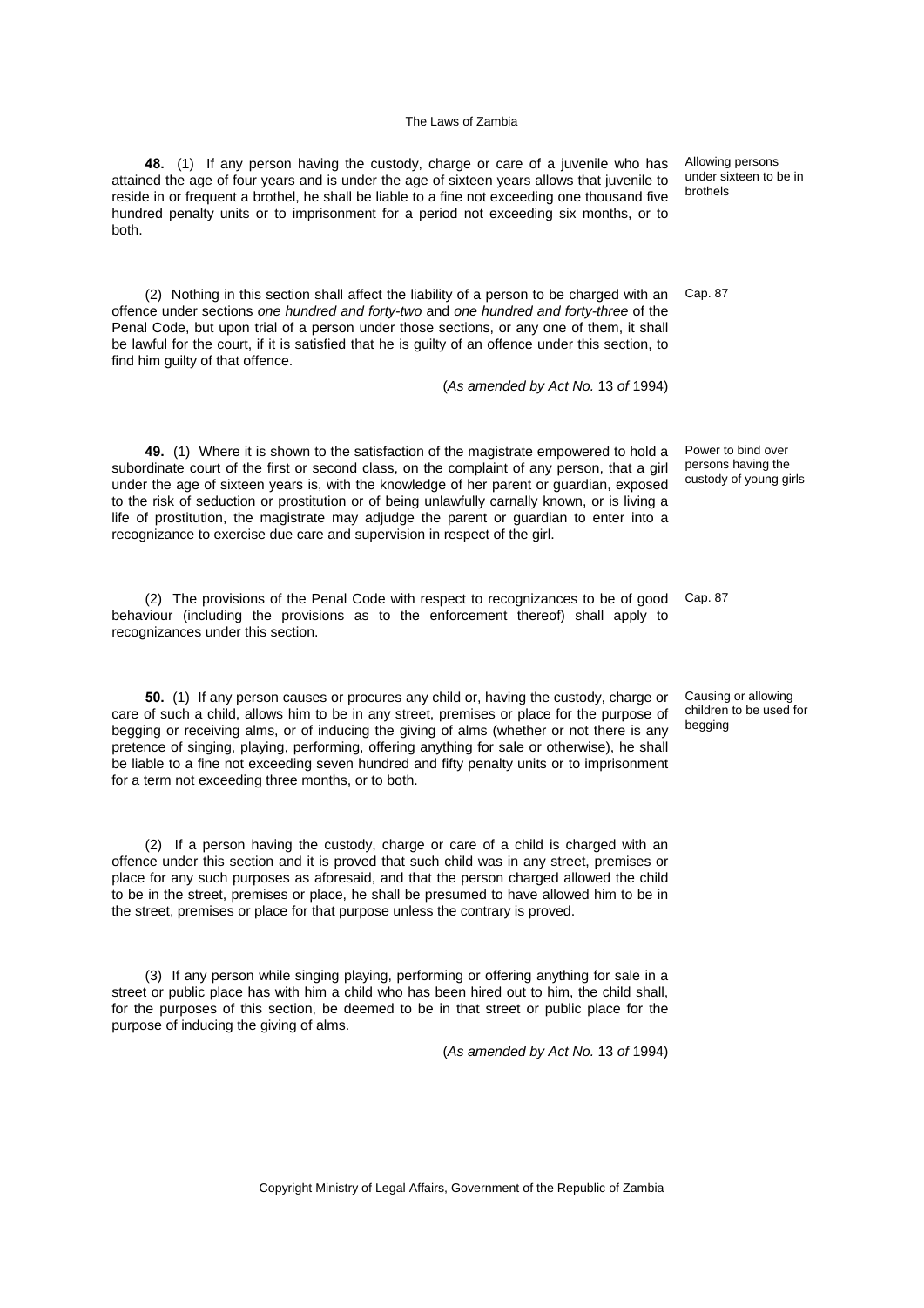**48.** (1) If any person having the custody, charge or care of a juvenile who has attained the age of four years and is under the age of sixteen years allows that juvenile to reside in or frequent a brothel, he shall be liable to a fine not exceeding one thousand five hundred penalty units or to imprisonment for a period not exceeding six months, or to both.

Allowing persons under sixteen to be in brothels

(2) Nothing in this section shall affect the liability of a person to be charged with an offence under sections *one hundred and forty-two* and *one hundred and forty-three* of the Penal Code, but upon trial of a person under those sections, or any one of them, it shall be lawful for the court, if it is satisfied that he is guilty of an offence under this section, to find him guilty of that offence.

Cap. 87

(*As amended by Act No.* 13 *of* 1994)

**49.** (1) Where it is shown to the satisfaction of the magistrate empowered to hold a subordinate court of the first or second class, on the complaint of any person, that a girl under the age of sixteen years is, with the knowledge of her parent or guardian, exposed to the risk of seduction or prostitution or of being unlawfully carnally known, or is living a life of prostitution, the magistrate may adjudge the parent or guardian to enter into a recognizance to exercise due care and supervision in respect of the girl.

Power to bind over persons having the custody of young girls

(2) The provisions of the Penal Code with respect to recognizances to be of good behaviour (including the provisions as to the enforcement thereof) shall apply to recognizances under this section.

Cap. 87

**50.** (1) If any person causes or procures any child or, having the custody, charge or care of such a child, allows him to be in any street, premises or place for the purpose of begging or receiving alms, or of inducing the giving of alms (whether or not there is any pretence of singing, playing, performing, offering anything for sale or otherwise), he shall be liable to a fine not exceeding seven hundred and fifty penalty units or to imprisonment for a term not exceeding three months, or to both.

Causing or allowing children to be used for begging

(2) If a person having the custody, charge or care of a child is charged with an offence under this section and it is proved that such child was in any street, premises or place for any such purposes as aforesaid, and that the person charged allowed the child to be in the street, premises or place, he shall be presumed to have allowed him to be in the street, premises or place for that purpose unless the contrary is proved.

(3) If any person while singing playing, performing or offering anything for sale in a street or public place has with him a child who has been hired out to him, the child shall, for the purposes of this section, be deemed to be in that street or public place for the purpose of inducing the giving of alms.

(*As amended by Act No.* 13 *of* 1994)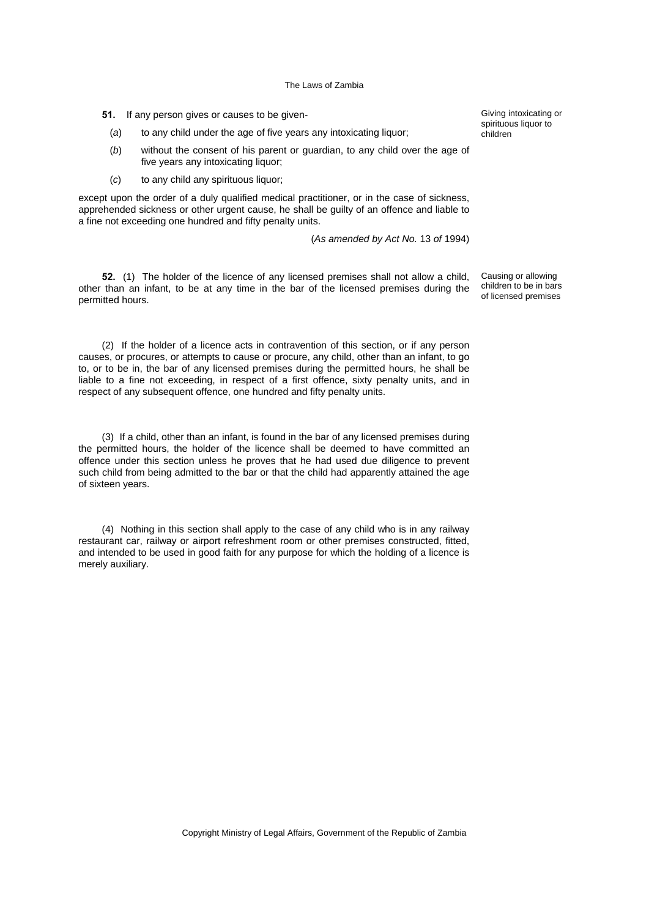**51.** If any person gives or causes to be given-

*Giving intoxicating or spirituous liquor to children*

(*a*) to any child under the age of five years any intoxicating liquor;

(*b*) without the consent of his parent or guardian, to any child over the age of five years any intoxicating liquor;

(*c*) to any child any spirituous liquor;

except upon the order of a duly qualified medical practitioner, or in the case of sickness, apprehended sickness or other urgent cause, he shall be guilty of an offence and liable to a fine not exceeding one hundred and fifty penalty units.

(*As amended by Act No.* 13 *of* 1994)

**52.** (1) The holder of the licence of any licensed premises shall not allow a child, other than an infant, to be at any time in the bar of the licensed premises during the permitted hours.

*Causing or allowing children to be in bars of licensed premises*

(2) If the holder of a licence acts in contravention of this section, or if any person causes, or procures, or attempts to cause or procure, any child, other than an infant, to go to, or to be in, the bar of any licensed premises during the permitted hours, he shall be liable to a fine not exceeding, in respect of a first offence, sixty penalty units, and in respect of any subsequent offence, one hundred and fifty penalty units.

(3) If a child, other than an infant, is found in the bar of any licensed premises during the permitted hours, the holder of the licence shall be deemed to have committed an offence under this section unless he proves that he had used due diligence to prevent such child from being admitted to the bar or that the child had apparently attained the age of sixteen years.

(4) Nothing in this section shall apply to the case of any child who is in any railway restaurant car, railway or airport refreshment room or other premises constructed, fitted, and intended to be used in good faith for any purpose for which the holding of a licence is merely auxiliary.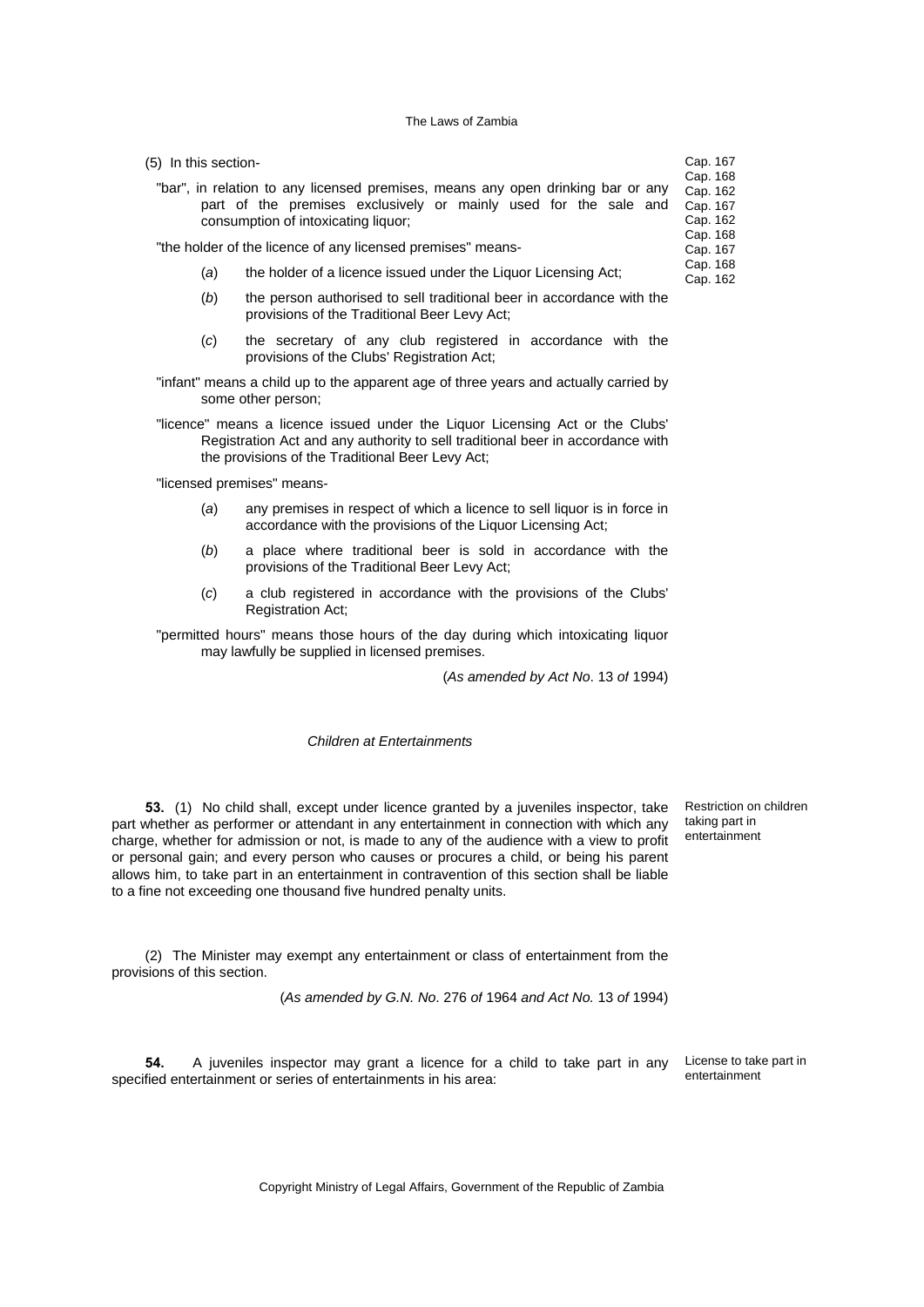(5) In this section-

"bar", in relation to any licensed premises, means any open drinking bar or any part of the premises exclusively or mainly used for the sale and consumption of intoxicating liquor;

"the holder of the licence of any licensed premises" means-

(*a*) the holder of a licence issued under the Liquor Licensing Act;

(*b*) the person authorised to sell traditional beer in accordance with the provisions of the Traditional Beer Levy Act;

(*c*) the secretary of any club registered in accordance with the provisions of the Clubs' Registration Act;

"infant" means a child up to the apparent age of three years and actually carried by some other person;

"licence" means a licence issued under the Liquor Licensing Act or the Clubs' Registration Act and any authority to sell traditional beer in accordance with the provisions of the Traditional Beer Levy Act;

"licensed premises" means-

(*a*) any premises in respect of which a licence to sell liquor is in force in accordance with the provisions of the Liquor Licensing Act;

(*b*) a place where traditional beer is sold in accordance with the provisions of the Traditional Beer Levy Act;

(*c*) a club registered in accordance with the provisions of the Clubs' Registration Act;

"permitted hours" means those hours of the day during which intoxicating liquor may lawfully be supplied in licensed premises.

(*As amended by Act No*. 13 *of* 1994)

Cap. 167
Cap. 168
Cap. 162
Cap. 167
Cap. 162
Cap. 168
Cap. 167
Cap. 168
Cap. 162

*Children at Entertainments*

Restriction on children taking part in entertainment

**53.** (1) No child shall, except under licence granted by a juveniles inspector, take part whether as performer or attendant in any entertainment in connection with which any charge, whether for admission or not, is made to any of the audience with a view to profit or personal gain; and every person who causes or procures a child, or being his parent allows him, to take part in an entertainment in contravention of this section shall be liable to a fine not exceeding one thousand five hundred penalty units.

(2) The Minister may exempt any entertainment or class of entertainment from the provisions of this section.

(*As amended by G.N. No*. 276 *of* 1964 *and Act No.* 13 *of* 1994)

License to take part in entertainment

**54.** A juveniles inspector may grant a licence for a child to take part in any specified entertainment or series of entertainments in his area: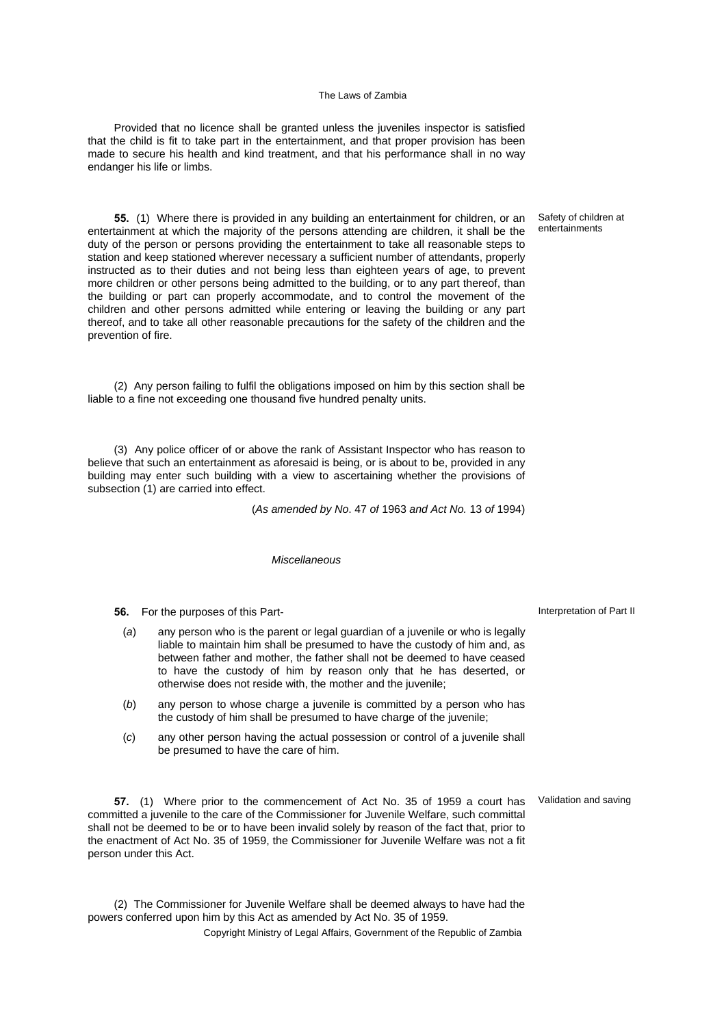Provided that no licence shall be granted unless the juveniles inspector is satisfied that the child is fit to take part in the entertainment, and that proper provision has been made to secure his health and kind treatment, and that his performance shall in no way endanger his life or limbs.

Safety of children at entertainments

**55.** (1) Where there is provided in any building an entertainment for children, or an entertainment at which the majority of the persons attending are children, it shall be the duty of the person or persons providing the entertainment to take all reasonable steps to station and keep stationed wherever necessary a sufficient number of attendants, properly instructed as to their duties and not being less than eighteen years of age, to prevent more children or other persons being admitted to the building, or to any part thereof, than the building or part can properly accommodate, and to control the movement of the children and other persons admitted while entering or leaving the building or any part thereof, and to take all other reasonable precautions for the safety of the children and the prevention of fire.

(2) Any person failing to fulfil the obligations imposed on him by this section shall be liable to a fine not exceeding one thousand five hundred penalty units.

(3) Any police officer of or above the rank of Assistant Inspector who has reason to believe that such an entertainment as aforesaid is being, or is about to be, provided in any building may enter such building with a view to ascertaining whether the provisions of subsection (1) are carried into effect.

(*As amended by No*. 47 *of* 1963 *and Act No.* 13 *of* 1994)

*Miscellaneous*

Interpretation of Part II

**56.** For the purposes of this Part-

(*a*) any person who is the parent or legal guardian of a juvenile or who is legally liable to maintain him shall be presumed to have the custody of him and, as between father and mother, the father shall not be deemed to have ceased to have the custody of him by reason only that he has deserted, or otherwise does not reside with, the mother and the juvenile;

(*b*) any person to whose charge a juvenile is committed by a person who has the custody of him shall be presumed to have charge of the juvenile;

(*c*) any other person having the actual possession or control of a juvenile shall be presumed to have the care of him.

Validation and saving

**57.** (1) Where prior to the commencement of Act No. 35 of 1959 a court has committed a juvenile to the care of the Commissioner for Juvenile Welfare, such committal shall not be deemed to be or to have been invalid solely by reason of the fact that, prior to the enactment of Act No. 35 of 1959, the Commissioner for Juvenile Welfare was not a fit person under this Act.

(2) The Commissioner for Juvenile Welfare shall be deemed always to have had the powers conferred upon him by this Act as amended by Act No. 35 of 1959.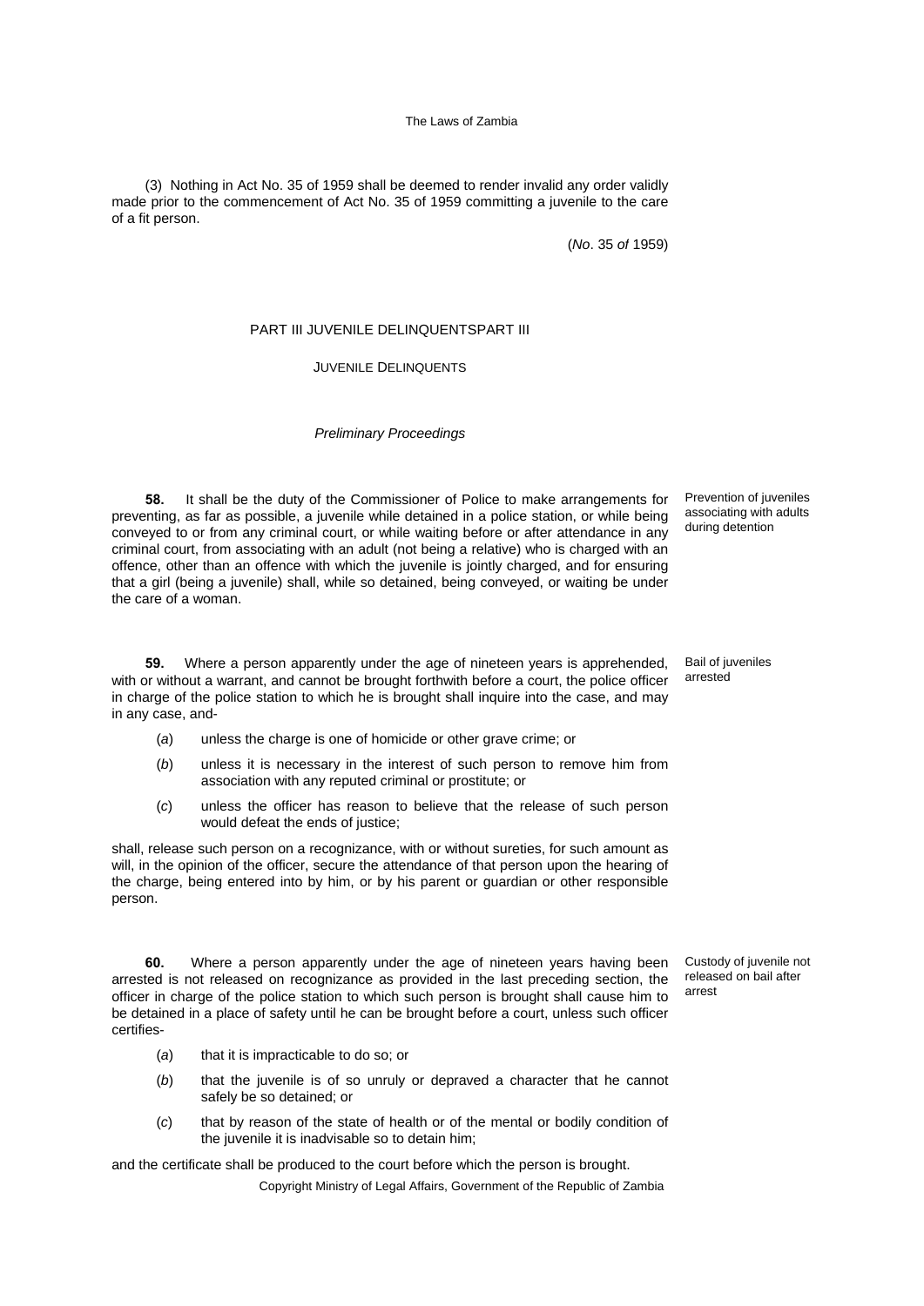(3) Nothing in Act No. 35 of 1959 shall be deemed to render invalid any order validly made prior to the commencement of Act No. 35 of 1959 committing a juvenile to the care of a fit person.

(*No*. 35 *of* 1959)

## PART III JUVENILE DELINQUENTSPART III

### JUVENILE DELINQUENTS

*Preliminary Proceedings*

**58.** It shall be the duty of the Commissioner of Police to make arrangements for preventing, as far as possible, a juvenile while detained in a police station, or while being conveyed to or from any criminal court, or while waiting before or after attendance in any criminal court, from associating with an adult (not being a relative) who is charged with an offence, other than an offence with which the juvenile is jointly charged, and for ensuring that a girl (being a juvenile) shall, while so detained, being conveyed, or waiting be under the care of a woman.

Prevention of juveniles associating with adults during detention

**59.** Where a person apparently under the age of nineteen years is apprehended, with or without a warrant, and cannot be brought forthwith before a court, the police officer in charge of the police station to which he is brought shall inquire into the case, and may in any case, and-

Bail of juveniles arrested

(*a*) unless the charge is one of homicide or other grave crime; or

(*b*) unless it is necessary in the interest of such person to remove him from association with any reputed criminal or prostitute; or

(*c*) unless the officer has reason to believe that the release of such person would defeat the ends of justice;

shall, release such person on a recognizance, with or without sureties, for such amount as will, in the opinion of the officer, secure the attendance of that person upon the hearing of the charge, being entered into by him, or by his parent or guardian or other responsible person.

**60.** Where a person apparently under the age of nineteen years having been arrested is not released on recognizance as provided in the last preceding section, the officer in charge of the police station to which such person is brought shall cause him to be detained in a place of safety until he can be brought before a court, unless such officer certifies-

Custody of juvenile not released on bail after arrest

(*a*) that it is impracticable to do so; or

(*b*) that the juvenile is of so unruly or depraved a character that he cannot safely be so detained; or

(*c*) that by reason of the state of health or of the mental or bodily condition of the juvenile it is inadvisable so to detain him;

and the certificate shall be produced to the court before which the person is brought.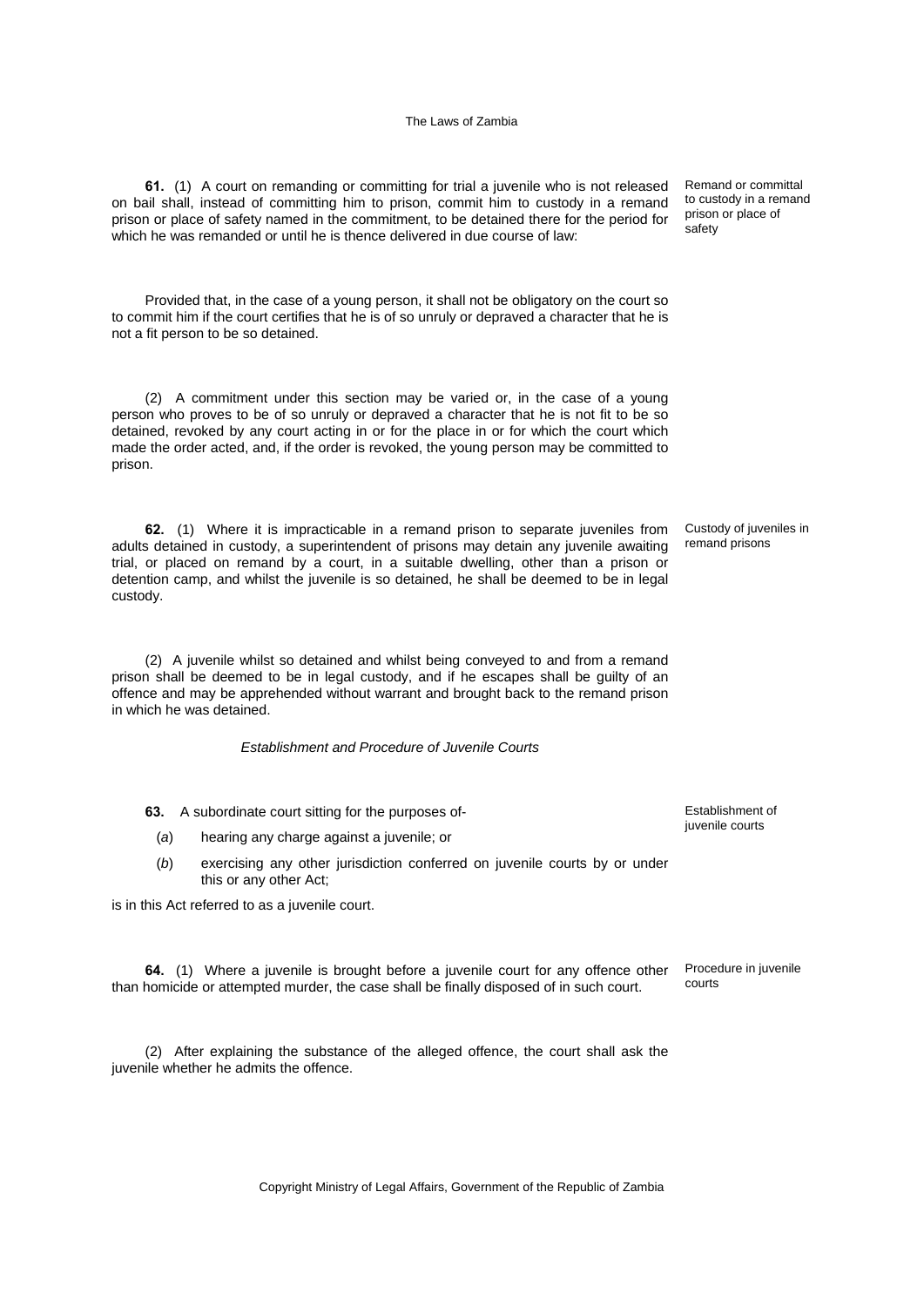**61.** (1) A court on remanding or committing for trial a juvenile who is not released on bail shall, instead of committing him to prison, commit him to custody in a remand prison or place of safety named in the commitment, to be detained there for the period for which he was remanded or until he is thence delivered in due course of law:

Remand or committal to custody in a remand prison or place of safety

Provided that, in the case of a young person, it shall not be obligatory on the court so to commit him if the court certifies that he is of so unruly or depraved a character that he is not a fit person to be so detained.

(2) A commitment under this section may be varied or, in the case of a young person who proves to be of so unruly or depraved a character that he is not fit to be so detained, revoked by any court acting in or for the place in or for which the court which made the order acted, and, if the order is revoked, the young person may be committed to prison.

**62.** (1) Where it is impracticable in a remand prison to separate juveniles from adults detained in custody, a superintendent of prisons may detain any juvenile awaiting trial, or placed on remand by a court, in a suitable dwelling, other than a prison or detention camp, and whilst the juvenile is so detained, he shall be deemed to be in legal custody.

Custody of juveniles in remand prisons

(2) A juvenile whilst so detained and whilst being conveyed to and from a remand prison shall be deemed to be in legal custody, and if he escapes shall be guilty of an offence and may be apprehended without warrant and brought back to the remand prison in which he was detained.

*Establishment and Procedure of Juvenile Courts*

**63.** A subordinate court sitting for the purposes of-

Establishment of juvenile courts

(*a*) hearing any charge against a juvenile; or

(*b*) exercising any other jurisdiction conferred on juvenile courts by or under this or any other Act;

is in this Act referred to as a juvenile court.

**64.** (1) Where a juvenile is brought before a juvenile court for any offence other than homicide or attempted murder, the case shall be finally disposed of in such court.

Procedure in juvenile courts

(2) After explaining the substance of the alleged offence, the court shall ask the juvenile whether he admits the offence.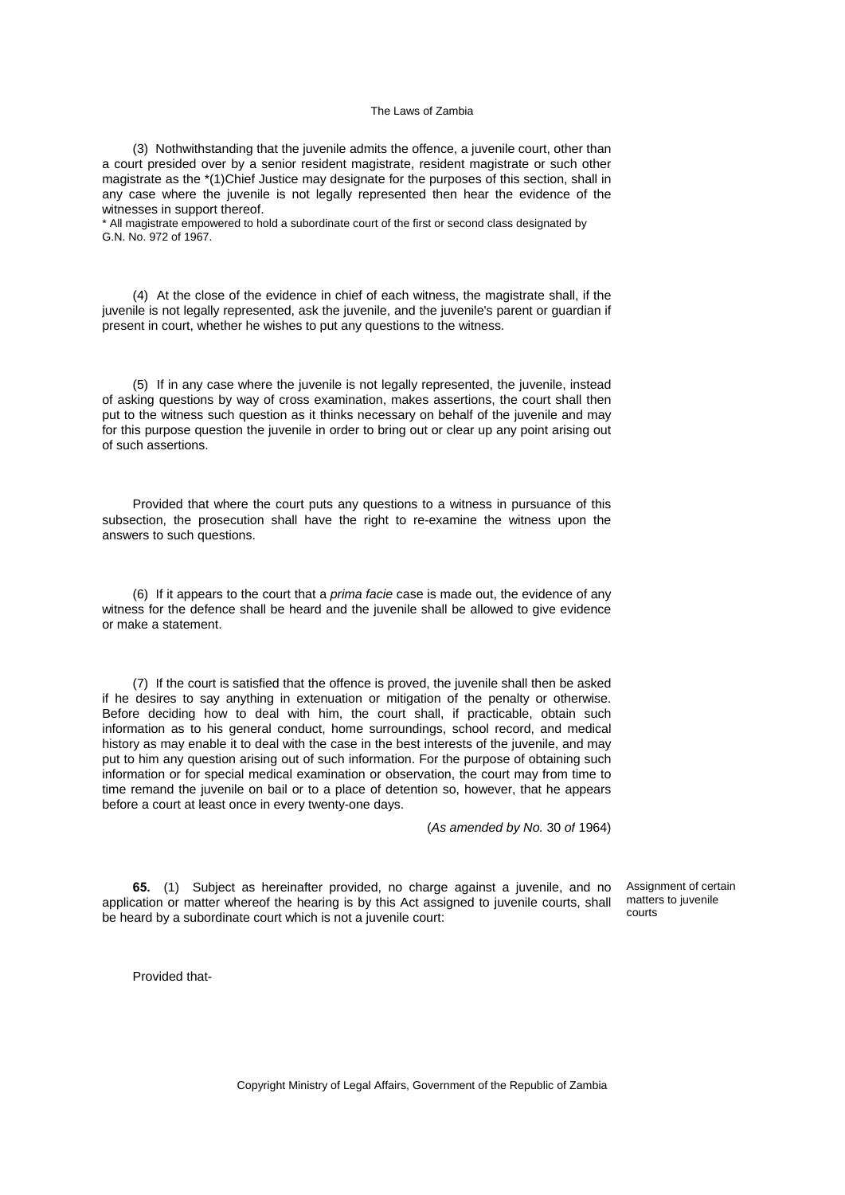(3) Nothwithstanding that the juvenile admits the offence, a juvenile court, other than a court presided over by a senior resident magistrate, resident magistrate or such other magistrate as the *(1)Chief Justice may designate for the purposes of this section, shall in any case where the juvenile is not legally represented then hear the evidence of the witnesses in support thereof.

\* All magistrate empowered to hold a subordinate court of the first or second class designated by G.N. No. 972 of 1967.

(4) At the close of the evidence in chief of each witness, the magistrate shall, if the juvenile is not legally represented, ask the juvenile, and the juvenile's parent or guardian if present in court, whether he wishes to put any questions to the witness.

(5) If in any case where the juvenile is not legally represented, the juvenile, instead of asking questions by way of cross examination, makes assertions, the court shall then put to the witness such question as it thinks necessary on behalf of the juvenile and may for this purpose question the juvenile in order to bring out or clear up any point arising out of such assertions.

Provided that where the court puts any questions to a witness in pursuance of this subsection, the prosecution shall have the right to re-examine the witness upon the answers to such questions.

(6) If it appears to the court that a *prima facie* case is made out, the evidence of any witness for the defence shall be heard and the juvenile shall be allowed to give evidence or make a statement.

(7) If the court is satisfied that the offence is proved, the juvenile shall then be asked if he desires to say anything in extenuation or mitigation of the penalty or otherwise. Before deciding how to deal with him, the court shall, if practicable, obtain such information as to his general conduct, home surroundings, school record, and medical history as may enable it to deal with the case in the best interests of the juvenile, and may put to him any question arising out of such information. For the purpose of obtaining such information or for special medical examination or observation, the court may from time to time remand the juvenile on bail or to a place of detention so, however, that he appears before a court at least once in every twenty-one days.

(*As amended by No.* 30 *of* 1964)

Assignment of certain matters to juvenile courts

**65.** (1) Subject as hereinafter provided, no charge against a juvenile, and no application or matter whereof the hearing is by this Act assigned to juvenile courts, shall be heard by a subordinate court which is not a juvenile court:

Provided that-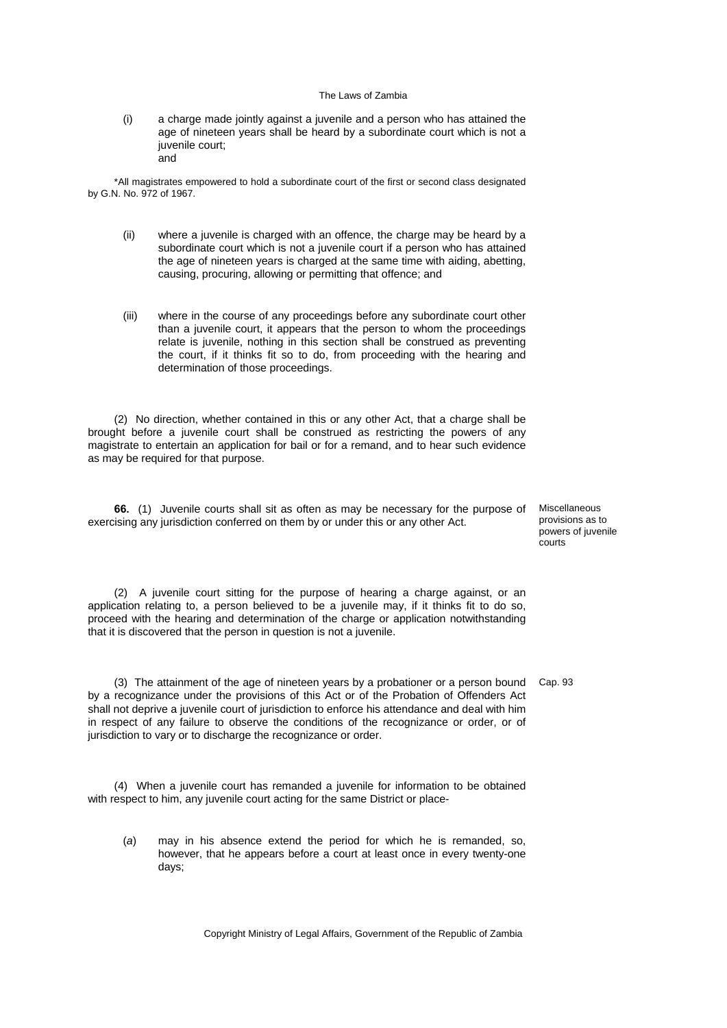(i) a charge made jointly against a juvenile and a person who has attained the age of nineteen years shall be heard by a subordinate court which is not a juvenile court;
and

*All magistrates empowered to hold a subordinate court of the first or second class designated by G.N. No. 972 of 1967.

(ii) where a juvenile is charged with an offence, the charge may be heard by a subordinate court which is not a juvenile court if a person who has attained the age of nineteen years is charged at the same time with aiding, abetting, causing, procuring, allowing or permitting that offence; and

(iii) where in the course of any proceedings before any subordinate court other than a juvenile court, it appears that the person to whom the proceedings relate is juvenile, nothing in this section shall be construed as preventing the court, if it thinks fit so to do, from proceeding with the hearing and determination of those proceedings.

(2) No direction, whether contained in this or any other Act, that a charge shall be brought before a juvenile court shall be construed as restricting the powers of any magistrate to entertain an application for bail or for a remand, and to hear such evidence as may be required for that purpose.

Miscellaneous provisions as to powers of juvenile courts

**66.** (1) Juvenile courts shall sit as often as may be necessary for the purpose of exercising any jurisdiction conferred on them by or under this or any other Act.

(2) A juvenile court sitting for the purpose of hearing a charge against, or an application relating to, a person believed to be a juvenile may, if it thinks fit to do so, proceed with the hearing and determination of the charge or application notwithstanding that it is discovered that the person in question is not a juvenile.

Cap. 93

(3) The attainment of the age of nineteen years by a probationer or a person bound by a recognizance under the provisions of this Act or of the Probation of Offenders Act shall not deprive a juvenile court of jurisdiction to enforce his attendance and deal with him in respect of any failure to observe the conditions of the recognizance or order, or of jurisdiction to vary or to discharge the recognizance or order.

(4) When a juvenile court has remanded a juvenile for information to be obtained with respect to him, any juvenile court acting for the same District or place-

(*a*) may in his absence extend the period for which he is remanded, so, however, that he appears before a court at least once in every twenty-one days;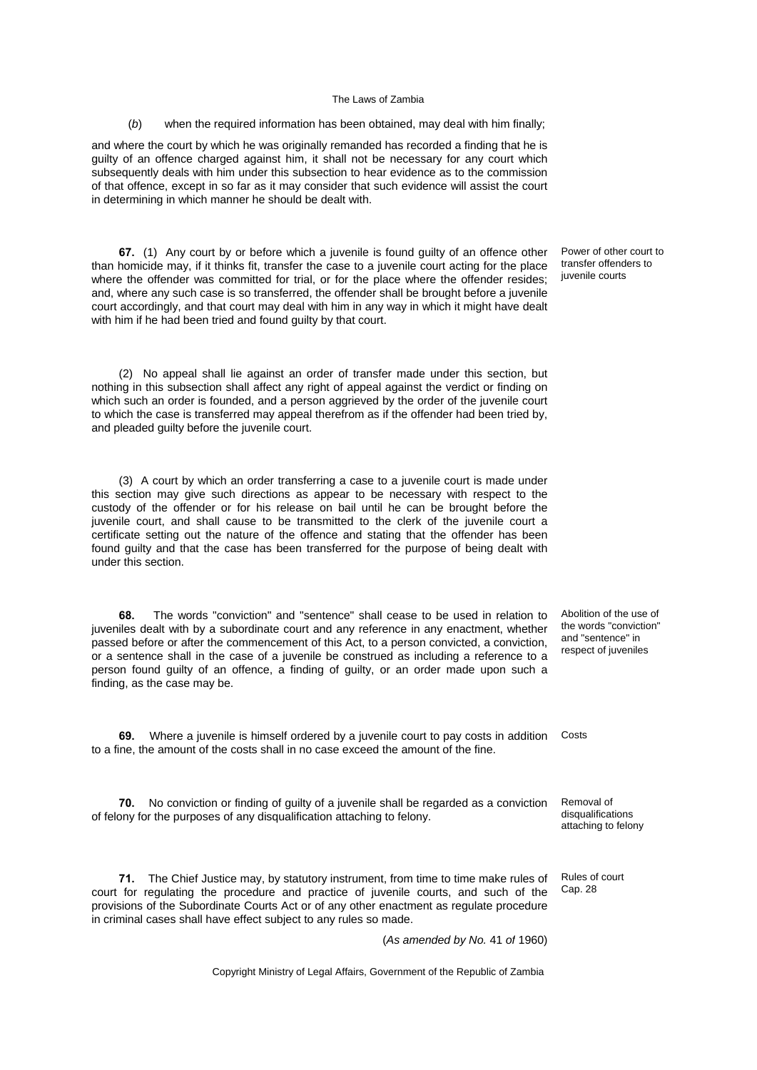(*b*) when the required information has been obtained, may deal with him finally;

and where the court by which he was originally remanded has recorded a finding that he is guilty of an offence charged against him, it shall not be necessary for any court which subsequently deals with him under this subsection to hear evidence as to the commission of that offence, except in so far as it may consider that such evidence will assist the court in determining in which manner he should be dealt with.

*Power of other court to transfer offenders to juvenile courts*

**67.** (1) Any court by or before which a juvenile is found guilty of an offence other than homicide may, if it thinks fit, transfer the case to a juvenile court acting for the place where the offender was committed for trial, or for the place where the offender resides; and, where any such case is so transferred, the offender shall be brought before a juvenile court accordingly, and that court may deal with him in any way in which it might have dealt with him if he had been tried and found guilty by that court.

(2) No appeal shall lie against an order of transfer made under this section, but nothing in this subsection shall affect any right of appeal against the verdict or finding on which such an order is founded, and a person aggrieved by the order of the juvenile court to which the case is transferred may appeal therefrom as if the offender had been tried by, and pleaded guilty before the juvenile court.

(3) A court by which an order transferring a case to a juvenile court is made under this section may give such directions as appear to be necessary with respect to the custody of the offender or for his release on bail until he can be brought before the juvenile court, and shall cause to be transmitted to the clerk of the juvenile court a certificate setting out the nature of the offence and stating that the offender has been found guilty and that the case has been transferred for the purpose of being dealt with under this section.

*Abolition of the use of the words "conviction" and "sentence" in respect of juveniles*

**68.** The words "conviction" and "sentence" shall cease to be used in relation to juveniles dealt with by a subordinate court and any reference in any enactment, whether passed before or after the commencement of this Act, to a person convicted, a conviction, or a sentence shall in the case of a juvenile be construed as including a reference to a person found guilty of an offence, a finding of guilty, or an order made upon such a finding, as the case may be.

*Costs*

**69.** Where a juvenile is himself ordered by a juvenile court to pay costs in addition to a fine, the amount of the costs shall in no case exceed the amount of the fine.

*Removal of disqualifications attaching to felony*

**70.** No conviction or finding of guilty of a juvenile shall be regarded as a conviction of felony for the purposes of any disqualification attaching to felony.

*Rules of court*
*Cap. 28*

**71.** The Chief Justice may, by statutory instrument, from time to time make rules of court for regulating the procedure and practice of juvenile courts, and such of the provisions of the Subordinate Courts Act or of any other enactment as regulate procedure in criminal cases shall have effect subject to any rules so made.

(*As amended by No.* 41 *of* 1960)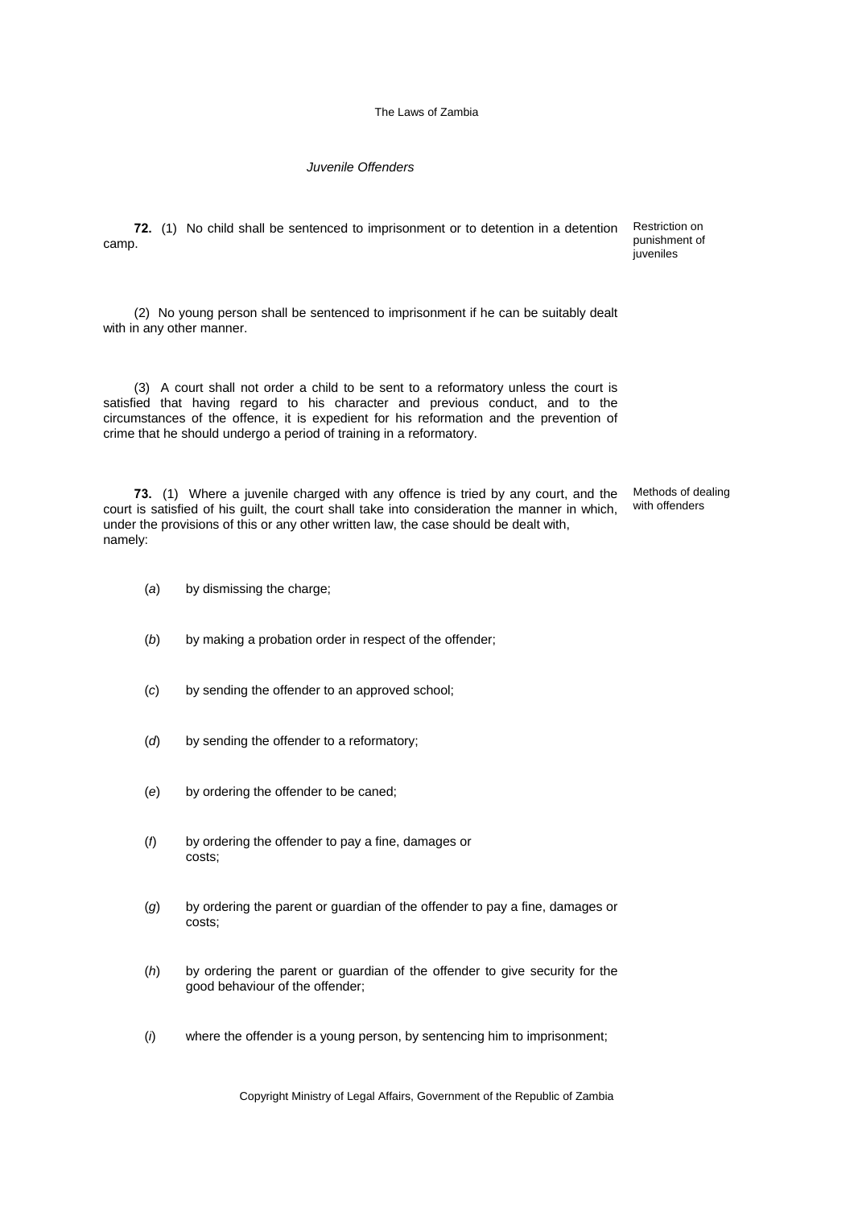*Juvenile Offenders*

**72.** (1) No child shall be sentenced to imprisonment or to detention in a detention camp.

Restriction on punishment of juveniles

(2) No young person shall be sentenced to imprisonment if he can be suitably dealt with in any other manner.

(3) A court shall not order a child to be sent to a reformatory unless the court is satisfied that having regard to his character and previous conduct, and to the circumstances of the offence, it is expedient for his reformation and the prevention of crime that he should undergo a period of training in a reformatory.

**73.** (1) Where a juvenile charged with any offence is tried by any court, and the court is satisfied of his guilt, the court shall take into consideration the manner in which, under the provisions of this or any other written law, the case should be dealt with, namely:

Methods of dealing with offenders

(*a*) by dismissing the charge;

(*b*) by making a probation order in respect of the offender;

(*c*) by sending the offender to an approved school;

(*d*) by sending the offender to a reformatory;

(*e*) by ordering the offender to be caned;

(*f*) by ordering the offender to pay a fine, damages or costs;

(*g*) by ordering the parent or guardian of the offender to pay a fine, damages or costs;

(*h*) by ordering the parent or guardian of the offender to give security for the good behaviour of the offender;

(*i*) where the offender is a young person, by sentencing him to imprisonment;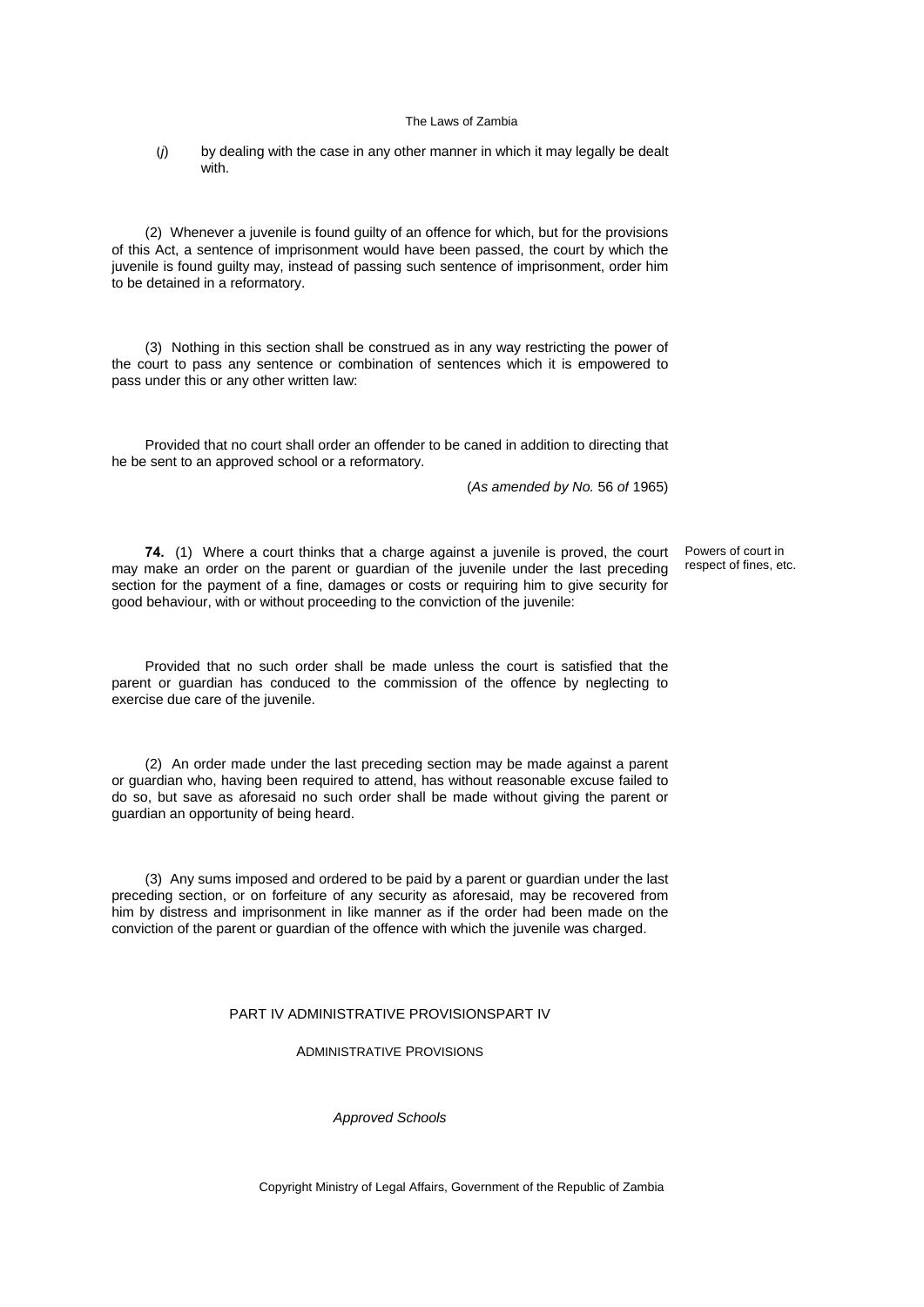(*j*) by dealing with the case in any other manner in which it may legally be dealt with.

(2) Whenever a juvenile is found guilty of an offence for which, but for the provisions of this Act, a sentence of imprisonment would have been passed, the court by which the juvenile is found guilty may, instead of passing such sentence of imprisonment, order him to be detained in a reformatory.

(3) Nothing in this section shall be construed as in any way restricting the power of the court to pass any sentence or combination of sentences which it is empowered to pass under this or any other written law:

Provided that no court shall order an offender to be caned in addition to directing that he be sent to an approved school or a reformatory.

(*As amended by No.* 56 *of* 1965)

Powers of court in respect of fines, etc.

**74.** (1) Where a court thinks that a charge against a juvenile is proved, the court may make an order on the parent or guardian of the juvenile under the last preceding section for the payment of a fine, damages or costs or requiring him to give security for good behaviour, with or without proceeding to the conviction of the juvenile:

Provided that no such order shall be made unless the court is satisfied that the parent or guardian has conduced to the commission of the offence by neglecting to exercise due care of the juvenile.

(2) An order made under the last preceding section may be made against a parent or guardian who, having been required to attend, has without reasonable excuse failed to do so, but save as aforesaid no such order shall be made without giving the parent or guardian an opportunity of being heard.

(3) Any sums imposed and ordered to be paid by a parent or guardian under the last preceding section, or on forfeiture of any security as aforesaid, may be recovered from him by distress and imprisonment in like manner as if the order had been made on the conviction of the parent or guardian of the offence with which the juvenile was charged.

## PART IV ADMINISTRATIVE PROVISIONSPART IV

## ADMINISTRATIVE PROVISIONS

*Approved Schools*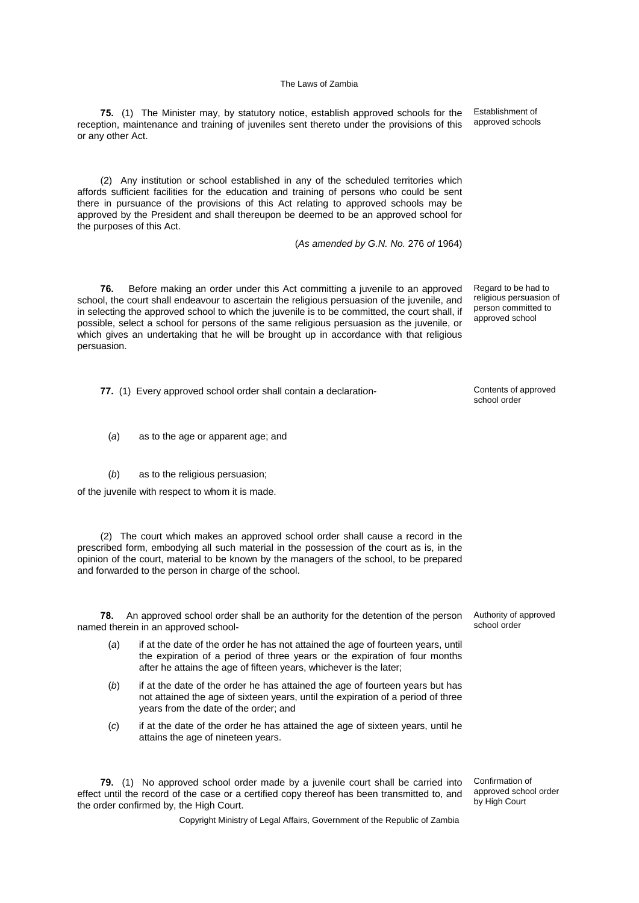**75.** (1) The Minister may, by statutory notice, establish approved schools for the reception, maintenance and training of juveniles sent thereto under the provisions of this or any other Act.

Establishment of approved schools

(2) Any institution or school established in any of the scheduled territories which affords sufficient facilities for the education and training of persons who could be sent there in pursuance of the provisions of this Act relating to approved schools may be approved by the President and shall thereupon be deemed to be an approved school for the purposes of this Act.

(*As amended by G.N. No.* 276 *of* 1964)

**76.** Before making an order under this Act committing a juvenile to an approved school, the court shall endeavour to ascertain the religious persuasion of the juvenile, and in selecting the approved school to which the juvenile is to be committed, the court shall, if possible, select a school for persons of the same religious persuasion as the juvenile, or which gives an undertaking that he will be brought up in accordance with that religious persuasion.

Regard to be had to religious persuasion of person committed to approved school

**77.** (1) Every approved school order shall contain a declaration-

Contents of approved school order

(*a*) as to the age or apparent age; and

(*b*) as to the religious persuasion;

of the juvenile with respect to whom it is made.

(2) The court which makes an approved school order shall cause a record in the prescribed form, embodying all such material in the possession of the court as is, in the opinion of the court, material to be known by the managers of the school, to be prepared and forwarded to the person in charge of the school.

**78.** An approved school order shall be an authority for the detention of the person named therein in an approved school-

Authority of approved school order

(*a*) if at the date of the order he has not attained the age of fourteen years, until the expiration of a period of three years or the expiration of four months after he attains the age of fifteen years, whichever is the later;

(*b*) if at the date of the order he has attained the age of fourteen years but has not attained the age of sixteen years, until the expiration of a period of three years from the date of the order; and

(*c*) if at the date of the order he has attained the age of sixteen years, until he attains the age of nineteen years.

**79.** (1) No approved school order made by a juvenile court shall be carried into effect until the record of the case or a certified copy thereof has been transmitted to, and the order confirmed by, the High Court.

Confirmation of approved school order by High Court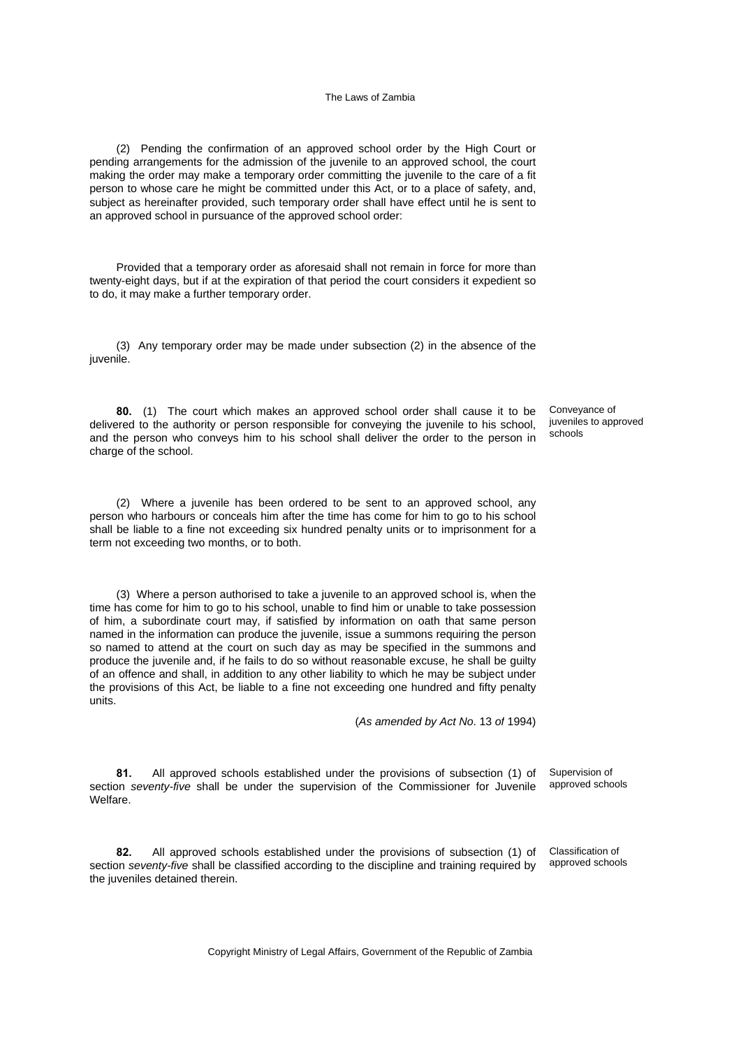(2) Pending the confirmation of an approved school order by the High Court or pending arrangements for the admission of the juvenile to an approved school, the court making the order may make a temporary order committing the juvenile to the care of a fit person to whose care he might be committed under this Act, or to a place of safety, and, subject as hereinafter provided, such temporary order shall have effect until he is sent to an approved school in pursuance of the approved school order:

Provided that a temporary order as aforesaid shall not remain in force for more than twenty-eight days, but if at the expiration of that period the court considers it expedient so to do, it may make a further temporary order.

(3) Any temporary order may be made under subsection (2) in the absence of the juvenile.

Conveyance of juveniles to approved schools

**80.** (1) The court which makes an approved school order shall cause it to be delivered to the authority or person responsible for conveying the juvenile to his school, and the person who conveys him to his school shall deliver the order to the person in charge of the school.

(2) Where a juvenile has been ordered to be sent to an approved school, any person who harbours or conceals him after the time has come for him to go to his school shall be liable to a fine not exceeding six hundred penalty units or to imprisonment for a term not exceeding two months, or to both.

(3) Where a person authorised to take a juvenile to an approved school is, when the time has come for him to go to his school, unable to find him or unable to take possession of him, a subordinate court may, if satisfied by information on oath that same person named in the information can produce the juvenile, issue a summons requiring the person so named to attend at the court on such day as may be specified in the summons and produce the juvenile and, if he fails to do so without reasonable excuse, he shall be guilty of an offence and shall, in addition to any other liability to which he may be subject under the provisions of this Act, be liable to a fine not exceeding one hundred and fifty penalty units.

(*As amended by Act No*. 13 *of* 1994)

Supervision of approved schools

**81.** All approved schools established under the provisions of subsection (1) of section *seventy-five* shall be under the supervision of the Commissioner for Juvenile Welfare.

Classification of approved schools

**82.** All approved schools established under the provisions of subsection (1) of section *seventy-five* shall be classified according to the discipline and training required by the juveniles detained therein.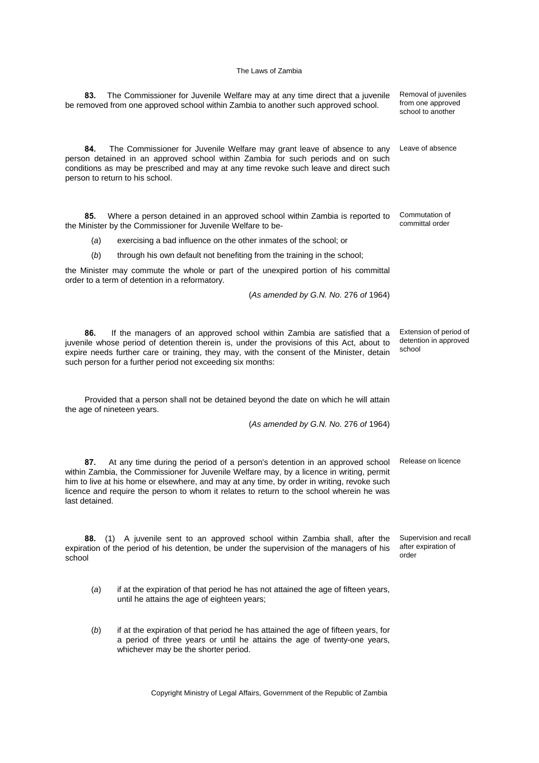**83.** The Commissioner for Juvenile Welfare may at any time direct that a juvenile be removed from one approved school within Zambia to another such approved school.

Removal of juveniles from one approved school to another

**84.** The Commissioner for Juvenile Welfare may grant leave of absence to any person detained in an approved school within Zambia for such periods and on such conditions as may be prescribed and may at any time revoke such leave and direct such person to return to his school.

Leave of absence

**85.** Where a person detained in an approved school within Zambia is reported to the Minister by the Commissioner for Juvenile Welfare to be-

Commutation of committal order

(*a*) exercising a bad influence on the other inmates of the school; or

(*b*) through his own default not benefiting from the training in the school;

the Minister may commute the whole or part of the unexpired portion of his committal order to a term of detention in a reformatory.

(*As amended by G.N. No.* 276 *of* 1964)

**86.** If the managers of an approved school within Zambia are satisfied that a juvenile whose period of detention therein is, under the provisions of this Act, about to expire needs further care or training, they may, with the consent of the Minister, detain such person for a further period not exceeding six months:

Extension of period of detention in approved school

Provided that a person shall not be detained beyond the date on which he will attain the age of nineteen years.

(*As amended by G.N. No.* 276 *of* 1964)

**87.** At any time during the period of a person's detention in an approved school within Zambia, the Commissioner for Juvenile Welfare may, by a licence in writing, permit him to live at his home or elsewhere, and may at any time, by order in writing, revoke such licence and require the person to whom it relates to return to the school wherein he was last detained.

Release on licence

**88.** (1) A juvenile sent to an approved school within Zambia shall, after the expiration of the period of his detention, be under the supervision of the managers of his school

Supervision and recall after expiration of order

(*a*) if at the expiration of that period he has not attained the age of fifteen years, until he attains the age of eighteen years;

(*b*) if at the expiration of that period he has attained the age of fifteen years, for a period of three years or until he attains the age of twenty-one years, whichever may be the shorter period.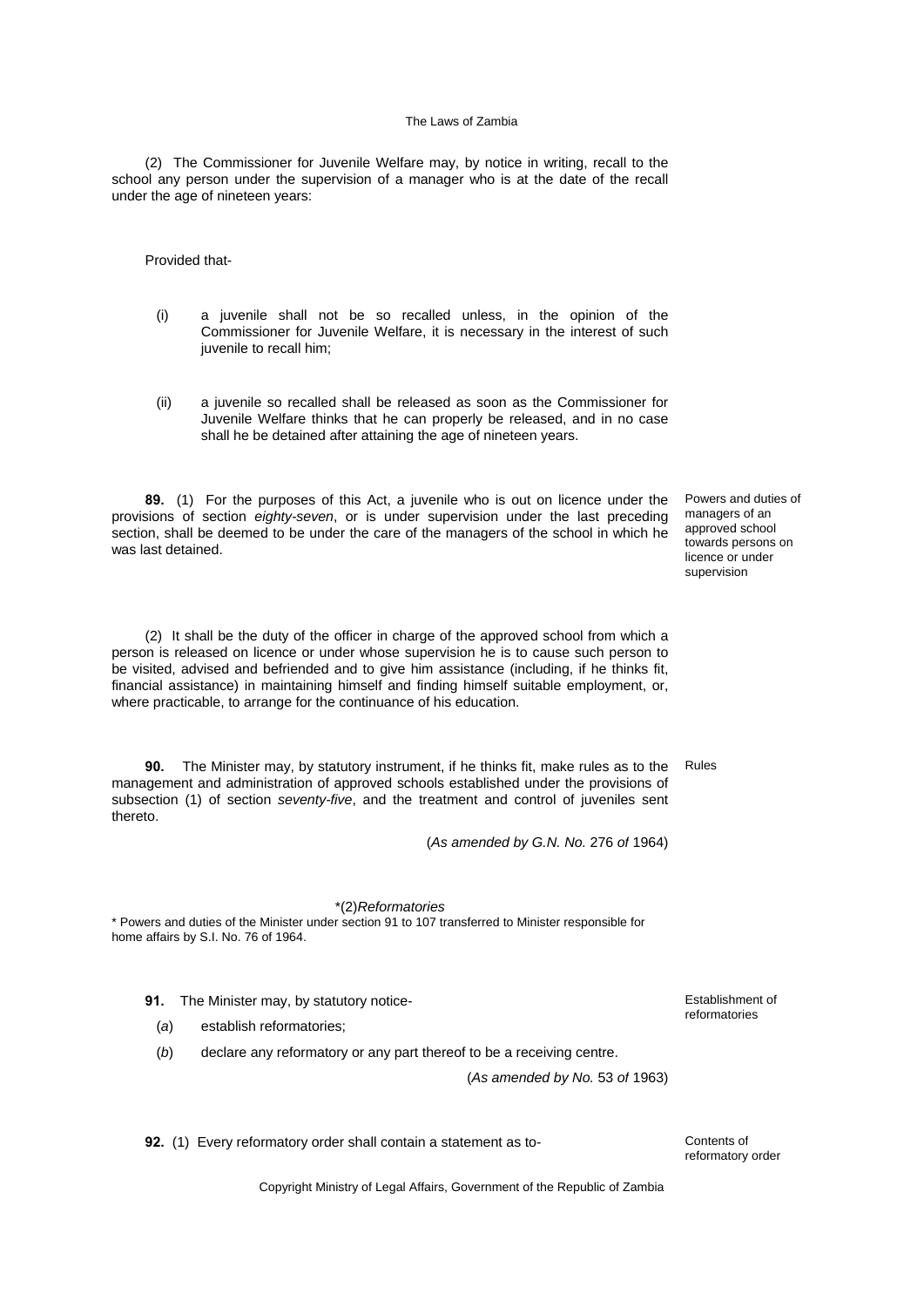(2) The Commissioner for Juvenile Welfare may, by notice in writing, recall to the school any person under the supervision of a manager who is at the date of the recall under the age of nineteen years:

Provided that-

(i) a juvenile shall not be so recalled unless, in the opinion of the Commissioner for Juvenile Welfare, it is necessary in the interest of such juvenile to recall him;

(ii) a juvenile so recalled shall be released as soon as the Commissioner for Juvenile Welfare thinks that he can properly be released, and in no case shall he be detained after attaining the age of nineteen years.

*Powers and duties of managers of an approved school towards persons on licence or under supervision*

**89.** (1) For the purposes of this Act, a juvenile who is out on licence under the provisions of section *eighty-seven*, or is under supervision under the last preceding section, shall be deemed to be under the care of the managers of the school in which he was last detained.

(2) It shall be the duty of the officer in charge of the approved school from which a person is released on licence or under whose supervision he is to cause such person to be visited, advised and befriended and to give him assistance (including, if he thinks fit, financial assistance) in maintaining himself and finding himself suitable employment, or, where practicable, to arrange for the continuance of his education.

*Rules*

**90.** The Minister may, by statutory instrument, if he thinks fit, make rules as to the management and administration of approved schools established under the provisions of subsection (1) of section *seventy-five*, and the treatment and control of juveniles sent thereto.

(*As amended by G.N. No.* 276 *of* 1964)

*(2)*Reformatories*

* Powers and duties of the Minister under section 91 to 107 transferred to Minister responsible for home affairs by S.I. No. 76 of 1964.

*Establishment of reformatories*

**91.** The Minister may, by statutory notice-

(*a*) establish reformatories;

(*b*) declare any reformatory or any part thereof to be a receiving centre.

(*As amended by No.* 53 *of* 1963)

*Contents of reformatory order*

**92.** (1) Every reformatory order shall contain a statement as to-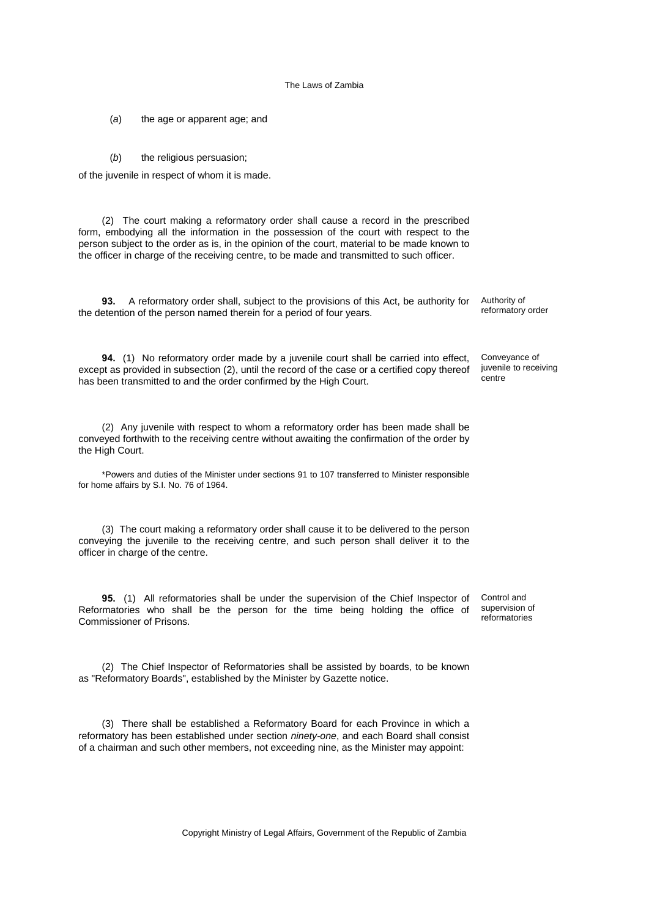(*a*) the age or apparent age; and

(*b*) the religious persuasion;

of the juvenile in respect of whom it is made.

(2) The court making a reformatory order shall cause a record in the prescribed form, embodying all the information in the possession of the court with respect to the person subject to the order as is, in the opinion of the court, material to be made known to the officer in charge of the receiving centre, to be made and transmitted to such officer.

**93.** A reformatory order shall, subject to the provisions of this Act, be authority for the detention of the person named therein for a period of four years.

Authority of reformatory order

**94.** (1) No reformatory order made by a juvenile court shall be carried into effect, except as provided in subsection (2), until the record of the case or a certified copy thereof has been transmitted to and the order confirmed by the High Court.

Conveyance of juvenile to receiving centre

(2) Any juvenile with respect to whom a reformatory order has been made shall be conveyed forthwith to the receiving centre without awaiting the confirmation of the order by the High Court.

*Powers and duties of the Minister under sections 91 to 107 transferred to Minister responsible for home affairs by S.I. No. 76 of 1964.

(3) The court making a reformatory order shall cause it to be delivered to the person conveying the juvenile to the receiving centre, and such person shall deliver it to the officer in charge of the centre.

**95.** (1) All reformatories shall be under the supervision of the Chief Inspector of Reformatories who shall be the person for the time being holding the office of Commissioner of Prisons.

Control and supervision of reformatories

(2) The Chief Inspector of Reformatories shall be assisted by boards, to be known as "Reformatory Boards", established by the Minister by Gazette notice.

(3) There shall be established a Reformatory Board for each Province in which a reformatory has been established under section *ninety-one*, and each Board shall consist of a chairman and such other members, not exceeding nine, as the Minister may appoint: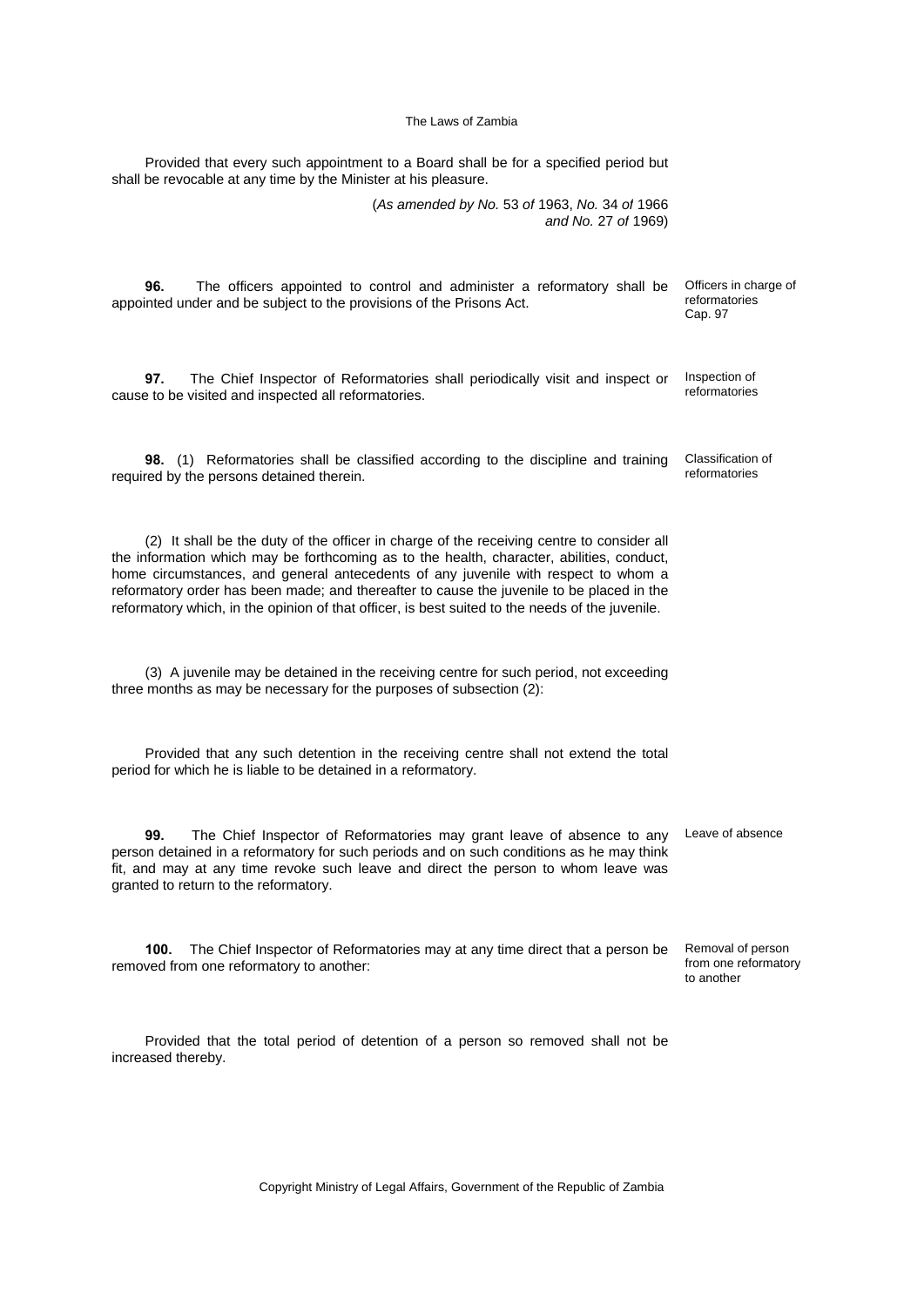Provided that every such appointment to a Board shall be for a specified period but shall be revocable at any time by the Minister at his pleasure.

(*As amended by No.* 53 *of* 1963, *No.* 34 *of* 1966 *and No.* 27 *of* 1969)

**96.** The officers appointed to control and administer a reformatory shall be appointed under and be subject to the provisions of the Prisons Act.

Officers in charge of reformatories
Cap. 97

**97.** The Chief Inspector of Reformatories shall periodically visit and inspect or cause to be visited and inspected all reformatories.

Inspection of reformatories

**98.** (1) Reformatories shall be classified according to the discipline and training required by the persons detained therein.

Classification of reformatories

(2) It shall be the duty of the officer in charge of the receiving centre to consider all the information which may be forthcoming as to the health, character, abilities, conduct, home circumstances, and general antecedents of any juvenile with respect to whom a reformatory order has been made; and thereafter to cause the juvenile to be placed in the reformatory which, in the opinion of that officer, is best suited to the needs of the juvenile.

(3) A juvenile may be detained in the receiving centre for such period, not exceeding three months as may be necessary for the purposes of subsection (2):

Provided that any such detention in the receiving centre shall not extend the total period for which he is liable to be detained in a reformatory.

**99.** The Chief Inspector of Reformatories may grant leave of absence to any person detained in a reformatory for such periods and on such conditions as he may think fit, and may at any time revoke such leave and direct the person to whom leave was granted to return to the reformatory.

Leave of absence

**100.** The Chief Inspector of Reformatories may at any time direct that a person be removed from one reformatory to another:

Removal of person from one reformatory to another

Provided that the total period of detention of a person so removed shall not be increased thereby.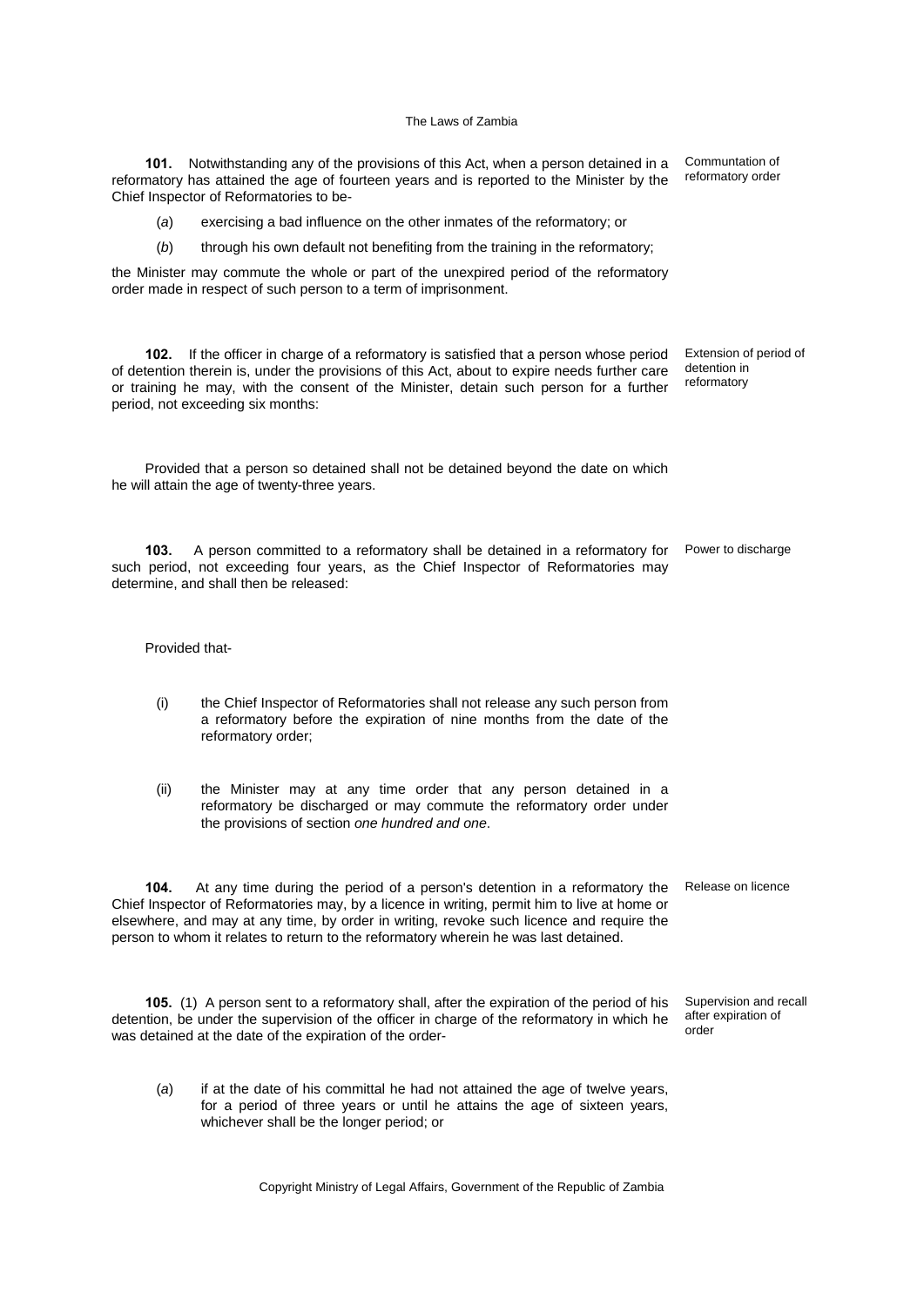**101.** Notwithstanding any of the provisions of this Act, when a person detained in a reformatory has attained the age of fourteen years and is reported to the Minister by the Chief Inspector of Reformatories to be-

Communtation of reformatory order

(*a*) exercising a bad influence on the other inmates of the reformatory; or

(*b*) through his own default not benefiting from the training in the reformatory;

the Minister may commute the whole or part of the unexpired period of the reformatory order made in respect of such person to a term of imprisonment.

**102.** If the officer in charge of a reformatory is satisfied that a person whose period of detention therein is, under the provisions of this Act, about to expire needs further care or training he may, with the consent of the Minister, detain such person for a further period, not exceeding six months:

Extension of period of detention in reformatory

Provided that a person so detained shall not be detained beyond the date on which he will attain the age of twenty-three years.

**103.** A person committed to a reformatory shall be detained in a reformatory for such period, not exceeding four years, as the Chief Inspector of Reformatories may determine, and shall then be released:

Power to discharge

Provided that-

(i) the Chief Inspector of Reformatories shall not release any such person from a reformatory before the expiration of nine months from the date of the reformatory order;

(ii) the Minister may at any time order that any person detained in a reformatory be discharged or may commute the reformatory order under the provisions of section *one hundred and one*.

**104.** At any time during the period of a person's detention in a reformatory the Chief Inspector of Reformatories may, by a licence in writing, permit him to live at home or elsewhere, and may at any time, by order in writing, revoke such licence and require the person to whom it relates to return to the reformatory wherein he was last detained.

Release on licence

**105.** (1) A person sent to a reformatory shall, after the expiration of the period of his detention, be under the supervision of the officer in charge of the reformatory in which he was detained at the date of the expiration of the order-

Supervision and recall after expiration of order

(*a*) if at the date of his committal he had not attained the age of twelve years, for a period of three years or until he attains the age of sixteen years, whichever shall be the longer period; or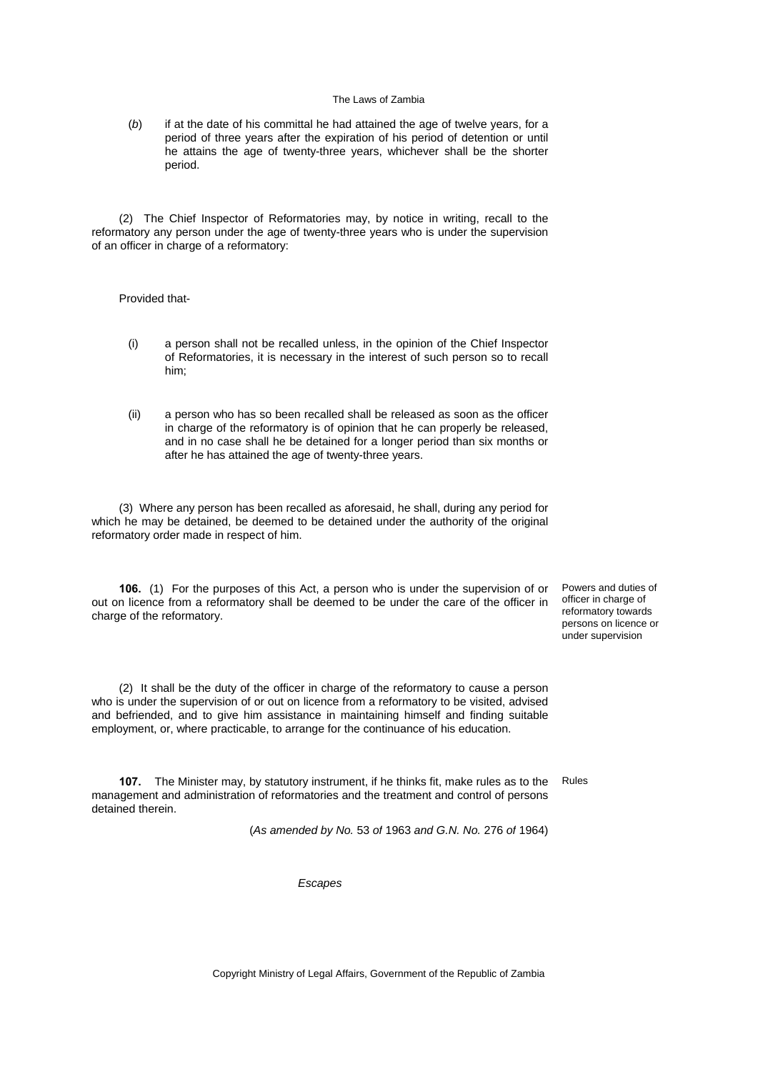(*b*) if at the date of his committal he had attained the age of twelve years, for a period of three years after the expiration of his period of detention or until he attains the age of twenty-three years, whichever shall be the shorter period.

(2) The Chief Inspector of Reformatories may, by notice in writing, recall to the reformatory any person under the age of twenty-three years who is under the supervision of an officer in charge of a reformatory:

Provided that-

(i) a person shall not be recalled unless, in the opinion of the Chief Inspector of Reformatories, it is necessary in the interest of such person so to recall him;

(ii) a person who has so been recalled shall be released as soon as the officer in charge of the reformatory is of opinion that he can properly be released, and in no case shall he be detained for a longer period than six months or after he has attained the age of twenty-three years.

(3) Where any person has been recalled as aforesaid, he shall, during any period for which he may be detained, be deemed to be detained under the authority of the original reformatory order made in respect of him.

Powers and duties of officer in charge of reformatory towards persons on licence or under supervision

**106.** (1) For the purposes of this Act, a person who is under the supervision of or out on licence from a reformatory shall be deemed to be under the care of the officer in charge of the reformatory.

(2) It shall be the duty of the officer in charge of the reformatory to cause a person who is under the supervision of or out on licence from a reformatory to be visited, advised and befriended, and to give him assistance in maintaining himself and finding suitable employment, or, where practicable, to arrange for the continuance of his education.

Rules

**107.** The Minister may, by statutory instrument, if he thinks fit, make rules as to the management and administration of reformatories and the treatment and control of persons detained therein.

(*As amended by No.* 53 *of* 1963 *and G.N. No.* 276 *of* 1964)

*Escapes*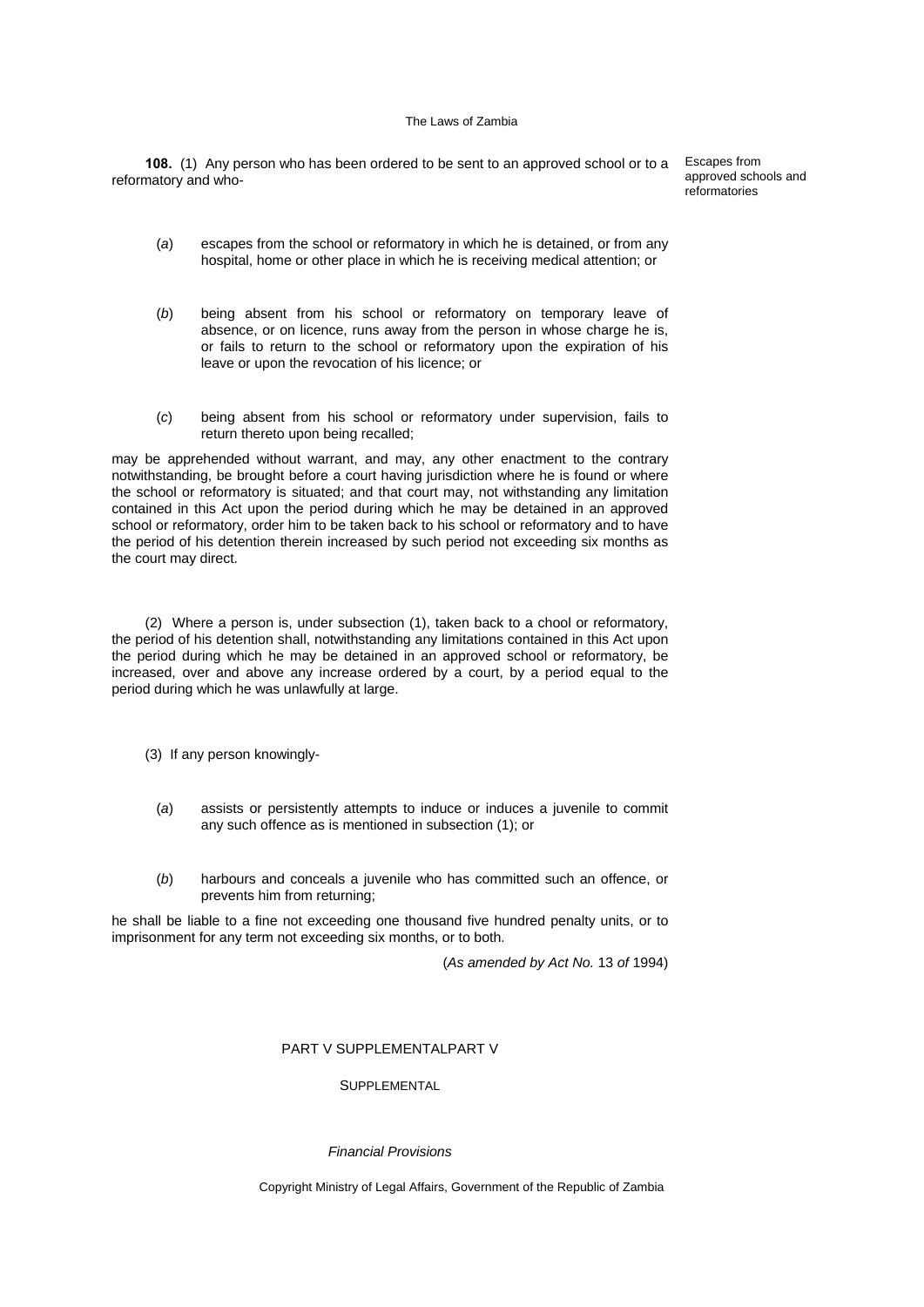**108.** (1) Any person who has been ordered to be sent to an approved school or to a reformatory and who-

Escapes from approved schools and reformatories

(*a*) escapes from the school or reformatory in which he is detained, or from any hospital, home or other place in which he is receiving medical attention; or

(*b*) being absent from his school or reformatory on temporary leave of absence, or on licence, runs away from the person in whose charge he is, or fails to return to the school or reformatory upon the expiration of his leave or upon the revocation of his licence; or

(*c*) being absent from his school or reformatory under supervision, fails to return thereto upon being recalled;

may be apprehended without warrant, and may, any other enactment to the contrary notwithstanding, be brought before a court having jurisdiction where he is found or where the school or reformatory is situated; and that court may, not withstanding any limitation contained in this Act upon the period during which he may be detained in an approved school or reformatory, order him to be taken back to his school or reformatory and to have the period of his detention therein increased by such period not exceeding six months as the court may direct.

(2) Where a person is, under subsection (1), taken back to a chool or reformatory, the period of his detention shall, notwithstanding any limitations contained in this Act upon the period during which he may be detained in an approved school or reformatory, be increased, over and above any increase ordered by a court, by a period equal to the period during which he was unlawfully at large.

(3) If any person knowingly-

(*a*) assists or persistently attempts to induce or induces a juvenile to commit any such offence as is mentioned in subsection (1); or

(*b*) harbours and conceals a juvenile who has committed such an offence, or prevents him from returning;

he shall be liable to a fine not exceeding one thousand five hundred penalty units, or to imprisonment for any term not exceeding six months, or to both.

(*As amended by Act No.* 13 *of* 1994)

PART V SUPPLEMENTALPART V

SUPPLEMENTAL

*Financial Provisions*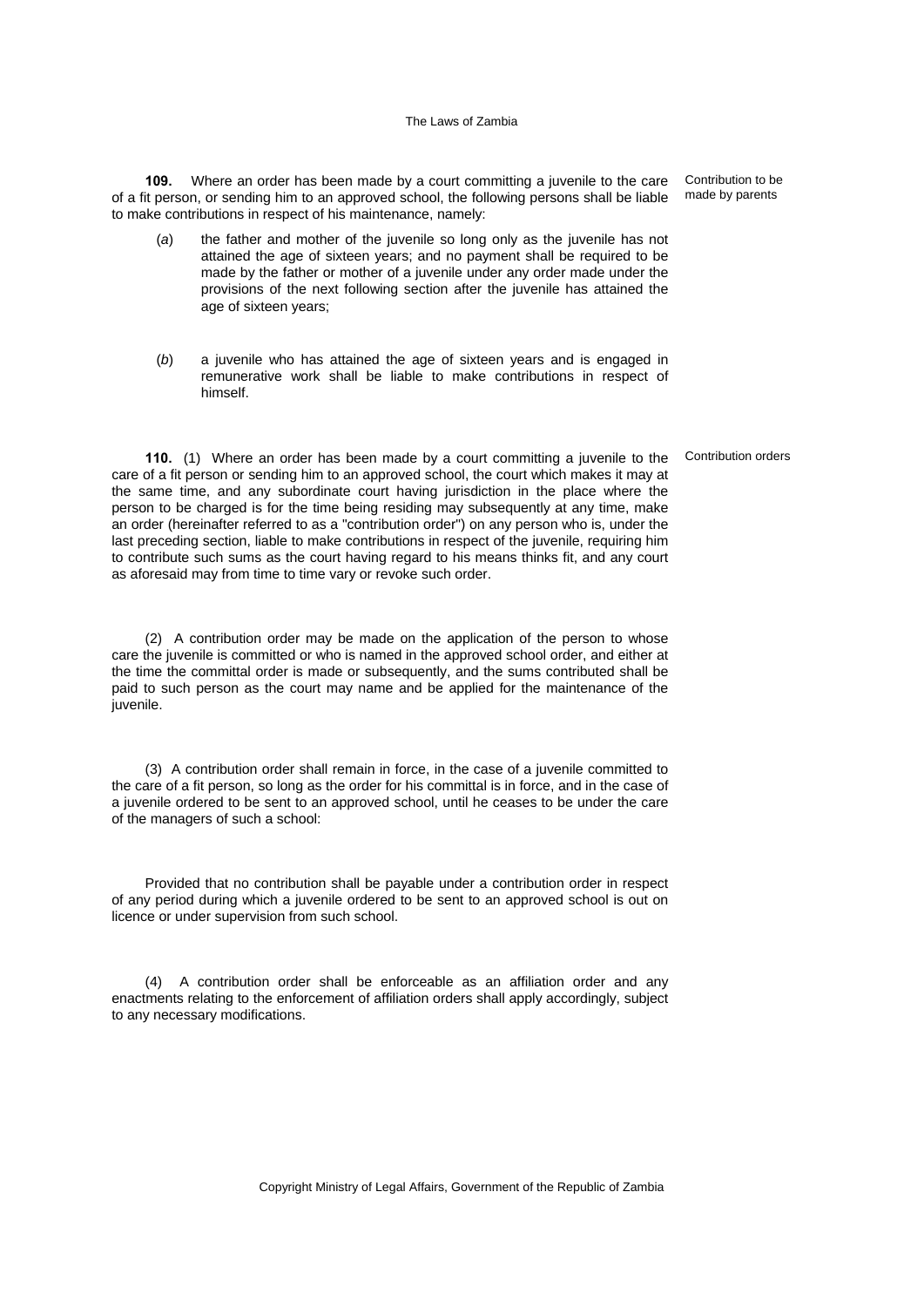**109.** Where an order has been made by a court committing a juvenile to the care of a fit person, or sending him to an approved school, the following persons shall be liable to make contributions in respect of his maintenance, namely:

*Contribution to be made by parents*

(*a*) the father and mother of the juvenile so long only as the juvenile has not attained the age of sixteen years; and no payment shall be required to be made by the father or mother of a juvenile under any order made under the provisions of the next following section after the juvenile has attained the age of sixteen years;

(*b*) a juvenile who has attained the age of sixteen years and is engaged in remunerative work shall be liable to make contributions in respect of himself.

**110.** (1) Where an order has been made by a court committing a juvenile to the care of a fit person or sending him to an approved school, the court which makes it may at the same time, and any subordinate court having jurisdiction in the place where the person to be charged is for the time being residing may subsequently at any time, make an order (hereinafter referred to as a "contribution order") on any person who is, under the last preceding section, liable to make contributions in respect of the juvenile, requiring him to contribute such sums as the court having regard to his means thinks fit, and any court as aforesaid may from time to time vary or revoke such order.

*Contribution orders*

(2) A contribution order may be made on the application of the person to whose care the juvenile is committed or who is named in the approved school order, and either at the time the committal order is made or subsequently, and the sums contributed shall be paid to such person as the court may name and be applied for the maintenance of the juvenile.

(3) A contribution order shall remain in force, in the case of a juvenile committed to the care of a fit person, so long as the order for his committal is in force, and in the case of a juvenile ordered to be sent to an approved school, until he ceases to be under the care of the managers of such a school:

Provided that no contribution shall be payable under a contribution order in respect of any period during which a juvenile ordered to be sent to an approved school is out on licence or under supervision from such school.

(4) A contribution order shall be enforceable as an affiliation order and any enactments relating to the enforcement of affiliation orders shall apply accordingly, subject to any necessary modifications.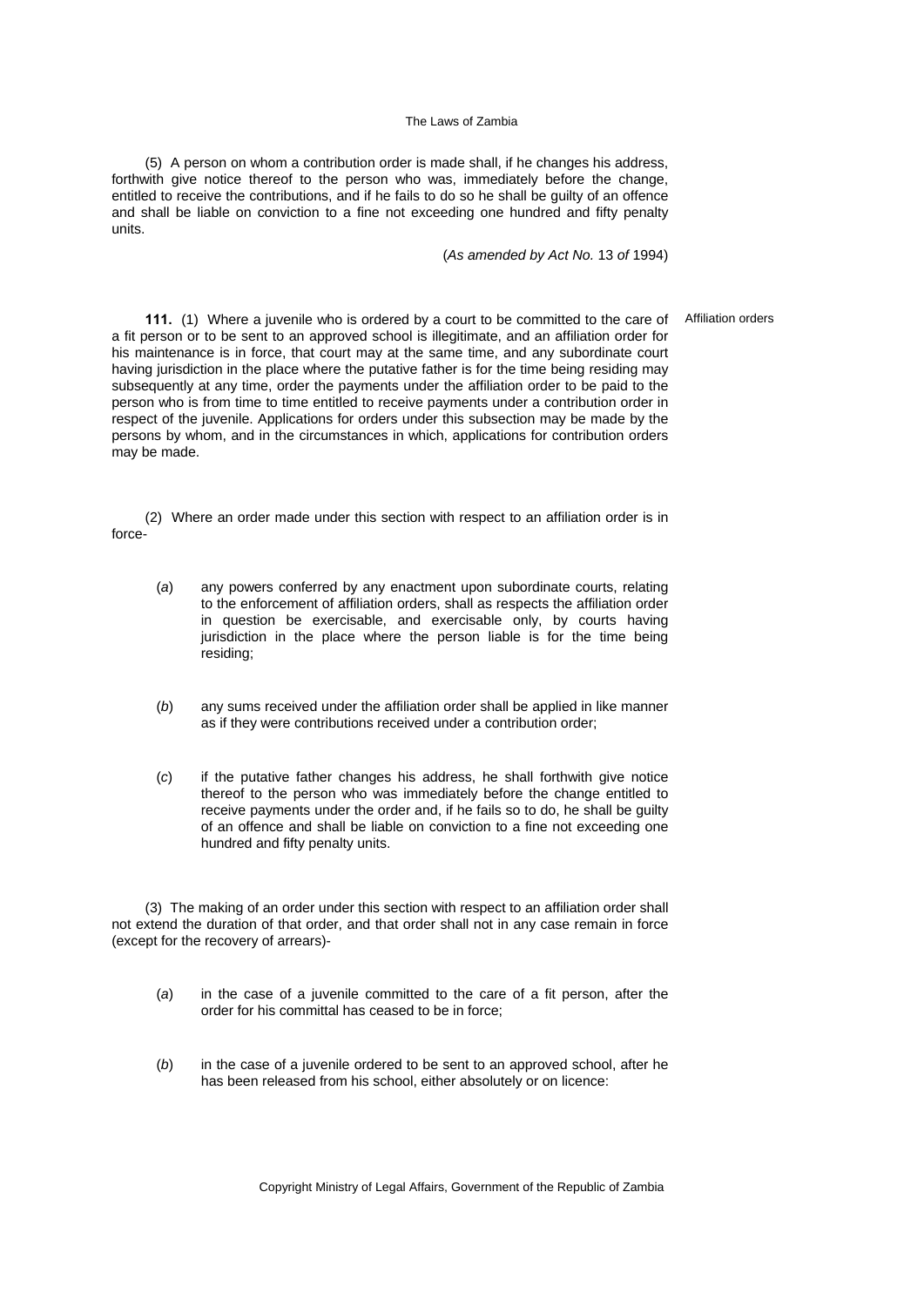(5) A person on whom a contribution order is made shall, if he changes his address, forthwith give notice thereof to the person who was, immediately before the change, entitled to receive the contributions, and if he fails to do so he shall be guilty of an offence and shall be liable on conviction to a fine not exceeding one hundred and fifty penalty units.

(*As amended by Act No.* 13 *of* 1994)

**111.** (1) Where a juvenile who is ordered by a court to be committed to the care of a fit person or to be sent to an approved school is illegitimate, and an affiliation order for his maintenance is in force, that court may at the same time, and any subordinate court having jurisdiction in the place where the putative father is for the time being residing may subsequently at any time, order the payments under the affiliation order to be paid to the person who is from time to time entitled to receive payments under a contribution order in respect of the juvenile. Applications for orders under this subsection may be made by the persons by whom, and in the circumstances in which, applications for contribution orders may be made.

Affiliation orders

(2) Where an order made under this section with respect to an affiliation order is in force-

(*a*) any powers conferred by any enactment upon subordinate courts, relating to the enforcement of affiliation orders, shall as respects the affiliation order in question be exercisable, and exercisable only, by courts having jurisdiction in the place where the person liable is for the time being residing;

(*b*) any sums received under the affiliation order shall be applied in like manner as if they were contributions received under a contribution order;

(*c*) if the putative father changes his address, he shall forthwith give notice thereof to the person who was immediately before the change entitled to receive payments under the order and, if he fails so to do, he shall be guilty of an offence and shall be liable on conviction to a fine not exceeding one hundred and fifty penalty units.

(3) The making of an order under this section with respect to an affiliation order shall not extend the duration of that order, and that order shall not in any case remain in force (except for the recovery of arrears)-

(*a*) in the case of a juvenile committed to the care of a fit person, after the order for his committal has ceased to be in force;

(*b*) in the case of a juvenile ordered to be sent to an approved school, after he has been released from his school, either absolutely or on licence: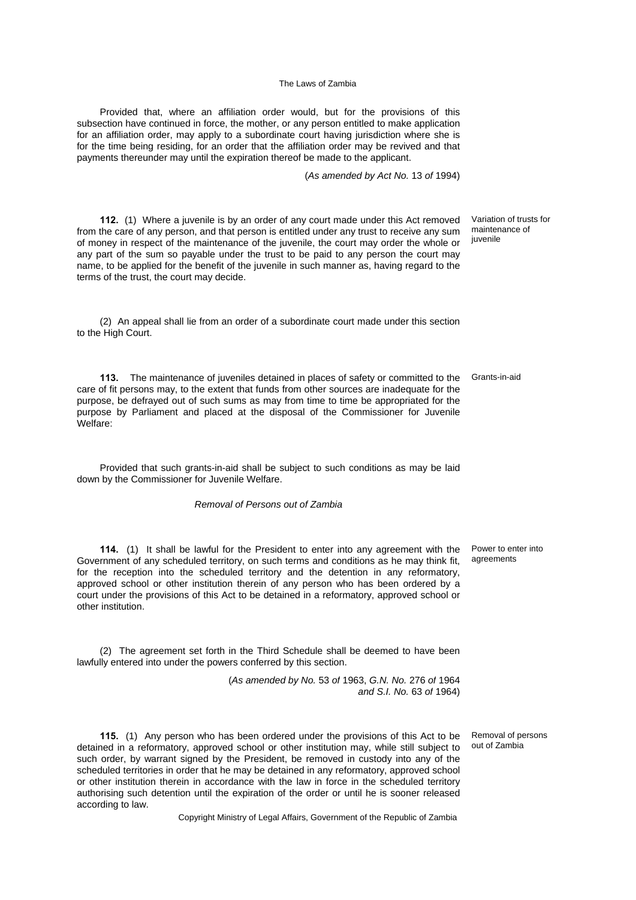Provided that, where an affiliation order would, but for the provisions of this subsection have continued in force, the mother, or any person entitled to make application for an affiliation order, may apply to a subordinate court having jurisdiction where she is for the time being residing, for an order that the affiliation order may be revived and that payments thereunder may until the expiration thereof be made to the applicant.

(*As amended by Act No.* 13 *of* 1994)

**112.** (1) Where a juvenile is by an order of any court made under this Act removed from the care of any person, and that person is entitled under any trust to receive any sum of money in respect of the maintenance of the juvenile, the court may order the whole or any part of the sum so payable under the trust to be paid to any person the court may name, to be applied for the benefit of the juvenile in such manner as, having regard to the terms of the trust, the court may decide.

Variation of trusts for maintenance of juvenile

(2) An appeal shall lie from an order of a subordinate court made under this section to the High Court.

**113.** The maintenance of juveniles detained in places of safety or committed to the care of fit persons may, to the extent that funds from other sources are inadequate for the purpose, be defrayed out of such sums as may from time to time be appropriated for the purpose by Parliament and placed at the disposal of the Commissioner for Juvenile Welfare:

Grants-in-aid

Provided that such grants-in-aid shall be subject to such conditions as may be laid down by the Commissioner for Juvenile Welfare.

*Removal of Persons out of Zambia*

**114.** (1) It shall be lawful for the President to enter into any agreement with the Government of any scheduled territory, on such terms and conditions as he may think fit, for the reception into the scheduled territory and the detention in any reformatory, approved school or other institution therein of any person who has been ordered by a court under the provisions of this Act to be detained in a reformatory, approved school or other institution.

Power to enter into agreements

(2) The agreement set forth in the Third Schedule shall be deemed to have been lawfully entered into under the powers conferred by this section.

(*As amended by No.* 53 *of* 1963, *G.N. No.* 276 *of* 1964 *and S.I. No.* 63 *of* 1964)

**115.** (1) Any person who has been ordered under the provisions of this Act to be detained in a reformatory, approved school or other institution may, while still subject to such order, by warrant signed by the President, be removed in custody into any of the scheduled territories in order that he may be detained in any reformatory, approved school or other institution therein in accordance with the law in force in the scheduled territory authorising such detention until the expiration of the order or until he is sooner released according to law.

Removal of persons out of Zambia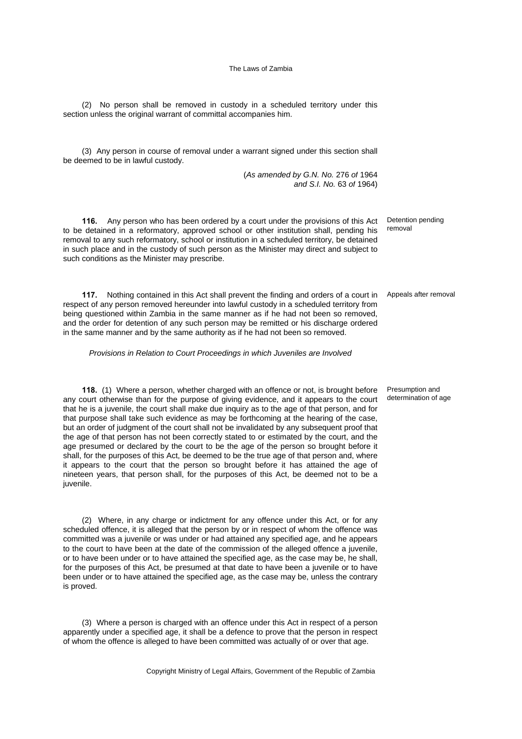(2) No person shall be removed in custody in a scheduled territory under this section unless the original warrant of committal accompanies him.

(3) Any person in course of removal under a warrant signed under this section shall be deemed to be in lawful custody.

(*As amended by G.N. No.* 276 *of* 1964 *and S.I. No.* 63 *of* 1964)

Detention pending removal

**116.** Any person who has been ordered by a court under the provisions of this Act to be detained in a reformatory, approved school or other institution shall, pending his removal to any such reformatory, school or institution in a scheduled territory, be detained in such place and in the custody of such person as the Minister may direct and subject to such conditions as the Minister may prescribe.

Appeals after removal

**117.** Nothing contained in this Act shall prevent the finding and orders of a court in respect of any person removed hereunder into lawful custody in a scheduled territory from being questioned within Zambia in the same manner as if he had not been so removed, and the order for detention of any such person may be remitted or his discharge ordered in the same manner and by the same authority as if he had not been so removed.

*Provisions in Relation to Court Proceedings in which Juveniles are Involved*

Presumption and determination of age

**118.** (1) Where a person, whether charged with an offence or not, is brought before any court otherwise than for the purpose of giving evidence, and it appears to the court that he is a juvenile, the court shall make due inquiry as to the age of that person, and for that purpose shall take such evidence as may be forthcoming at the hearing of the case, but an order of judgment of the court shall not be invalidated by any subsequent proof that the age of that person has not been correctly stated to or estimated by the court, and the age presumed or declared by the court to be the age of the person so brought before it shall, for the purposes of this Act, be deemed to be the true age of that person and, where it appears to the court that the person so brought before it has attained the age of nineteen years, that person shall, for the purposes of this Act, be deemed not to be a juvenile.

(2) Where, in any charge or indictment for any offence under this Act, or for any scheduled offence, it is alleged that the person by or in respect of whom the offence was committed was a juvenile or was under or had attained any specified age, and he appears to the court to have been at the date of the commission of the alleged offence a juvenile, or to have been under or to have attained the specified age, as the case may be, he shall, for the purposes of this Act, be presumed at that date to have been a juvenile or to have been under or to have attained the specified age, as the case may be, unless the contrary is proved.

(3) Where a person is charged with an offence under this Act in respect of a person apparently under a specified age, it shall be a defence to prove that the person in respect of whom the offence is alleged to have been committed was actually of or over that age.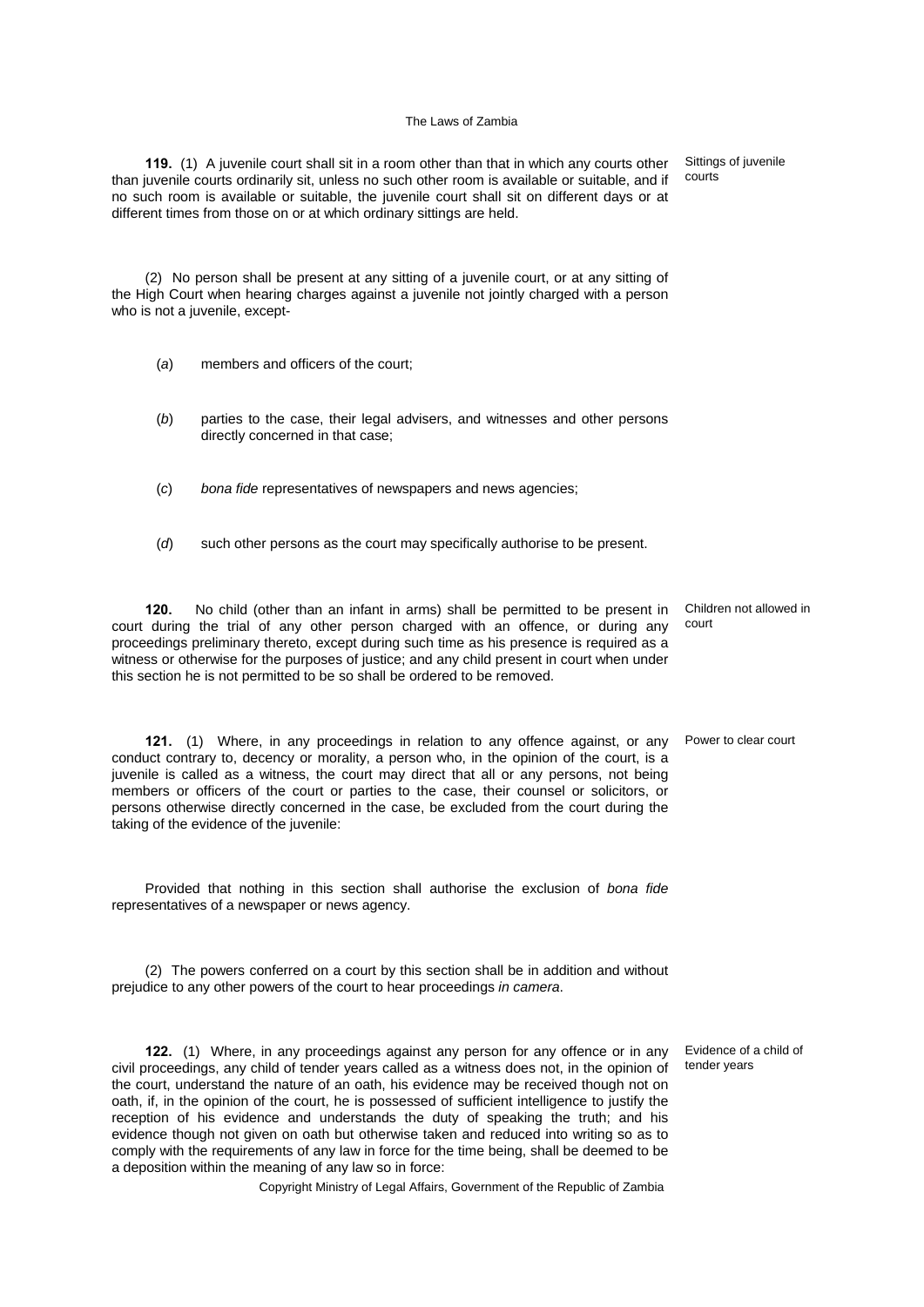**119.** (1) A juvenile court shall sit in a room other than that in which any courts other than juvenile courts ordinarily sit, unless no such other room is available or suitable, and if no such room is available or suitable, the juvenile court shall sit on different days or at different times from those on or at which ordinary sittings are held.

Sittings of juvenile courts

(2) No person shall be present at any sitting of a juvenile court, or at any sitting of the High Court when hearing charges against a juvenile not jointly charged with a person who is not a juvenile, except-

(*a*) members and officers of the court;

(*b*) parties to the case, their legal advisers, and witnesses and other persons directly concerned in that case;

(*c*) *bona fide* representatives of newspapers and news agencies;

(*d*) such other persons as the court may specifically authorise to be present.

**120.** No child (other than an infant in arms) shall be permitted to be present in court during the trial of any other person charged with an offence, or during any proceedings preliminary thereto, except during such time as his presence is required as a witness or otherwise for the purposes of justice; and any child present in court when under this section he is not permitted to be so shall be ordered to be removed.

Children not allowed in court

**121.** (1) Where, in any proceedings in relation to any offence against, or any conduct contrary to, decency or morality, a person who, in the opinion of the court, is a juvenile is called as a witness, the court may direct that all or any persons, not being members or officers of the court or parties to the case, their counsel or solicitors, or persons otherwise directly concerned in the case, be excluded from the court during the taking of the evidence of the juvenile:

Power to clear court

Provided that nothing in this section shall authorise the exclusion of *bona fide* representatives of a newspaper or news agency.

(2) The powers conferred on a court by this section shall be in addition and without prejudice to any other powers of the court to hear proceedings *in camera*.

**122.** (1) Where, in any proceedings against any person for any offence or in any civil proceedings, any child of tender years called as a witness does not, in the opinion of the court, understand the nature of an oath, his evidence may be received though not on oath, if, in the opinion of the court, he is possessed of sufficient intelligence to justify the reception of his evidence and understands the duty of speaking the truth; and his evidence though not given on oath but otherwise taken and reduced into writing so as to comply with the requirements of any law in force for the time being, shall be deemed to be a deposition within the meaning of any law so in force:

Evidence of a child of tender years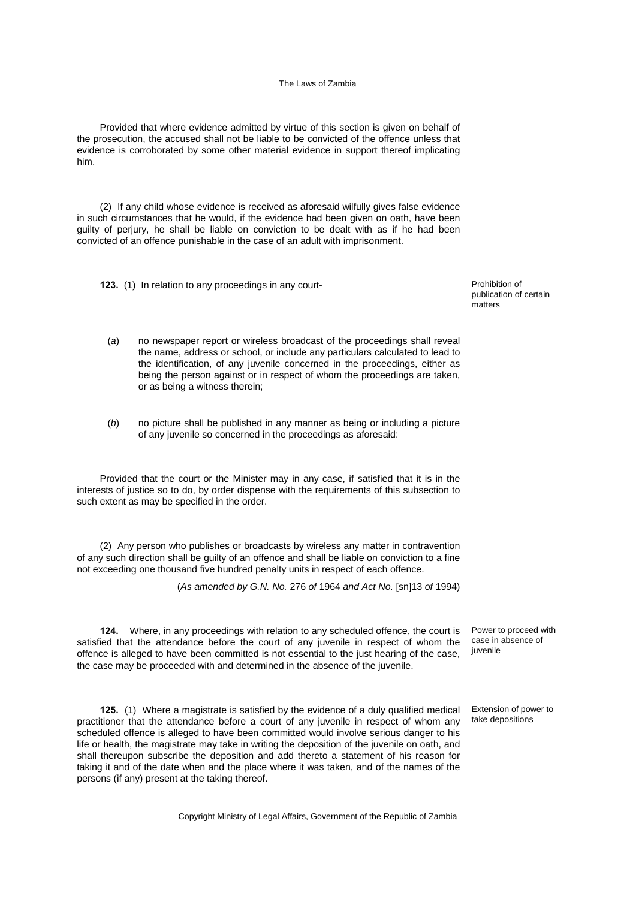Provided that where evidence admitted by virtue of this section is given on behalf of the prosecution, the accused shall not be liable to be convicted of the offence unless that evidence is corroborated by some other material evidence in support thereof implicating him.

(2) If any child whose evidence is received as aforesaid wilfully gives false evidence in such circumstances that he would, if the evidence had been given on oath, have been guilty of perjury, he shall be liable on conviction to be dealt with as if he had been convicted of an offence punishable in the case of an adult with imprisonment.

**123.** (1) In relation to any proceedings in any court-

*Prohibition of publication of certain matters*

(*a*) no newspaper report or wireless broadcast of the proceedings shall reveal the name, address or school, or include any particulars calculated to lead to the identification, of any juvenile concerned in the proceedings, either as being the person against or in respect of whom the proceedings are taken, or as being a witness therein;

(*b*) no picture shall be published in any manner as being or including a picture of any juvenile so concerned in the proceedings as aforesaid:

Provided that the court or the Minister may in any case, if satisfied that it is in the interests of justice so to do, by order dispense with the requirements of this subsection to such extent as may be specified in the order.

(2) Any person who publishes or broadcasts by wireless any matter in contravention of any such direction shall be guilty of an offence and shall be liable on conviction to a fine not exceeding one thousand five hundred penalty units in respect of each offence.

(*As amended by G.N. No.* 276 *of* 1964 *and Act No.* [sn]13 *of* 1994)

**124.** Where, in any proceedings with relation to any scheduled offence, the court is satisfied that the attendance before the court of any juvenile in respect of whom the offence is alleged to have been committed is not essential to the just hearing of the case, the case may be proceeded with and determined in the absence of the juvenile.

*Power to proceed with case in absence of juvenile*

**125.** (1) Where a magistrate is satisfied by the evidence of a duly qualified medical practitioner that the attendance before a court of any juvenile in respect of whom any scheduled offence is alleged to have been committed would involve serious danger to his life or health, the magistrate may take in writing the deposition of the juvenile on oath, and shall thereupon subscribe the deposition and add thereto a statement of his reason for taking it and of the date when and the place where it was taken, and of the names of the persons (if any) present at the taking thereof.

*Extension of power to take depositions*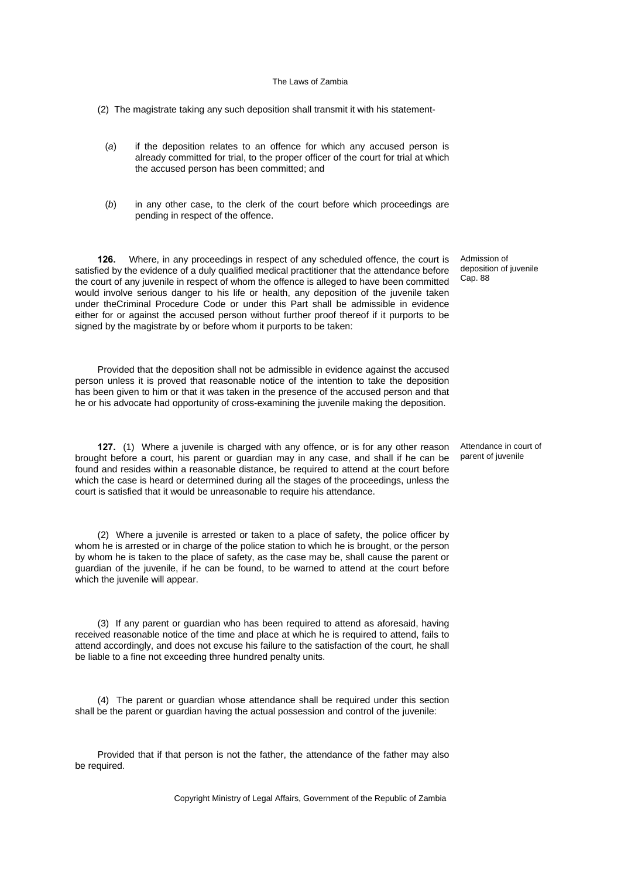(2) The magistrate taking any such deposition shall transmit it with his statement-

(*a*) if the deposition relates to an offence for which any accused person is already committed for trial, to the proper officer of the court for trial at which the accused person has been committed; and

(*b*) in any other case, to the clerk of the court before which proceedings are pending in respect of the offence.

Admission of deposition of juvenile
Cap. 88

**126.** Where, in any proceedings in respect of any scheduled offence, the court is satisfied by the evidence of a duly qualified medical practitioner that the attendance before the court of any juvenile in respect of whom the offence is alleged to have been committed would involve serious danger to his life or health, any deposition of the juvenile taken under theCriminal Procedure Code or under this Part shall be admissible in evidence either for or against the accused person without further proof thereof if it purports to be signed by the magistrate by or before whom it purports to be taken:

Provided that the deposition shall not be admissible in evidence against the accused person unless it is proved that reasonable notice of the intention to take the deposition has been given to him or that it was taken in the presence of the accused person and that he or his advocate had opportunity of cross-examining the juvenile making the deposition.

Attendance in court of parent of juvenile

**127.** (1) Where a juvenile is charged with any offence, or is for any other reason brought before a court, his parent or guardian may in any case, and shall if he can be found and resides within a reasonable distance, be required to attend at the court before which the case is heard or determined during all the stages of the proceedings, unless the court is satisfied that it would be unreasonable to require his attendance.

(2) Where a juvenile is arrested or taken to a place of safety, the police officer by whom he is arrested or in charge of the police station to which he is brought, or the person by whom he is taken to the place of safety, as the case may be, shall cause the parent or guardian of the juvenile, if he can be found, to be warned to attend at the court before which the juvenile will appear.

(3) If any parent or guardian who has been required to attend as aforesaid, having received reasonable notice of the time and place at which he is required to attend, fails to attend accordingly, and does not excuse his failure to the satisfaction of the court, he shall be liable to a fine not exceeding three hundred penalty units.

(4) The parent or guardian whose attendance shall be required under this section shall be the parent or guardian having the actual possession and control of the juvenile:

Provided that if that person is not the father, the attendance of the father may also be required.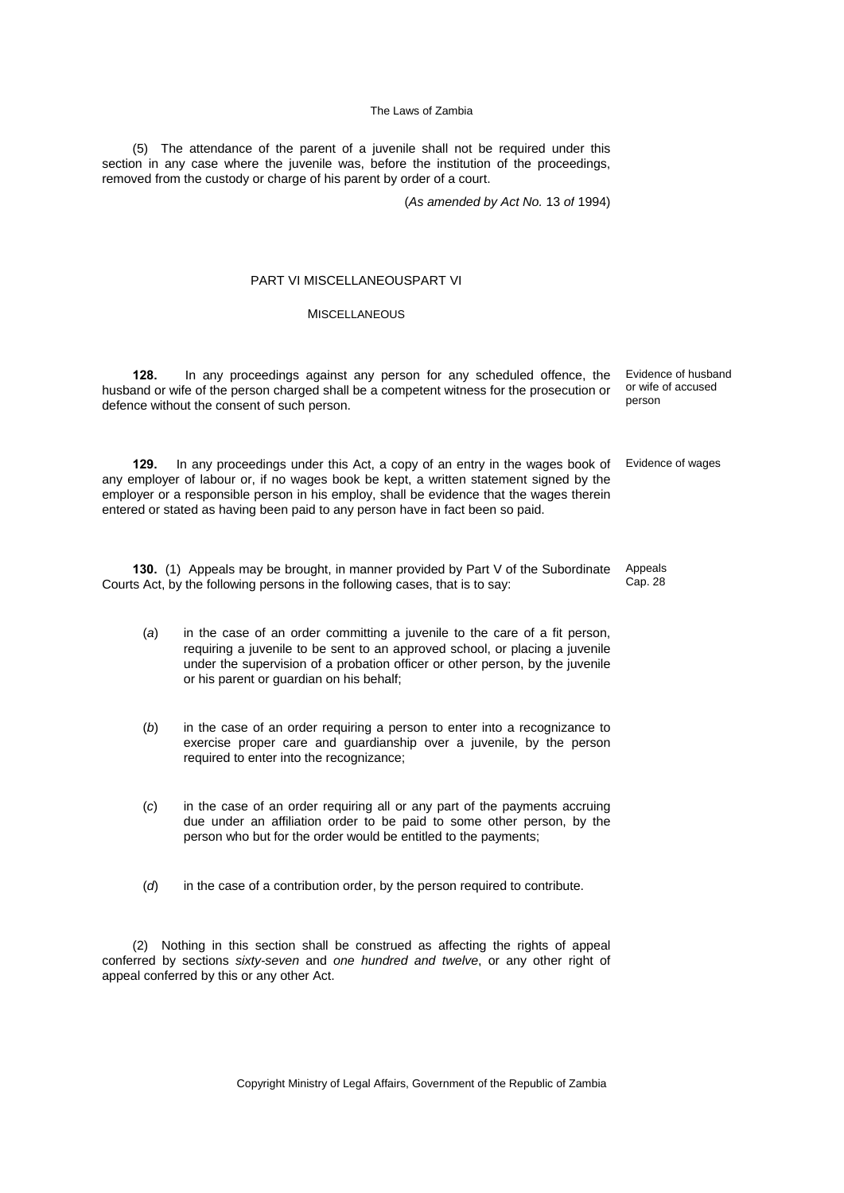(5) The attendance of the parent of a juvenile shall not be required under this section in any case where the juvenile was, before the institution of the proceedings, removed from the custody or charge of his parent by order of a court.

(*As amended by Act No.* 13 *of* 1994)

## PART VI MISCELLANEOUSPART VI

### MISCELLANEOUS

Evidence of husband or wife of accused person

**128.** In any proceedings against any person for any scheduled offence, the husband or wife of the person charged shall be a competent witness for the prosecution or defence without the consent of such person.

Evidence of wages

**129.** In any proceedings under this Act, a copy of an entry in the wages book of any employer of labour or, if no wages book be kept, a written statement signed by the employer or a responsible person in his employ, shall be evidence that the wages therein entered or stated as having been paid to any person have in fact been so paid.

Appeals
Cap. 28

**130.** (1) Appeals may be brought, in manner provided by Part V of the Subordinate Courts Act, by the following persons in the following cases, that is to say:

(*a*) in the case of an order committing a juvenile to the care of a fit person, requiring a juvenile to be sent to an approved school, or placing a juvenile under the supervision of a probation officer or other person, by the juvenile or his parent or guardian on his behalf;

(*b*) in the case of an order requiring a person to enter into a recognizance to exercise proper care and guardianship over a juvenile, by the person required to enter into the recognizance;

(*c*) in the case of an order requiring all or any part of the payments accruing due under an affiliation order to be paid to some other person, by the person who but for the order would be entitled to the payments;

(*d*) in the case of a contribution order, by the person required to contribute.

(2) Nothing in this section shall be construed as affecting the rights of appeal conferred by sections *sixty-seven* and *one hundred and twelve*, or any other right of appeal conferred by this or any other Act.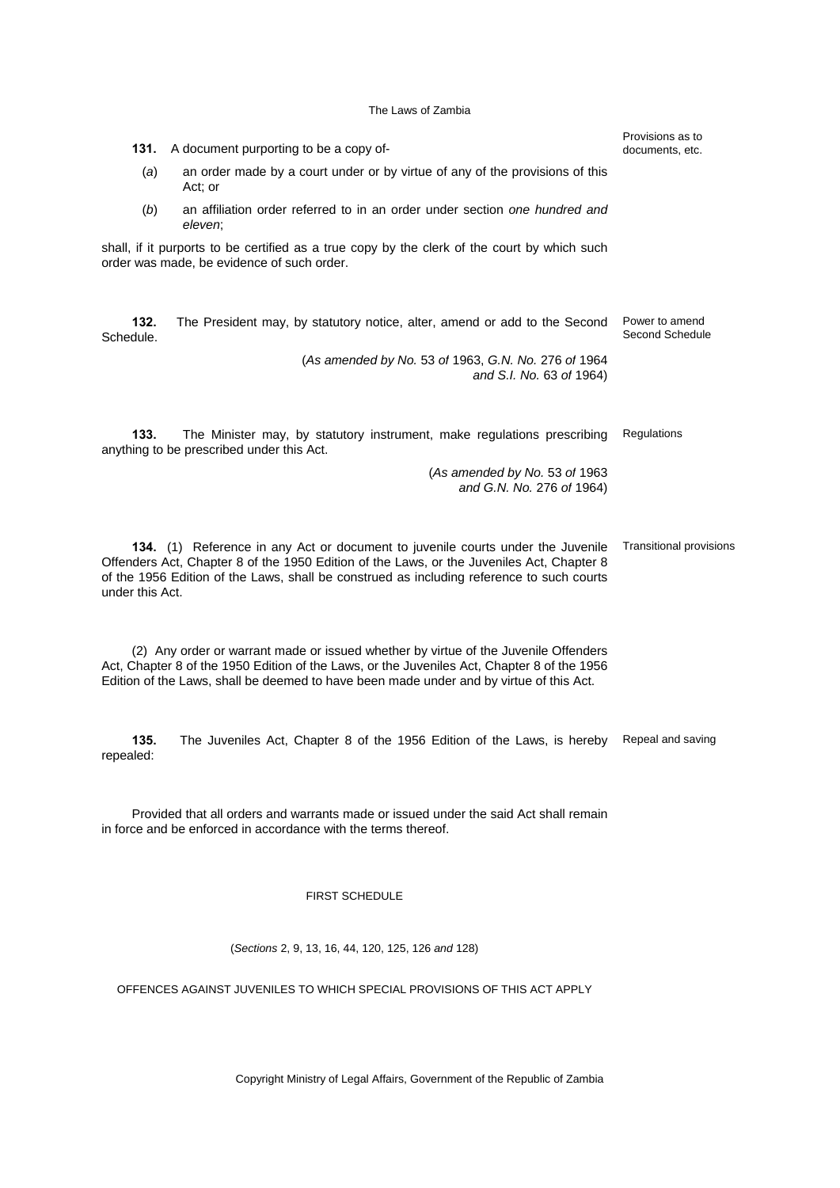**131.** A document purporting to be a copy of-

*Provisions as to documents, etc.*

(*a*) an order made by a court under or by virtue of any of the provisions of this Act; or

(*b*) an affiliation order referred to in an order under section *one hundred and eleven*;

shall, if it purports to be certified as a true copy by the clerk of the court by which such order was made, be evidence of such order.

**132.** The President may, by statutory notice, alter, amend or add to the Second Schedule.

*Power to amend Second Schedule*

(*As amended by No.* 53 *of* 1963, *G.N. No.* 276 *of* 1964 *and S.I. No.* 63 *of* 1964)

**133.** The Minister may, by statutory instrument, make regulations prescribing anything to be prescribed under this Act.

*Regulations*

(*As amended by No.* 53 *of* 1963 *and G.N. No.* 276 *of* 1964)

**134.** (1) Reference in any Act or document to juvenile courts under the Juvenile Offenders Act, Chapter 8 of the 1950 Edition of the Laws, or the Juveniles Act, Chapter 8 of the 1956 Edition of the Laws, shall be construed as including reference to such courts under this Act.

*Transitional provisions*

(2) Any order or warrant made or issued whether by virtue of the Juvenile Offenders Act, Chapter 8 of the 1950 Edition of the Laws, or the Juveniles Act, Chapter 8 of the 1956 Edition of the Laws, shall be deemed to have been made under and by virtue of this Act.

**135.** The Juveniles Act, Chapter 8 of the 1956 Edition of the Laws, is hereby repealed:

*Repeal and saving*

Provided that all orders and warrants made or issued under the said Act shall remain in force and be enforced in accordance with the terms thereof.

## FIRST SCHEDULE

(*Sections* 2, 9, 13, 16, 44, 120, 125, 126 *and* 128)

OFFENCES AGAINST JUVENILES TO WHICH SPECIAL PROVISIONS OF THIS ACT APPLY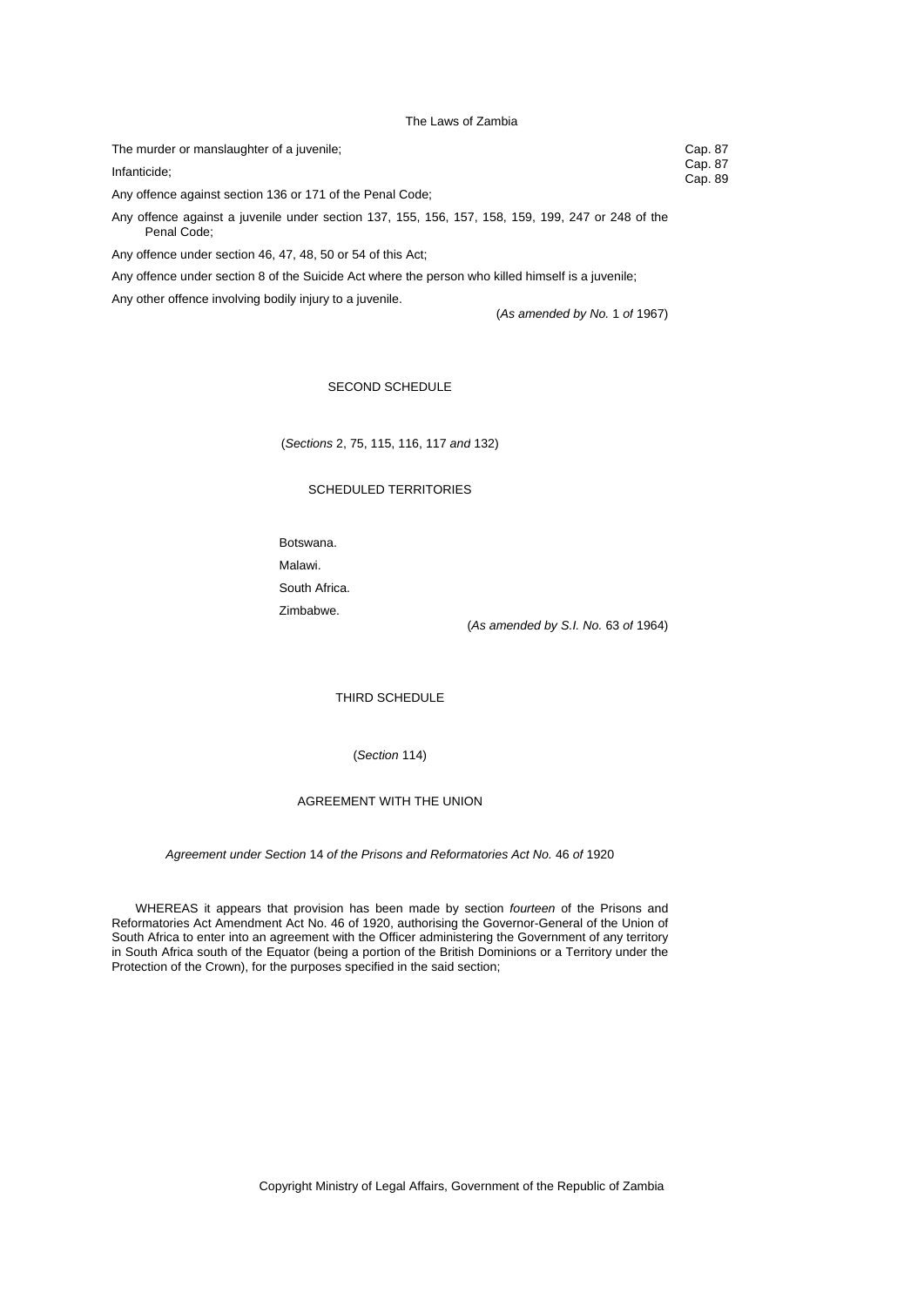The murder or manslaughter of a juvenile; Cap. 87

Infanticide; Cap. 87

Any offence against section 136 or 171 of the Penal Code; Cap. 89

Any offence against a juvenile under section 137, 155, 156, 157, 158, 159, 199, 247 or 248 of the Penal Code;

Any offence under section 46, 47, 48, 50 or 54 of this Act;

Any offence under section 8 of the Suicide Act where the person who killed himself is a juvenile;

Any other offence involving bodily injury to a juvenile.

(*As amended by No.* 1 *of* 1967)

## SECOND SCHEDULE

(*Sections* 2, 75, 115, 116, 117 *and* 132)

### SCHEDULED TERRITORIES

Botswana.

Malawi.

South Africa.

Zimbabwe.

(*As amended by S.I. No.* 63 *of* 1964)

## THIRD SCHEDULE

(*Section* 114)

### AGREEMENT WITH THE UNION

*Agreement under Section* 14 *of the Prisons and Reformatories Act No.* 46 *of* 1920

WHEREAS it appears that provision has been made by section *fourteen* of the Prisons and Reformatories Act Amendment Act No. 46 of 1920, authorising the Governor-General of the Union of South Africa to enter into an agreement with the Officer administering the Government of any territory in South Africa south of the Equator (being a portion of the British Dominions or a Territory under the Protection of the Crown), for the purposes specified in the said section;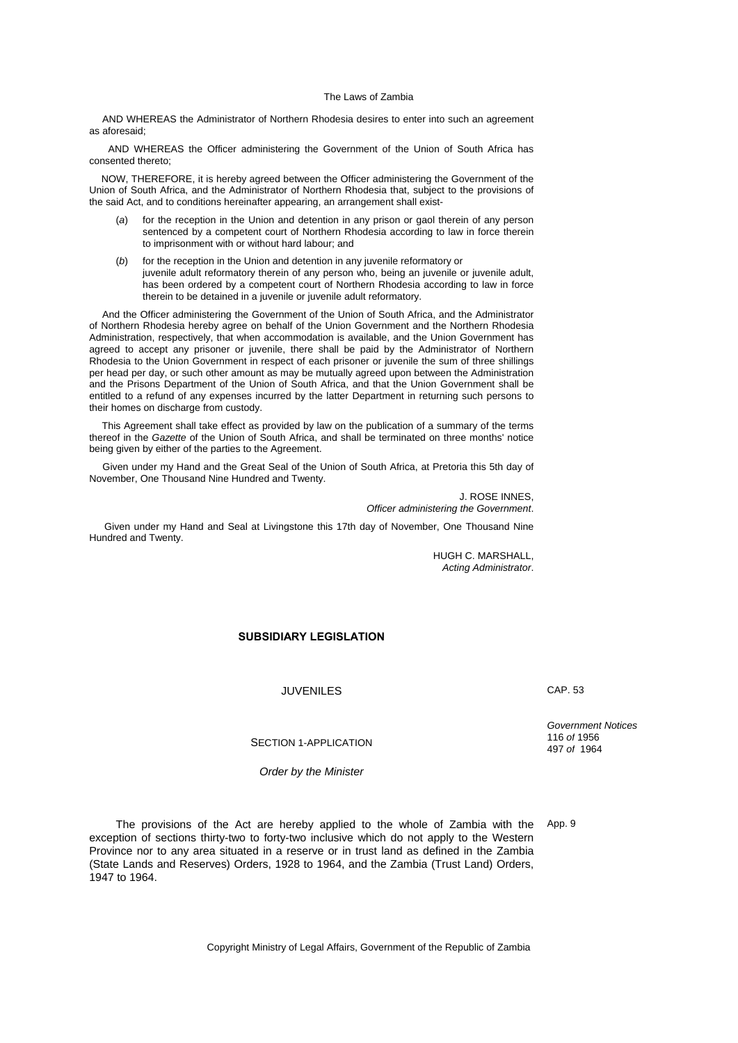AND WHEREAS the Administrator of Northern Rhodesia desires to enter into such an agreement as aforesaid;

AND WHEREAS the Officer administering the Government of the Union of South Africa has consented thereto;

NOW, THEREFORE, it is hereby agreed between the Officer administering the Government of the Union of South Africa, and the Administrator of Northern Rhodesia that, subject to the provisions of the said Act, and to conditions hereinafter appearing, an arrangement shall exist-

(*a*) for the reception in the Union and detention in any prison or gaol therein of any person sentenced by a competent court of Northern Rhodesia according to law in force therein to imprisonment with or without hard labour; and

(*b*) for the reception in the Union and detention in any juvenile reformatory or juvenile adult reformatory therein of any person who, being an juvenile or juvenile adult, has been ordered by a competent court of Northern Rhodesia according to law in force therein to be detained in a juvenile or juvenile adult reformatory.

And the Officer administering the Government of the Union of South Africa, and the Administrator of Northern Rhodesia hereby agree on behalf of the Union Government and the Northern Rhodesia Administration, respectively, that when accommodation is available, and the Union Government has agreed to accept any prisoner or juvenile, there shall be paid by the Administrator of Northern Rhodesia to the Union Government in respect of each prisoner or juvenile the sum of three shillings per head per day, or such other amount as may be mutually agreed upon between the Administration and the Prisons Department of the Union of South Africa, and that the Union Government shall be entitled to a refund of any expenses incurred by the latter Department in returning such persons to their homes on discharge from custody.

This Agreement shall take effect as provided by law on the publication of a summary of the terms thereof in the *Gazette* of the Union of South Africa, and shall be terminated on three months' notice being given by either of the parties to the Agreement.

Given under my Hand and the Great Seal of the Union of South Africa, at Pretoria this 5th day of November, One Thousand Nine Hundred and Twenty.

J. ROSE INNES,
*Officer administering the Government*.

Given under my Hand and Seal at Livingstone this 17th day of November, One Thousand Nine Hundred and Twenty.

HUGH C. MARSHALL,
*Acting Administrator*.

## SUBSIDIARY LEGISLATION

JUVENILES — CAP. 53

SECTION 1-APPLICATION

*Order by the Minister*

*Government Notices*
116 *of* 1956
497 *of* 1964

App. 9

The provisions of the Act are hereby applied to the whole of Zambia with the exception of sections thirty-two to forty-two inclusive which do not apply to the Western Province nor to any area situated in a reserve or in trust land as defined in the Zambia (State Lands and Reserves) Orders, 1928 to 1964, and the Zambia (Trust Land) Orders, 1947 to 1964.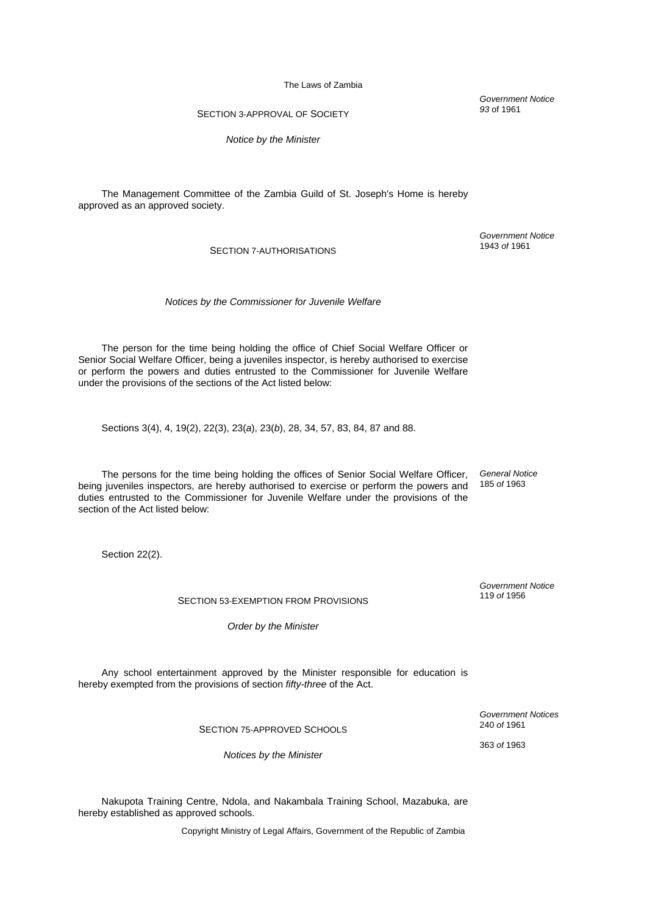SECTION 3-APPROVAL OF SOCIETY

*Government Notice 93 of 1961*

*Notice by the Minister*

The Management Committee of the Zambia Guild of St. Joseph's Home is hereby approved as an approved society.

SECTION 7-AUTHORISATIONS

*Government Notice 1943 of 1961*

*Notices by the Commissioner for Juvenile Welfare*

The person for the time being holding the office of Chief Social Welfare Officer or Senior Social Welfare Officer, being a juveniles inspector, is hereby authorised to exercise or perform the powers and duties entrusted to the Commissioner for Juvenile Welfare under the provisions of the sections of the Act listed below:

Sections 3(4), 4, 19(2), 22(3), 23(*a*), 23(*b*), 28, 34, 57, 83, 84, 87 and 88.

*General Notice 185 of 1963*

The persons for the time being holding the offices of Senior Social Welfare Officer, being juveniles inspectors, are hereby authorised to exercise or perform the powers and duties entrusted to the Commissioner for Juvenile Welfare under the provisions of the section of the Act listed below:

Section 22(2).

SECTION 53-EXEMPTION FROM PROVISIONS

*Government Notice 119 of 1956*

*Order by the Minister*

Any school entertainment approved by the Minister responsible for education is hereby exempted from the provisions of section *fifty-three* of the Act.

SECTION 75-APPROVED SCHOOLS

*Government Notices 240 of 1961*

*363 of 1963*

*Notices by the Minister*

Nakupota Training Centre, Ndola, and Nakambala Training School, Mazabuka, are hereby established as approved schools.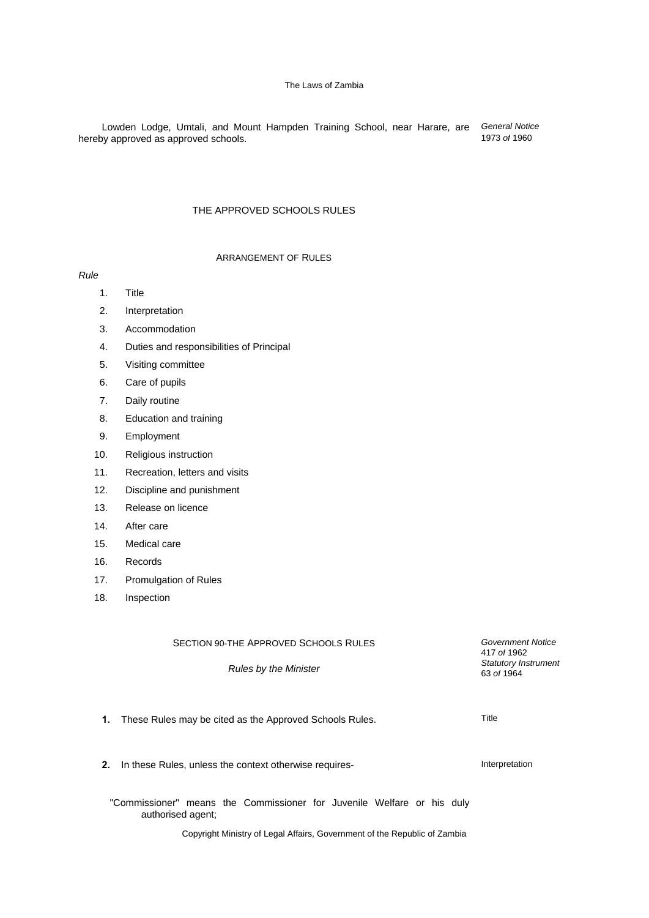Lowden Lodge, Umtali, and Mount Hampden Training School, near Harare, are hereby approved as approved schools.

*General Notice* 1973 *of* 1960

## THE APPROVED SCHOOLS RULES

### ARRANGEMENT OF RULES

*Rule*

1. Title
2. Interpretation
3. Accommodation
4. Duties and responsibilities of Principal
5. Visiting committee
6. Care of pupils
7. Daily routine
8. Education and training
9. Employment
10. Religious instruction
11. Recreation, letters and visits
12. Discipline and punishment
13. Release on licence
14. After care
15. Medical care
16. Records
17. Promulgation of Rules
18. Inspection

### SECTION 90-THE APPROVED SCHOOLS RULES

*Rules by the Minister*

*Government Notice* 417 *of* 1962
*Statutory Instrument* 63 *of* 1964

**1.** These Rules may be cited as the Approved Schools Rules.

Title

**2.** In these Rules, unless the context otherwise requires-

Interpretation

"Commissioner" means the Commissioner for Juvenile Welfare or his duly authorised agent;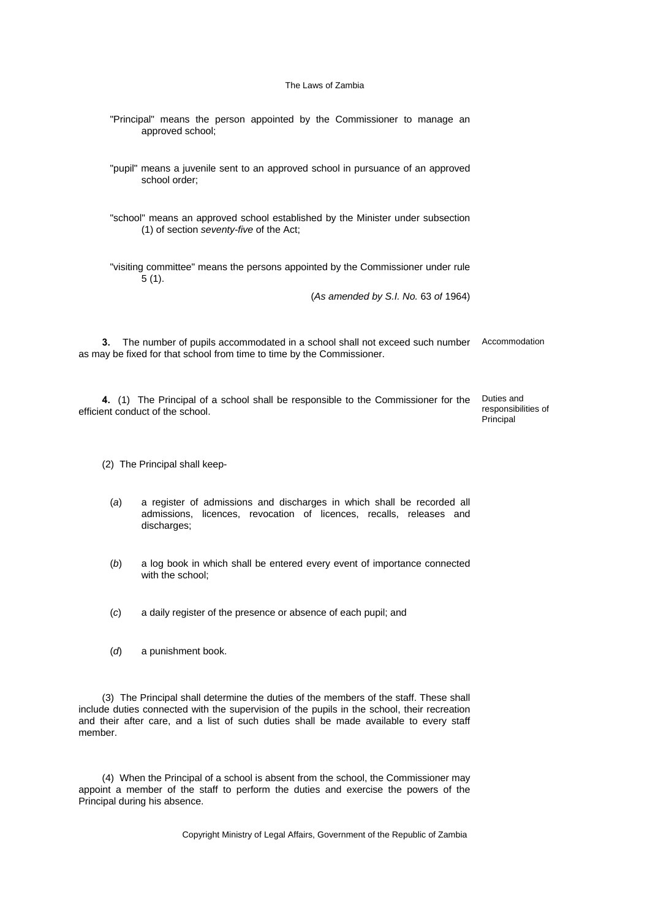"Principal" means the person appointed by the Commissioner to manage an approved school;

"pupil" means a juvenile sent to an approved school in pursuance of an approved school order;

"school" means an approved school established by the Minister under subsection (1) of section *seventy-five* of the Act;

"visiting committee" means the persons appointed by the Commissioner under rule 5 (1).

(*As amended by S.I. No.* 63 *of* 1964)

**3.** The number of pupils accommodated in a school shall not exceed such number as may be fixed for that school from time to time by the Commissioner.

Accommodation

**4.** (1) The Principal of a school shall be responsible to the Commissioner for the efficient conduct of the school.

Duties and responsibilities of Principal

(2) The Principal shall keep-

(*a*) a register of admissions and discharges in which shall be recorded all admissions, licences, revocation of licences, recalls, releases and discharges;

(*b*) a log book in which shall be entered every event of importance connected with the school;

(*c*) a daily register of the presence or absence of each pupil; and

(*d*) a punishment book.

(3) The Principal shall determine the duties of the members of the staff. These shall include duties connected with the supervision of the pupils in the school, their recreation and their after care, and a list of such duties shall be made available to every staff member.

(4) When the Principal of a school is absent from the school, the Commissioner may appoint a member of the staff to perform the duties and exercise the powers of the Principal during his absence.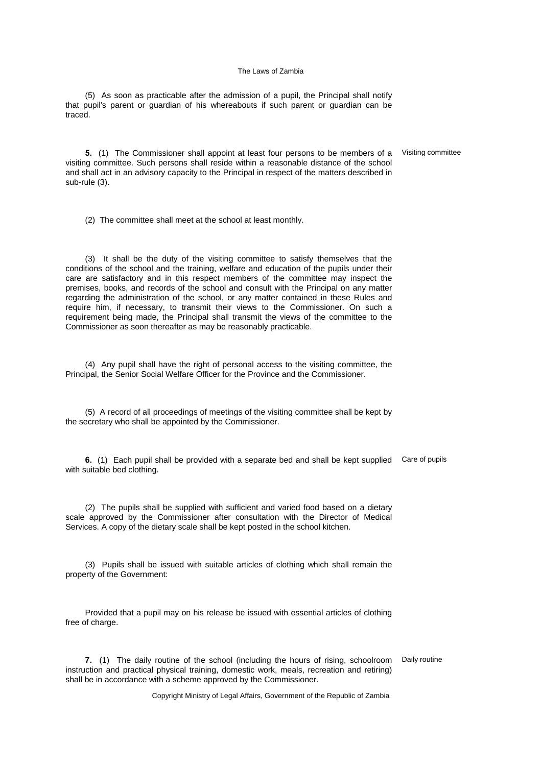(5) As soon as practicable after the admission of a pupil, the Principal shall notify that pupil's parent or guardian of his whereabouts if such parent or guardian can be traced.

**5.** (1) The Commissioner shall appoint at least four persons to be members of a visiting committee. Such persons shall reside within a reasonable distance of the school and shall act in an advisory capacity to the Principal in respect of the matters described in sub-rule (3).

Visiting committee

(2) The committee shall meet at the school at least monthly.

(3) It shall be the duty of the visiting committee to satisfy themselves that the conditions of the school and the training, welfare and education of the pupils under their care are satisfactory and in this respect members of the committee may inspect the premises, books, and records of the school and consult with the Principal on any matter regarding the administration of the school, or any matter contained in these Rules and require him, if necessary, to transmit their views to the Commissioner. On such a requirement being made, the Principal shall transmit the views of the committee to the Commissioner as soon thereafter as may be reasonably practicable.

(4) Any pupil shall have the right of personal access to the visiting committee, the Principal, the Senior Social Welfare Officer for the Province and the Commissioner.

(5) A record of all proceedings of meetings of the visiting committee shall be kept by the secretary who shall be appointed by the Commissioner.

**6.** (1) Each pupil shall be provided with a separate bed and shall be kept supplied with suitable bed clothing.

Care of pupils

(2) The pupils shall be supplied with sufficient and varied food based on a dietary scale approved by the Commissioner after consultation with the Director of Medical Services. A copy of the dietary scale shall be kept posted in the school kitchen.

(3) Pupils shall be issued with suitable articles of clothing which shall remain the property of the Government:

Provided that a pupil may on his release be issued with essential articles of clothing free of charge.

**7.** (1) The daily routine of the school (including the hours of rising, schoolroom instruction and practical physical training, domestic work, meals, recreation and retiring) shall be in accordance with a scheme approved by the Commissioner.

Daily routine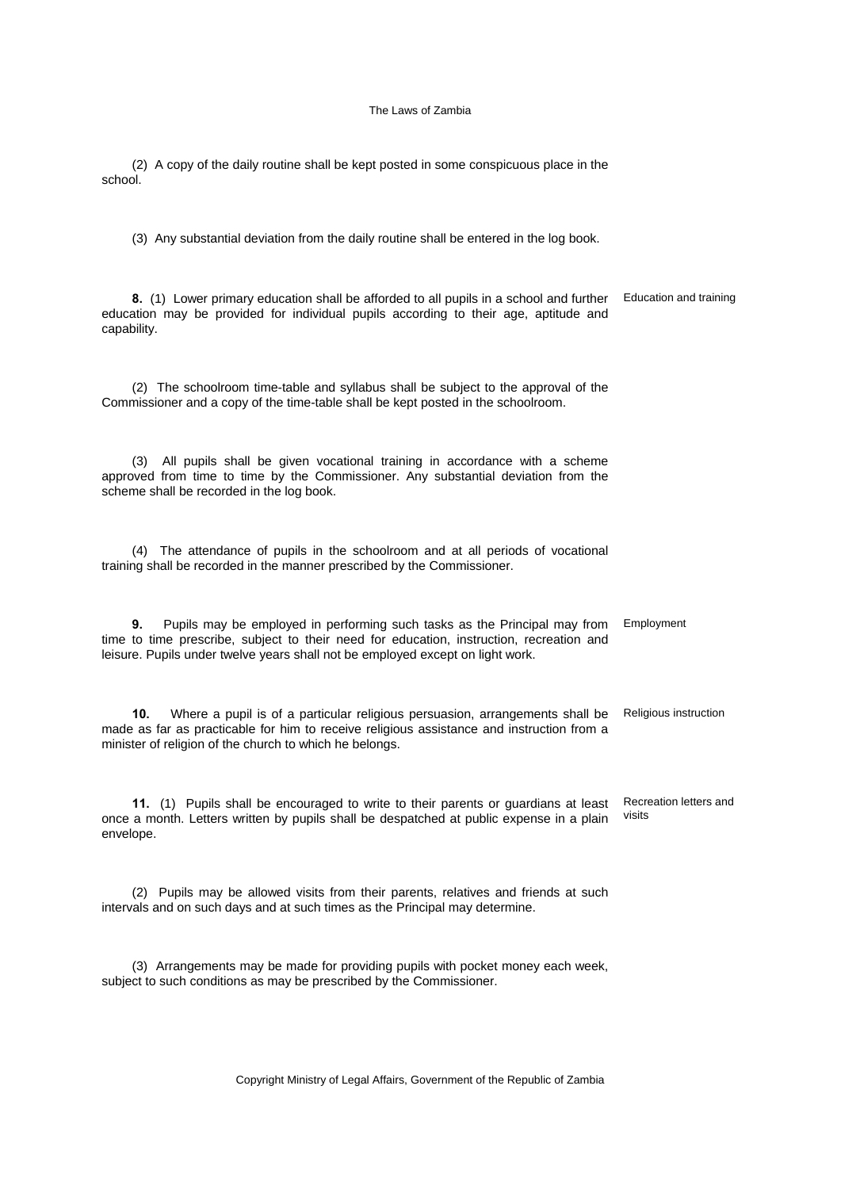(2) A copy of the daily routine shall be kept posted in some conspicuous place in the school.

(3) Any substantial deviation from the daily routine shall be entered in the log book.

**8.** (1) Lower primary education shall be afforded to all pupils in a school and further education may be provided for individual pupils according to their age, aptitude and capability.

Education and training

(2) The schoolroom time-table and syllabus shall be subject to the approval of the Commissioner and a copy of the time-table shall be kept posted in the schoolroom.

(3) All pupils shall be given vocational training in accordance with a scheme approved from time to time by the Commissioner. Any substantial deviation from the scheme shall be recorded in the log book.

(4) The attendance of pupils in the schoolroom and at all periods of vocational training shall be recorded in the manner prescribed by the Commissioner.

**9.** Pupils may be employed in performing such tasks as the Principal may from time to time prescribe, subject to their need for education, instruction, recreation and leisure. Pupils under twelve years shall not be employed except on light work.

Employment

**10.** Where a pupil is of a particular religious persuasion, arrangements shall be made as far as practicable for him to receive religious assistance and instruction from a minister of religion of the church to which he belongs.

Religious instruction

**11.** (1) Pupils shall be encouraged to write to their parents or guardians at least once a month. Letters written by pupils shall be despatched at public expense in a plain envelope.

Recreation letters and visits

(2) Pupils may be allowed visits from their parents, relatives and friends at such intervals and on such days and at such times as the Principal may determine.

(3) Arrangements may be made for providing pupils with pocket money each week, subject to such conditions as may be prescribed by the Commissioner.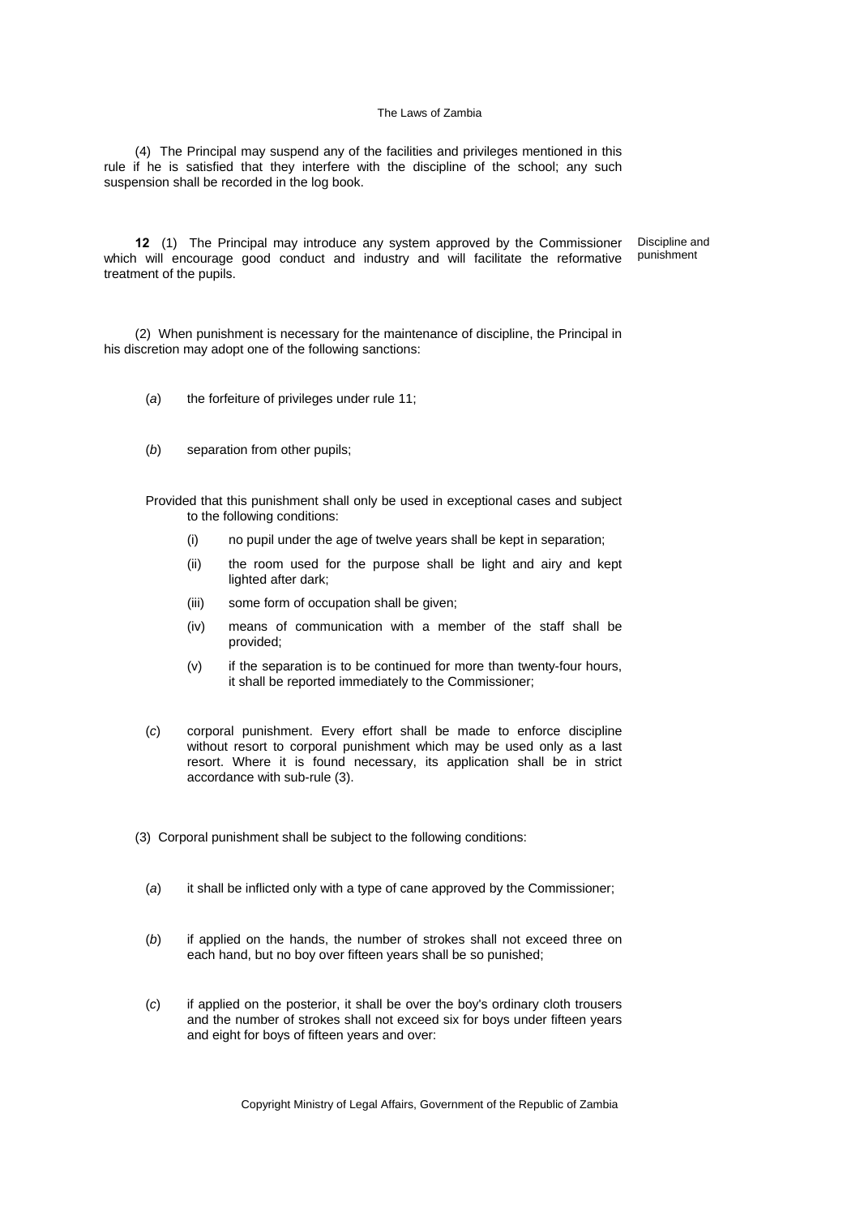(4) The Principal may suspend any of the facilities and privileges mentioned in this rule if he is satisfied that they interfere with the discipline of the school; any such suspension shall be recorded in the log book.

**12** (1) The Principal may introduce any system approved by the Commissioner which will encourage good conduct and industry and will facilitate the reformative treatment of the pupils.

Discipline and punishment

(2) When punishment is necessary for the maintenance of discipline, the Principal in his discretion may adopt one of the following sanctions:

(*a*) the forfeiture of privileges under rule 11;

(*b*) separation from other pupils;

Provided that this punishment shall only be used in exceptional cases and subject to the following conditions:

(i) no pupil under the age of twelve years shall be kept in separation;

(ii) the room used for the purpose shall be light and airy and kept lighted after dark;

(iii) some form of occupation shall be given;

(iv) means of communication with a member of the staff shall be provided;

(v) if the separation is to be continued for more than twenty-four hours, it shall be reported immediately to the Commissioner;

(*c*) corporal punishment. Every effort shall be made to enforce discipline without resort to corporal punishment which may be used only as a last resort. Where it is found necessary, its application shall be in strict accordance with sub-rule (3).

(3) Corporal punishment shall be subject to the following conditions:

(*a*) it shall be inflicted only with a type of cane approved by the Commissioner;

(*b*) if applied on the hands, the number of strokes shall not exceed three on each hand, but no boy over fifteen years shall be so punished;

(*c*) if applied on the posterior, it shall be over the boy's ordinary cloth trousers and the number of strokes shall not exceed six for boys under fifteen years and eight for boys of fifteen years and over: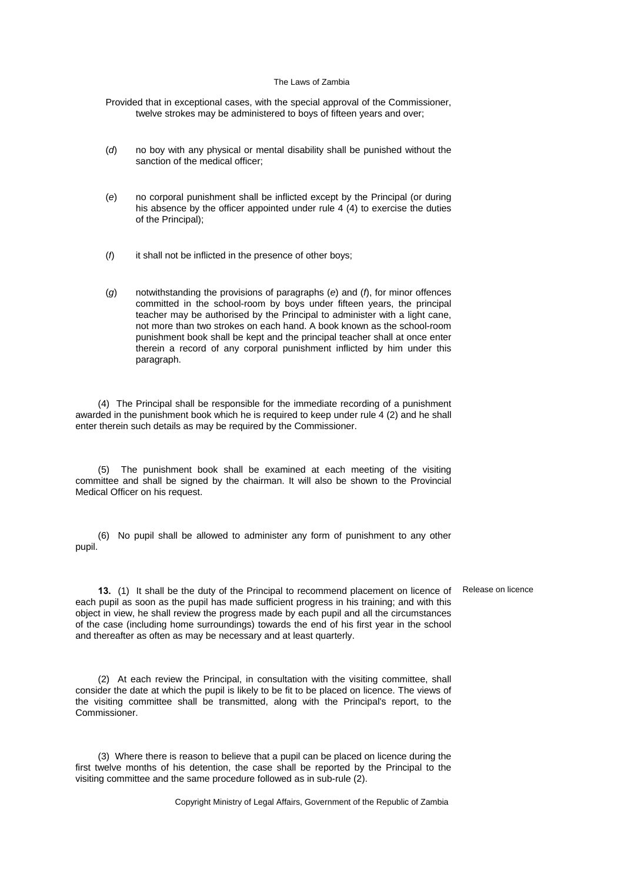Provided that in exceptional cases, with the special approval of the Commissioner, twelve strokes may be administered to boys of fifteen years and over;

(*d*) no boy with any physical or mental disability shall be punished without the sanction of the medical officer;

(*e*) no corporal punishment shall be inflicted except by the Principal (or during his absence by the officer appointed under rule 4 (4) to exercise the duties of the Principal);

(*f*) it shall not be inflicted in the presence of other boys;

(*g*) notwithstanding the provisions of paragraphs (*e*) and (*f*), for minor offences committed in the school-room by boys under fifteen years, the principal teacher may be authorised by the Principal to administer with a light cane, not more than two strokes on each hand. A book known as the school-room punishment book shall be kept and the principal teacher shall at once enter therein a record of any corporal punishment inflicted by him under this paragraph.

(4) The Principal shall be responsible for the immediate recording of a punishment awarded in the punishment book which he is required to keep under rule 4 (2) and he shall enter therein such details as may be required by the Commissioner.

(5) The punishment book shall be examined at each meeting of the visiting committee and shall be signed by the chairman. It will also be shown to the Provincial Medical Officer on his request.

(6) No pupil shall be allowed to administer any form of punishment to any other pupil.

Release on licence

**13.** (1) It shall be the duty of the Principal to recommend placement on licence of each pupil as soon as the pupil has made sufficient progress in his training; and with this object in view, he shall review the progress made by each pupil and all the circumstances of the case (including home surroundings) towards the end of his first year in the school and thereafter as often as may be necessary and at least quarterly.

(2) At each review the Principal, in consultation with the visiting committee, shall consider the date at which the pupil is likely to be fit to be placed on licence. The views of the visiting committee shall be transmitted, along with the Principal's report, to the Commissioner.

(3) Where there is reason to believe that a pupil can be placed on licence during the first twelve months of his detention, the case shall be reported by the Principal to the visiting committee and the same procedure followed as in sub-rule (2).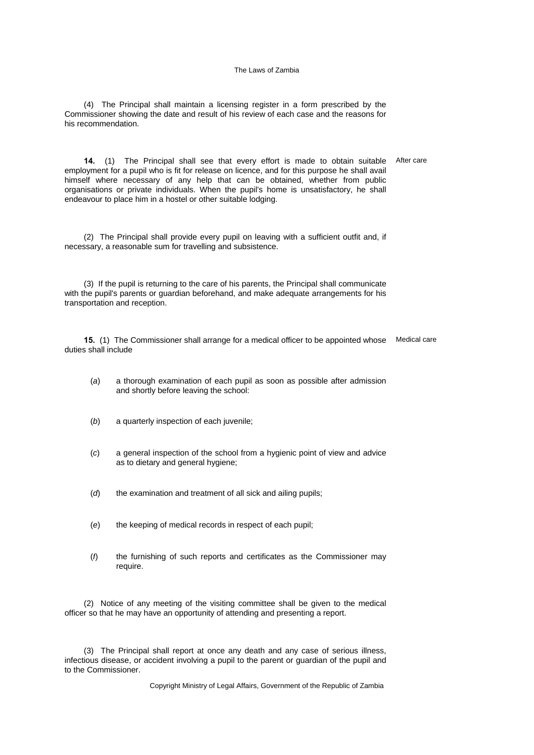(4) The Principal shall maintain a licensing register in a form prescribed by the Commissioner showing the date and result of his review of each case and the reasons for his recommendation.

**14.** (1) The Principal shall see that every effort is made to obtain suitable employment for a pupil who is fit for release on licence, and for this purpose he shall avail himself where necessary of any help that can be obtained, whether from public organisations or private individuals. When the pupil's home is unsatisfactory, he shall endeavour to place him in a hostel or other suitable lodging.

After care

(2) The Principal shall provide every pupil on leaving with a sufficient outfit and, if necessary, a reasonable sum for travelling and subsistence.

(3) If the pupil is returning to the care of his parents, the Principal shall communicate with the pupil's parents or guardian beforehand, and make adequate arrangements for his transportation and reception.

**15.** (1) The Commissioner shall arrange for a medical officer to be appointed whose duties shall include

Medical care

(*a*) a thorough examination of each pupil as soon as possible after admission and shortly before leaving the school:

(*b*) a quarterly inspection of each juvenile;

(*c*) a general inspection of the school from a hygienic point of view and advice as to dietary and general hygiene;

(*d*) the examination and treatment of all sick and ailing pupils;

(*e*) the keeping of medical records in respect of each pupil;

(*f*) the furnishing of such reports and certificates as the Commissioner may require.

(2) Notice of any meeting of the visiting committee shall be given to the medical officer so that he may have an opportunity of attending and presenting a report.

(3) The Principal shall report at once any death and any case of serious illness, infectious disease, or accident involving a pupil to the parent or guardian of the pupil and to the Commissioner.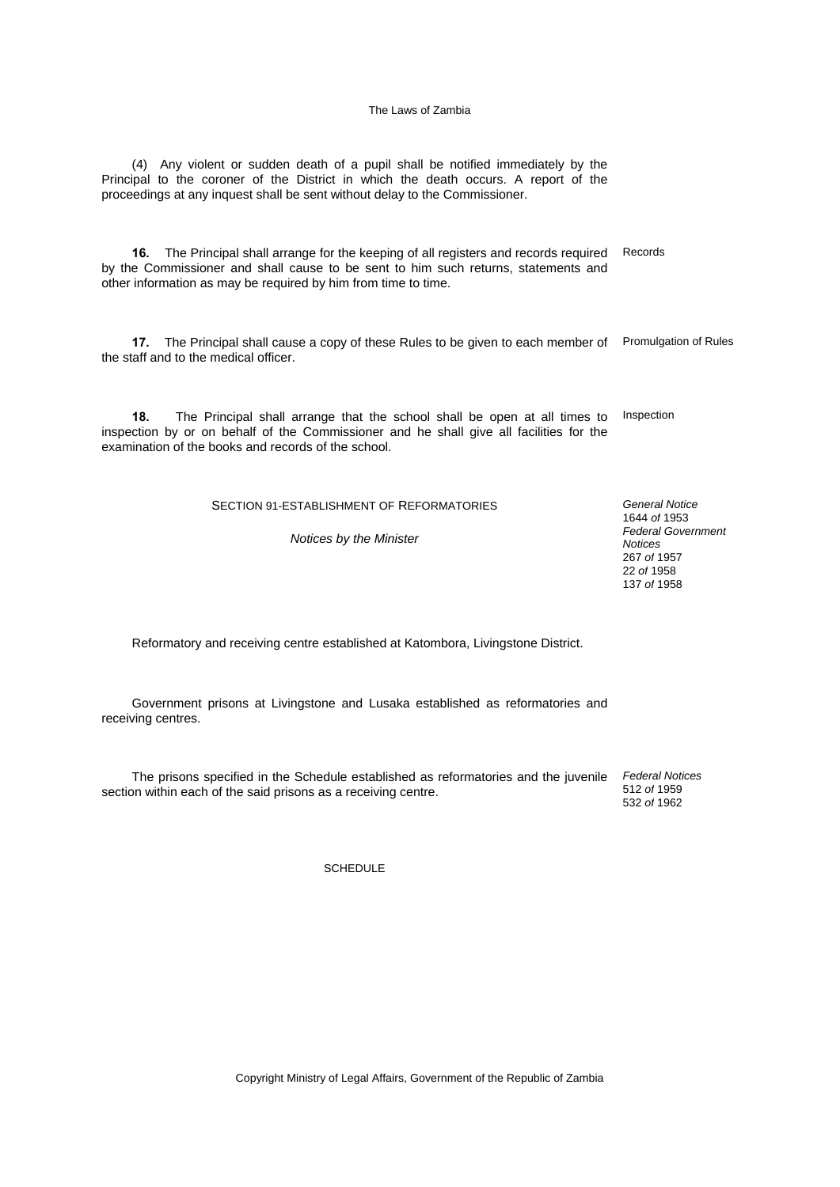(4) Any violent or sudden death of a pupil shall be notified immediately by the Principal to the coroner of the District in which the death occurs. A report of the proceedings at any inquest shall be sent without delay to the Commissioner.

**16.** The Principal shall arrange for the keeping of all registers and records required by the Commissioner and shall cause to be sent to him such returns, statements and other information as may be required by him from time to time.

Records

**17.** The Principal shall cause a copy of these Rules to be given to each member of the staff and to the medical officer.

Promulgation of Rules

**18.** The Principal shall arrange that the school shall be open at all times to inspection by or on behalf of the Commissioner and he shall give all facilities for the examination of the books and records of the school.

Inspection

SECTION 91-ESTABLISHMENT OF REFORMATORIES

*Notices by the Minister*

*General Notice*
1644 *of* 1953
*Federal Government Notices*
267 *of* 1957
22 *of* 1958
137 *of* 1958

Reformatory and receiving centre established at Katombora, Livingstone District.

Government prisons at Livingstone and Lusaka established as reformatories and receiving centres.

The prisons specified in the Schedule established as reformatories and the juvenile section within each of the said prisons as a receiving centre.

*Federal Notices*
512 *of* 1959
532 *of* 1962

SCHEDULE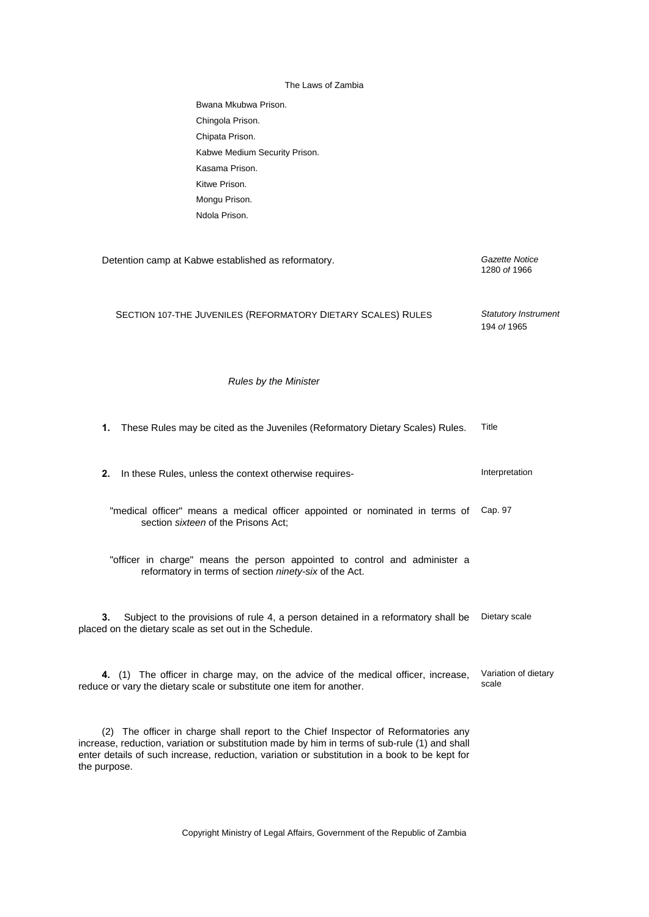Bwana Mkubwa Prison.

Chingola Prison.

Chipata Prison.

Kabwe Medium Security Prison.

Kasama Prison.

Kitwe Prison.

Mongu Prison.

Ndola Prison.

Detention camp at Kabwe established as reformatory. *Gazette Notice* 1280 *of* 1966

## SECTION 107-THE JUVENILES (REFORMATORY DIETARY SCALES) RULES

*Statutory Instrument* 194 *of* 1965

*Rules by the Minister*

**1.** These Rules may be cited as the Juveniles (Reformatory Dietary Scales) Rules. — Title

**2.** In these Rules, unless the context otherwise requires- — Interpretation

"medical officer" means a medical officer appointed or nominated in terms of section *sixteen* of the Prisons Act; — Cap. 97

"officer in charge" means the person appointed to control and administer a reformatory in terms of section *ninety-six* of the Act.

**3.** Subject to the provisions of rule 4, a person detained in a reformatory shall be placed on the dietary scale as set out in the Schedule. — Dietary scale

**4.** (1) The officer in charge may, on the advice of the medical officer, increase, reduce or vary the dietary scale or substitute one item for another. — Variation of dietary scale

(2) The officer in charge shall report to the Chief Inspector of Reformatories any increase, reduction, variation or substitution made by him in terms of sub-rule (1) and shall enter details of such increase, reduction, variation or substitution in a book to be kept for the purpose.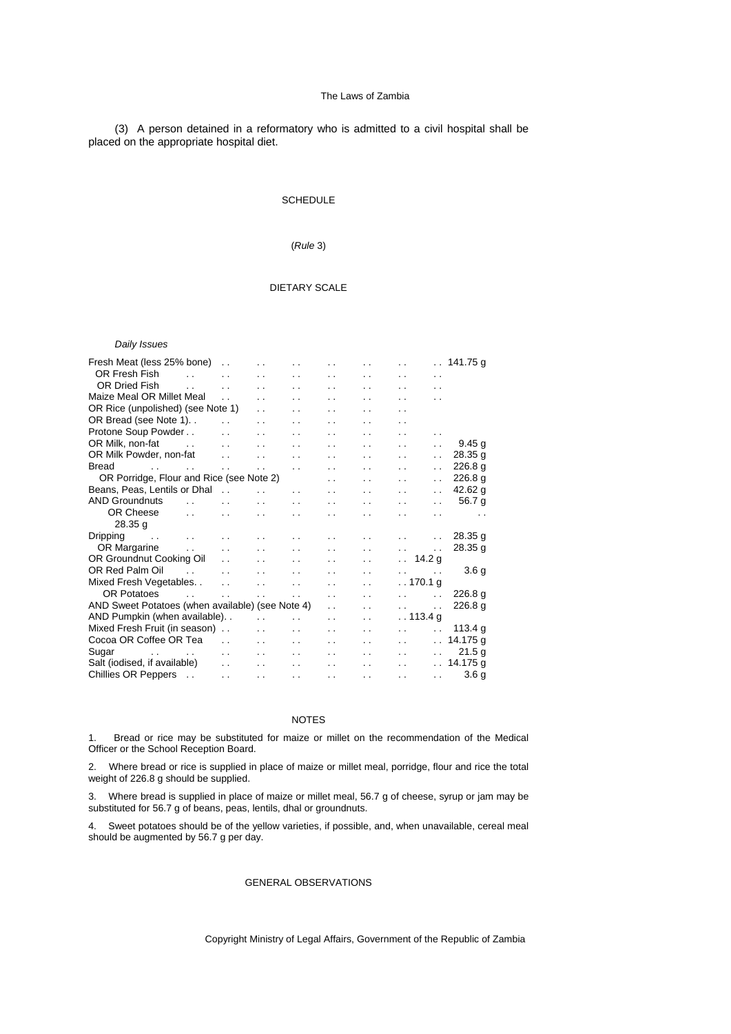(3) A person detained in a reformatory who is admitted to a civil hospital shall be placed on the appropriate hospital diet.

SCHEDULE

(*Rule* 3)

DIETARY SCALE

*Daily Issues*

| Item | Quantity |
|---|---|
| Fresh Meat (less 25% bone) | 141.75 g |
| OR Fresh Fish | |
| OR Dried Fish | |
| Maize Meal OR Millet Meal | |
| OR Rice (unpolished) (see Note 1) | |
| OR Bread (see Note 1) | |
| Protone Soup Powder | |
| OR Milk, non-fat | 9.45 g |
| OR Milk Powder, non-fat | 28.35 g |
| Bread | 226.8 g |
| OR Porridge, Flour and Rice (see Note 2) | 226.8 g |
| Beans, Peas, Lentils or Dhal | 42.62 g |
| AND Groundnuts | 56.7 g |
| OR Cheese 28.35 g | |
| Dripping | 28.35 g |
| OR Margarine | 28.35 g |
| OR Groundnut Cooking Oil | 14.2 g |
| OR Red Palm Oil | 3.6 g |
| Mixed Fresh Vegetables | 170.1 g |
| OR Potatoes | 226.8 g |
| AND Sweet Potatoes (when available) (see Note 4) | 226.8 g |
| AND Pumpkin (when available) | 113.4 g |
| Mixed Fresh Fruit (in season) | 113.4 g |
| Cocoa OR Coffee OR Tea | 14.175 g |
| Sugar | 21.5 g |
| Salt (iodised, if available) | 14.175 g |
| Chillies OR Peppers | 3.6 g |

NOTES

1. Bread or rice may be substituted for maize or millet on the recommendation of the Medical Officer or the School Reception Board.

2. Where bread or rice is supplied in place of maize or millet meal, porridge, flour and rice the total weight of 226.8 g should be supplied.

3. Where bread is supplied in place of maize or millet meal, 56.7 g of cheese, syrup or jam may be substituted for 56.7 g of beans, peas, lentils, dhal or groundnuts.

4. Sweet potatoes should be of the yellow varieties, if possible, and, when unavailable, cereal meal should be augmented by 56.7 g per day.

GENERAL OBSERVATIONS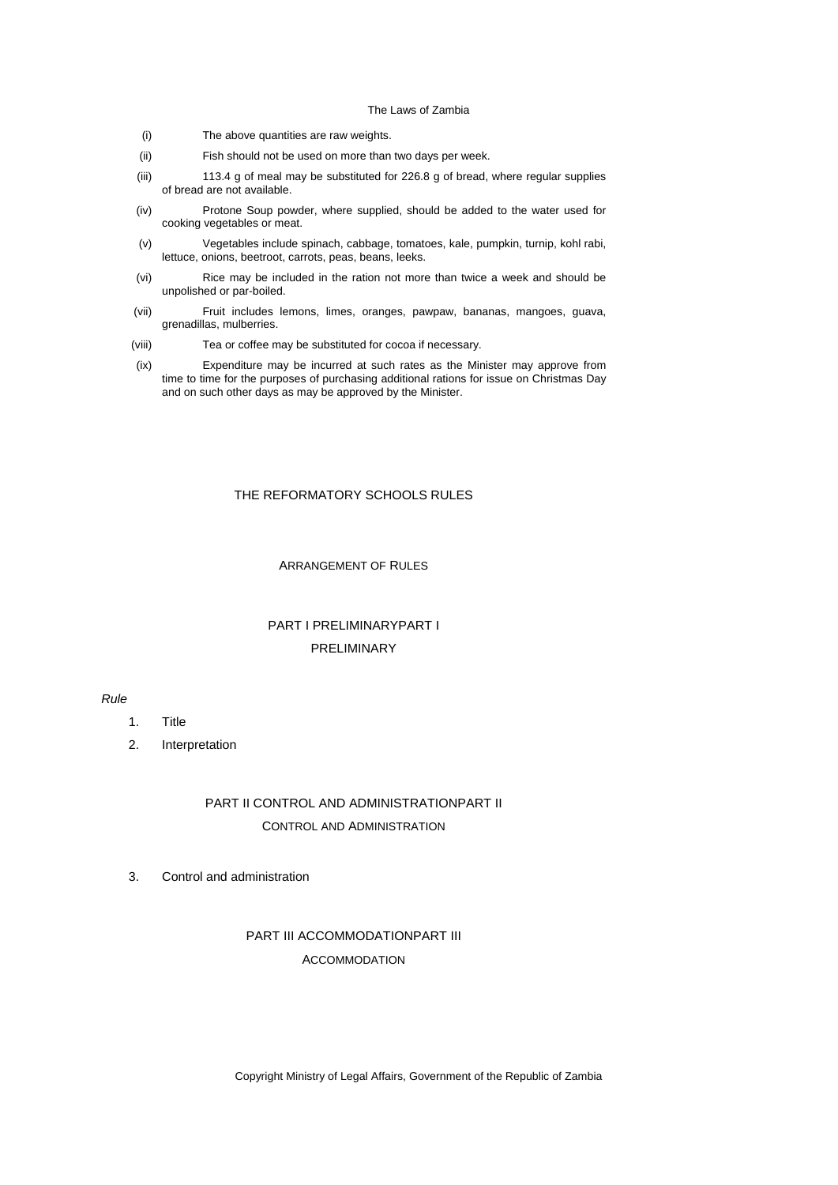(i) The above quantities are raw weights.

(ii) Fish should not be used on more than two days per week.

(iii) 113.4 g of meal may be substituted for 226.8 g of bread, where regular supplies of bread are not available.

(iv) Protone Soup powder, where supplied, should be added to the water used for cooking vegetables or meat.

(v) Vegetables include spinach, cabbage, tomatoes, kale, pumpkin, turnip, kohl rabi, lettuce, onions, beetroot, carrots, peas, beans, leeks.

(vi) Rice may be included in the ration not more than twice a week and should be unpolished or par-boiled.

(vii) Fruit includes lemons, limes, oranges, pawpaw, bananas, mangoes, guava, grenadillas, mulberries.

(viii) Tea or coffee may be substituted for cocoa if necessary.

(ix) Expenditure may be incurred at such rates as the Minister may approve from time to time for the purposes of purchasing additional rations for issue on Christmas Day and on such other days as may be approved by the Minister.

# THE REFORMATORY SCHOOLS RULES

## ARRANGEMENT OF RULES

### PART I PRELIMINARY

*Rule*

1. Title
2. Interpretation

### PART II CONTROL AND ADMINISTRATION

3. Control and administration

### PART III ACCOMMODATION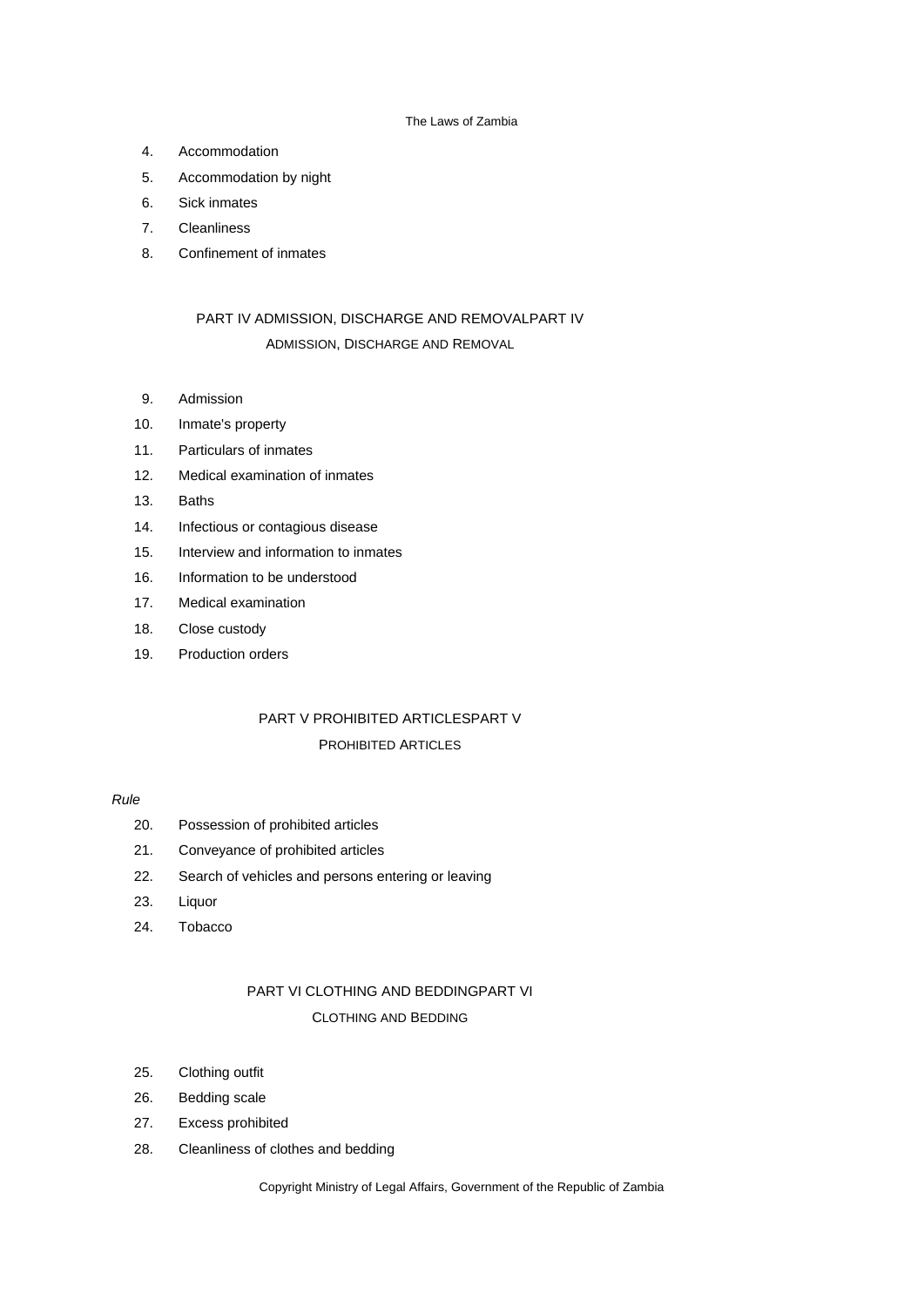4. Accommodation
5. Accommodation by night
6. Sick inmates
7. Cleanliness
8. Confinement of inmates

## PART IV ADMISSION, DISCHARGE AND REMOVALPART IV
### ADMISSION, DISCHARGE AND REMOVAL

9. Admission
10. Inmate's property
11. Particulars of inmates
12. Medical examination of inmates
13. Baths
14. Infectious or contagious disease
15. Interview and information to inmates
16. Information to be understood
17. Medical examination
18. Close custody
19. Production orders

## PART V PROHIBITED ARTICLESPART V
### PROHIBITED ARTICLES

*Rule*

20. Possession of prohibited articles
21. Conveyance of prohibited articles
22. Search of vehicles and persons entering or leaving
23. Liquor
24. Tobacco

## PART VI CLOTHING AND BEDDINGPART VI
### CLOTHING AND BEDDING

25. Clothing outfit
26. Bedding scale
27. Excess prohibited
28. Cleanliness of clothes and bedding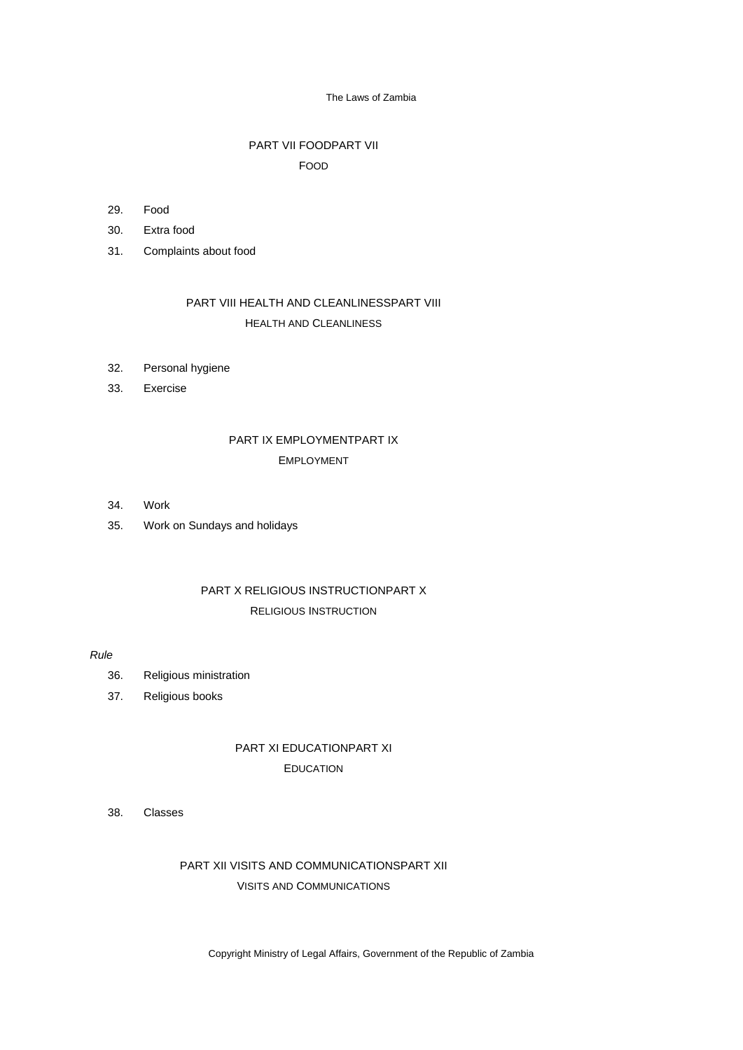## PART VII FOODPART VII

FOOD

29. Food
30. Extra food
31. Complaints about food

## PART VIII HEALTH AND CLEANLINESSPART VIII

HEALTH AND CLEANLINESS

32. Personal hygiene
33. Exercise

## PART IX EMPLOYMENTPART IX

EMPLOYMENT

34. Work
35. Work on Sundays and holidays

## PART X RELIGIOUS INSTRUCTIONPART X

RELIGIOUS INSTRUCTION

*Rule*

36. Religious ministration
37. Religious books

## PART XI EDUCATIONPART XI

EDUCATION

38. Classes

## PART XII VISITS AND COMMUNICATIONSPART XII

VISITS AND COMMUNICATIONS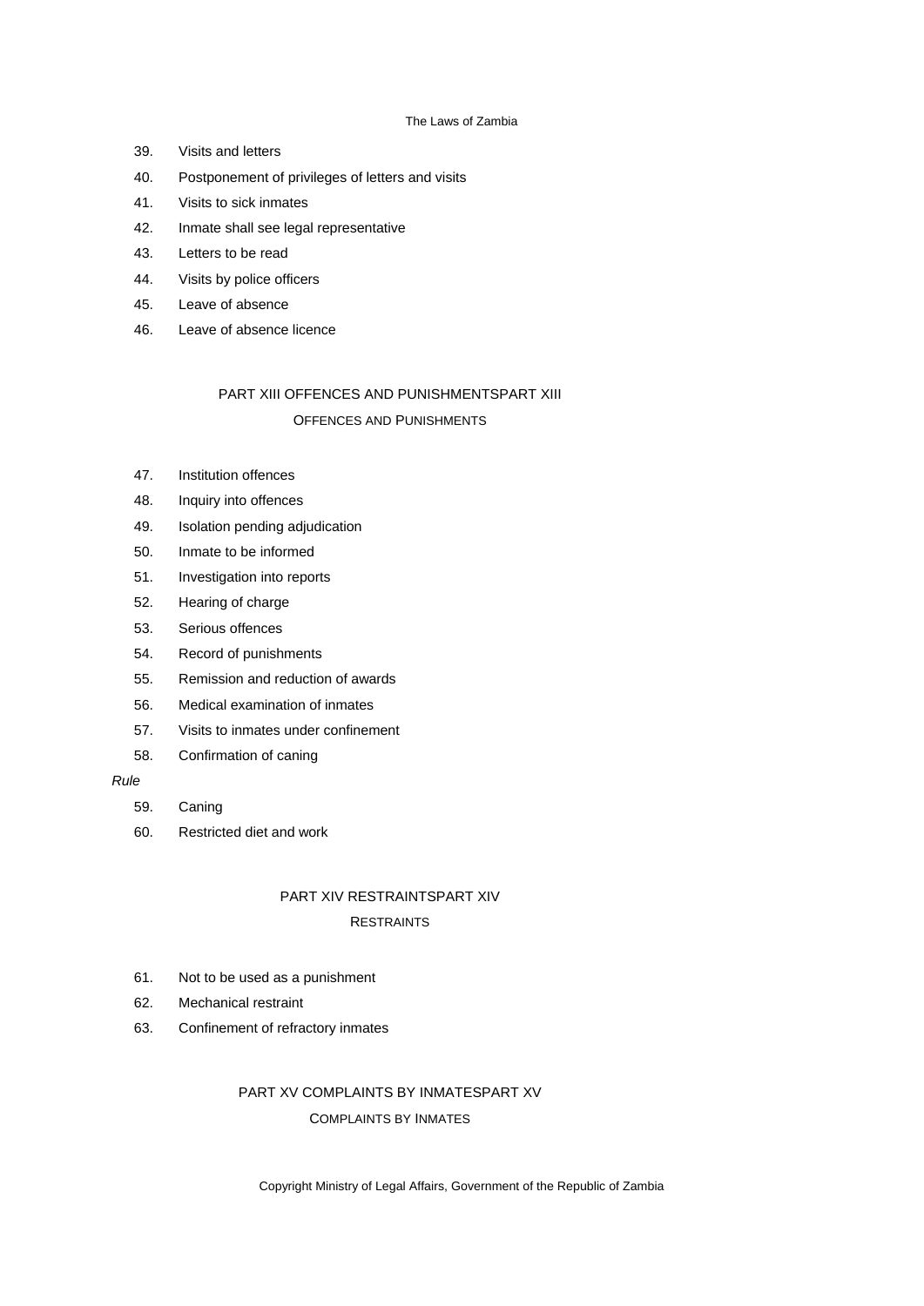39. Visits and letters
40. Postponement of privileges of letters and visits
41. Visits to sick inmates
42. Inmate shall see legal representative
43. Letters to be read
44. Visits by police officers
45. Leave of absence
46. Leave of absence licence

## PART XIII OFFENCES AND PUNISHMENTSPART XIII

### OFFENCES AND PUNISHMENTS

47. Institution offences
48. Inquiry into offences
49. Isolation pending adjudication
50. Inmate to be informed
51. Investigation into reports
52. Hearing of charge
53. Serious offences
54. Record of punishments
55. Remission and reduction of awards
56. Medical examination of inmates
57. Visits to inmates under confinement
58. Confirmation of caning

*Rule*

59. Caning
60. Restricted diet and work

## PART XIV RESTRAINTSPART XIV

### RESTRAINTS

61. Not to be used as a punishment
62. Mechanical restraint
63. Confinement of refractory inmates

## PART XV COMPLAINTS BY INMATESPART XV

### COMPLAINTS BY INMATES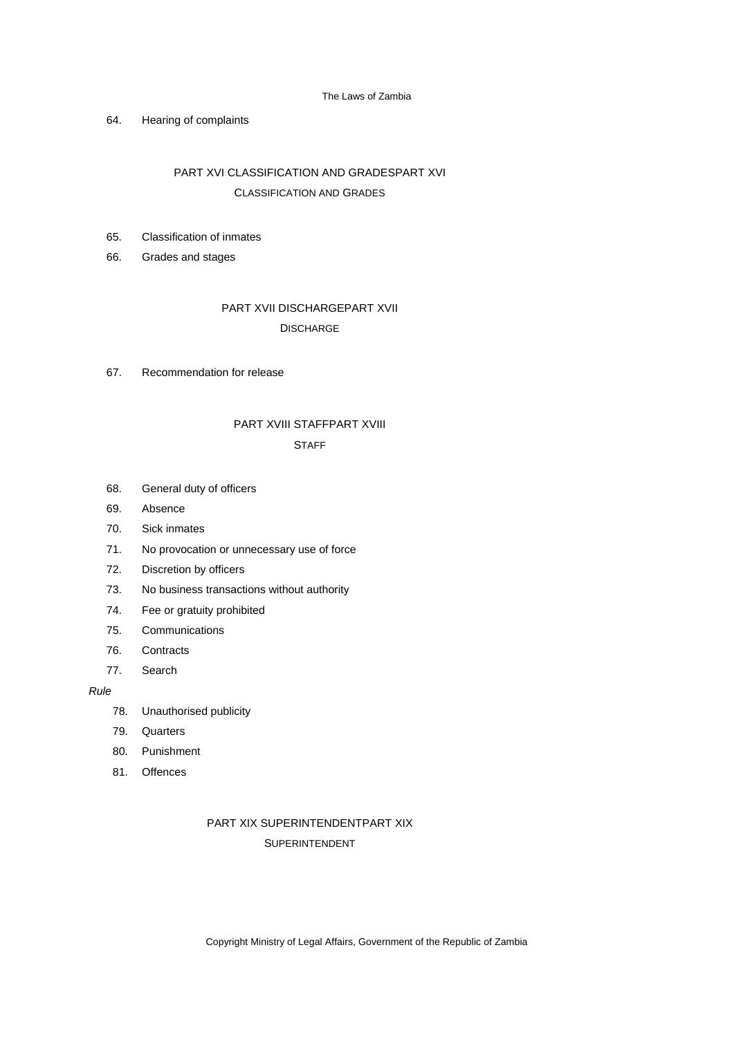64. Hearing of complaints

## PART XVI CLASSIFICATION AND GRADESPART XVI
### CLASSIFICATION AND GRADES

65. Classification of inmates

66. Grades and stages

## PART XVII DISCHARGEPART XVII
### DISCHARGE

67. Recommendation for release

## PART XVIII STAFFPART XVIII
### STAFF

68. General duty of officers

69. Absence

70. Sick inmates

71. No provocation or unnecessary use of force

72. Discretion by officers

73. No business transactions without authority

74. Fee or gratuity prohibited

75. Communications

76. Contracts

77. Search

*Rule*

78. Unauthorised publicity

79. Quarters

80. Punishment

81. Offences

## PART XIX SUPERINTENDENTPART XIX
### SUPERINTENDENT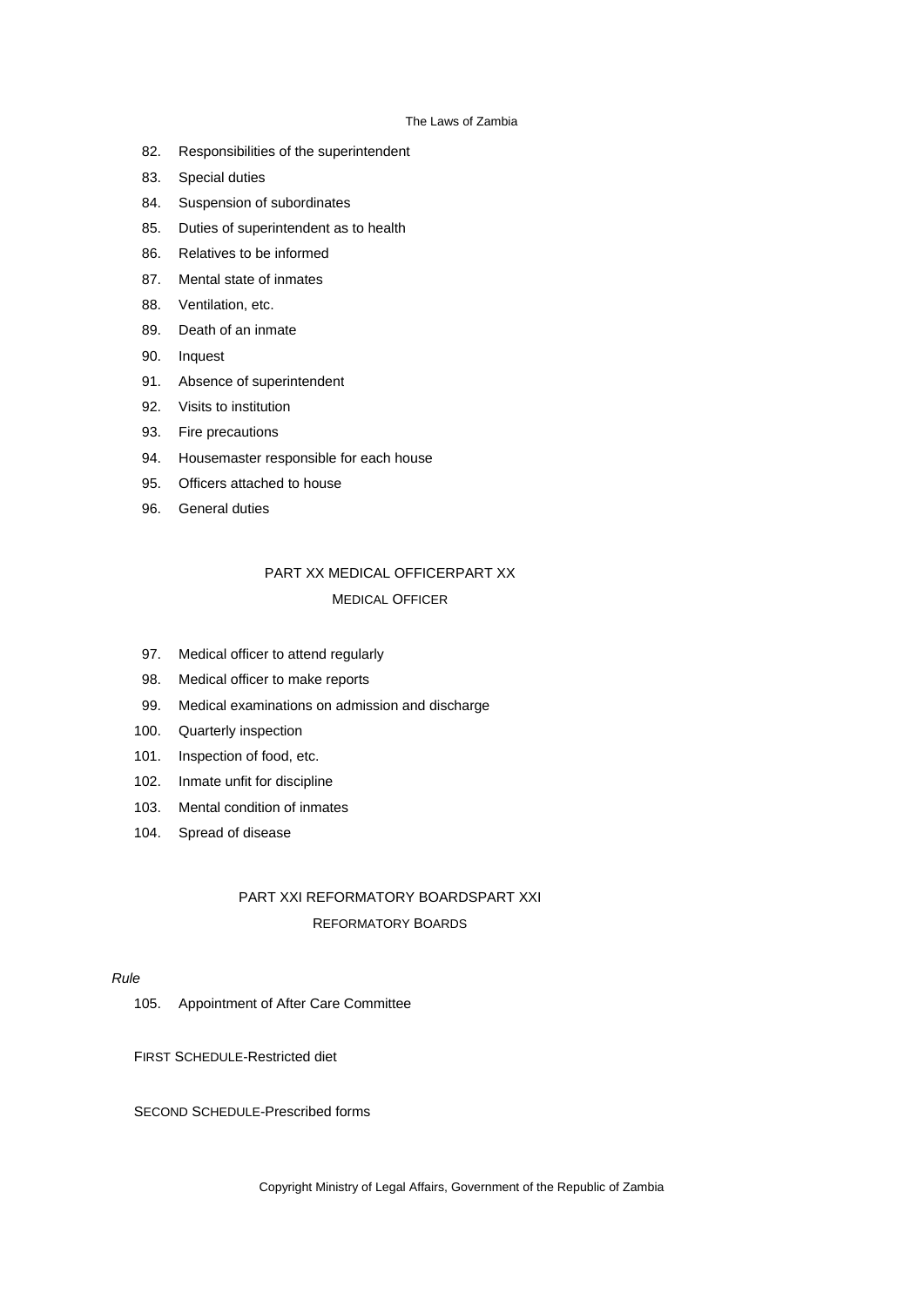82. Responsibilities of the superintendent
83. Special duties
84. Suspension of subordinates
85. Duties of superintendent as to health
86. Relatives to be informed
87. Mental state of inmates
88. Ventilation, etc.
89. Death of an inmate
90. Inquest
91. Absence of superintendent
92. Visits to institution
93. Fire precautions
94. Housemaster responsible for each house
95. Officers attached to house
96. General duties

## PART XX MEDICAL OFFICERPART XX

MEDICAL OFFICER

97. Medical officer to attend regularly
98. Medical officer to make reports
99. Medical examinations on admission and discharge
100. Quarterly inspection
101. Inspection of food, etc.
102. Inmate unfit for discipline
103. Mental condition of inmates
104. Spread of disease

## PART XXI REFORMATORY BOARDSPART XXI

REFORMATORY BOARDS

*Rule*

105. Appointment of After Care Committee

FIRST SCHEDULE-Restricted diet

SECOND SCHEDULE-Prescribed forms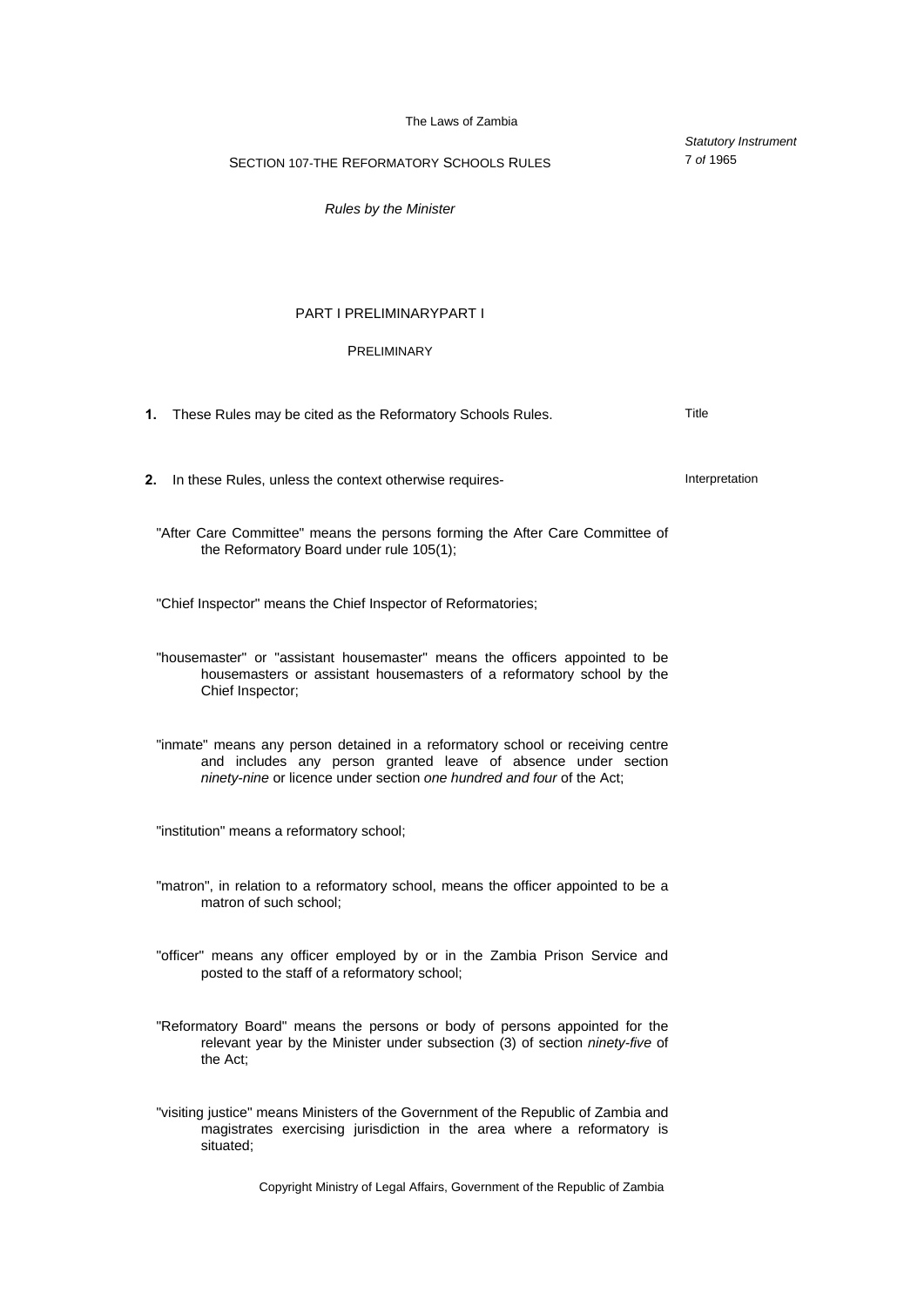SECTION 107-THE REFORMATORY SCHOOLS RULES

*Statutory Instrument* 7 *of* 1965

*Rules by the Minister*

## PART I PRELIMINARYPART I

### PRELIMINARY

**1.** These Rules may be cited as the Reformatory Schools Rules.

Title

**2.** In these Rules, unless the context otherwise requires-

Interpretation

"After Care Committee" means the persons forming the After Care Committee of the Reformatory Board under rule 105(1);

"Chief Inspector" means the Chief Inspector of Reformatories;

"housemaster" or "assistant housemaster" means the officers appointed to be housemasters or assistant housemasters of a reformatory school by the Chief Inspector;

"inmate" means any person detained in a reformatory school or receiving centre and includes any person granted leave of absence under section *ninety-nine* or licence under section *one hundred and four* of the Act;

"institution" means a reformatory school;

"matron", in relation to a reformatory school, means the officer appointed to be a matron of such school;

"officer" means any officer employed by or in the Zambia Prison Service and posted to the staff of a reformatory school;

"Reformatory Board" means the persons or body of persons appointed for the relevant year by the Minister under subsection (3) of section *ninety-five* of the Act;

"visiting justice" means Ministers of the Government of the Republic of Zambia and magistrates exercising jurisdiction in the area where a reformatory is situated;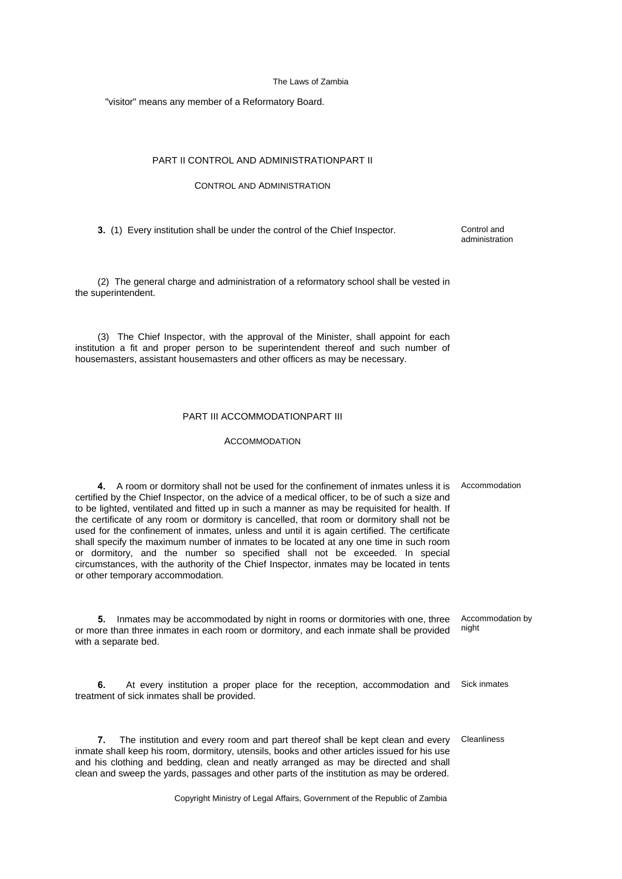"visitor" means any member of a Reformatory Board.

## PART II CONTROL AND ADMINISTRATIONPART II

### CONTROL AND ADMINISTRATION

**3.** (1) Every institution shall be under the control of the Chief Inspector.

Control and administration

(2) The general charge and administration of a reformatory school shall be vested in the superintendent.

(3) The Chief Inspector, with the approval of the Minister, shall appoint for each institution a fit and proper person to be superintendent thereof and such number of housemasters, assistant housemasters and other officers as may be necessary.

## PART III ACCOMMODATIONPART III

### ACCOMMODATION

**4.** A room or dormitory shall not be used for the confinement of inmates unless it is certified by the Chief Inspector, on the advice of a medical officer, to be of such a size and to be lighted, ventilated and fitted up in such a manner as may be requisited for health. If the certificate of any room or dormitory is cancelled, that room or dormitory shall not be used for the confinement of inmates, unless and until it is again certified. The certificate shall specify the maximum number of inmates to be located at any one time in such room or dormitory, and the number so specified shall not be exceeded. In special circumstances, with the authority of the Chief Inspector, inmates may be located in tents or other temporary accommodation.

Accommodation

**5.** Inmates may be accommodated by night in rooms or dormitories with one, three or more than three inmates in each room or dormitory, and each inmate shall be provided with a separate bed.

Accommodation by night

**6.** At every institution a proper place for the reception, accommodation and treatment of sick inmates shall be provided.

Sick inmates

**7.** The institution and every room and part thereof shall be kept clean and every inmate shall keep his room, dormitory, utensils, books and other articles issued for his use and his clothing and bedding, clean and neatly arranged as may be directed and shall clean and sweep the yards, passages and other parts of the institution as may be ordered.

Cleanliness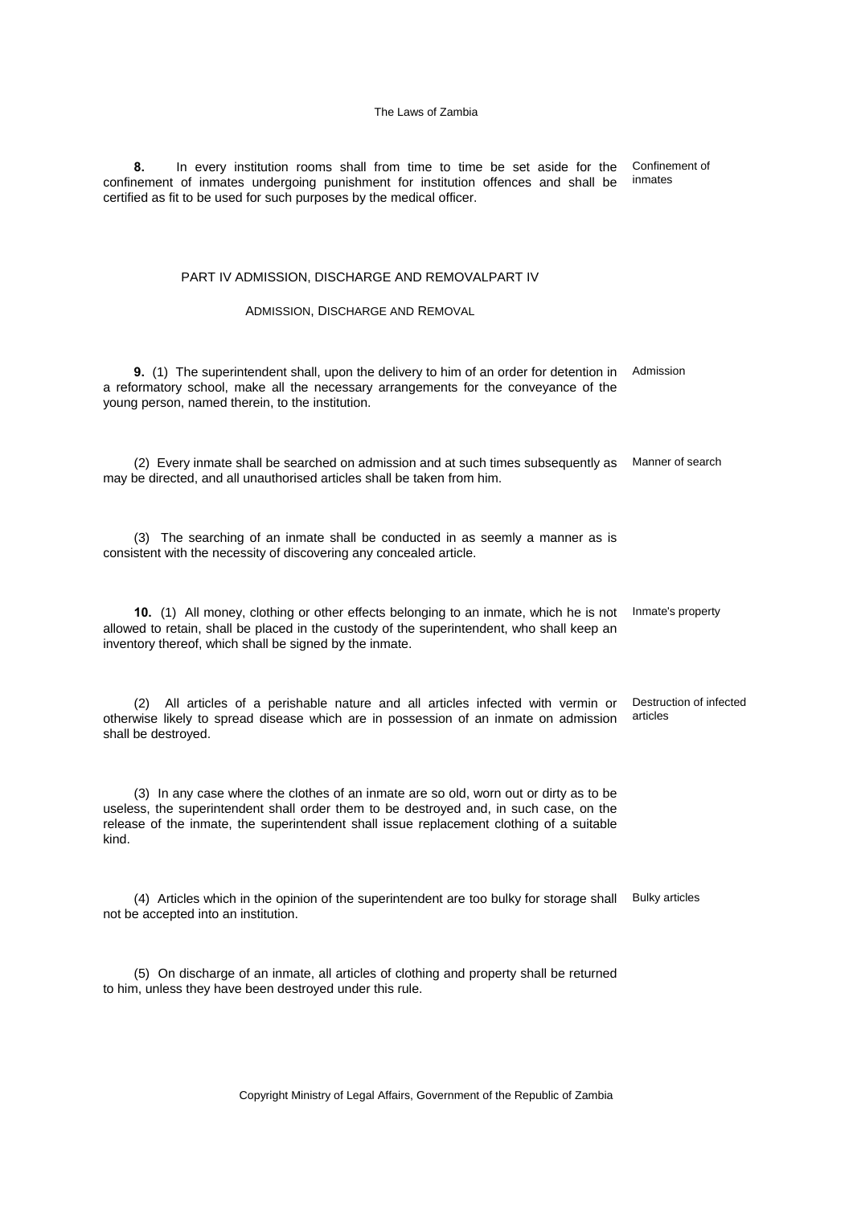**8.** In every institution rooms shall from time to time be set aside for the confinement of inmates undergoing punishment for institution offences and shall be certified as fit to be used for such purposes by the medical officer.

Confinement of inmates

## PART IV ADMISSION, DISCHARGE AND REMOVALPART IV

### ADMISSION, DISCHARGE AND REMOVAL

**9.** (1) The superintendent shall, upon the delivery to him of an order for detention in a reformatory school, make all the necessary arrangements for the conveyance of the young person, named therein, to the institution.

Admission

(2) Every inmate shall be searched on admission and at such times subsequently as may be directed, and all unauthorised articles shall be taken from him.

Manner of search

(3) The searching of an inmate shall be conducted in as seemly a manner as is consistent with the necessity of discovering any concealed article.

**10.** (1) All money, clothing or other effects belonging to an inmate, which he is not allowed to retain, shall be placed in the custody of the superintendent, who shall keep an inventory thereof, which shall be signed by the inmate.

Inmate's property

(2) All articles of a perishable nature and all articles infected with vermin or otherwise likely to spread disease which are in possession of an inmate on admission shall be destroyed.

Destruction of infected articles

(3) In any case where the clothes of an inmate are so old, worn out or dirty as to be useless, the superintendent shall order them to be destroyed and, in such case, on the release of the inmate, the superintendent shall issue replacement clothing of a suitable kind.

(4) Articles which in the opinion of the superintendent are too bulky for storage shall not be accepted into an institution.

Bulky articles

(5) On discharge of an inmate, all articles of clothing and property shall be returned to him, unless they have been destroyed under this rule.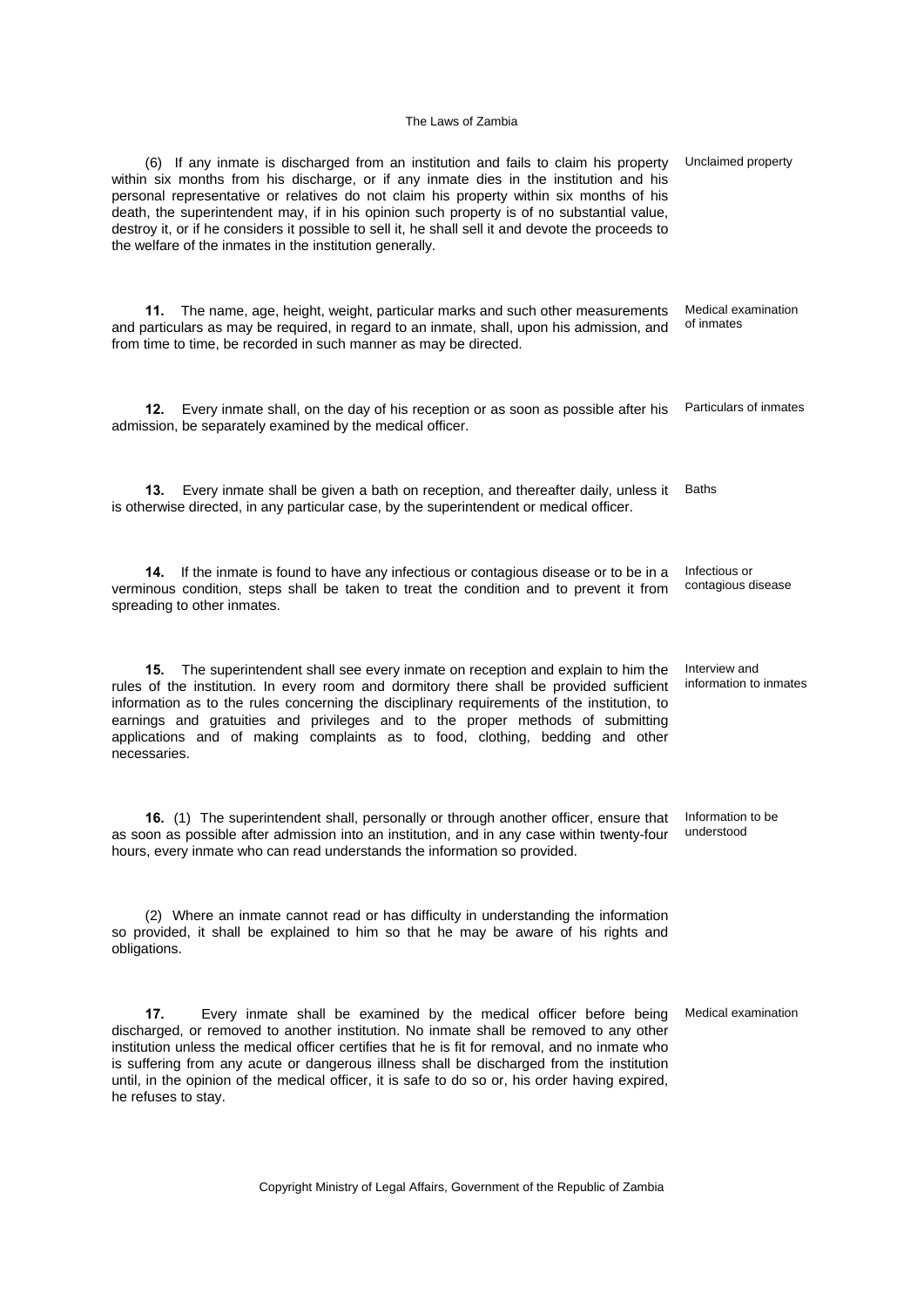(6) If any inmate is discharged from an institution and fails to claim his property within six months from his discharge, or if any inmate dies in the institution and his personal representative or relatives do not claim his property within six months of his death, the superintendent may, if in his opinion such property is of no substantial value, destroy it, or if he considers it possible to sell it, he shall sell it and devote the proceeds to the welfare of the inmates in the institution generally. *Unclaimed property*

**11.** The name, age, height, weight, particular marks and such other measurements and particulars as may be required, in regard to an inmate, shall, upon his admission, and from time to time, be recorded in such manner as may be directed. *Medical examination of inmates*

**12.** Every inmate shall, on the day of his reception or as soon as possible after his admission, be separately examined by the medical officer. *Particulars of inmates*

**13.** Every inmate shall be given a bath on reception, and thereafter daily, unless it is otherwise directed, in any particular case, by the superintendent or medical officer. *Baths*

**14.** If the inmate is found to have any infectious or contagious disease or to be in a verminous condition, steps shall be taken to treat the condition and to prevent it from spreading to other inmates. *Infectious or contagious disease*

**15.** The superintendent shall see every inmate on reception and explain to him the rules of the institution. In every room and dormitory there shall be provided sufficient information as to the rules concerning the disciplinary requirements of the institution, to earnings and gratuities and privileges and to the proper methods of submitting applications and of making complaints as to food, clothing, bedding and other necessaries. *Interview and information to inmates*

**16.** (1) The superintendent shall, personally or through another officer, ensure that as soon as possible after admission into an institution, and in any case within twenty-four hours, every inmate who can read understands the information so provided. *Information to be understood*

(2) Where an inmate cannot read or has difficulty in understanding the information so provided, it shall be explained to him so that he may be aware of his rights and obligations.

**17.** Every inmate shall be examined by the medical officer before being discharged, or removed to another institution. No inmate shall be removed to any other institution unless the medical officer certifies that he is fit for removal, and no inmate who is suffering from any acute or dangerous illness shall be discharged from the institution until, in the opinion of the medical officer, it is safe to do so or, his order having expired, he refuses to stay. *Medical examination*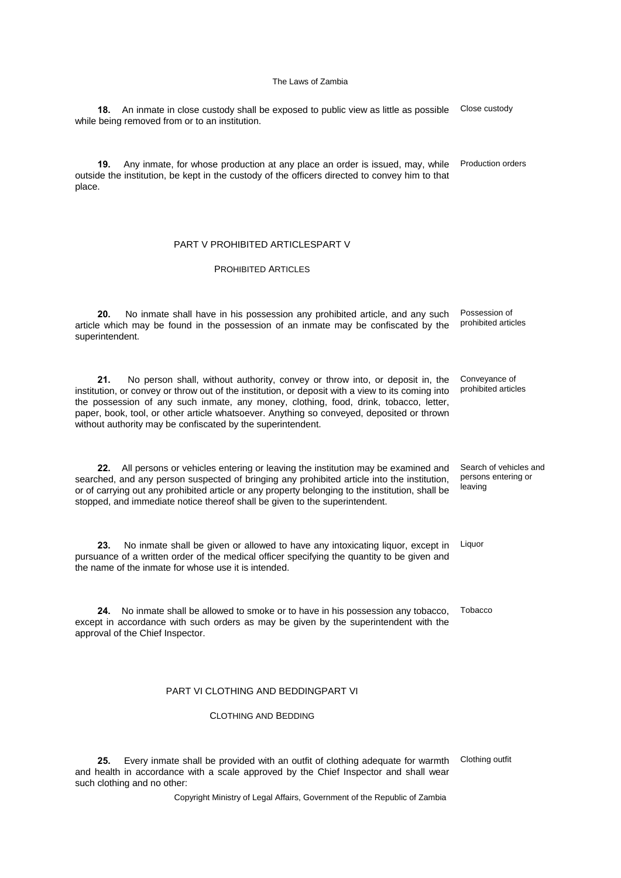**18.** An inmate in close custody shall be exposed to public view as little as possible while being removed from or to an institution.

Close custody

**19.** Any inmate, for whose production at any place an order is issued, may, while outside the institution, be kept in the custody of the officers directed to convey him to that place.

Production orders

## PART V PROHIBITED ARTICLESPART V

### PROHIBITED ARTICLES

**20.** No inmate shall have in his possession any prohibited article, and any such article which may be found in the possession of an inmate may be confiscated by the superintendent.

Possession of prohibited articles

**21.** No person shall, without authority, convey or throw into, or deposit in, the institution, or convey or throw out of the institution, or deposit with a view to its coming into the possession of any such inmate, any money, clothing, food, drink, tobacco, letter, paper, book, tool, or other article whatsoever. Anything so conveyed, deposited or thrown without authority may be confiscated by the superintendent.

Conveyance of prohibited articles

**22.** All persons or vehicles entering or leaving the institution may be examined and searched, and any person suspected of bringing any prohibited article into the institution, or of carrying out any prohibited article or any property belonging to the institution, shall be stopped, and immediate notice thereof shall be given to the superintendent.

Search of vehicles and persons entering or leaving

**23.** No inmate shall be given or allowed to have any intoxicating liquor, except in pursuance of a written order of the medical officer specifying the quantity to be given and the name of the inmate for whose use it is intended.

Liquor

**24.** No inmate shall be allowed to smoke or to have in his possession any tobacco, except in accordance with such orders as may be given by the superintendent with the approval of the Chief Inspector.

Tobacco

## PART VI CLOTHING AND BEDDINGPART VI

### CLOTHING AND BEDDING

**25.** Every inmate shall be provided with an outfit of clothing adequate for warmth and health in accordance with a scale approved by the Chief Inspector and shall wear such clothing and no other:

Clothing outfit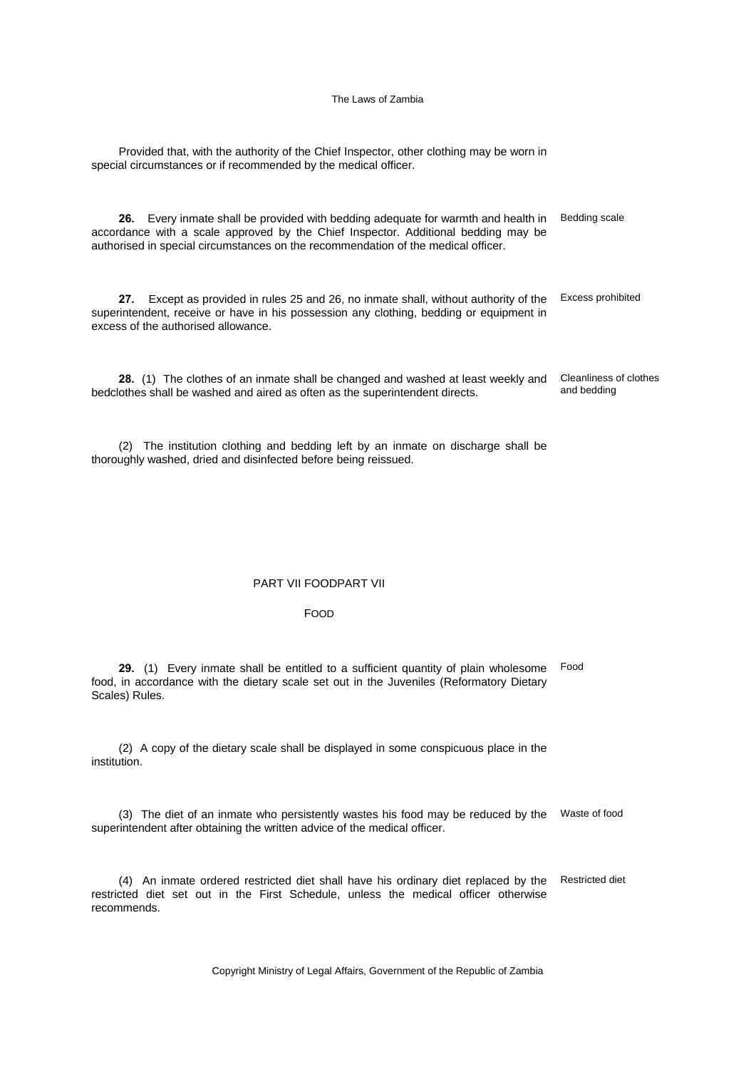Provided that, with the authority of the Chief Inspector, other clothing may be worn in special circumstances or if recommended by the medical officer.

**26.** Every inmate shall be provided with bedding adequate for warmth and health in accordance with a scale approved by the Chief Inspector. Additional bedding may be authorised in special circumstances on the recommendation of the medical officer.

Bedding scale

**27.** Except as provided in rules 25 and 26, no inmate shall, without authority of the superintendent, receive or have in his possession any clothing, bedding or equipment in excess of the authorised allowance.

Excess prohibited

**28.** (1) The clothes of an inmate shall be changed and washed at least weekly and bedclothes shall be washed and aired as often as the superintendent directs.

Cleanliness of clothes and bedding

(2) The institution clothing and bedding left by an inmate on discharge shall be thoroughly washed, dried and disinfected before being reissued.

## PART VII FOODPART VII

## FOOD

**29.** (1) Every inmate shall be entitled to a sufficient quantity of plain wholesome food, in accordance with the dietary scale set out in the Juveniles (Reformatory Dietary Scales) Rules.

Food

(2) A copy of the dietary scale shall be displayed in some conspicuous place in the institution.

(3) The diet of an inmate who persistently wastes his food may be reduced by the superintendent after obtaining the written advice of the medical officer.

Waste of food

(4) An inmate ordered restricted diet shall have his ordinary diet replaced by the restricted diet set out in the First Schedule, unless the medical officer otherwise recommends.

Restricted diet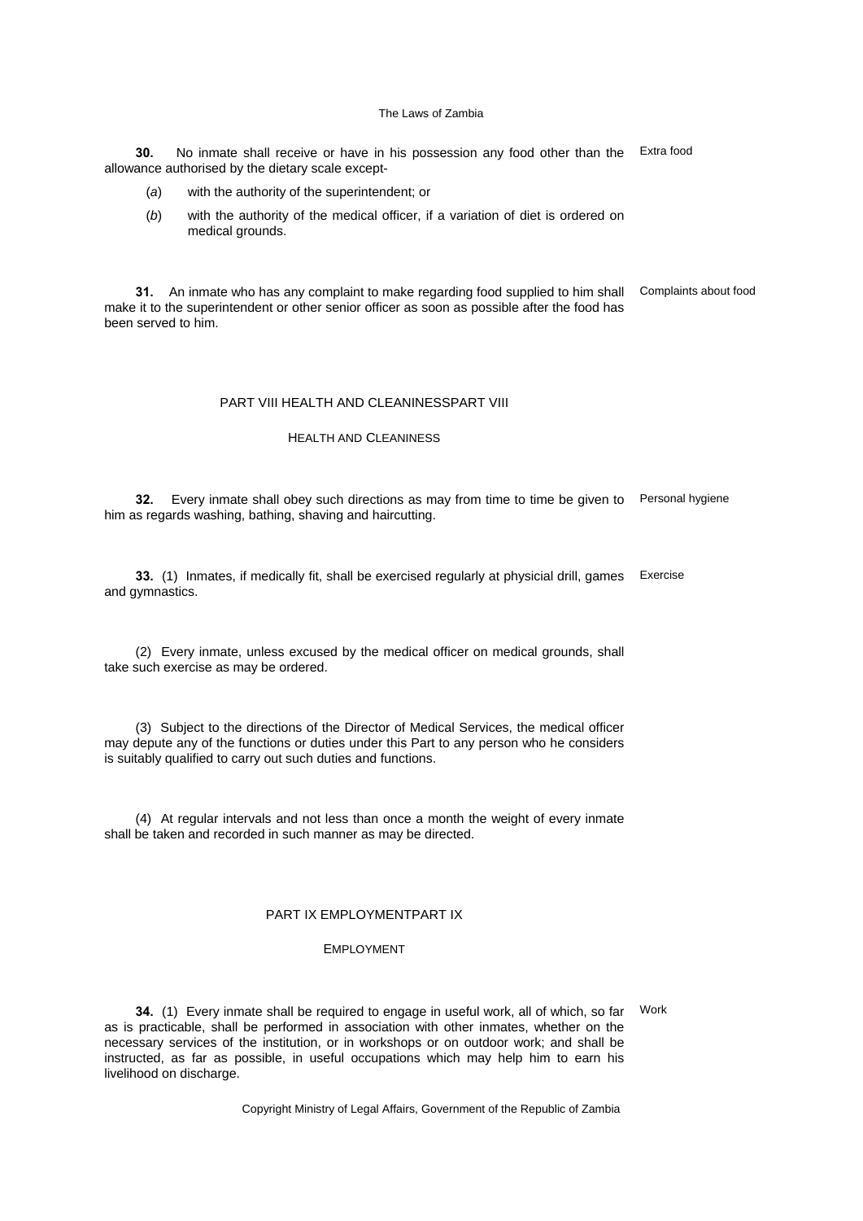**30.** No inmate shall receive or have in his possession any food other than the allowance authorised by the dietary scale except-

Extra food

(*a*) with the authority of the superintendent; or

(*b*) with the authority of the medical officer, if a variation of diet is ordered on medical grounds.

**31.** An inmate who has any complaint to make regarding food supplied to him shall make it to the superintendent or other senior officer as soon as possible after the food has been served to him.

Complaints about food

## PART VIII HEALTH AND CLEANINESSPART VIII

### HEALTH AND CLEANINESS

**32.** Every inmate shall obey such directions as may from time to time be given to him as regards washing, bathing, shaving and haircutting.

Personal hygiene

**33.** (1) Inmates, if medically fit, shall be exercised regularly at physicial drill, games and gymnastics.

Exercise

(2) Every inmate, unless excused by the medical officer on medical grounds, shall take such exercise as may be ordered.

(3) Subject to the directions of the Director of Medical Services, the medical officer may depute any of the functions or duties under this Part to any person who he considers is suitably qualified to carry out such duties and functions.

(4) At regular intervals and not less than once a month the weight of every inmate shall be taken and recorded in such manner as may be directed.

## PART IX EMPLOYMENTPART IX

### EMPLOYMENT

**34.** (1) Every inmate shall be required to engage in useful work, all of which, so far as is practicable, shall be performed in association with other inmates, whether on the necessary services of the institution, or in workshops or on outdoor work; and shall be instructed, as far as possible, in useful occupations which may help him to earn his livelihood on discharge.

Work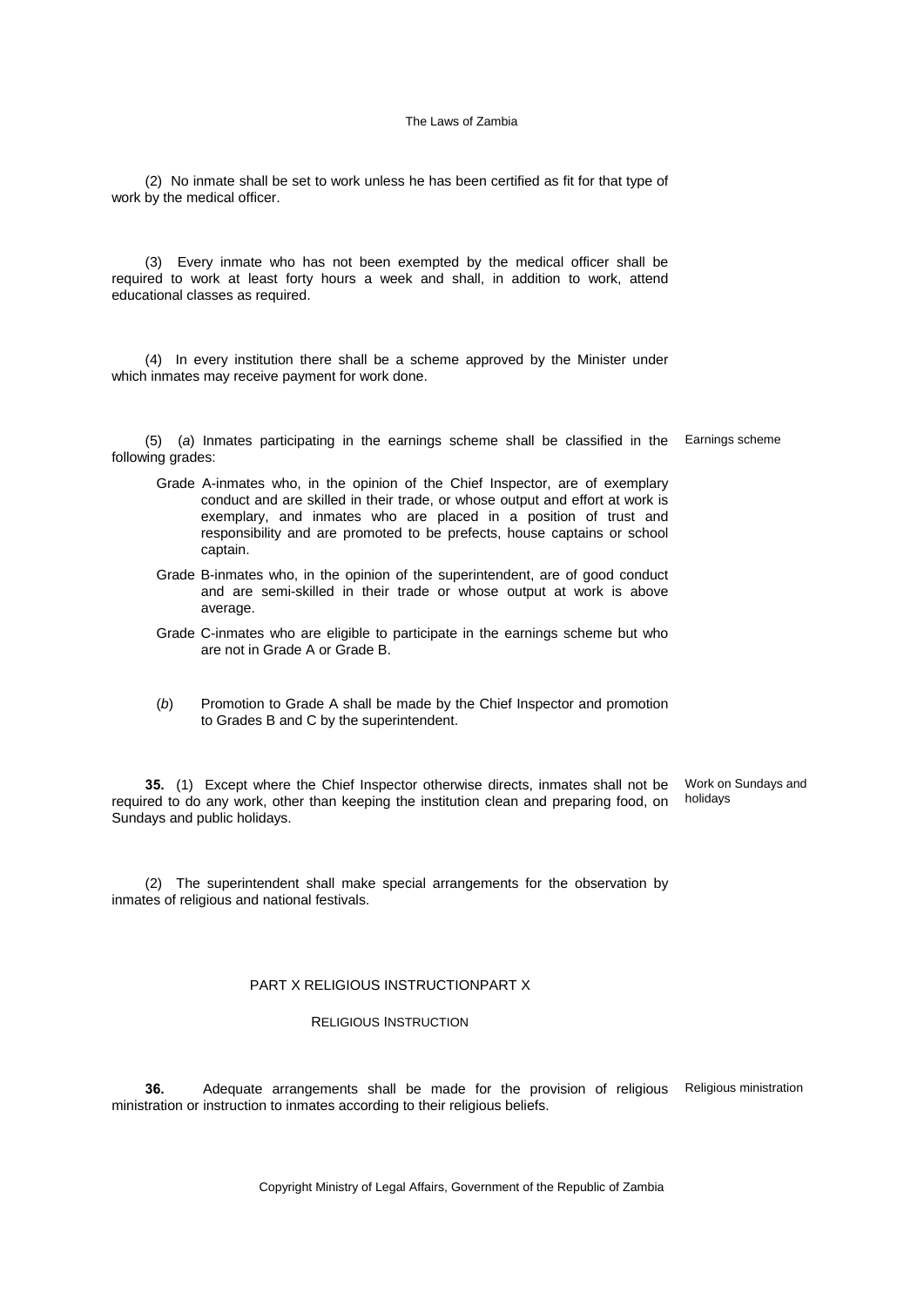(2) No inmate shall be set to work unless he has been certified as fit for that type of work by the medical officer.

(3) Every inmate who has not been exempted by the medical officer shall be required to work at least forty hours a week and shall, in addition to work, attend educational classes as required.

(4) In every institution there shall be a scheme approved by the Minister under which inmates may receive payment for work done.

Earnings scheme

(5) (*a*) Inmates participating in the earnings scheme shall be classified in the following grades:

Grade A-inmates who, in the opinion of the Chief Inspector, are of exemplary conduct and are skilled in their trade, or whose output and effort at work is exemplary, and inmates who are placed in a position of trust and responsibility and are promoted to be prefects, house captains or school captain.

Grade B-inmates who, in the opinion of the superintendent, are of good conduct and are semi-skilled in their trade or whose output at work is above average.

Grade C-inmates who are eligible to participate in the earnings scheme but who are not in Grade A or Grade B.

(*b*) Promotion to Grade A shall be made by the Chief Inspector and promotion to Grades B and C by the superintendent.

Work on Sundays and holidays

**35.** (1) Except where the Chief Inspector otherwise directs, inmates shall not be required to do any work, other than keeping the institution clean and preparing food, on Sundays and public holidays.

(2) The superintendent shall make special arrangements for the observation by inmates of religious and national festivals.

## PART X RELIGIOUS INSTRUCTIONPART X

### RELIGIOUS INSTRUCTION

Religious ministration

**36.** Adequate arrangements shall be made for the provision of religious ministration or instruction to inmates according to their religious beliefs.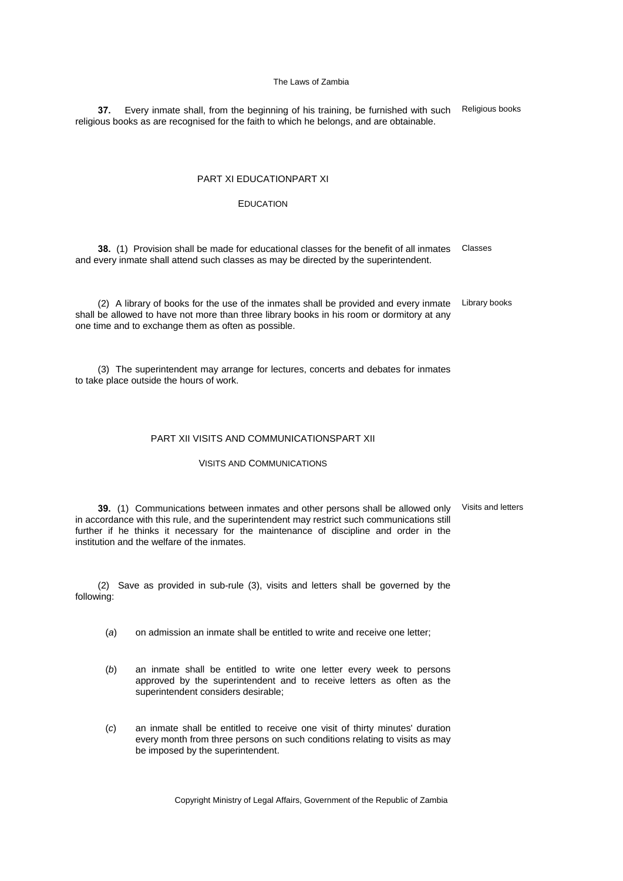**37.** Every inmate shall, from the beginning of his training, be furnished with such religious books as are recognised for the faith to which he belongs, and are obtainable.

Religious books

## PART XI EDUCATIONPART XI

### EDUCATION

**38.** (1) Provision shall be made for educational classes for the benefit of all inmates and every inmate shall attend such classes as may be directed by the superintendent.

Classes

(2) A library of books for the use of the inmates shall be provided and every inmate shall be allowed to have not more than three library books in his room or dormitory at any one time and to exchange them as often as possible.

Library books

(3) The superintendent may arrange for lectures, concerts and debates for inmates to take place outside the hours of work.

## PART XII VISITS AND COMMUNICATIONSPART XII

### VISITS AND COMMUNICATIONS

**39.** (1) Communications between inmates and other persons shall be allowed only in accordance with this rule, and the superintendent may restrict such communications still further if he thinks it necessary for the maintenance of discipline and order in the institution and the welfare of the inmates.

Visits and letters

(2) Save as provided in sub-rule (3), visits and letters shall be governed by the following:

(*a*) on admission an inmate shall be entitled to write and receive one letter;

(*b*) an inmate shall be entitled to write one letter every week to persons approved by the superintendent and to receive letters as often as the superintendent considers desirable;

(*c*) an inmate shall be entitled to receive one visit of thirty minutes' duration every month from three persons on such conditions relating to visits as may be imposed by the superintendent.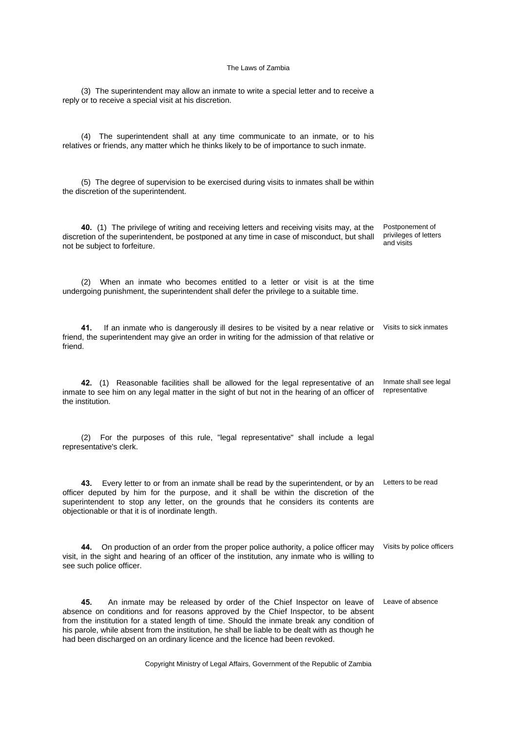(3) The superintendent may allow an inmate to write a special letter and to receive a reply or to receive a special visit at his discretion.

(4) The superintendent shall at any time communicate to an inmate, or to his relatives or friends, any matter which he thinks likely to be of importance to such inmate.

(5) The degree of supervision to be exercised during visits to inmates shall be within the discretion of the superintendent.

**40.** (1) The privilege of writing and receiving letters and receiving visits may, at the discretion of the superintendent, be postponed at any time in case of misconduct, but shall not be subject to forfeiture.

*Postponement of privileges of letters and visits*

(2) When an inmate who becomes entitled to a letter or visit is at the time undergoing punishment, the superintendent shall defer the privilege to a suitable time.

**41.** If an inmate who is dangerously ill desires to be visited by a near relative or friend, the superintendent may give an order in writing for the admission of that relative or friend.

*Visits to sick inmates*

**42.** (1) Reasonable facilities shall be allowed for the legal representative of an inmate to see him on any legal matter in the sight of but not in the hearing of an officer of the institution.

*Inmate shall see legal representative*

(2) For the purposes of this rule, "legal representative" shall include a legal representative's clerk.

**43.** Every letter to or from an inmate shall be read by the superintendent, or by an officer deputed by him for the purpose, and it shall be within the discretion of the superintendent to stop any letter, on the grounds that he considers its contents are objectionable or that it is of inordinate length.

*Letters to be read*

**44.** On production of an order from the proper police authority, a police officer may visit, in the sight and hearing of an officer of the institution, any inmate who is willing to see such police officer.

*Visits by police officers*

**45.** An inmate may be released by order of the Chief Inspector on leave of absence on conditions and for reasons approved by the Chief Inspector, to be absent from the institution for a stated length of time. Should the inmate break any condition of his parole, while absent from the institution, he shall be liable to be dealt with as though he had been discharged on an ordinary licence and the licence had been revoked.

*Leave of absence*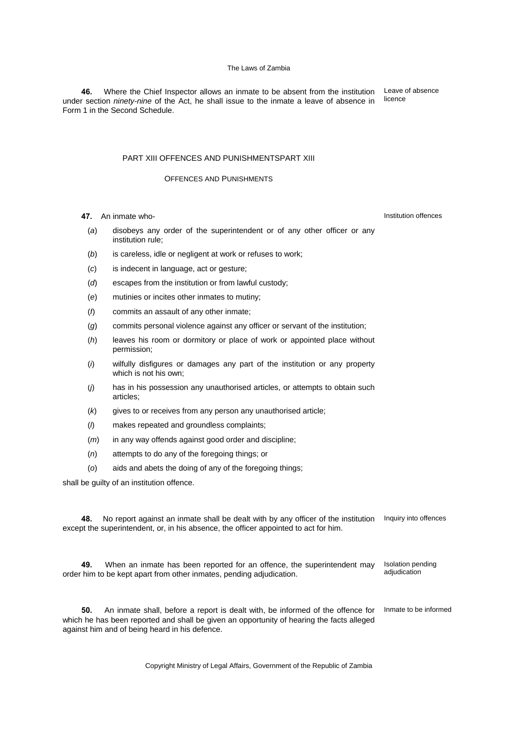**46.** Where the Chief Inspector allows an inmate to be absent from the institution under section *ninety-nine* of the Act, he shall issue to the inmate a leave of absence in Form 1 in the Second Schedule.

Leave of absence licence

## PART XIII OFFENCES AND PUNISHMENTSPART XIII

### OFFENCES AND PUNISHMENTS

**47.** An inmate who-

Institution offences

(*a*) disobeys any order of the superintendent or of any other officer or any institution rule;

(*b*) is careless, idle or negligent at work or refuses to work;

(*c*) is indecent in language, act or gesture;

(*d*) escapes from the institution or from lawful custody;

(*e*) mutinies or incites other inmates to mutiny;

(*f*) commits an assault of any other inmate;

(*g*) commits personal violence against any officer or servant of the institution;

(*h*) leaves his room or dormitory or place of work or appointed place without permission;

(*i*) wilfully disfigures or damages any part of the institution or any property which is not his own;

(*j*) has in his possession any unauthorised articles, or attempts to obtain such articles;

(*k*) gives to or receives from any person any unauthorised article;

(*l*) makes repeated and groundless complaints;

(*m*) in any way offends against good order and discipline;

(*n*) attempts to do any of the foregoing things; or

(*o*) aids and abets the doing of any of the foregoing things;

shall be guilty of an institution offence.

**48.** No report against an inmate shall be dealt with by any officer of the institution except the superintendent, or, in his absence, the officer appointed to act for him.

Inquiry into offences

**49.** When an inmate has been reported for an offence, the superintendent may order him to be kept apart from other inmates, pending adjudication.

Isolation pending adjudication

**50.** An inmate shall, before a report is dealt with, be informed of the offence for which he has been reported and shall be given an opportunity of hearing the facts alleged against him and of being heard in his defence.

Inmate to be informed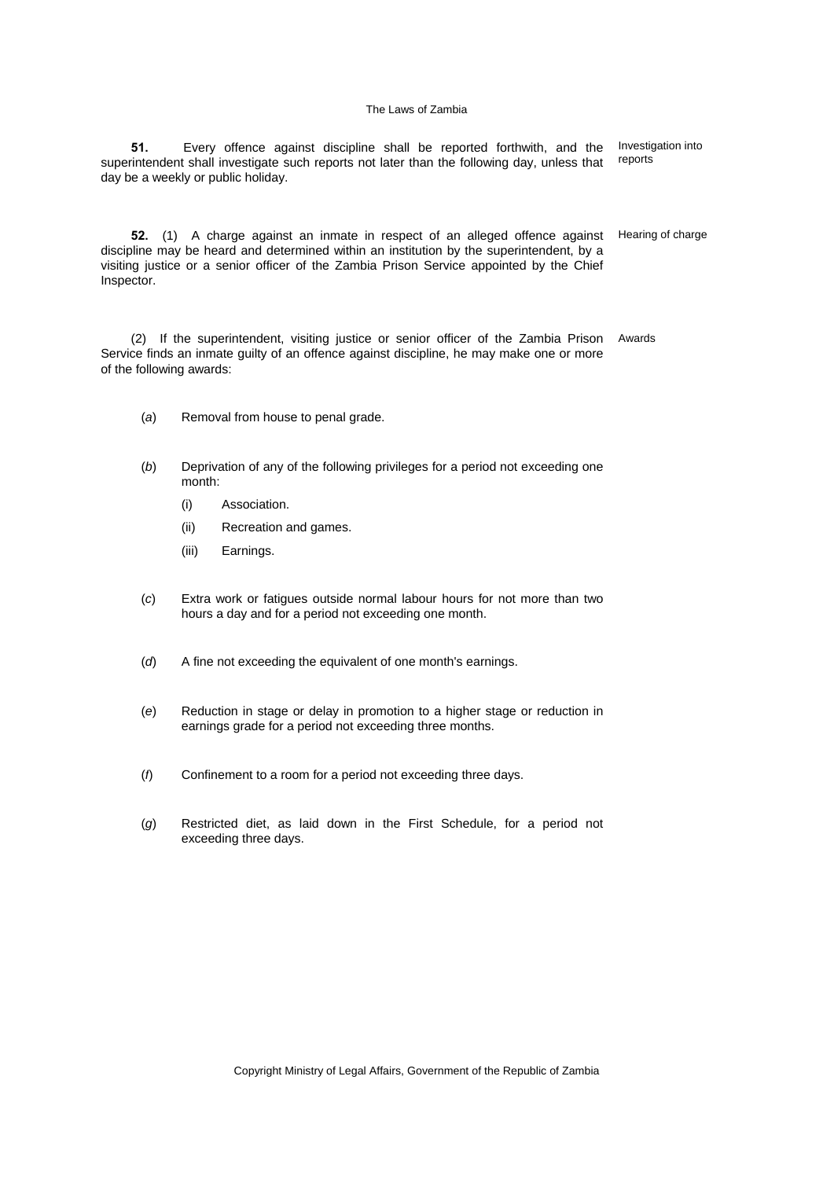**51.** Every offence against discipline shall be reported forthwith, and the superintendent shall investigate such reports not later than the following day, unless that day be a weekly or public holiday.

Investigation into reports

**52.** (1) A charge against an inmate in respect of an alleged offence against discipline may be heard and determined within an institution by the superintendent, by a visiting justice or a senior officer of the Zambia Prison Service appointed by the Chief Inspector.

Hearing of charge

(2) If the superintendent, visiting justice or senior officer of the Zambia Prison Service finds an inmate guilty of an offence against discipline, he may make one or more of the following awards:

Awards

(*a*) Removal from house to penal grade.

(*b*) Deprivation of any of the following privileges for a period not exceeding one month:

(i) Association.

(ii) Recreation and games.

(iii) Earnings.

(*c*) Extra work or fatigues outside normal labour hours for not more than two hours a day and for a period not exceeding one month.

(*d*) A fine not exceeding the equivalent of one month's earnings.

(*e*) Reduction in stage or delay in promotion to a higher stage or reduction in earnings grade for a period not exceeding three months.

(*f*) Confinement to a room for a period not exceeding three days.

(*g*) Restricted diet, as laid down in the First Schedule, for a period not exceeding three days.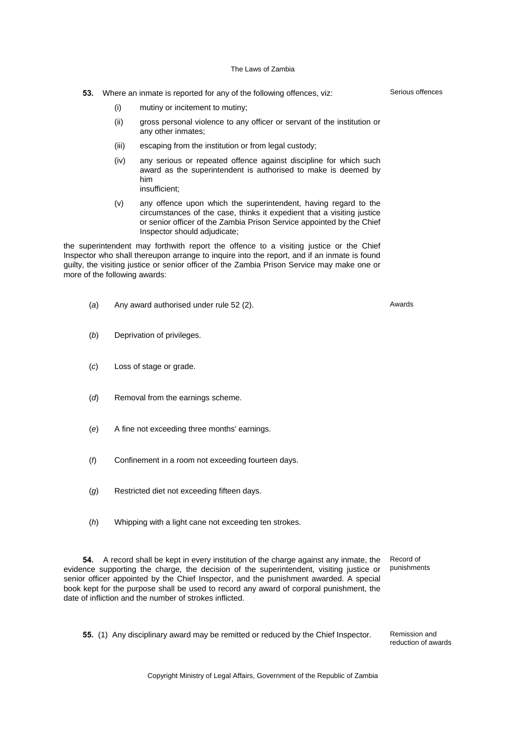**53.** Where an inmate is reported for any of the following offences, viz:

Serious offences

(i) mutiny or incitement to mutiny;

(ii) gross personal violence to any officer or servant of the institution or any other inmates;

(iii) escaping from the institution or from legal custody;

(iv) any serious or repeated offence against discipline for which such award as the superintendent is authorised to make is deemed by him insufficient;

(v) any offence upon which the superintendent, having regard to the circumstances of the case, thinks it expedient that a visiting justice or senior officer of the Zambia Prison Service appointed by the Chief Inspector should adjudicate;

the superintendent may forthwith report the offence to a visiting justice or the Chief Inspector who shall thereupon arrange to inquire into the report, and if an inmate is found guilty, the visiting justice or senior officer of the Zambia Prison Service may make one or more of the following awards:

Awards

(*a*) Any award authorised under rule 52 (2).

(*b*) Deprivation of privileges.

(*c*) Loss of stage or grade.

(*d*) Removal from the earnings scheme.

(*e*) A fine not exceeding three months' earnings.

(*f*) Confinement in a room not exceeding fourteen days.

(*g*) Restricted diet not exceeding fifteen days.

(*h*) Whipping with a light cane not exceeding ten strokes.

**54.** A record shall be kept in every institution of the charge against any inmate, the evidence supporting the charge, the decision of the superintendent, visiting justice or senior officer appointed by the Chief Inspector, and the punishment awarded. A special book kept for the purpose shall be used to record any award of corporal punishment, the date of infliction and the number of strokes inflicted.

Record of punishments

**55.** (1) Any disciplinary award may be remitted or reduced by the Chief Inspector.

Remission and reduction of awards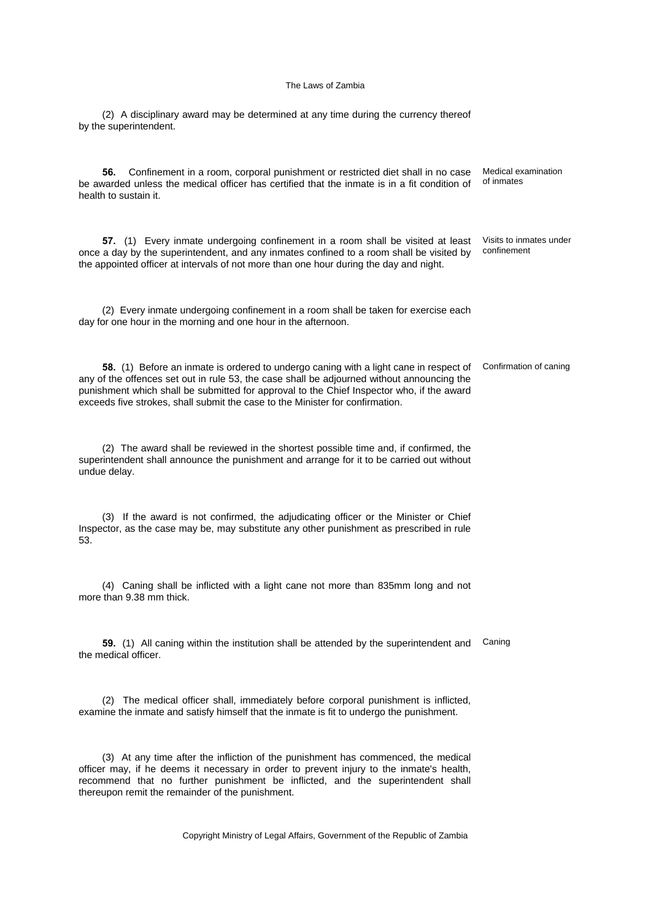(2) A disciplinary award may be determined at any time during the currency thereof by the superintendent.

**56.** Confinement in a room, corporal punishment or restricted diet shall in no case be awarded unless the medical officer has certified that the inmate is in a fit condition of health to sustain it.

*Medical examination of inmates*

**57.** (1) Every inmate undergoing confinement in a room shall be visited at least once a day by the superintendent, and any inmates confined to a room shall be visited by the appointed officer at intervals of not more than one hour during the day and night.

*Visits to inmates under confinement*

(2) Every inmate undergoing confinement in a room shall be taken for exercise each day for one hour in the morning and one hour in the afternoon.

**58.** (1) Before an inmate is ordered to undergo caning with a light cane in respect of any of the offences set out in rule 53, the case shall be adjourned without announcing the punishment which shall be submitted for approval to the Chief Inspector who, if the award exceeds five strokes, shall submit the case to the Minister for confirmation.

*Confirmation of caning*

(2) The award shall be reviewed in the shortest possible time and, if confirmed, the superintendent shall announce the punishment and arrange for it to be carried out without undue delay.

(3) If the award is not confirmed, the adjudicating officer or the Minister or Chief Inspector, as the case may be, may substitute any other punishment as prescribed in rule 53.

(4) Caning shall be inflicted with a light cane not more than 835mm long and not more than 9.38 mm thick.

**59.** (1) All caning within the institution shall be attended by the superintendent and the medical officer.

*Caning*

(2) The medical officer shall, immediately before corporal punishment is inflicted, examine the inmate and satisfy himself that the inmate is fit to undergo the punishment.

(3) At any time after the infliction of the punishment has commenced, the medical officer may, if he deems it necessary in order to prevent injury to the inmate's health, recommend that no further punishment be inflicted, and the superintendent shall thereupon remit the remainder of the punishment.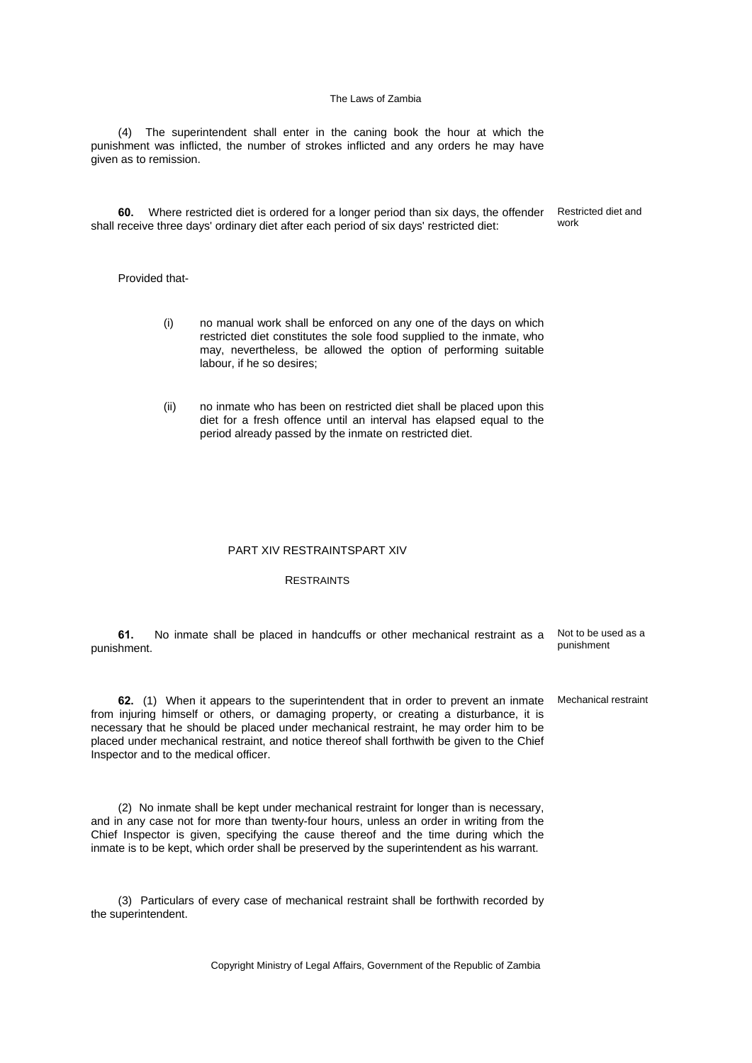(4) The superintendent shall enter in the caning book the hour at which the punishment was inflicted, the number of strokes inflicted and any orders he may have given as to remission.

Restricted diet and work

**60.** Where restricted diet is ordered for a longer period than six days, the offender shall receive three days' ordinary diet after each period of six days' restricted diet:

Provided that-

(i) no manual work shall be enforced on any one of the days on which restricted diet constitutes the sole food supplied to the inmate, who may, nevertheless, be allowed the option of performing suitable labour, if he so desires;

(ii) no inmate who has been on restricted diet shall be placed upon this diet for a fresh offence until an interval has elapsed equal to the period already passed by the inmate on restricted diet.

## PART XIV RESTRAINTSPART XIV

## RESTRAINTS

Not to be used as a punishment

**61.** No inmate shall be placed in handcuffs or other mechanical restraint as a punishment.

Mechanical restraint

**62.** (1) When it appears to the superintendent that in order to prevent an inmate from injuring himself or others, or damaging property, or creating a disturbance, it is necessary that he should be placed under mechanical restraint, he may order him to be placed under mechanical restraint, and notice thereof shall forthwith be given to the Chief Inspector and to the medical officer.

(2) No inmate shall be kept under mechanical restraint for longer than is necessary, and in any case not for more than twenty-four hours, unless an order in writing from the Chief Inspector is given, specifying the cause thereof and the time during which the inmate is to be kept, which order shall be preserved by the superintendent as his warrant.

(3) Particulars of every case of mechanical restraint shall be forthwith recorded by the superintendent.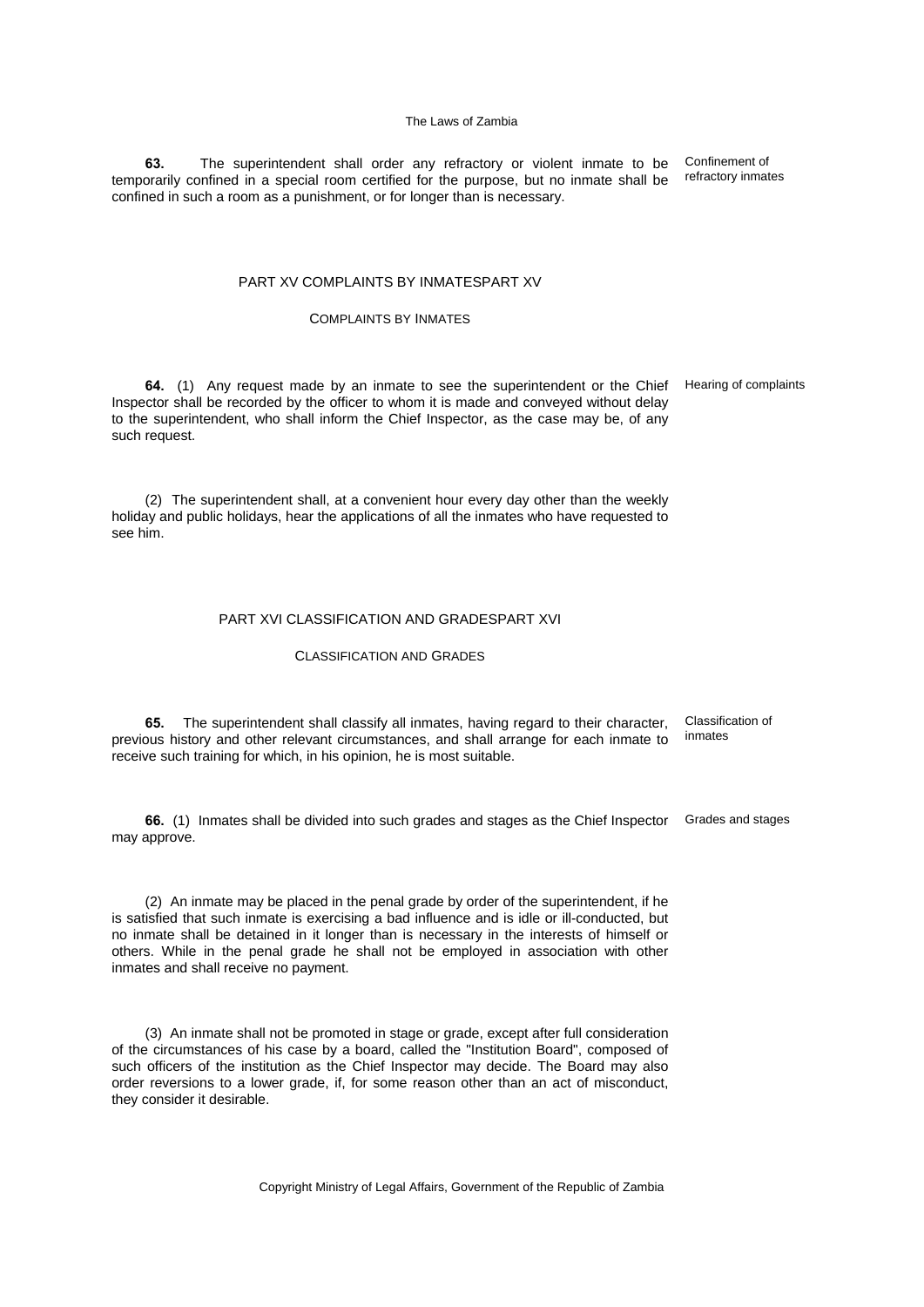**63.** The superintendent shall order any refractory or violent inmate to be temporarily confined in a special room certified for the purpose, but no inmate shall be confined in such a room as a punishment, or for longer than is necessary.

Confinement of refractory inmates

## PART XV COMPLAINTS BY INMATESPART XV

### COMPLAINTS BY INMATES

**64.** (1) Any request made by an inmate to see the superintendent or the Chief Inspector shall be recorded by the officer to whom it is made and conveyed without delay to the superintendent, who shall inform the Chief Inspector, as the case may be, of any such request.

Hearing of complaints

(2) The superintendent shall, at a convenient hour every day other than the weekly holiday and public holidays, hear the applications of all the inmates who have requested to see him.

## PART XVI CLASSIFICATION AND GRADESPART XVI

### CLASSIFICATION AND GRADES

**65.** The superintendent shall classify all inmates, having regard to their character, previous history and other relevant circumstances, and shall arrange for each inmate to receive such training for which, in his opinion, he is most suitable.

Classification of inmates

**66.** (1) Inmates shall be divided into such grades and stages as the Chief Inspector may approve.

Grades and stages

(2) An inmate may be placed in the penal grade by order of the superintendent, if he is satisfied that such inmate is exercising a bad influence and is idle or ill-conducted, but no inmate shall be detained in it longer than is necessary in the interests of himself or others. While in the penal grade he shall not be employed in association with other inmates and shall receive no payment.

(3) An inmate shall not be promoted in stage or grade, except after full consideration of the circumstances of his case by a board, called the "Institution Board", composed of such officers of the institution as the Chief Inspector may decide. The Board may also order reversions to a lower grade, if, for some reason other than an act of misconduct, they consider it desirable.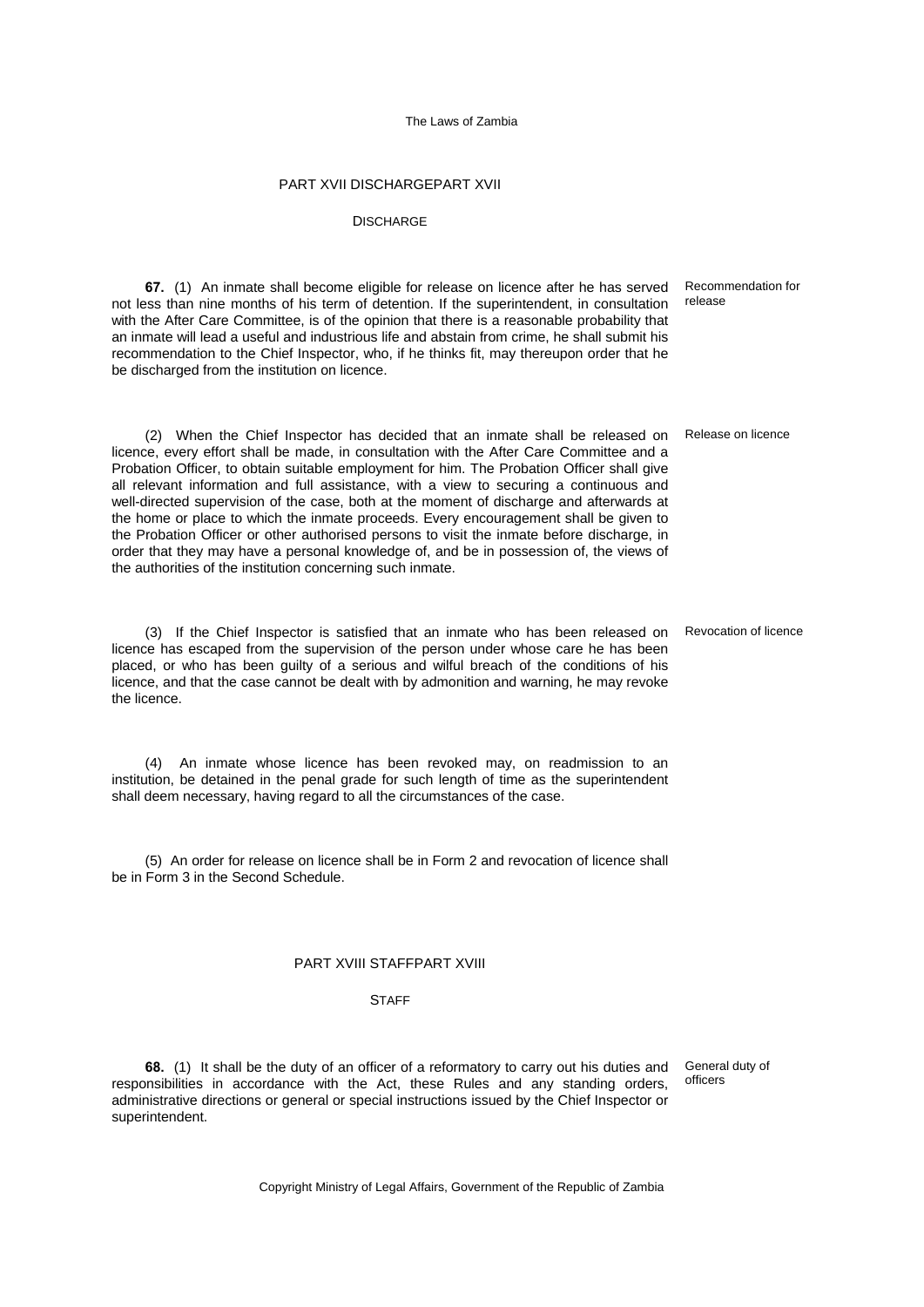## PART XVII DISCHARGEPART XVII

### DISCHARGE

**67.** (1) An inmate shall become eligible for release on licence after he has served not less than nine months of his term of detention. If the superintendent, in consultation with the After Care Committee, is of the opinion that there is a reasonable probability that an inmate will lead a useful and industrious life and abstain from crime, he shall submit his recommendation to the Chief Inspector, who, if he thinks fit, may thereupon order that he be discharged from the institution on licence.

*Recommendation for release*

(2) When the Chief Inspector has decided that an inmate shall be released on licence, every effort shall be made, in consultation with the After Care Committee and a Probation Officer, to obtain suitable employment for him. The Probation Officer shall give all relevant information and full assistance, with a view to securing a continuous and well-directed supervision of the case, both at the moment of discharge and afterwards at the home or place to which the inmate proceeds. Every encouragement shall be given to the Probation Officer or other authorised persons to visit the inmate before discharge, in order that they may have a personal knowledge of, and be in possession of, the views of the authorities of the institution concerning such inmate.

*Release on licence*

(3) If the Chief Inspector is satisfied that an inmate who has been released on licence has escaped from the supervision of the person under whose care he has been placed, or who has been guilty of a serious and wilful breach of the conditions of his licence, and that the case cannot be dealt with by admonition and warning, he may revoke the licence.

*Revocation of licence*

(4) An inmate whose licence has been revoked may, on readmission to an institution, be detained in the penal grade for such length of time as the superintendent shall deem necessary, having regard to all the circumstances of the case.

(5) An order for release on licence shall be in Form 2 and revocation of licence shall be in Form 3 in the Second Schedule.

## PART XVIII STAFFPART XVIII

### STAFF

**68.** (1) It shall be the duty of an officer of a reformatory to carry out his duties and responsibilities in accordance with the Act, these Rules and any standing orders, administrative directions or general or special instructions issued by the Chief Inspector or superintendent.

*General duty of officers*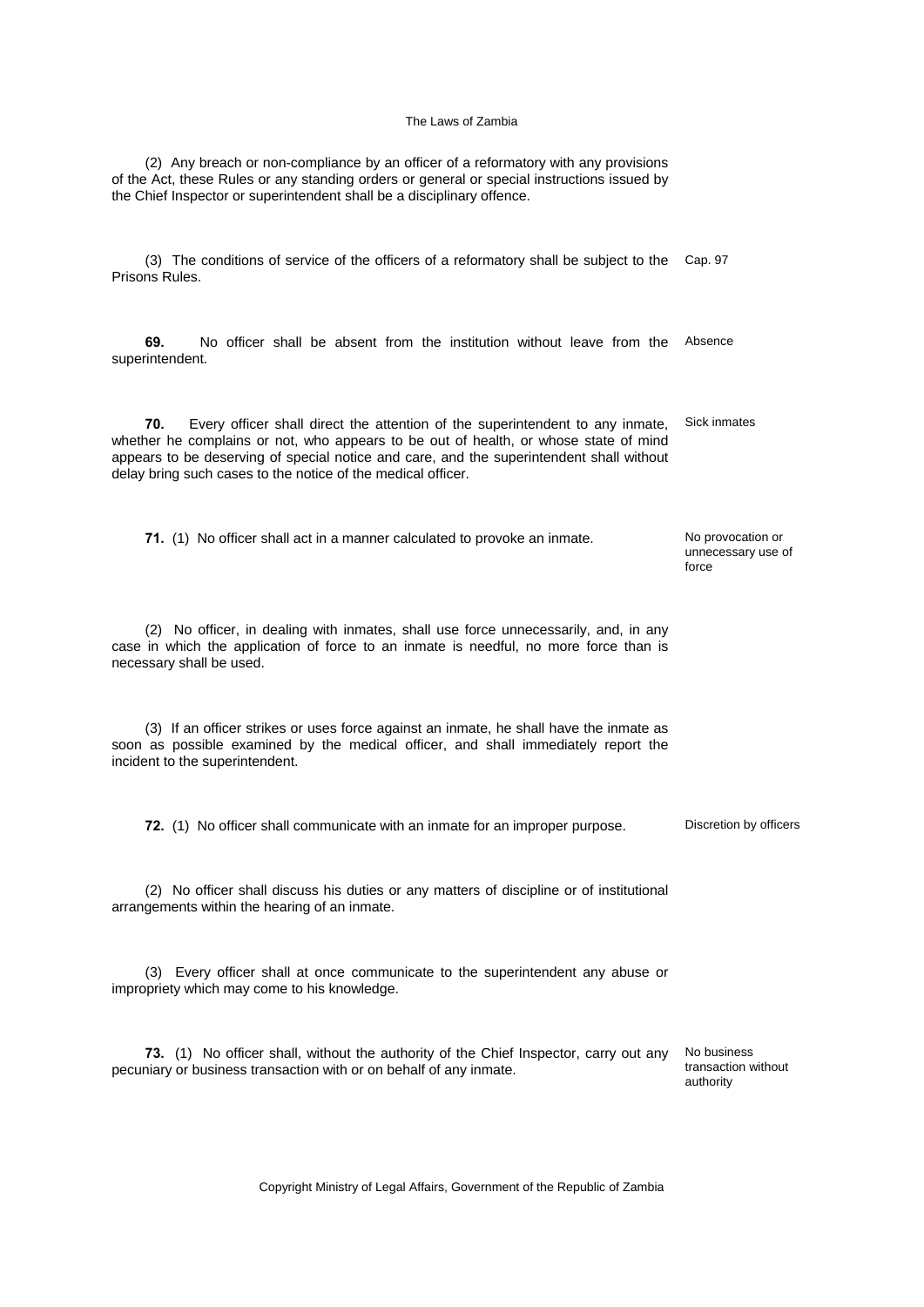(2) Any breach or non-compliance by an officer of a reformatory with any provisions of the Act, these Rules or any standing orders or general or special instructions issued by the Chief Inspector or superintendent shall be a disciplinary offence.

(3) The conditions of service of the officers of a reformatory shall be subject to the Prisons Rules. *Cap. 97*

**69.** No officer shall be absent from the institution without leave from the superintendent. *Absence*

**70.** Every officer shall direct the attention of the superintendent to any inmate, whether he complains or not, who appears to be out of health, or whose state of mind appears to be deserving of special notice and care, and the superintendent shall without delay bring such cases to the notice of the medical officer. *Sick inmates*

**71.** (1) No officer shall act in a manner calculated to provoke an inmate. *No provocation or unnecessary use of force*

(2) No officer, in dealing with inmates, shall use force unnecessarily, and, in any case in which the application of force to an inmate is needful, no more force than is necessary shall be used.

(3) If an officer strikes or uses force against an inmate, he shall have the inmate as soon as possible examined by the medical officer, and shall immediately report the incident to the superintendent.

**72.** (1) No officer shall communicate with an inmate for an improper purpose. *Discretion by officers*

(2) No officer shall discuss his duties or any matters of discipline or of institutional arrangements within the hearing of an inmate.

(3) Every officer shall at once communicate to the superintendent any abuse or impropriety which may come to his knowledge.

**73.** (1) No officer shall, without the authority of the Chief Inspector, carry out any pecuniary or business transaction with or on behalf of any inmate. *No business transaction without authority*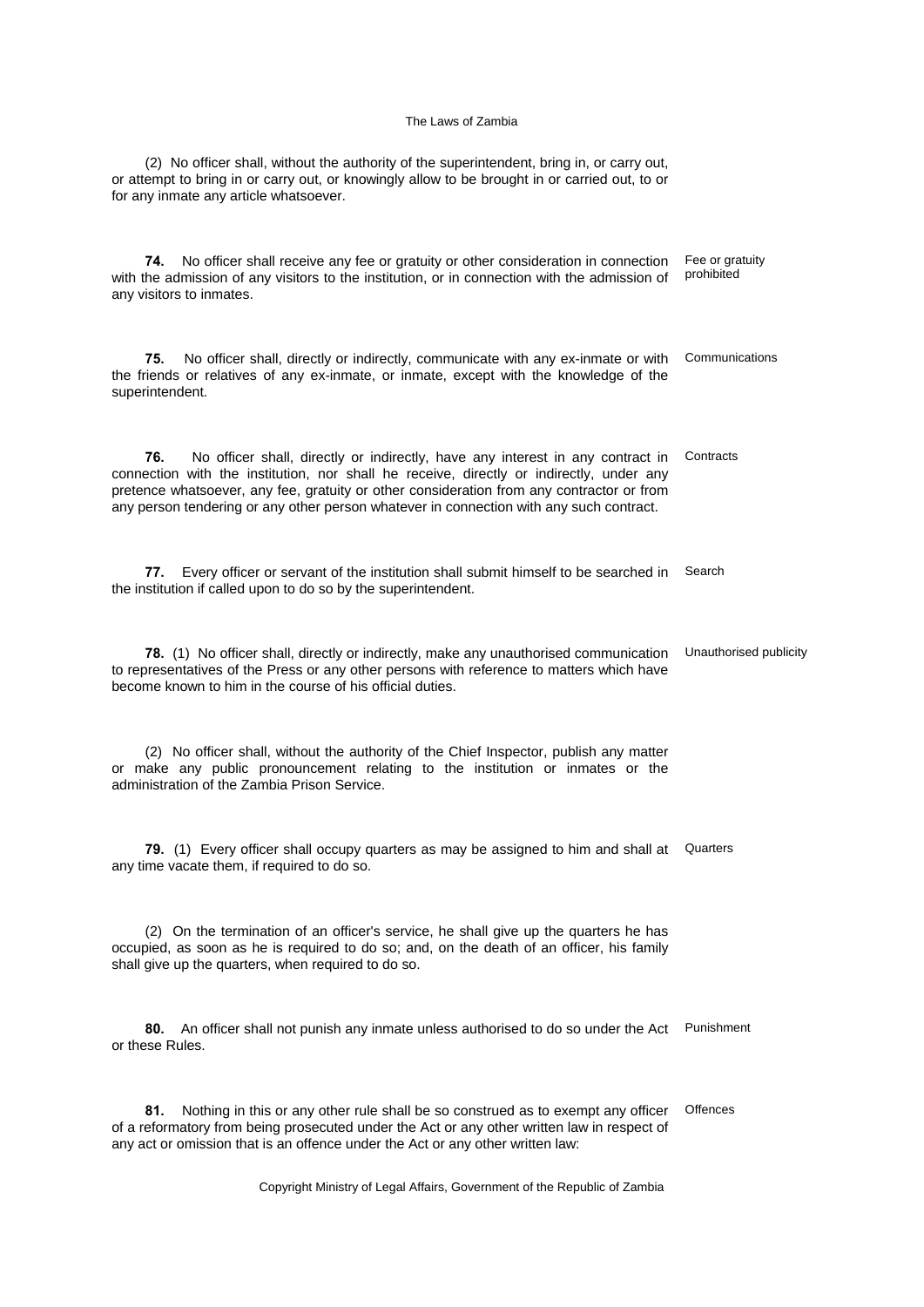(2) No officer shall, without the authority of the superintendent, bring in, or carry out, or attempt to bring in or carry out, or knowingly allow to be brought in or carried out, to or for any inmate any article whatsoever.

**74.** No officer shall receive any fee or gratuity or other consideration in connection with the admission of any visitors to the institution, or in connection with the admission of any visitors to inmates.

Fee or gratuity prohibited

**75.** No officer shall, directly or indirectly, communicate with any ex-inmate or with the friends or relatives of any ex-inmate, or inmate, except with the knowledge of the superintendent.

Communications

**76.** No officer shall, directly or indirectly, have any interest in any contract in connection with the institution, nor shall he receive, directly or indirectly, under any pretence whatsoever, any fee, gratuity or other consideration from any contractor or from any person tendering or any other person whatever in connection with any such contract.

Contracts

**77.** Every officer or servant of the institution shall submit himself to be searched in the institution if called upon to do so by the superintendent.

Search

**78.** (1) No officer shall, directly or indirectly, make any unauthorised communication to representatives of the Press or any other persons with reference to matters which have become known to him in the course of his official duties.

Unauthorised publicity

(2) No officer shall, without the authority of the Chief Inspector, publish any matter or make any public pronouncement relating to the institution or inmates or the administration of the Zambia Prison Service.

**79.** (1) Every officer shall occupy quarters as may be assigned to him and shall at any time vacate them, if required to do so.

Quarters

(2) On the termination of an officer's service, he shall give up the quarters he has occupied, as soon as he is required to do so; and, on the death of an officer, his family shall give up the quarters, when required to do so.

**80.** An officer shall not punish any inmate unless authorised to do so under the Act or these Rules.

Punishment

**81.** Nothing in this or any other rule shall be so construed as to exempt any officer of a reformatory from being prosecuted under the Act or any other written law in respect of any act or omission that is an offence under the Act or any other written law:

Offences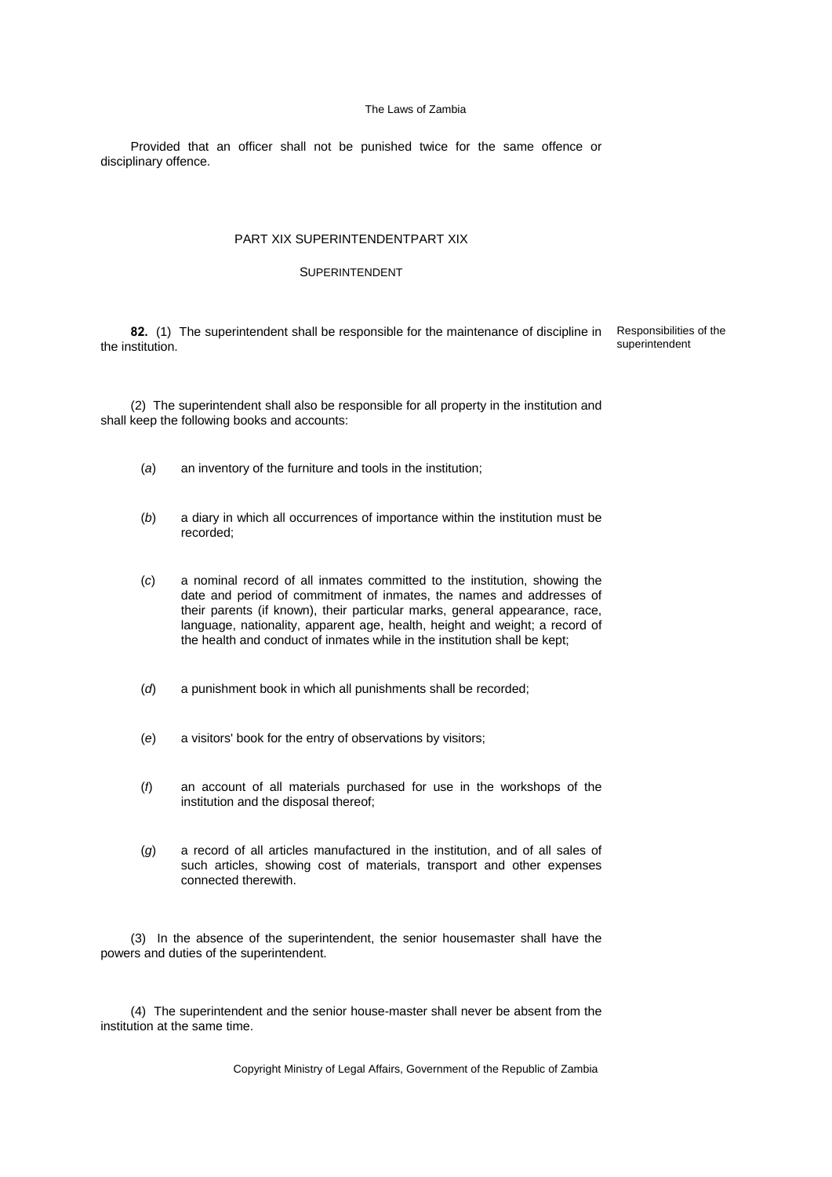Provided that an officer shall not be punished twice for the same offence or disciplinary offence.

## PART XIX SUPERINTENDENTPART XIX

### SUPERINTENDENT

**82.** (1) The superintendent shall be responsible for the maintenance of discipline in the institution.

Responsibilities of the superintendent

(2) The superintendent shall also be responsible for all property in the institution and shall keep the following books and accounts:

(*a*) an inventory of the furniture and tools in the institution;

(*b*) a diary in which all occurrences of importance within the institution must be recorded;

(*c*) a nominal record of all inmates committed to the institution, showing the date and period of commitment of inmates, the names and addresses of their parents (if known), their particular marks, general appearance, race, language, nationality, apparent age, health, height and weight; a record of the health and conduct of inmates while in the institution shall be kept;

(*d*) a punishment book in which all punishments shall be recorded;

(*e*) a visitors' book for the entry of observations by visitors;

(*f*) an account of all materials purchased for use in the workshops of the institution and the disposal thereof;

(*g*) a record of all articles manufactured in the institution, and of all sales of such articles, showing cost of materials, transport and other expenses connected therewith.

(3) In the absence of the superintendent, the senior housemaster shall have the powers and duties of the superintendent.

(4) The superintendent and the senior house-master shall never be absent from the institution at the same time.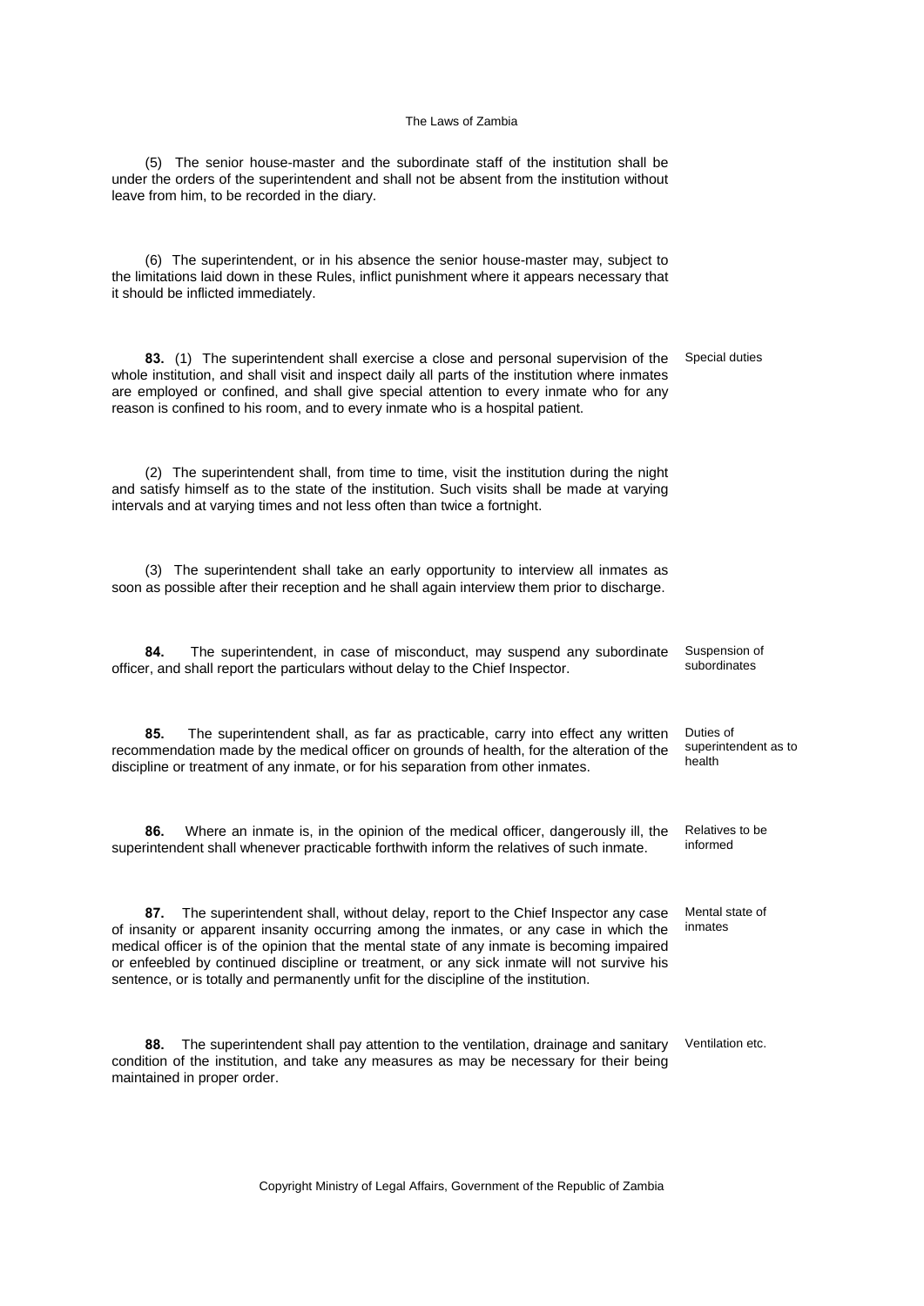(5) The senior house-master and the subordinate staff of the institution shall be under the orders of the superintendent and shall not be absent from the institution without leave from him, to be recorded in the diary.

(6) The superintendent, or in his absence the senior house-master may, subject to the limitations laid down in these Rules, inflict punishment where it appears necessary that it should be inflicted immediately.

**83.** (1) The superintendent shall exercise a close and personal supervision of the whole institution, and shall visit and inspect daily all parts of the institution where inmates are employed or confined, and shall give special attention to every inmate who for any reason is confined to his room, and to every inmate who is a hospital patient.

Special duties

(2) The superintendent shall, from time to time, visit the institution during the night and satisfy himself as to the state of the institution. Such visits shall be made at varying intervals and at varying times and not less often than twice a fortnight.

(3) The superintendent shall take an early opportunity to interview all inmates as soon as possible after their reception and he shall again interview them prior to discharge.

**84.** The superintendent, in case of misconduct, may suspend any subordinate officer, and shall report the particulars without delay to the Chief Inspector.

Suspension of subordinates

**85.** The superintendent shall, as far as practicable, carry into effect any written recommendation made by the medical officer on grounds of health, for the alteration of the discipline or treatment of any inmate, or for his separation from other inmates.

Duties of superintendent as to health

**86.** Where an inmate is, in the opinion of the medical officer, dangerously ill, the superintendent shall whenever practicable forthwith inform the relatives of such inmate.

Relatives to be informed

**87.** The superintendent shall, without delay, report to the Chief Inspector any case of insanity or apparent insanity occurring among the inmates, or any case in which the medical officer is of the opinion that the mental state of any inmate is becoming impaired or enfeebled by continued discipline or treatment, or any sick inmate will not survive his sentence, or is totally and permanently unfit for the discipline of the institution.

Mental state of inmates

**88.** The superintendent shall pay attention to the ventilation, drainage and sanitary condition of the institution, and take any measures as may be necessary for their being maintained in proper order.

Ventilation etc.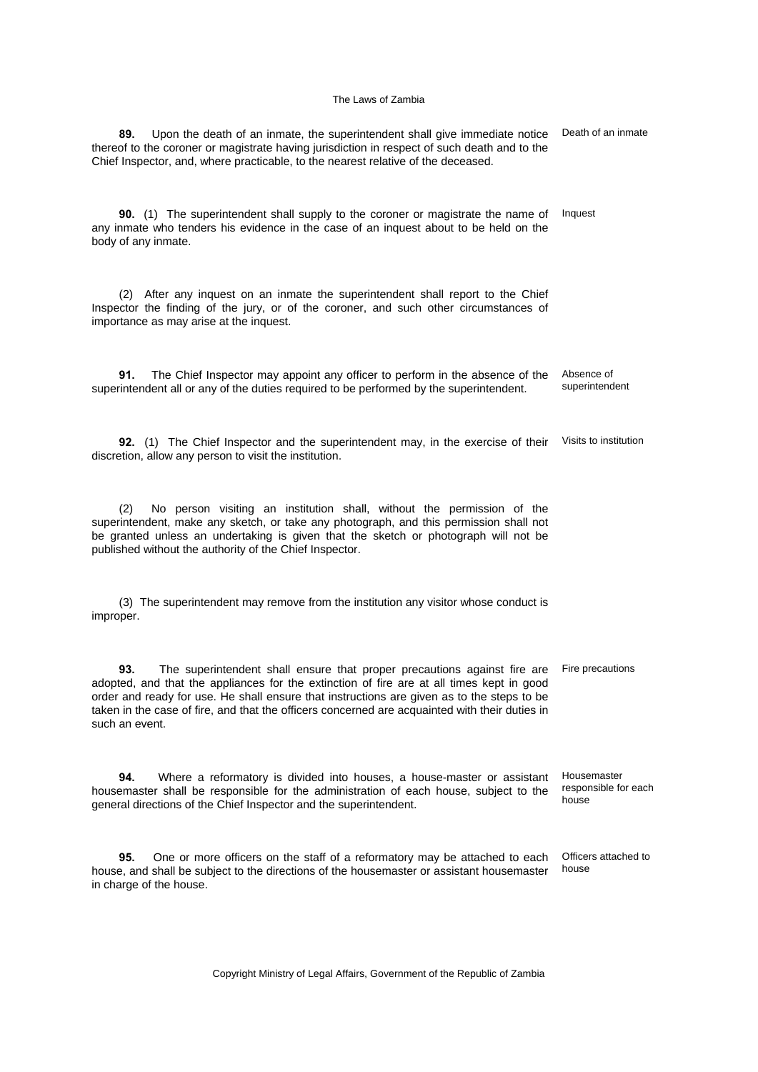**89.** Upon the death of an inmate, the superintendent shall give immediate notice thereof to the coroner or magistrate having jurisdiction in respect of such death and to the Chief Inspector, and, where practicable, to the nearest relative of the deceased.

Death of an inmate

**90.** (1) The superintendent shall supply to the coroner or magistrate the name of any inmate who tenders his evidence in the case of an inquest about to be held on the body of any inmate.

Inquest

(2) After any inquest on an inmate the superintendent shall report to the Chief Inspector the finding of the jury, or of the coroner, and such other circumstances of importance as may arise at the inquest.

**91.** The Chief Inspector may appoint any officer to perform in the absence of the superintendent all or any of the duties required to be performed by the superintendent.

Absence of superintendent

**92.** (1) The Chief Inspector and the superintendent may, in the exercise of their discretion, allow any person to visit the institution.

Visits to institution

(2) No person visiting an institution shall, without the permission of the superintendent, make any sketch, or take any photograph, and this permission shall not be granted unless an undertaking is given that the sketch or photograph will not be published without the authority of the Chief Inspector.

(3) The superintendent may remove from the institution any visitor whose conduct is improper.

**93.** The superintendent shall ensure that proper precautions against fire are adopted, and that the appliances for the extinction of fire are at all times kept in good order and ready for use. He shall ensure that instructions are given as to the steps to be taken in the case of fire, and that the officers concerned are acquainted with their duties in such an event.

Fire precautions

**94.** Where a reformatory is divided into houses, a house-master or assistant housemaster shall be responsible for the administration of each house, subject to the general directions of the Chief Inspector and the superintendent.

Housemaster responsible for each house

**95.** One or more officers on the staff of a reformatory may be attached to each house, and shall be subject to the directions of the housemaster or assistant housemaster in charge of the house.

Officers attached to house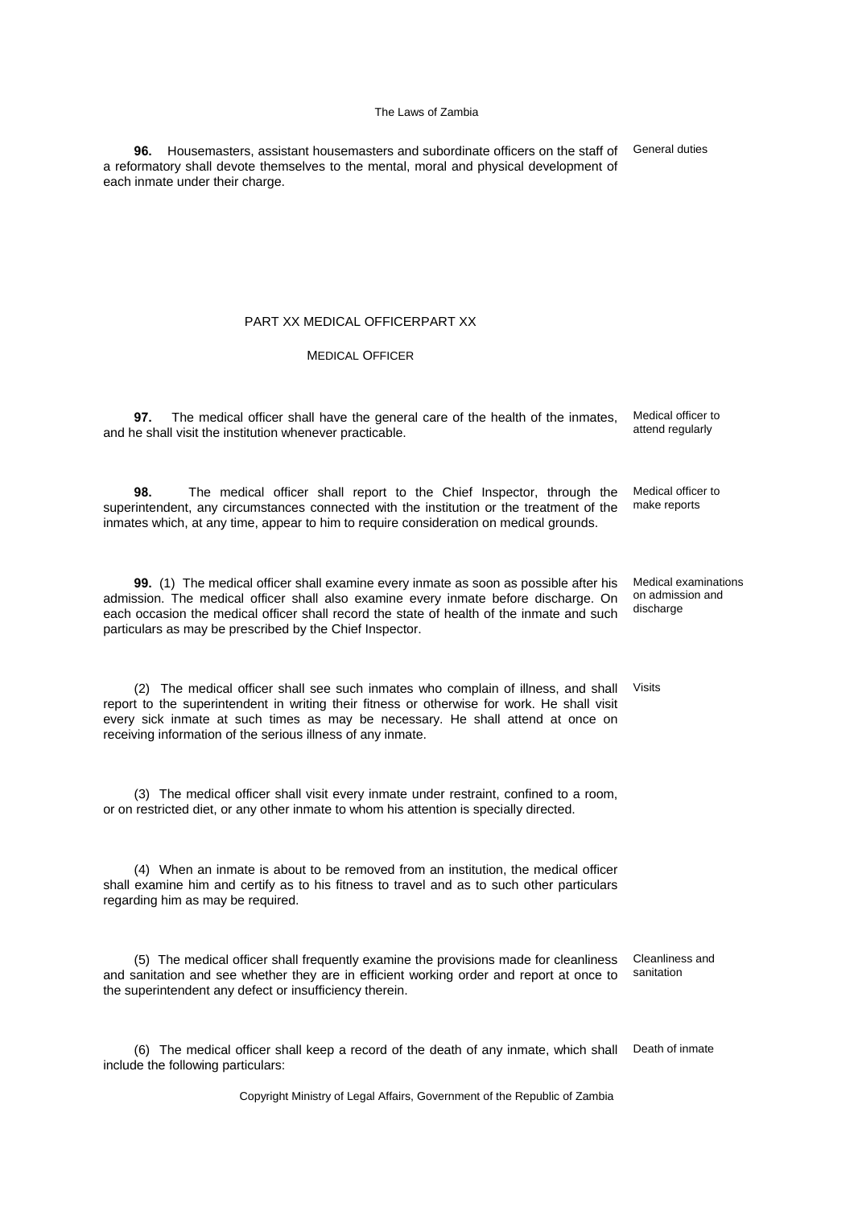**96.** Housemasters, assistant housemasters and subordinate officers on the staff of a reformatory shall devote themselves to the mental, moral and physical development of each inmate under their charge. *General duties*

## PART XX MEDICAL OFFICERPART XX

### MEDICAL OFFICER

**97.** The medical officer shall have the general care of the health of the inmates, and he shall visit the institution whenever practicable. *Medical officer to attend regularly*

**98.** The medical officer shall report to the Chief Inspector, through the superintendent, any circumstances connected with the institution or the treatment of the inmates which, at any time, appear to him to require consideration on medical grounds. *Medical officer to make reports*

**99.** (1) The medical officer shall examine every inmate as soon as possible after his admission. The medical officer shall also examine every inmate before discharge. On each occasion the medical officer shall record the state of health of the inmate and such particulars as may be prescribed by the Chief Inspector. *Medical examinations on admission and discharge*

(2) The medical officer shall see such inmates who complain of illness, and shall report to the superintendent in writing their fitness or otherwise for work. He shall visit every sick inmate at such times as may be necessary. He shall attend at once on receiving information of the serious illness of any inmate. *Visits*

(3) The medical officer shall visit every inmate under restraint, confined to a room, or on restricted diet, or any other inmate to whom his attention is specially directed.

(4) When an inmate is about to be removed from an institution, the medical officer shall examine him and certify as to his fitness to travel and as to such other particulars regarding him as may be required.

(5) The medical officer shall frequently examine the provisions made for cleanliness and sanitation and see whether they are in efficient working order and report at once to the superintendent any defect or insufficiency therein. *Cleanliness and sanitation*

(6) The medical officer shall keep a record of the death of any inmate, which shall include the following particulars: *Death of inmate*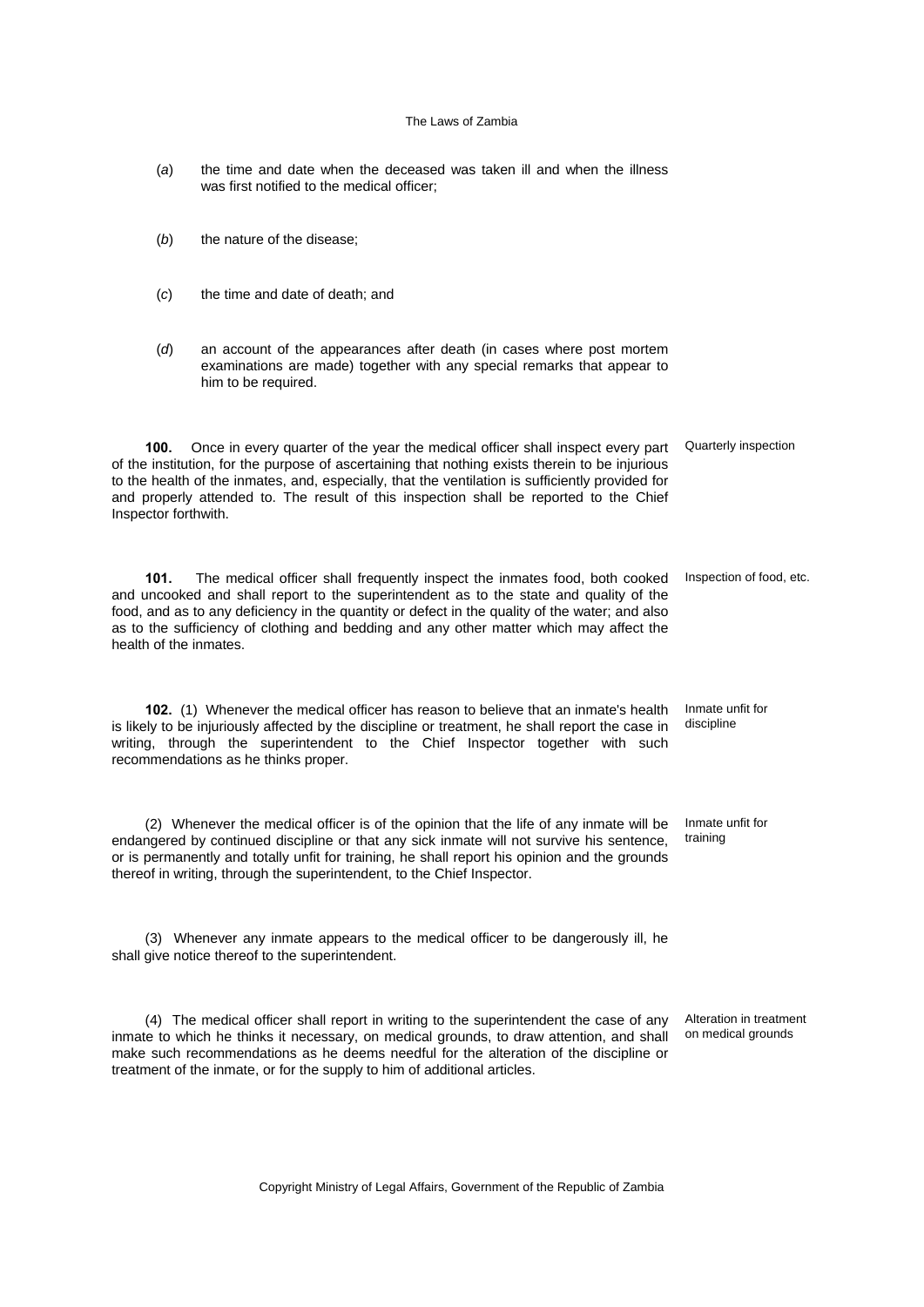(*a*) the time and date when the deceased was taken ill and when the illness was first notified to the medical officer;

(*b*) the nature of the disease;

(*c*) the time and date of death; and

(*d*) an account of the appearances after death (in cases where post mortem examinations are made) together with any special remarks that appear to him to be required.

**100.** Once in every quarter of the year the medical officer shall inspect every part of the institution, for the purpose of ascertaining that nothing exists therein to be injurious to the health of the inmates, and, especially, that the ventilation is sufficiently provided for and properly attended to. The result of this inspection shall be reported to the Chief Inspector forthwith.

Quarterly inspection

**101.** The medical officer shall frequently inspect the inmates food, both cooked and uncooked and shall report to the superintendent as to the state and quality of the food, and as to any deficiency in the quantity or defect in the quality of the water; and also as to the sufficiency of clothing and bedding and any other matter which may affect the health of the inmates.

Inspection of food, etc.

**102.** (1) Whenever the medical officer has reason to believe that an inmate's health is likely to be injuriously affected by the discipline or treatment, he shall report the case in writing, through the superintendent to the Chief Inspector together with such recommendations as he thinks proper.

Inmate unfit for discipline

(2) Whenever the medical officer is of the opinion that the life of any inmate will be endangered by continued discipline or that any sick inmate will not survive his sentence, or is permanently and totally unfit for training, he shall report his opinion and the grounds thereof in writing, through the superintendent, to the Chief Inspector.

Inmate unfit for training

(3) Whenever any inmate appears to the medical officer to be dangerously ill, he shall give notice thereof to the superintendent.

(4) The medical officer shall report in writing to the superintendent the case of any inmate to which he thinks it necessary, on medical grounds, to draw attention, and shall make such recommendations as he deems needful for the alteration of the discipline or treatment of the inmate, or for the supply to him of additional articles.

Alteration in treatment on medical grounds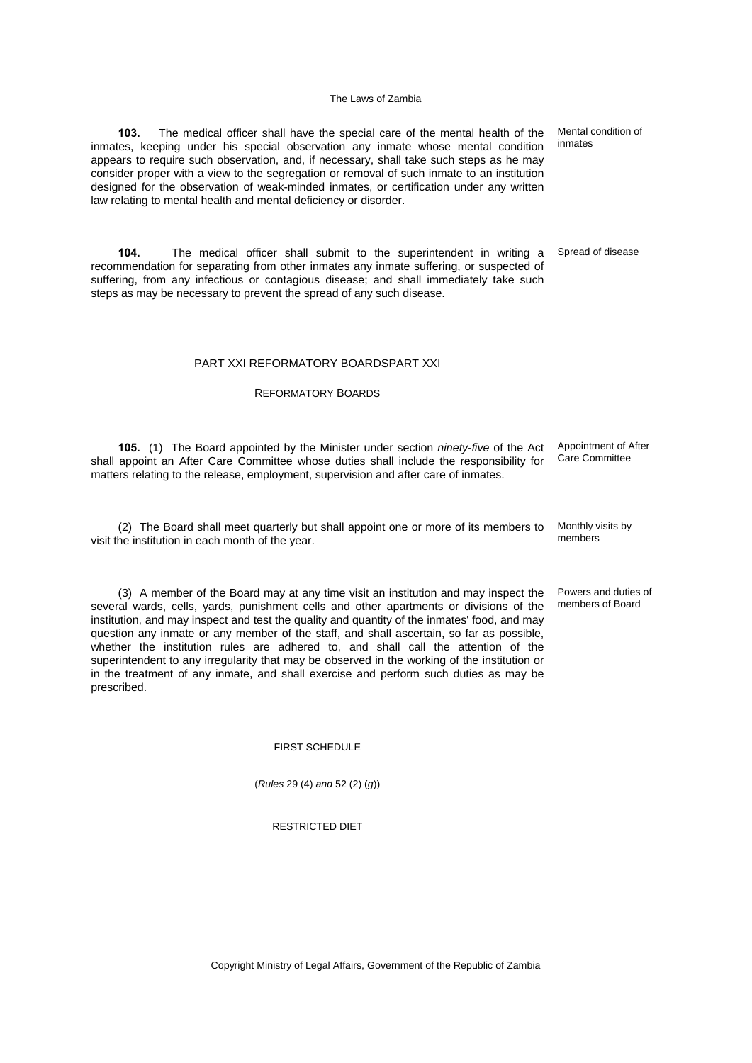**103.** The medical officer shall have the special care of the mental health of the inmates, keeping under his special observation any inmate whose mental condition appears to require such observation, and, if necessary, shall take such steps as he may consider proper with a view to the segregation or removal of such inmate to an institution designed for the observation of weak-minded inmates, or certification under any written law relating to mental health and mental deficiency or disorder.

Mental condition of inmates

**104.** The medical officer shall submit to the superintendent in writing a recommendation for separating from other inmates any inmate suffering, or suspected of suffering, from any infectious or contagious disease; and shall immediately take such steps as may be necessary to prevent the spread of any such disease.

Spread of disease

## PART XXI REFORMATORY BOARDSPART XXI

### REFORMATORY BOARDS

**105.** (1) The Board appointed by the Minister under section *ninety-five* of the Act shall appoint an After Care Committee whose duties shall include the responsibility for matters relating to the release, employment, supervision and after care of inmates.

Appointment of After Care Committee

(2) The Board shall meet quarterly but shall appoint one or more of its members to visit the institution in each month of the year.

Monthly visits by members

(3) A member of the Board may at any time visit an institution and may inspect the several wards, cells, yards, punishment cells and other apartments or divisions of the institution, and may inspect and test the quality and quantity of the inmates' food, and may question any inmate or any member of the staff, and shall ascertain, so far as possible, whether the institution rules are adhered to, and shall call the attention of the superintendent to any irregularity that may be observed in the working of the institution or in the treatment of any inmate, and shall exercise and perform such duties as may be prescribed.

Powers and duties of members of Board

### FIRST SCHEDULE

(*Rules* 29 (4) *and* 52 (2) (*g*))

### RESTRICTED DIET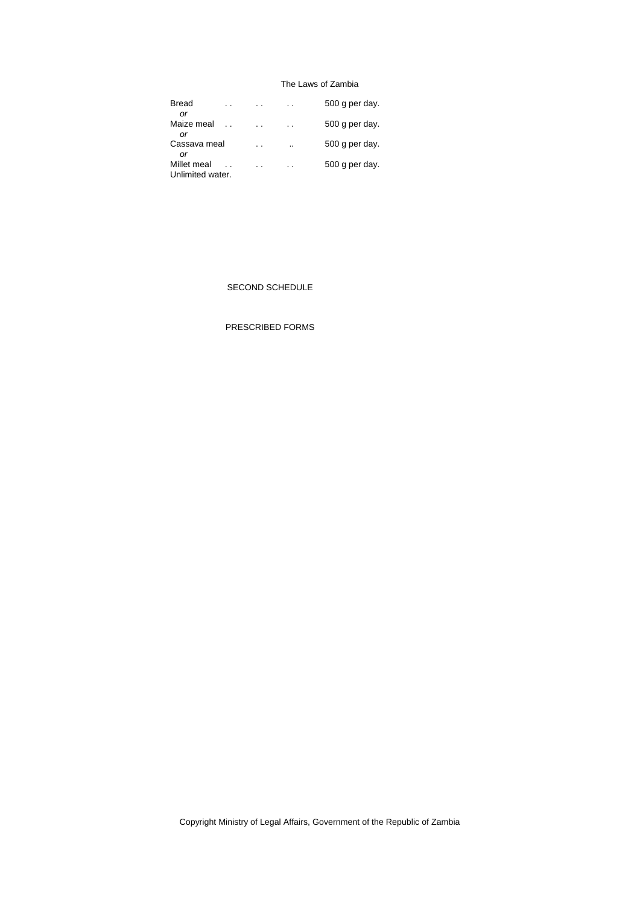Bread . . . . . . 500 g per day.
*or*
Maize meal . . . . . . 500 g per day.
*or*
Cassava meal . . .. 500 g per day.
*or*
Millet meal . . . . . . 500 g per day.
Unlimited water.

SECOND SCHEDULE

PRESCRIBED FORMS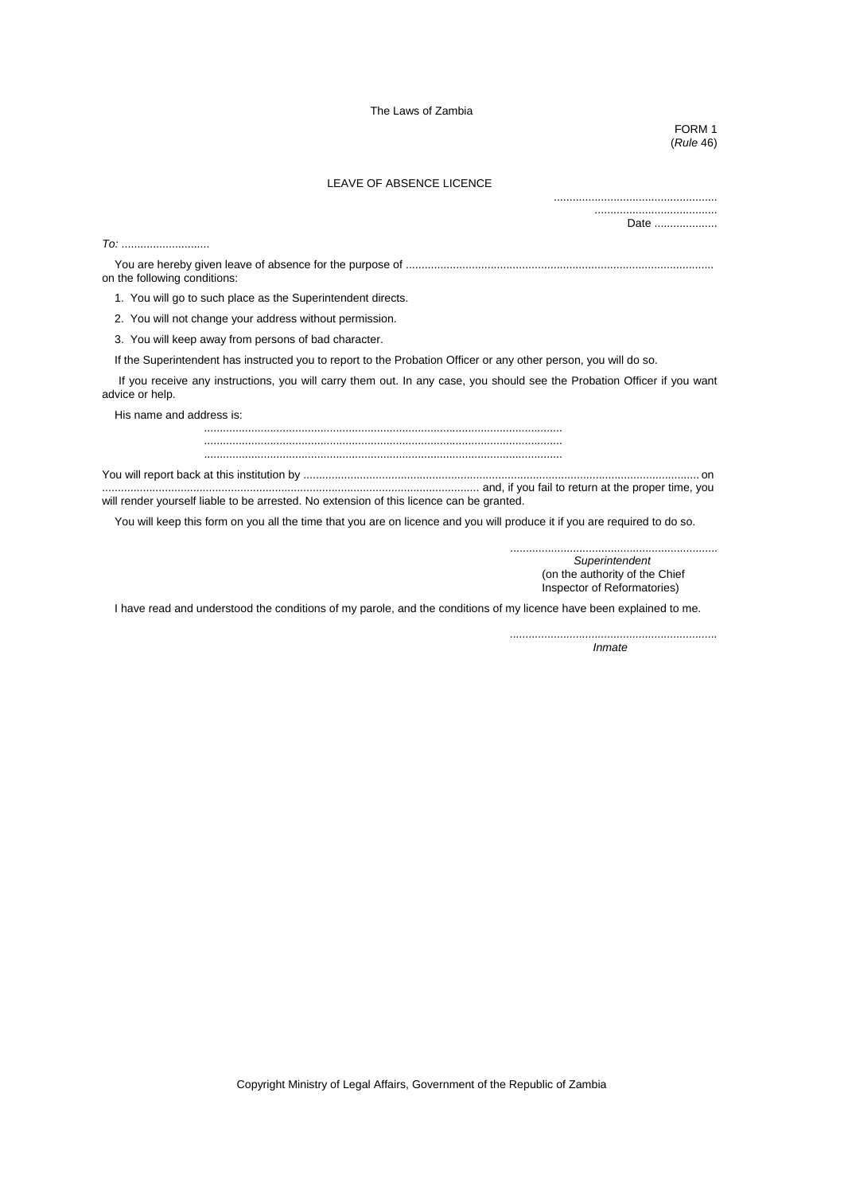FORM 1
(*Rule* 46)

LEAVE OF ABSENCE LICENCE

....................................................
.......................................
Date ....................

*To:* ............................

You are hereby given leave of absence for the purpose of ................................................................................................. on the following conditions:

1. You will go to such place as the Superintendent directs.
2. You will not change your address without permission.
3. You will keep away from persons of bad character.

If the Superintendent has instructed you to report to the Probation Officer or any other person, you will do so.

If you receive any instructions, you will carry them out. In any case, you should see the Probation Officer if you want advice or help.

His name and address is:

..................................................................................................................
..................................................................................................................
..................................................................................................................

You will report back at this institution by ............................................................................................................................ on ...................................................................................................................... and, if you fail to return at the proper time, you will render yourself liable to be arrested. No extension of this licence can be granted.

You will keep this form on you all the time that you are on licence and you will produce it if you are required to do so.

..................................................................
*Superintendent*
(on the authority of the Chief Inspector of Reformatories)

I have read and understood the conditions of my parole, and the conditions of my licence have been explained to me.

..................................................................
*Inmate*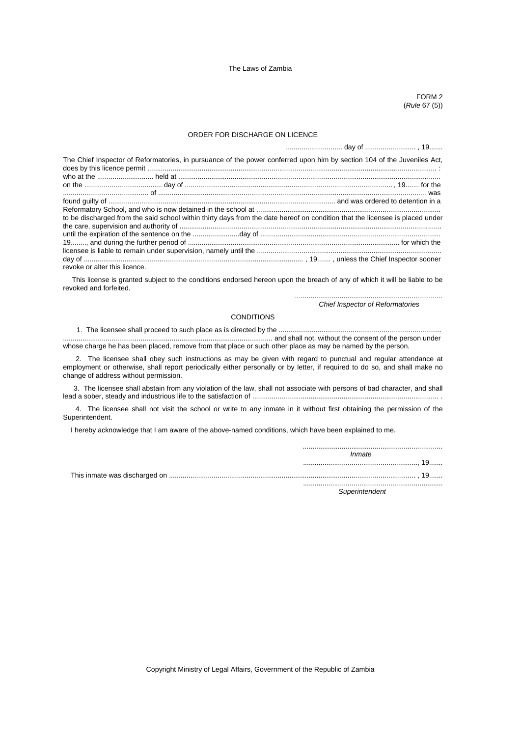FORM 2
(*Rule* 67 (5))

ORDER FOR DISCHARGE ON LICENCE

............................ day of .......................... , 19.......

The Chief Inspector of Reformatories, in pursuance of the power conferred upon him by section 104 of the Juveniles Act, does by this licence permit ..................................................................................................................................................... : who at the ............................. held at ..................................................................................................................................... on the ....................................... day of ............................................................................................................ , 19....... for the ............................................ of ..................................................................................................................................... was found guilty of ...................................................................................................................... and was ordered to detention in a Reformatory School, and who is now detained in the school at ..............................................................................................
to be discharged from the said school within thirty days from the date hereof on condition that the licensee is placed under the care, supervision and authority of ......................................................................................................................................
until the expiration of the sentence on the ........................day of ............................................................................................
19........, and during the further period of ............................................................................................................ for which the licensee is liable to remain under supervision, namely until the ..............................................................................................
day of .................................................................................................................. , 19....... , unless the Chief Inspector sooner revoke or alter this licence.

This license is granted subject to the conditions endorsed hereon upon the breach of any of which it will be liable to be revoked and forfeited.

............................................................................
*Chief Inspector of Reformatories*

CONDITIONS

1. The licensee shall proceed to such place as is directed by the .................................................................................... ............................................................................................................ and shall not, without the consent of the person under whose charge he has been placed, remove from that place or such other place as may be named by the person.

2. The licensee shall obey such instructions as may be given with regard to punctual and regular attendance at employment or otherwise, shall report periodically either personally or by letter, if required to do so, and shall make no change of address without permission.

3. The licensee shall abstain from any violation of the law, shall not associate with persons of bad character, and shall lead a sober, steady and industrious life to the satisfaction of ................................................................................................ .

4. The licensee shall not visit the school or write to any inmate in it without first obtaining the permission of the Superintendent.

I hereby acknowledge that I am aware of the above-named conditions, which have been explained to me.

........................................................................
*Inmate*

..........................................................., 19.......

This inmate was discharged on .............................................................................................................................. , 19.......

........................................................................
*Superintendent*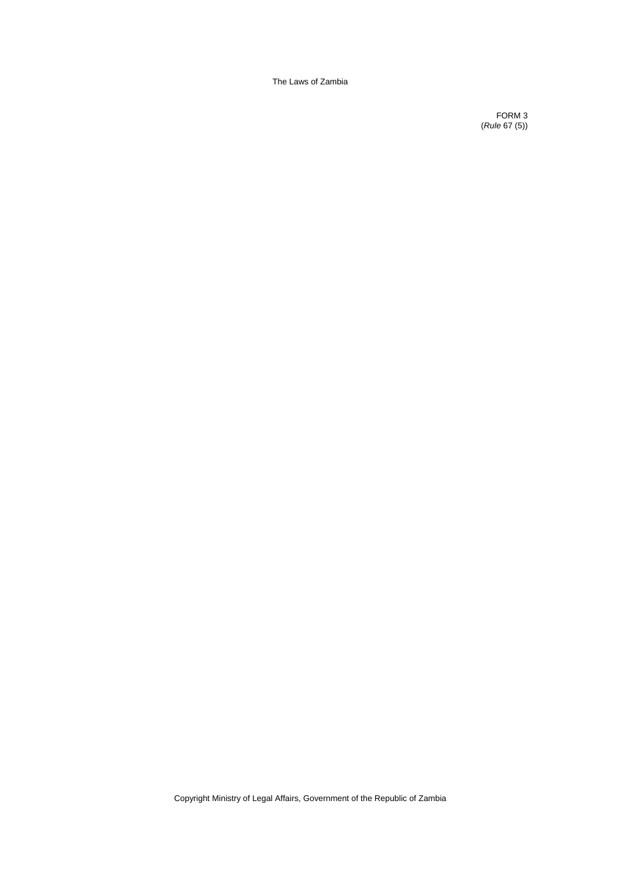FORM 3
(*Rule* 67 (5))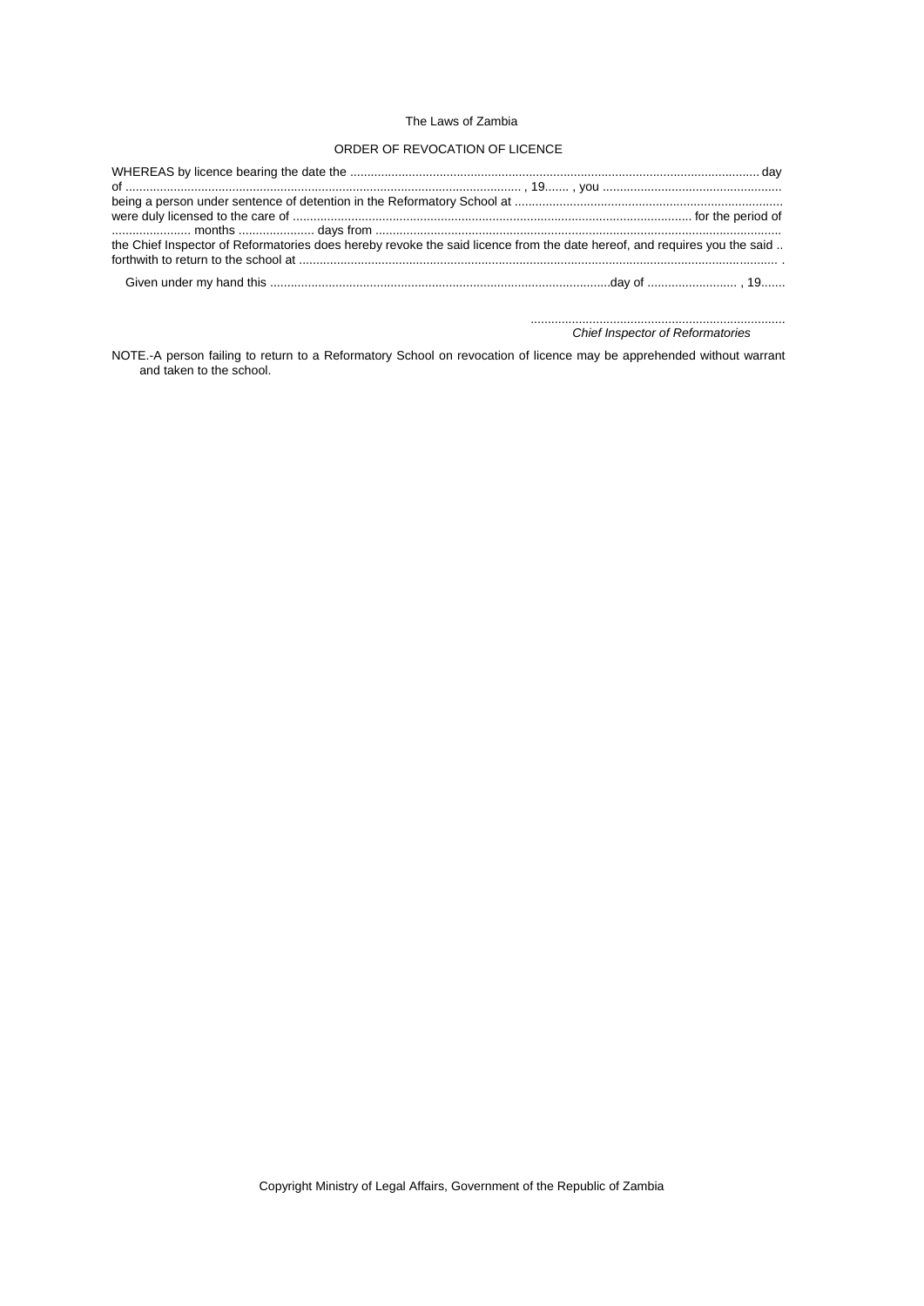## ORDER OF REVOCATION OF LICENCE

WHEREAS by licence bearing the date the ........................................................................................................................ day of ..................................................................................................... , 19....... , you .................................................... being a person under sentence of detention in the Reformatory School at ............................................................................. were duly licensed to the care of ................................................................................................................... for the period of ....................... months ...................... days from ...................................................................................................................... the Chief Inspector of Reformatories does hereby revoke the said licence from the date hereof, and requires you the said .. forthwith to return to the school at ............................................................................................................................................ .

Given under my hand this ....................................................................................................day of .......................... , 19.......

..........................................................................
*Chief Inspector of Reformatories*

NOTE.-A person failing to return to a Reformatory School on revocation of licence may be apprehended without warrant and taken to the school.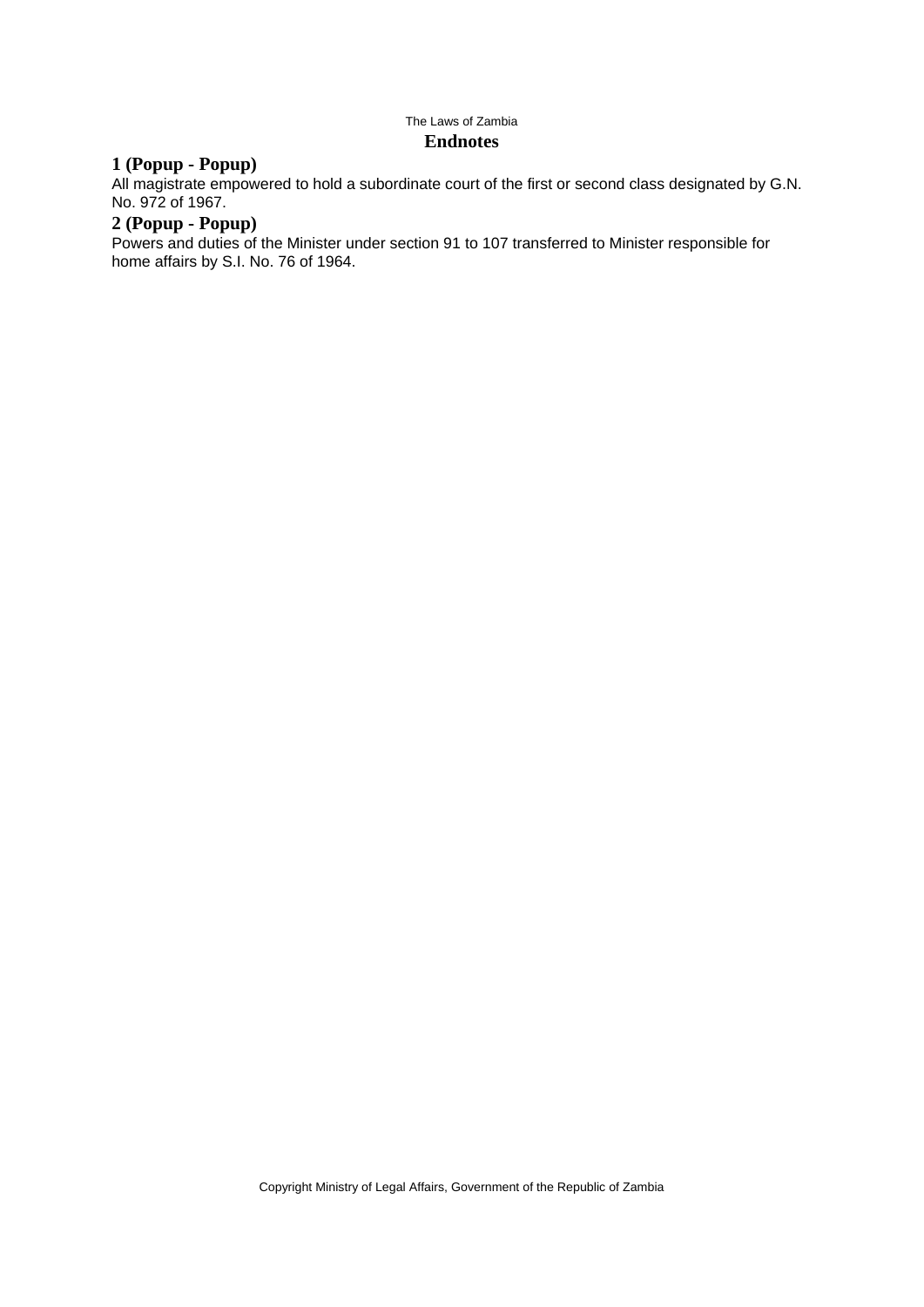## Endnotes

### 1 (Popup - Popup)

All magistrate empowered to hold a subordinate court of the first or second class designated by G.N. No. 972 of 1967.

### 2 (Popup - Popup)

Powers and duties of the Minister under section 91 to 107 transferred to Minister responsible for home affairs by S.I. No. 76 of 1964.